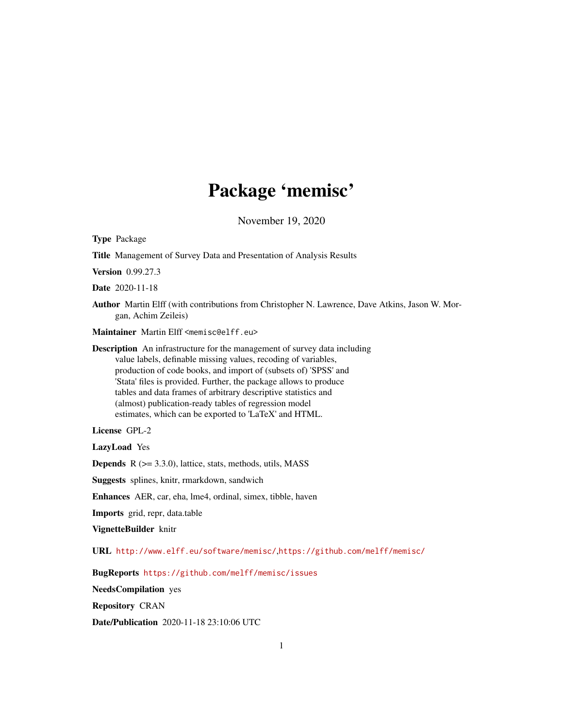# Package 'memisc'

November 19, 2020

**Type** Package

**Title** Management of Survey Data and Presentation of Analysis Results

**Version** 0.99.27.3

**Date** 2020-11-18

**Author** Martin Elff (with contributions from Christopher N. Lawrence, Dave Atkins, Jason W. Morgan, Achim Zeileis)

**Maintainer** Martin Elff <memisc@elff.eu>

**Description** An infrastructure for the management of survey data including value labels, definable missing values, recoding of variables, production of code books, and import of (subsets of) 'SPSS' and 'Stata' files is provided. Further, the package allows to produce tables and data frames of arbitrary descriptive statistics and (almost) publication-ready tables of regression model estimates, which can be exported to 'LaTeX' and HTML.

**License** GPL-2

**LazyLoad** Yes

**Depends** R (>= 3.3.0), lattice, stats, methods, utils, MASS

**Suggests** splines, knitr, rmarkdown, sandwich

**Enhances** AER, car, eha, lme4, ordinal, simex, tibble, haven

**Imports** grid, repr, data.table

**VignetteBuilder** knitr

**URL** http://www.elff.eu/software/memisc/,https://github.com/melff/memisc/

**BugReports** https://github.com/melff/memisc/issues

**NeedsCompilation** yes

**Repository** CRAN

**Date/Publication** 2020-11-18 23:10:06 UTC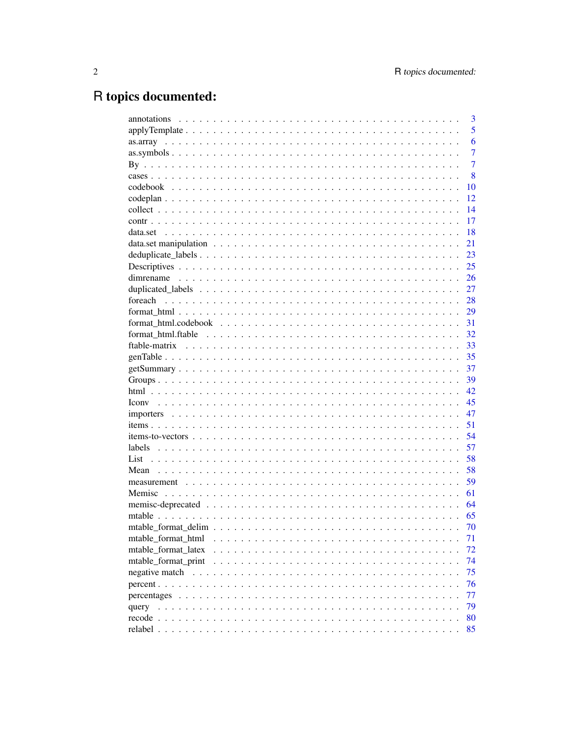# R topics documented:

| | |
|---|---|
| annotations | 3 |
| applyTemplate | 5 |
| as.array | 6 |
| as.symbols | 7 |
| By | 7 |
| cases | 8 |
| codebook | 10 |
| codeplan | 12 |
| collect | 14 |
| contr | 17 |
| data.set | 18 |
| data.set manipulation | 21 |
| deduplicate_labels | 23 |
| Descriptives | 25 |
| dimrename | 26 |
| duplicated_labels | 27 |
| foreach | 28 |
| format_html | 29 |
| format_html.codebook | 31 |
| format_html.ftable | 32 |
| ftable-matrix | 33 |
| genTable | 35 |
| getSummary | 37 |
| Groups | 39 |
| html | 42 |
| Iconv | 45 |
| importers | 47 |
| items | 51 |
| items-to-vectors | 54 |
| labels | 57 |
| List | 58 |
| Mean | 58 |
| measurement | 59 |
| Memisc | 61 |
| memisc-deprecated | 64 |
| mtable | 65 |
| mtable_format_delim | 70 |
| mtable_format_html | 71 |
| mtable_format_latex | 72 |
| mtable_format_print | 74 |
| negative match | 75 |
| percent | 76 |
| percentages | 77 |
| query | 79 |
| recode | 80 |
| relabel | 85 |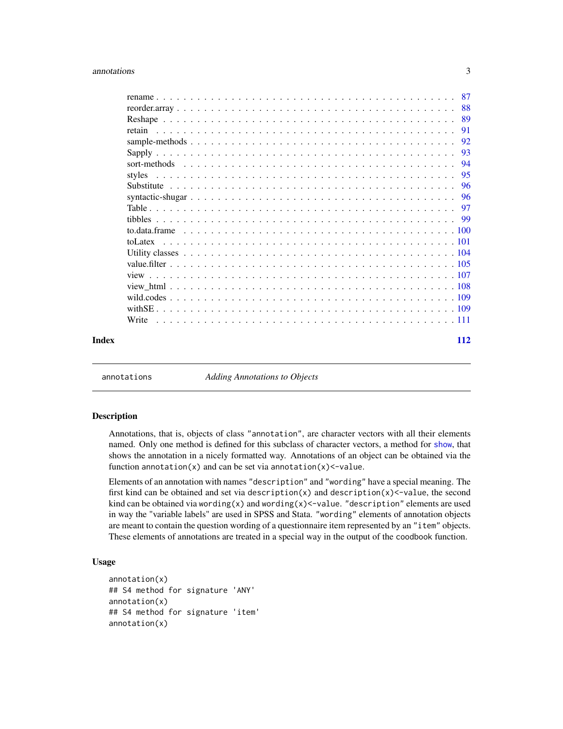rename . . . . . . . . . . . . . . . . . . . . . . . . . . . . . . . . . . . . . . . . 87
reorder.array . . . . . . . . . . . . . . . . . . . . . . . . . . . . . . . . . . . . . 88
Reshape . . . . . . . . . . . . . . . . . . . . . . . . . . . . . . . . . . . . . . . . 89
retain . . . . . . . . . . . . . . . . . . . . . . . . . . . . . . . . . . . . . . . . . 91
sample-methods . . . . . . . . . . . . . . . . . . . . . . . . . . . . . . . . . . . . 92
Sapply . . . . . . . . . . . . . . . . . . . . . . . . . . . . . . . . . . . . . . . . . 93
sort-methods . . . . . . . . . . . . . . . . . . . . . . . . . . . . . . . . . . . . . 94
styles . . . . . . . . . . . . . . . . . . . . . . . . . . . . . . . . . . . . . . . . . 95
Substitute . . . . . . . . . . . . . . . . . . . . . . . . . . . . . . . . . . . . . . . 96
syntactic-shugar . . . . . . . . . . . . . . . . . . . . . . . . . . . . . . . . . . . 96
Table . . . . . . . . . . . . . . . . . . . . . . . . . . . . . . . . . . . . . . . . . . 97
tibbles . . . . . . . . . . . . . . . . . . . . . . . . . . . . . . . . . . . . . . . . . 99
to.data.frame . . . . . . . . . . . . . . . . . . . . . . . . . . . . . . . . . . . . . 100
toLatex . . . . . . . . . . . . . . . . . . . . . . . . . . . . . . . . . . . . . . . . 101
Utility classes . . . . . . . . . . . . . . . . . . . . . . . . . . . . . . . . . . . . 104
value.filter . . . . . . . . . . . . . . . . . . . . . . . . . . . . . . . . . . . . . . 105
view . . . . . . . . . . . . . . . . . . . . . . . . . . . . . . . . . . . . . . . . . . 107
view_html . . . . . . . . . . . . . . . . . . . . . . . . . . . . . . . . . . . . . . . 108
wild.codes . . . . . . . . . . . . . . . . . . . . . . . . . . . . . . . . . . . . . . . 109
withSE . . . . . . . . . . . . . . . . . . . . . . . . . . . . . . . . . . . . . . . . . 109
Write . . . . . . . . . . . . . . . . . . . . . . . . . . . . . . . . . . . . . . . . . . 111

**Index** **112**

---

`annotations` *Adding Annotations to Objects*

---

## Description

Annotations, that is, objects of class `"annotation"`, are character vectors with all their elements named. Only one method is defined for this subclass of character vectors, a method for `show`, that shows the annotation in a nicely formatted way. Annotations of an object can be obtained via the function `annotation(x)` and can be set via `annotation(x)<-value`.

Elements of an annotation with names `"description"` and `"wording"` have a special meaning. The first kind can be obtained and set via `description(x)` and `description(x)<-value`, the second kind can be obtained via `wording(x)` and `wording(x)<-value`. `"description"` elements are used in way the "variable labels" are used in SPSS and Stata. `"wording"` elements of annotation objects are meant to contain the question wording of a questionnaire item represented by an `"item"` objects. These elements of annotations are treated in a special way in the output of the `coodbook` function.

## Usage

```
annotation(x)
## S4 method for signature 'ANY'
annotation(x)
## S4 method for signature 'item'
annotation(x)
```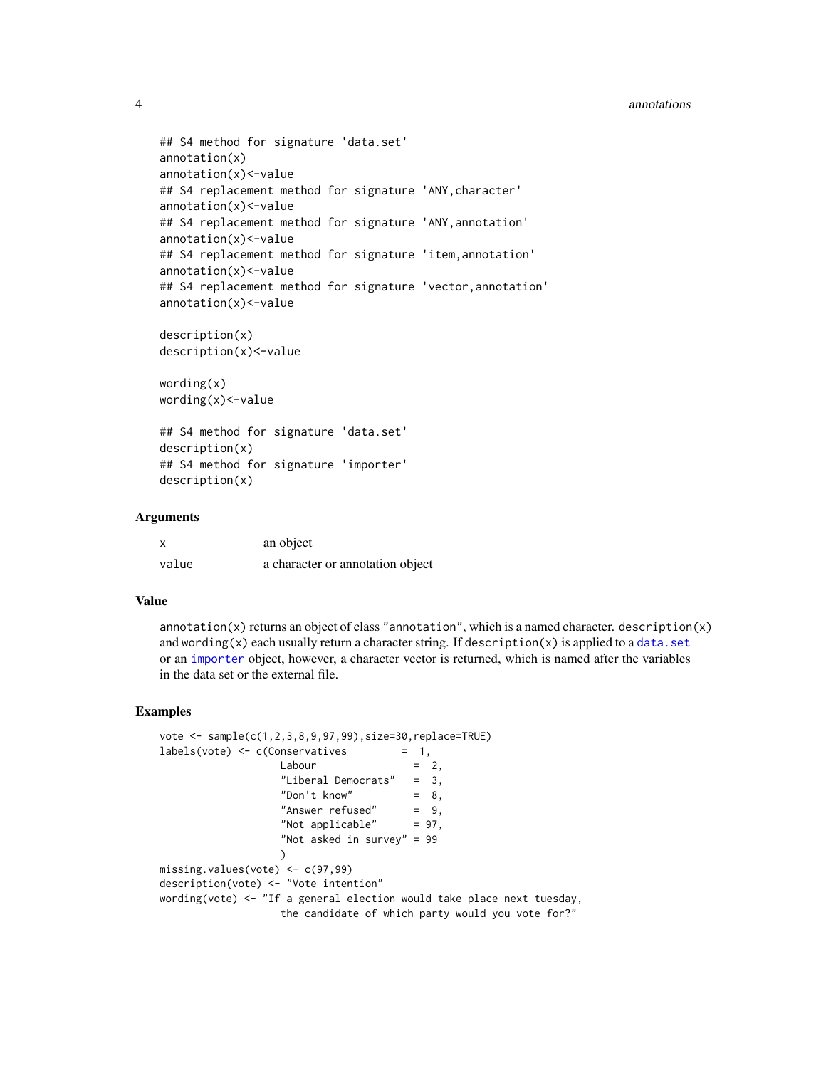```
## S4 method for signature 'data.set'
annotation(x)
annotation(x)<-value
## S4 replacement method for signature 'ANY,character'
annotation(x)<-value
## S4 replacement method for signature 'ANY,annotation'
annotation(x)<-value
## S4 replacement method for signature 'item,annotation'
annotation(x)<-value
## S4 replacement method for signature 'vector,annotation'
annotation(x)<-value

description(x)
description(x)<-value

wording(x)
wording(x)<-value

## S4 method for signature 'data.set'
description(x)
## S4 method for signature 'importer'
description(x)
```

### Arguments

| | |
|---|---|
| x | an object |
| value | a character or annotation object |

### Value

annotation(x) returns an object of class "annotation", which is a named character. description(x) and wording(x) each usually return a character string. If description(x) is applied to a data.set or an importer object, however, a character vector is returned, which is named after the variables in the data set or the external file.

### Examples

```
vote <- sample(c(1,2,3,8,9,97,99),size=30,replace=TRUE)
labels(vote) <- c(Conservatives         =  1,
                  Labour                =  2,
                  "Liberal Democrats"   =  3,
                  "Don't know"          =  8,
                  "Answer refused"      =  9,
                  "Not applicable"      = 97,
                  "Not asked in survey" = 99
                  )
missing.values(vote) <- c(97,99)
description(vote) <- "Vote intention"
wording(vote) <- "If a general election would take place next tuesday,
                  the candidate of which party would you vote for?"
```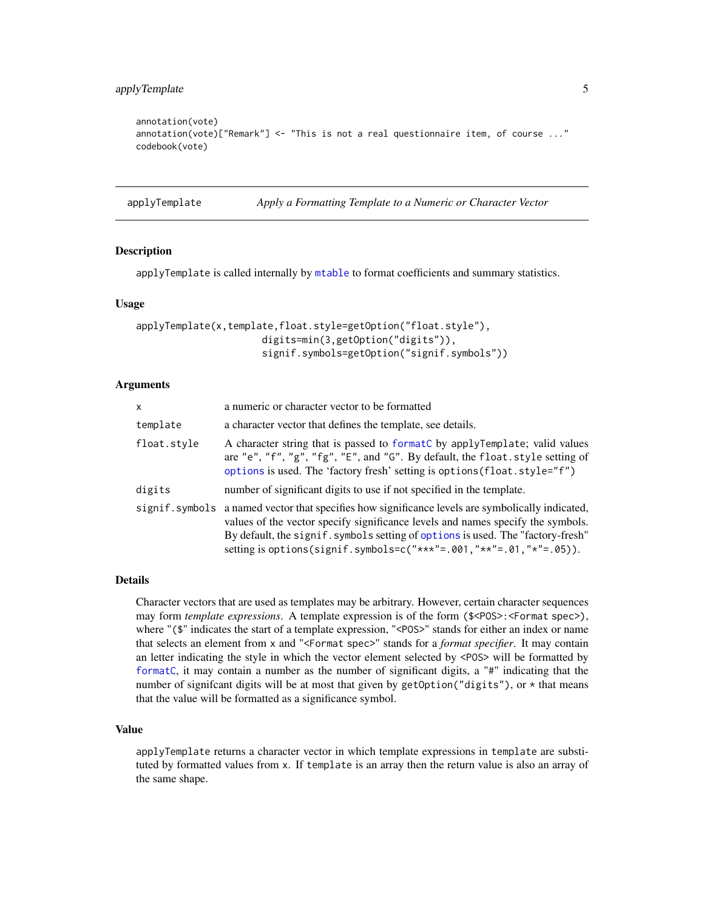```
annotation(vote)
annotation(vote)["Remark"] <- "This is not a real questionnaire item, of course ..."
codebook(vote)
```

---

## applyTemplate — *Apply a Formatting Template to a Numeric or Character Vector*

### Description

`applyTemplate` is called internally by `mtable` to format coefficients and summary statistics.

### Usage

```
applyTemplate(x,template,float.style=getOption("float.style"),
                         digits=min(3,getOption("digits")),
                         signif.symbols=getOption("signif.symbols"))
```

### Arguments

| | |
|---|---|
| `x` | a numeric or character vector to be formatted |
| `template` | a character vector that defines the template, see details. |
| `float.style` | A character string that is passed to `formatC` by `applyTemplate`; valid values are `"e"`, `"f"`, `"g"`, `"fg"`, `"E"`, and `"G"`. By default, the `float.style` setting of `options` is used. The 'factory fresh' setting is `options(float.style="f")` |
| `digits` | number of significant digits to use if not specified in the template. |
| `signif.symbols` | a named vector that specifies how significance levels are symbolically indicated, values of the vector specify significance levels and names specify the symbols. By default, the `signif.symbols` setting of `options` is used. The "factory-fresh" setting is `options(signif.symbols=c("***"=.001,"**"=.01,"*"=.05))`. |

### Details

Character vectors that are used as templates may be arbitrary. However, certain character sequences may form *template expressions*. A template expression is of the form `($<POS>:<Format spec>)`, where `"($"` indicates the start of a template expression, `"<POS>"` stands for either an index or name that selects an element from `x` and `"<Format spec>"` stands for a *format specifier*. It may contain an letter indicating the style in which the vector element selected by `<POS>` will be formatted by `formatC`, it may contain a number as the number of significant digits, a `"#"` indicating that the number of signifcant digits will be at most that given by `getOption("digits")`, or `*` that means that the value will be formatted as a significance symbol.

### Value

`applyTemplate` returns a character vector in which template expressions in `template` are substituted by formatted values from `x`. If `template` is an array then the return value is also an array of the same shape.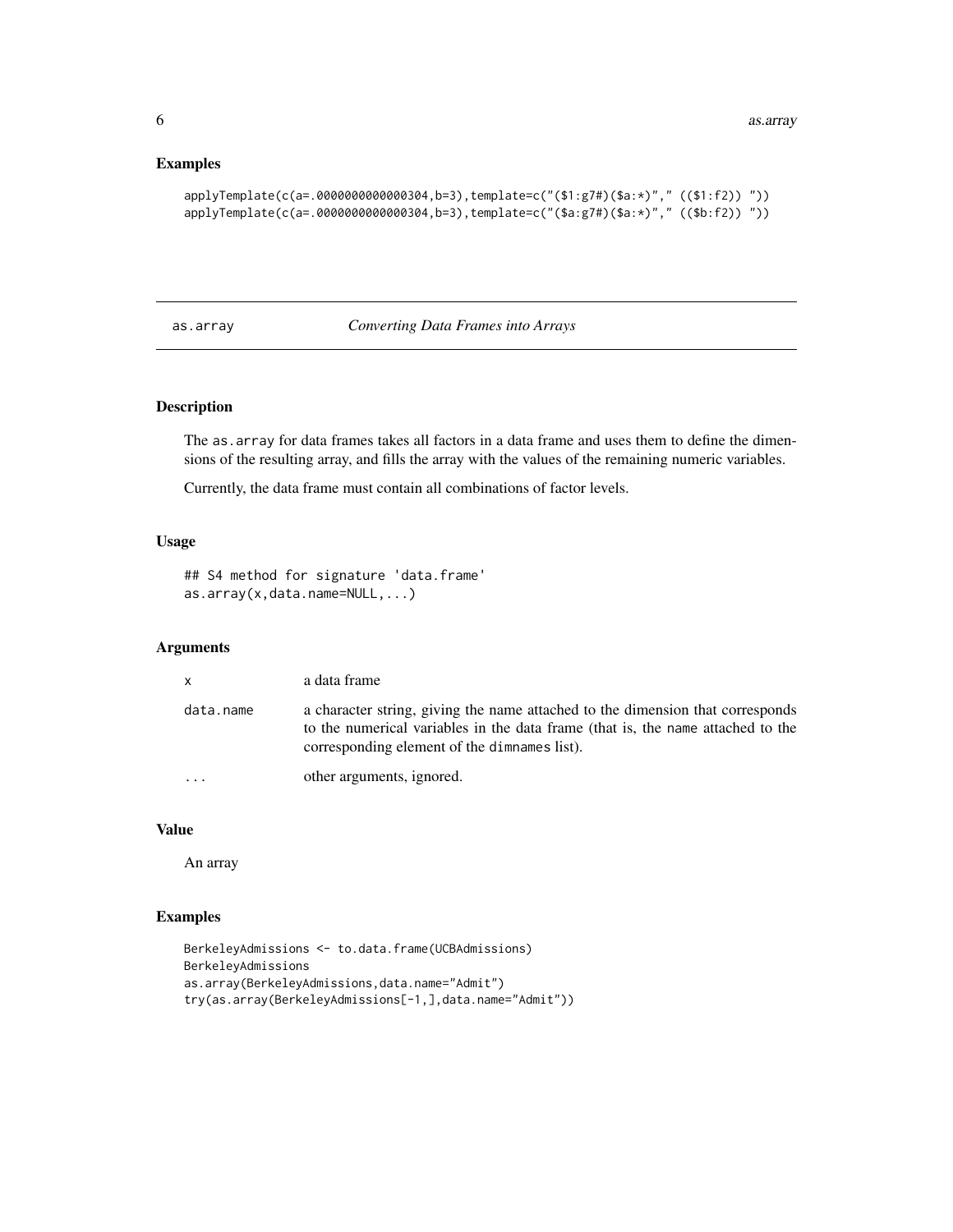## Examples

```
applyTemplate(c(a=.0000000000000304,b=3),template=c("($1:g7#)($a:*)"," (($1:f2)) "))
applyTemplate(c(a=.0000000000000304,b=3),template=c("($a:g7#)($a:*)"," (($b:f2)) "))
```

---

# as.array — *Converting Data Frames into Arrays*

## Description

The `as.array` for data frames takes all factors in a data frame and uses them to define the dimensions of the resulting array, and fills the array with the values of the remaining numeric variables.

Currently, the data frame must contain all combinations of factor levels.

## Usage

```
## S4 method for signature 'data.frame'
as.array(x,data.name=NULL,...)
```

## Arguments

| | |
|---|---|
| `x` | a data frame |
| `data.name` | a character string, giving the name attached to the dimension that corresponds to the numerical variables in the data frame (that is, the `name` attached to the corresponding element of the `dimnames` list). |
| `...` | other arguments, ignored. |

## Value

An array

## Examples

```
BerkeleyAdmissions <- to.data.frame(UCBAdmissions)
BerkeleyAdmissions
as.array(BerkeleyAdmissions,data.name="Admit")
try(as.array(BerkeleyAdmissions[-1,],data.name="Admit"))
```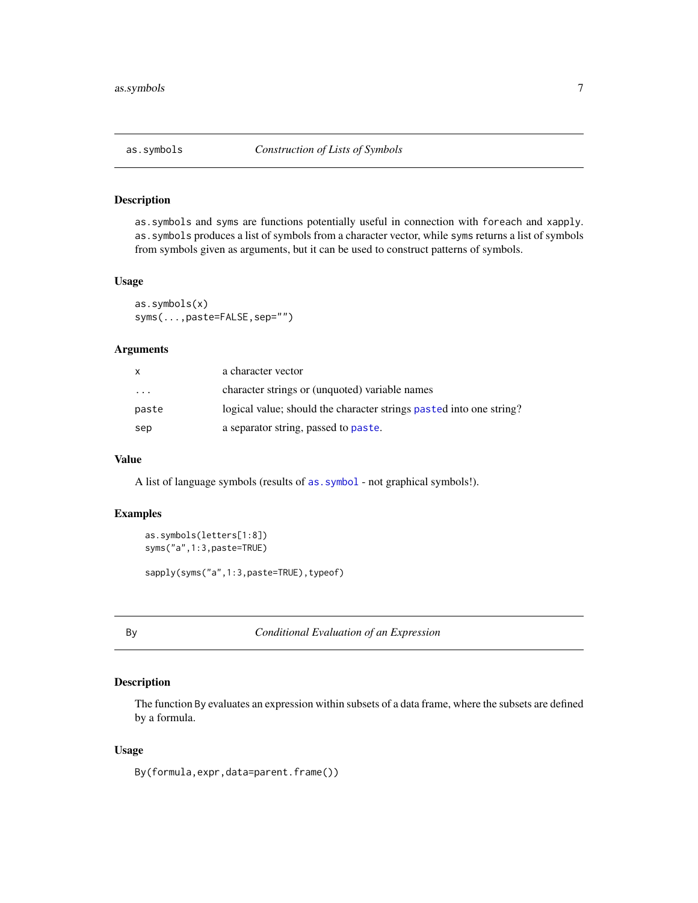## as.symbols — *Construction of Lists of Symbols*

### Description

as.symbols and syms are functions potentially useful in connection with foreach and xapply. as.symbols produces a list of symbols from a character vector, while syms returns a list of symbols from symbols given as arguments, but it can be used to construct patterns of symbols.

### Usage

```
as.symbols(x)
syms(...,paste=FALSE,sep="")
```

### Arguments

| | |
|---|---|
| x | a character vector |
| ... | character strings or (unquoted) variable names |
| paste | logical value; should the character strings pasted into one string? |
| sep | a separator string, passed to paste. |

### Value

A list of language symbols (results of as.symbol - not graphical symbols!).

### Examples

```
as.symbols(letters[1:8])
syms("a",1:3,paste=TRUE)

sapply(syms("a",1:3,paste=TRUE),typeof)
```

## By — *Conditional Evaluation of an Expression*

### Description

The function By evaluates an expression within subsets of a data frame, where the subsets are defined by a formula.

### Usage

```
By(formula,expr,data=parent.frame())
```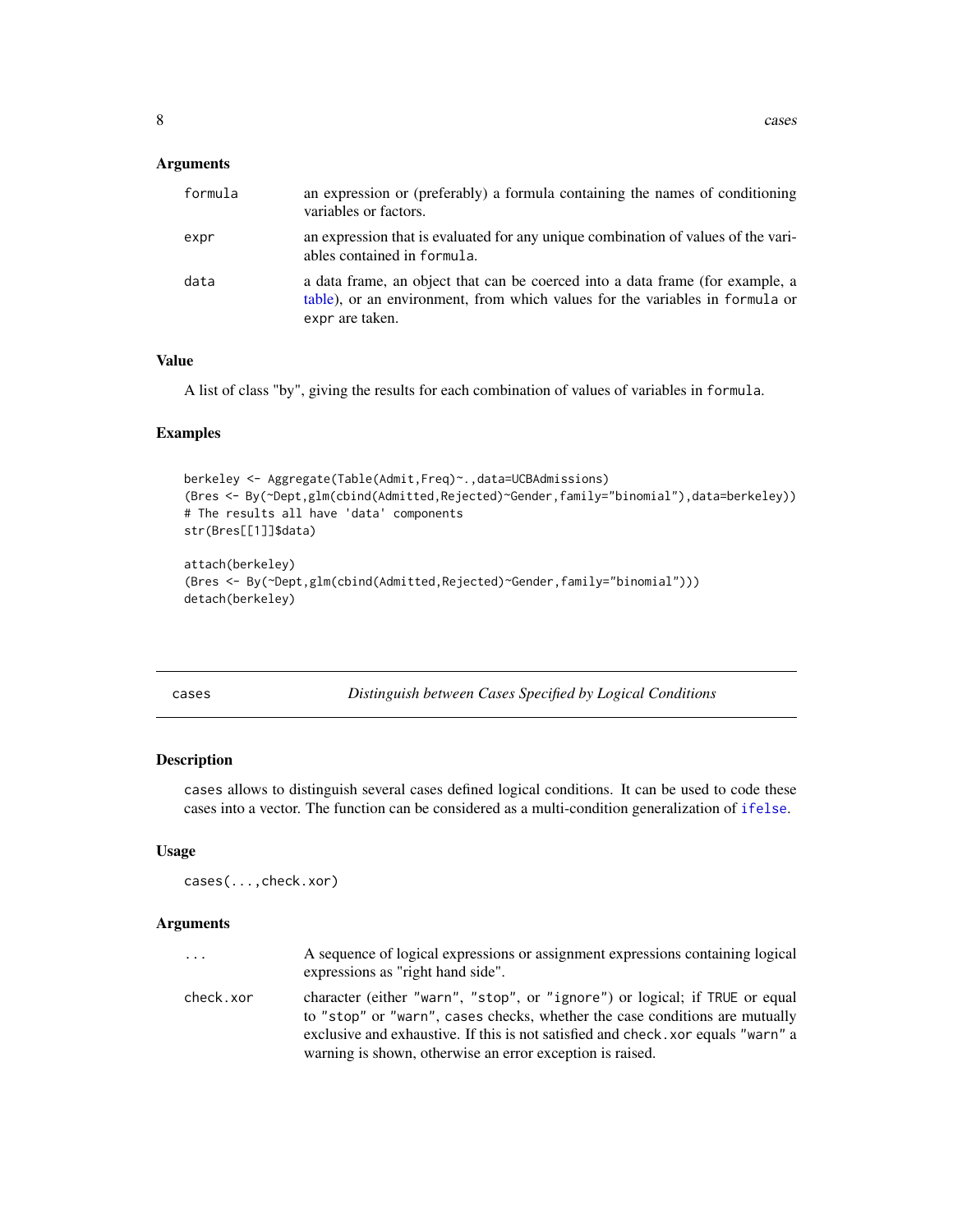### Arguments

| | |
|---|---|
| formula | an expression or (preferably) a formula containing the names of conditioning variables or factors. |
| expr | an expression that is evaluated for any unique combination of values of the variables contained in formula. |
| data | a data frame, an object that can be coerced into a data frame (for example, a table), or an environment, from which values for the variables in formula or expr are taken. |

### Value

A list of class "by", giving the results for each combination of values of variables in formula.

### Examples

```
berkeley <- Aggregate(Table(Admit,Freq)~.,data=UCBAdmissions)
(Bres <- By(~Dept,glm(cbind(Admitted,Rejected)~Gender,family="binomial"),data=berkeley))
# The results all have 'data' components
str(Bres[[1]]$data)

attach(berkeley)
(Bres <- By(~Dept,glm(cbind(Admitted,Rejected)~Gender,family="binomial")))
detach(berkeley)
```

---

## cases — *Distinguish between Cases Specified by Logical Conditions*

### Description

cases allows to distinguish several cases defined logical conditions. It can be used to code these cases into a vector. The function can be considered as a multi-condition generalization of ifelse.

### Usage

```
cases(...,check.xor)
```

### Arguments

| | |
|---|---|
| ... | A sequence of logical expressions or assignment expressions containing logical expressions as "right hand side". |
| check.xor | character (either "warn", "stop", or "ignore") or logical; if TRUE or equal to "stop" or "warn", cases checks, whether the case conditions are mutually exclusive and exhaustive. If this is not satisfied and check.xor equals "warn" a warning is shown, otherwise an error exception is raised. |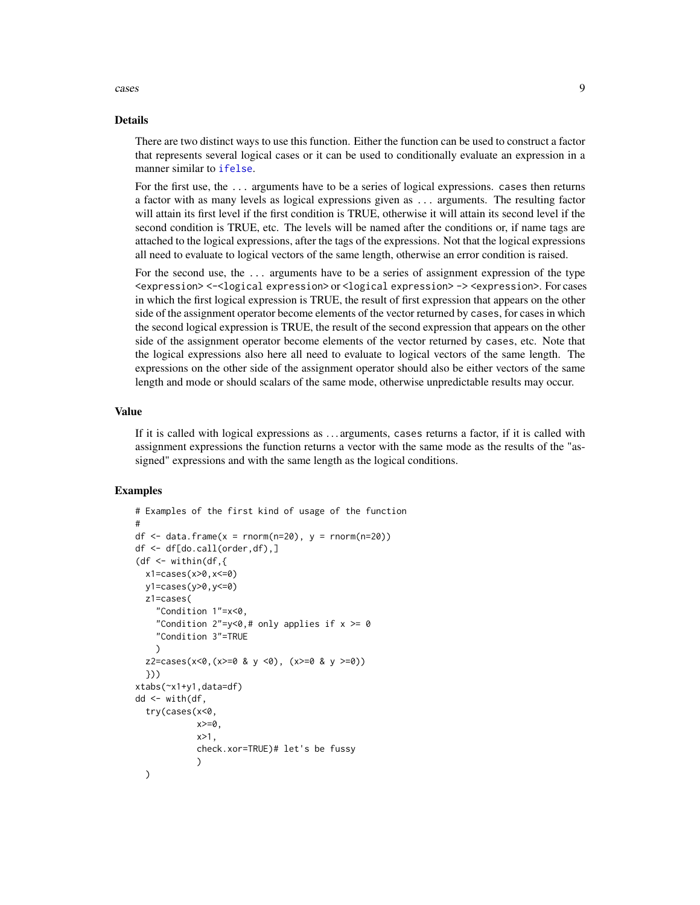## Details

There are two distinct ways to use this function. Either the function can be used to construct a factor that represents several logical cases or it can be used to conditionally evaluate an expression in a manner similar to `ifelse`.

For the first use, the `...` arguments have to be a series of logical expressions. `cases` then returns a factor with as many levels as logical expressions given as `...` arguments. The resulting factor will attain its first level if the first condition is TRUE, otherwise it will attain its second level if the second condition is TRUE, etc. The levels will be named after the conditions or, if name tags are attached to the logical expressions, after the tags of the expressions. Not that the logical expressions all need to evaluate to logical vectors of the same length, otherwise an error condition is raised.

For the second use, the `...` arguments have to be a series of assignment expression of the type `<expression> <-<logical expression>` or `<logical expression> -> <expression>`. For cases in which the first logical expression is TRUE, the result of first expression that appears on the other side of the assignment operator become elements of the vector returned by `cases`, for cases in which the second logical expression is TRUE, the result of the second expression that appears on the other side of the assignment operator become elements of the vector returned by `cases`, etc. Note that the logical expressions also here all need to evaluate to logical vectors of the same length. The expressions on the other side of the assignment operator should also be either vectors of the same length and mode or should scalars of the same mode, otherwise unpredictable results may occur.

## Value

If it is called with logical expressions as ... arguments, `cases` returns a factor, if it is called with assignment expressions the function returns a vector with the same mode as the results of the "assigned" expressions and with the same length as the logical conditions.

## Examples

```
# Examples of the first kind of usage of the function
#
df <- data.frame(x = rnorm(n=20), y = rnorm(n=20))
df <- df[do.call(order,df),]
(df <- within(df,{
  x1=cases(x>0,x<=0)
  y1=cases(y>0,y<=0)
  z1=cases(
    "Condition 1"=x<0,
    "Condition 2"=y<0,# only applies if x >= 0
    "Condition 3"=TRUE
    )
  z2=cases(x<0,(x>=0 & y <0), (x>=0 & y >=0))
  }))
xtabs(~x1+y1,data=df)
dd <- with(df,
  try(cases(x<0,
            x>=0,
            x>1,
            check.xor=TRUE)# let's be fussy
            )
  )
```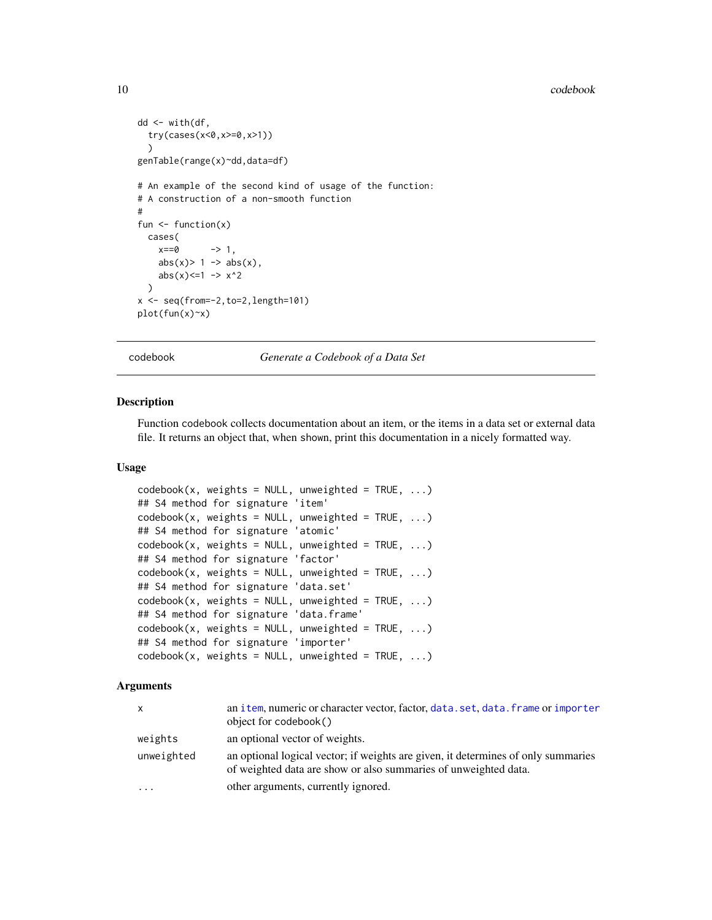```
dd <- with(df,
  try(cases(x<0,x>=0,x>1))
  )
genTable(range(x)~dd,data=df)

# An example of the second kind of usage of the function:
# A construction of a non-smooth function
#
fun <- function(x)
  cases(
    x==0      -> 1,
    abs(x)> 1 -> abs(x),
    abs(x)<=1 -> x^2
  )
x <- seq(from=-2,to=2,length=101)
plot(fun(x)~x)
```

## codebook — *Generate a Codebook of a Data Set*

### Description

Function codebook collects documentation about an item, or the items in a data set or external data file. It returns an object that, when shown, print this documentation in a nicely formatted way.

### Usage

```
codebook(x, weights = NULL, unweighted = TRUE, ...)
## S4 method for signature 'item'
codebook(x, weights = NULL, unweighted = TRUE, ...)
## S4 method for signature 'atomic'
codebook(x, weights = NULL, unweighted = TRUE, ...)
## S4 method for signature 'factor'
codebook(x, weights = NULL, unweighted = TRUE, ...)
## S4 method for signature 'data.set'
codebook(x, weights = NULL, unweighted = TRUE, ...)
## S4 method for signature 'data.frame'
codebook(x, weights = NULL, unweighted = TRUE, ...)
## S4 method for signature 'importer'
codebook(x, weights = NULL, unweighted = TRUE, ...)
```

### Arguments

| | |
|---|---|
| `x` | an `item`, numeric or character vector, factor, `data.set`, `data.frame` or `importer` object for `codebook()` |
| `weights` | an optional vector of weights. |
| `unweighted` | an optional logical vector; if weights are given, it determines of only summaries of weighted data are show or also summaries of unweighted data. |
| `...` | other arguments, currently ignored. |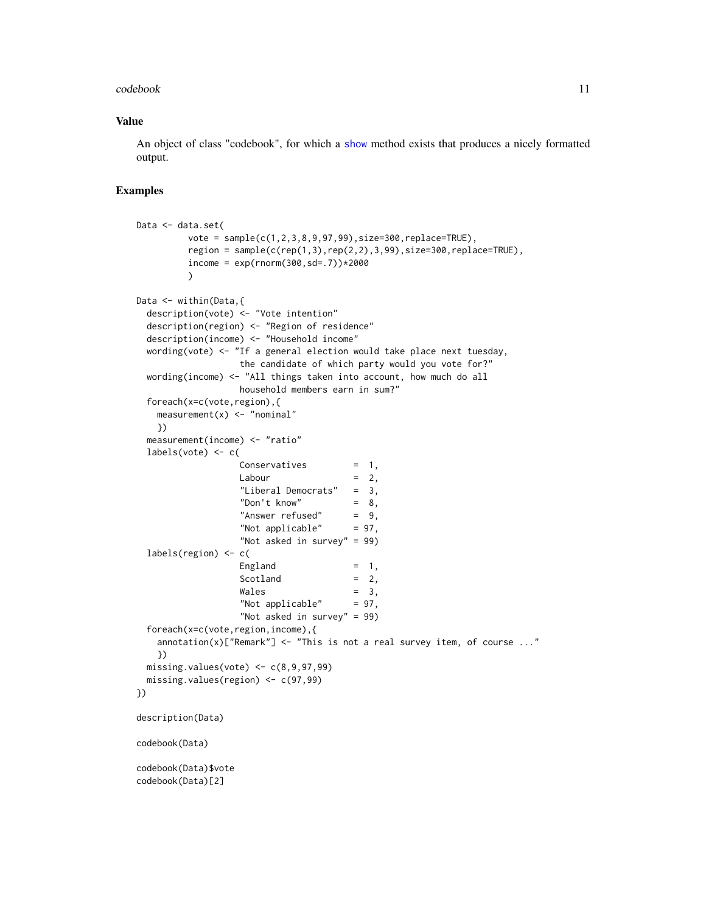## Value

An object of class "codebook", for which a show method exists that produces a nicely formatted output.

## Examples

```
Data <- data.set(
          vote = sample(c(1,2,3,8,9,97,99),size=300,replace=TRUE),
          region = sample(c(rep(1,3),rep(2,2),3,99),size=300,replace=TRUE),
          income = exp(rnorm(300,sd=.7))*2000
          )

Data <- within(Data,{
  description(vote) <- "Vote intention"
  description(region) <- "Region of residence"
  description(income) <- "Household income"
  wording(vote) <- "If a general election would take place next tuesday,
                    the candidate of which party would you vote for?"
  wording(income) <- "All things taken into account, how much do all
                    household members earn in sum?"
  foreach(x=c(vote,region),{
    measurement(x) <- "nominal"
    })
  measurement(income) <- "ratio"
  labels(vote) <- c(
                    Conservatives         =  1,
                    Labour                =  2,
                    "Liberal Democrats"   =  3,
                    "Don't know"          =  8,
                    "Answer refused"      =  9,
                    "Not applicable"      = 97,
                    "Not asked in survey" = 99)
  labels(region) <- c(
                    England               =  1,
                    Scotland              =  2,
                    Wales                 =  3,
                    "Not applicable"      = 97,
                    "Not asked in survey" = 99)
  foreach(x=c(vote,region,income),{
    annotation(x)["Remark"] <- "This is not a real survey item, of course ..."
    })
  missing.values(vote) <- c(8,9,97,99)
  missing.values(region) <- c(97,99)
})

description(Data)

codebook(Data)

codebook(Data)$vote
codebook(Data)[2]
```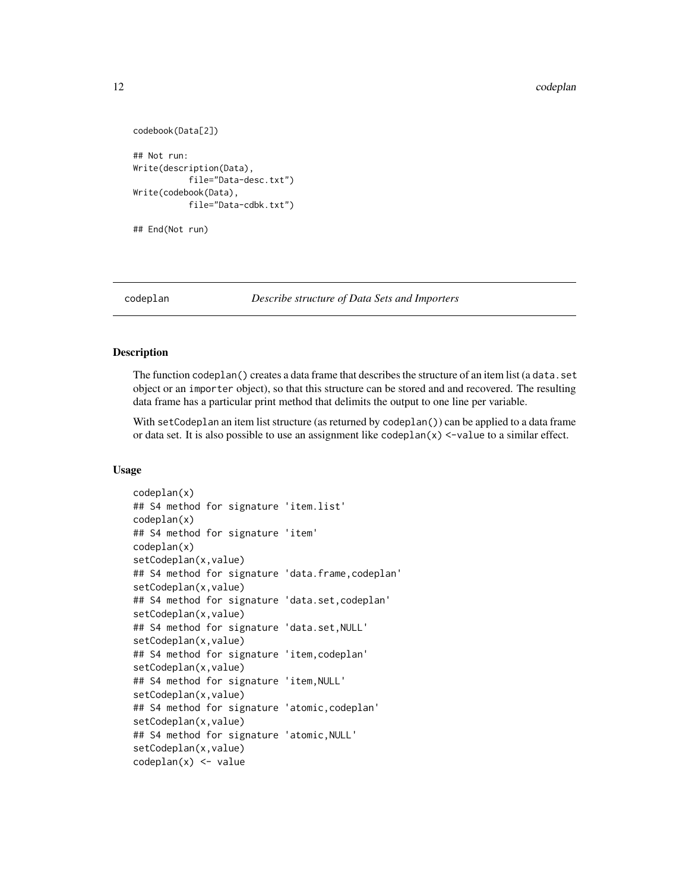```
codebook(Data[2])

## Not run:
Write(description(Data),
          file="Data-desc.txt")
Write(codebook(Data),
          file="Data-cdbk.txt")

## End(Not run)
```

---

## codeplan — *Describe structure of Data Sets and Importers*

### Description

The function `codeplan()` creates a data frame that describes the structure of an item list (a `data.set` object or an `importer` object), so that this structure can be stored and and recovered. The resulting data frame has a particular print method that delimits the output to one line per variable.

With `setCodeplan` an item list structure (as returned by `codeplan()`) can be applied to a data frame or data set. It is also possible to use an assignment like `codeplan(x) <-value` to a similar effect.

### Usage

```
codeplan(x)
## S4 method for signature 'item.list'
codeplan(x)
## S4 method for signature 'item'
codeplan(x)
setCodeplan(x,value)
## S4 method for signature 'data.frame,codeplan'
setCodeplan(x,value)
## S4 method for signature 'data.set,codeplan'
setCodeplan(x,value)
## S4 method for signature 'data.set,NULL'
setCodeplan(x,value)
## S4 method for signature 'item,codeplan'
setCodeplan(x,value)
## S4 method for signature 'item,NULL'
setCodeplan(x,value)
## S4 method for signature 'atomic,codeplan'
setCodeplan(x,value)
## S4 method for signature 'atomic,NULL'
setCodeplan(x,value)
codeplan(x) <- value
```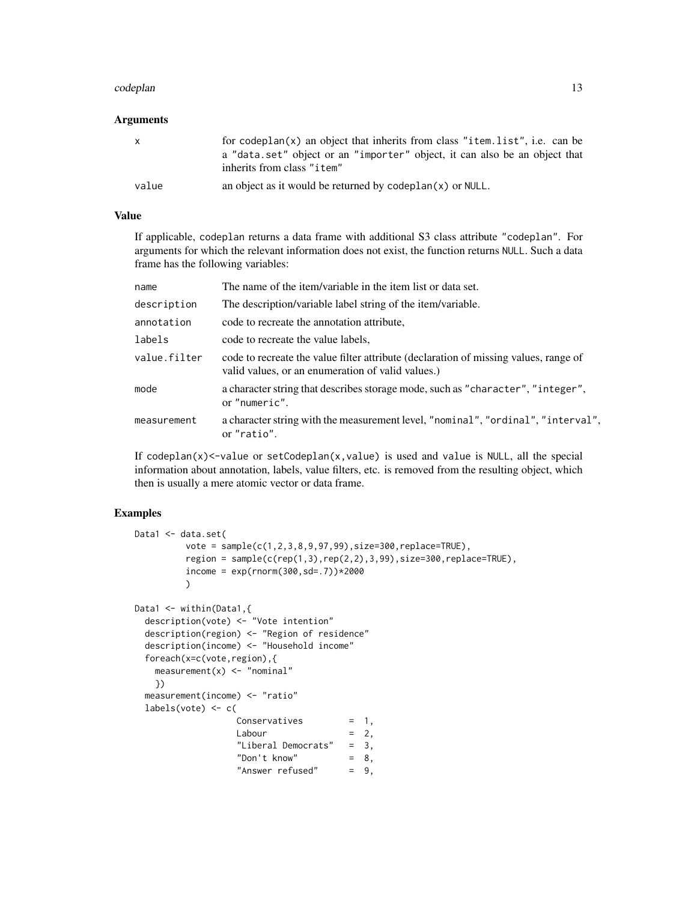### Arguments

| | |
|---|---|
| x | for `codeplan(x)` an object that inherits from class "item.list", i.e. can be a "data.set" object or an "importer" object, it can also be an object that inherits from class "item" |
| value | an object as it would be returned by `codeplan(x)` or NULL. |

### Value

If applicable, codeplan returns a data frame with additional S3 class attribute "codeplan". For arguments for which the relevant information does not exist, the function returns NULL. Such a data frame has the following variables:

| | |
|---|---|
| name | The name of the item/variable in the item list or data set. |
| description | The description/variable label string of the item/variable. |
| annotation | code to recreate the annotation attribute, |
| labels | code to recreate the value labels, |
| value.filter | code to recreate the value filter attribute (declaration of missing values, range of valid values, or an enumeration of valid values.) |
| mode | a character string that describes storage mode, such as "character", "integer", or "numeric". |
| measurement | a character string with the measurement level, "nominal", "ordinal", "interval", or "ratio". |

If `codeplan(x)<-value` or `setCodeplan(x,value)` is used and value is NULL, all the special information about annotation, labels, value filters, etc. is removed from the resulting object, which then is usually a mere atomic vector or data frame.

### Examples

```
Data1 <- data.set(
          vote = sample(c(1,2,3,8,9,97,99),size=300,replace=TRUE),
          region = sample(c(rep(1,3),rep(2,2),3,99),size=300,replace=TRUE),
          income = exp(rnorm(300,sd=.7))*2000
          )

Data1 <- within(Data1,{
  description(vote) <- "Vote intention"
  description(region) <- "Region of residence"
  description(income) <- "Household income"
  foreach(x=c(vote,region),{
    measurement(x) <- "nominal"
    })
  measurement(income) <- "ratio"
  labels(vote) <- c(
                    Conservatives         =  1,
                    Labour                =  2,
                    "Liberal Democrats"   =  3,
                    "Don't know"          =  8,
                    "Answer refused"      =  9,
```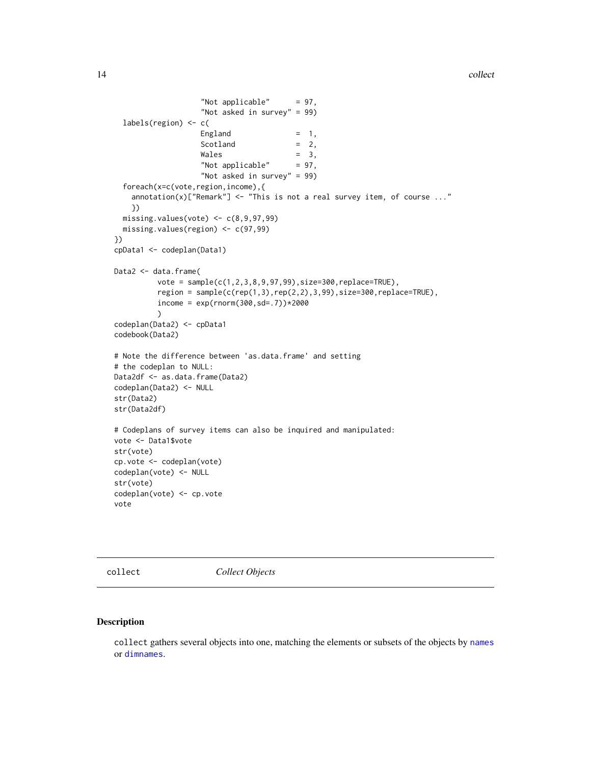```
                    "Not applicable"      = 97,
                    "Not asked in survey" = 99)
  labels(region) <- c(
                    England               =  1,
                    Scotland              =  2,
                    Wales                 =  3,
                    "Not applicable"      = 97,
                    "Not asked in survey" = 99)
  foreach(x=c(vote,region,income),{
    annotation(x)["Remark"] <- "This is not a real survey item, of course ..."
    })
  missing.values(vote) <- c(8,9,97,99)
  missing.values(region) <- c(97,99)
})
cpData1 <- codeplan(Data1)

Data2 <- data.frame(
          vote = sample(c(1,2,3,8,9,97,99),size=300,replace=TRUE),
          region = sample(c(rep(1,3),rep(2,2),3,99),size=300,replace=TRUE),
          income = exp(rnorm(300,sd=.7))*2000
          )
codeplan(Data2) <- cpData1
codebook(Data2)

# Note the difference between 'as.data.frame' and setting
# the codeplan to NULL:
Data2df <- as.data.frame(Data2)
codeplan(Data2) <- NULL
str(Data2)
str(Data2df)

# Codeplans of survey items can also be inquired and manipulated:
vote <- Data1$vote
str(vote)
cp.vote <- codeplan(vote)
codeplan(vote) <- NULL
str(vote)
codeplan(vote) <- cp.vote
vote
```

---

## collect    *Collect Objects*

---

### Description

`collect` gathers several objects into one, matching the elements or subsets of the objects by `names` or `dimnames`.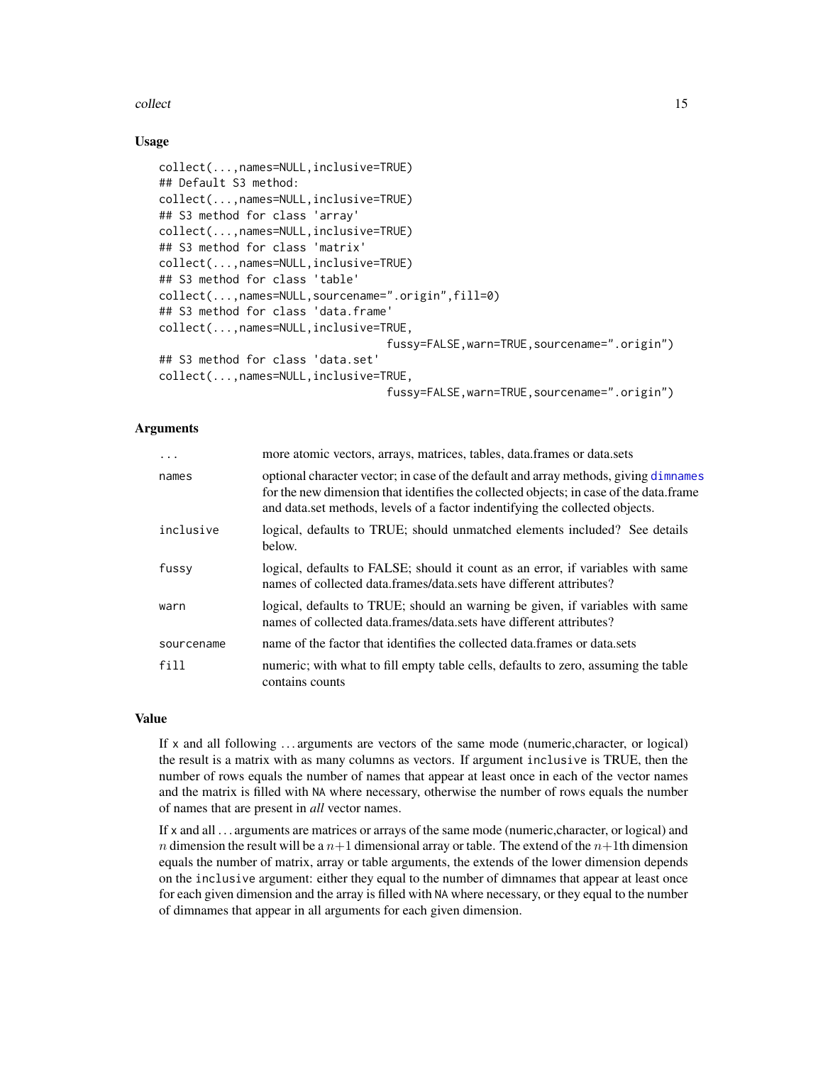## Usage

```
collect(...,names=NULL,inclusive=TRUE)
## Default S3 method:
collect(...,names=NULL,inclusive=TRUE)
## S3 method for class 'array'
collect(...,names=NULL,inclusive=TRUE)
## S3 method for class 'matrix'
collect(...,names=NULL,inclusive=TRUE)
## S3 method for class 'table'
collect(...,names=NULL,sourcename=".origin",fill=0)
## S3 method for class 'data.frame'
collect(...,names=NULL,inclusive=TRUE,
                                  fussy=FALSE,warn=TRUE,sourcename=".origin")
## S3 method for class 'data.set'
collect(...,names=NULL,inclusive=TRUE,
                                  fussy=FALSE,warn=TRUE,sourcename=".origin")
```

## Arguments

| | |
|---|---|
| `...` | more atomic vectors, arrays, matrices, tables, data.frames or data.sets |
| `names` | optional character vector; in case of the default and array methods, giving `dimnames` for the new dimension that identifies the collected objects; in case of the data.frame and data.set methods, levels of a factor indentifying the collected objects. |
| `inclusive` | logical, defaults to TRUE; should unmatched elements included? See details below. |
| `fussy` | logical, defaults to FALSE; should it count as an error, if variables with same names of collected data.frames/data.sets have different attributes? |
| `warn` | logical, defaults to TRUE; should an warning be given, if variables with same names of collected data.frames/data.sets have different attributes? |
| `sourcename` | name of the factor that identifies the collected data.frames or data.sets |
| `fill` | numeric; with what to fill empty table cells, defaults to zero, assuming the table contains counts |

## Value

If `x` and all following ... arguments are vectors of the same mode (numeric,character, or logical) the result is a matrix with as many columns as vectors. If argument `inclusive` is TRUE, then the number of rows equals the number of names that appear at least once in each of the vector names and the matrix is filled with `NA` where necessary, otherwise the number of rows equals the number of names that are present in *all* vector names.

If `x` and all ... arguments are matrices or arrays of the same mode (numeric,character, or logical) and $n$ dimension the result will be a $n+1$ dimensional array or table. The extend of the $n+1$th dimension equals the number of matrix, array or table arguments, the extends of the lower dimension depends on the `inclusive` argument: either they equal to the number of dimnames that appear at least once for each given dimension and the array is filled with `NA` where necessary, or they equal to the number of dimnames that appear in all arguments for each given dimension.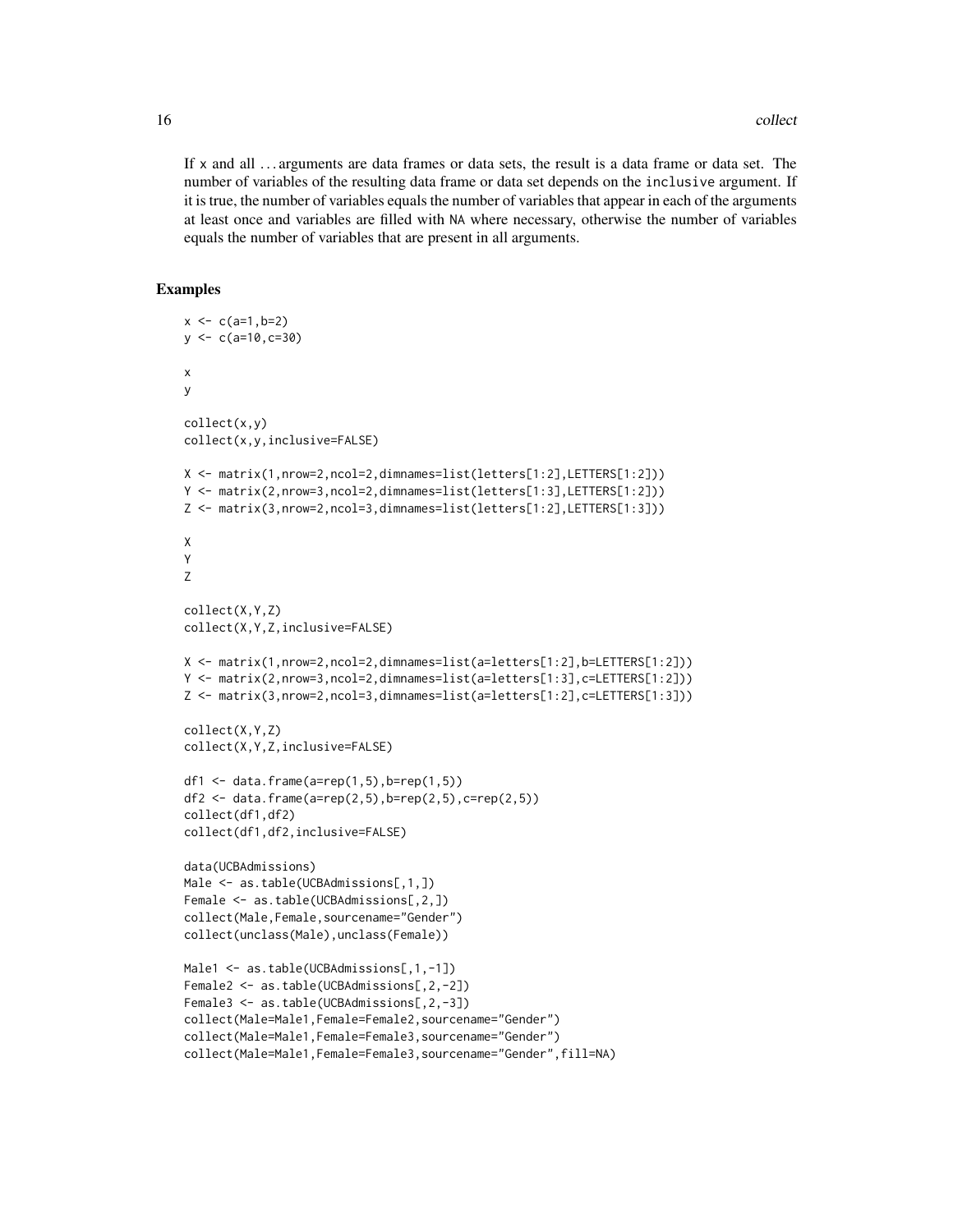If x and all ... arguments are data frames or data sets, the result is a data frame or data set. The number of variables of the resulting data frame or data set depends on the inclusive argument. If it is true, the number of variables equals the number of variables that appear in each of the arguments at least once and variables are filled with NA where necessary, otherwise the number of variables equals the number of variables that are present in all arguments.

## Examples

```
x <- c(a=1,b=2)
y <- c(a=10,c=30)

x
y

collect(x,y)
collect(x,y,inclusive=FALSE)

X <- matrix(1,nrow=2,ncol=2,dimnames=list(letters[1:2],LETTERS[1:2]))
Y <- matrix(2,nrow=3,ncol=2,dimnames=list(letters[1:3],LETTERS[1:2]))
Z <- matrix(3,nrow=2,ncol=3,dimnames=list(letters[1:2],LETTERS[1:3]))

X
Y
Z

collect(X,Y,Z)
collect(X,Y,Z,inclusive=FALSE)

X <- matrix(1,nrow=2,ncol=2,dimnames=list(a=letters[1:2],b=LETTERS[1:2]))
Y <- matrix(2,nrow=3,ncol=2,dimnames=list(a=letters[1:3],c=LETTERS[1:2]))
Z <- matrix(3,nrow=2,ncol=3,dimnames=list(a=letters[1:2],c=LETTERS[1:3]))

collect(X,Y,Z)
collect(X,Y,Z,inclusive=FALSE)

df1 <- data.frame(a=rep(1,5),b=rep(1,5))
df2 <- data.frame(a=rep(2,5),b=rep(2,5),c=rep(2,5))
collect(df1,df2)
collect(df1,df2,inclusive=FALSE)

data(UCBAdmissions)
Male <- as.table(UCBAdmissions[,1,])
Female <- as.table(UCBAdmissions[,2,])
collect(Male,Female,sourcename="Gender")
collect(unclass(Male),unclass(Female))

Male1 <- as.table(UCBAdmissions[,1,-1])
Female2 <- as.table(UCBAdmissions[,2,-2])
Female3 <- as.table(UCBAdmissions[,2,-3])
collect(Male=Male1,Female=Female2,sourcename="Gender")
collect(Male=Male1,Female=Female3,sourcename="Gender")
collect(Male=Male1,Female=Female3,sourcename="Gender",fill=NA)
```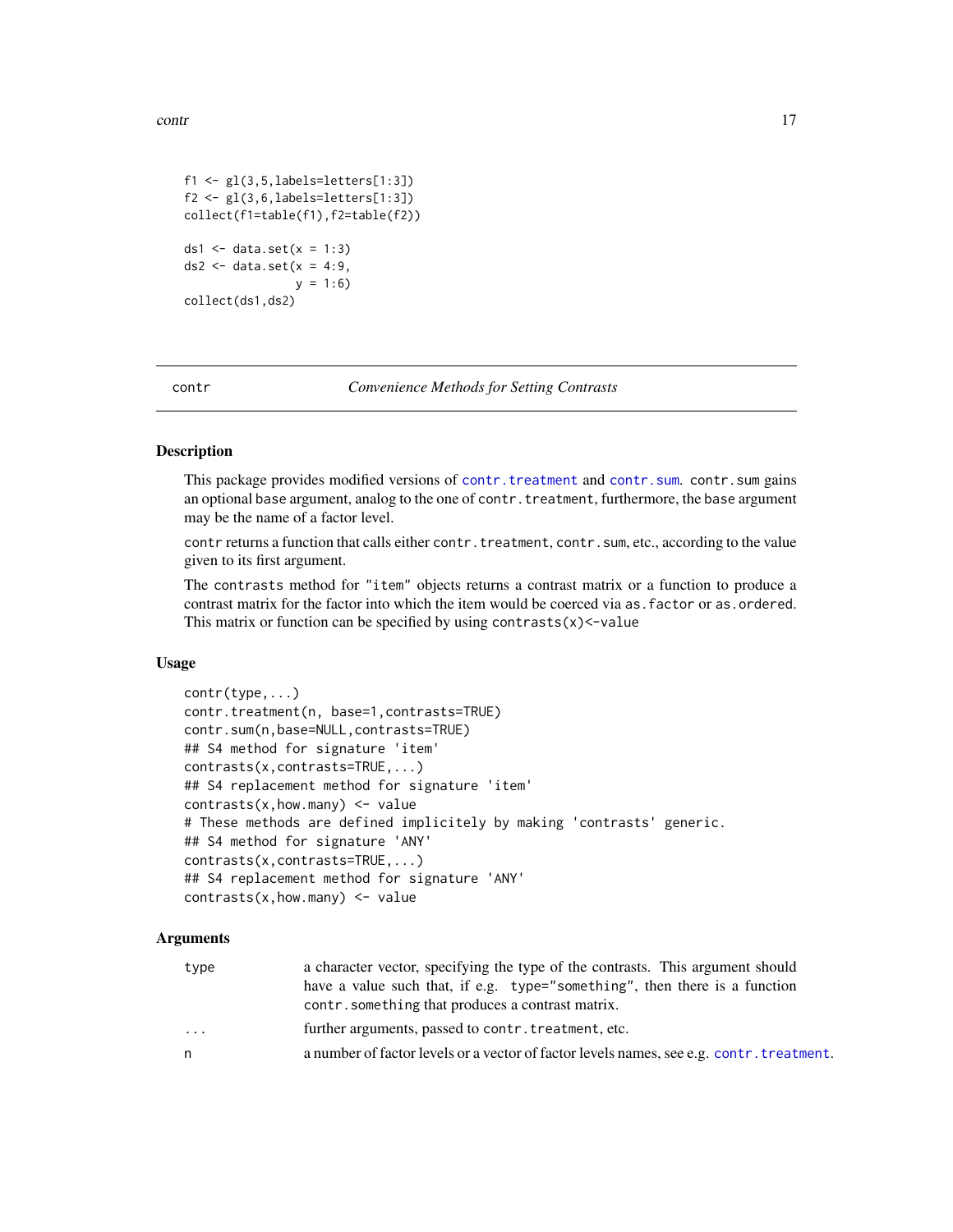```
f1 <- gl(3,5,labels=letters[1:3])
f2 <- gl(3,6,labels=letters[1:3])
collect(f1=table(f1),f2=table(f2))

ds1 <- data.set(x = 1:3)
ds2 <- data.set(x = 4:9,
                y = 1:6)
collect(ds1,ds2)
```

## contr — *Convenience Methods for Setting Contrasts*

### Description

This package provides modified versions of `contr.treatment` and `contr.sum`. `contr.sum` gains an optional `base` argument, analog to the one of `contr.treatment`, furthermore, the `base` argument may be the name of a factor level.

`contr` returns a function that calls either `contr.treatment`, `contr.sum`, etc., according to the value given to its first argument.

The `contrasts` method for `"item"` objects returns a contrast matrix or a function to produce a contrast matrix for the factor into which the item would be coerced via `as.factor` or `as.ordered`. This matrix or function can be specified by using `contrasts(x)<-value`

### Usage

```
contr(type,...)
contr.treatment(n, base=1,contrasts=TRUE)
contr.sum(n,base=NULL,contrasts=TRUE)
## S4 method for signature 'item'
contrasts(x,contrasts=TRUE,...)
## S4 replacement method for signature 'item'
contrasts(x,how.many) <- value
# These methods are defined implicitely by making 'contrasts' generic.
## S4 method for signature 'ANY'
contrasts(x,contrasts=TRUE,...)
## S4 replacement method for signature 'ANY'
contrasts(x,how.many) <- value
```

### Arguments

| | |
|---|---|
| `type` | a character vector, specifying the type of the contrasts. This argument should have a value such that, if e.g. `type="something"`, then there is a function `contr.something` that produces a contrast matrix. |
| `...` | further arguments, passed to `contr.treatment`, etc. |
| `n` | a number of factor levels or a vector of factor levels names, see e.g. `contr.treatment`. |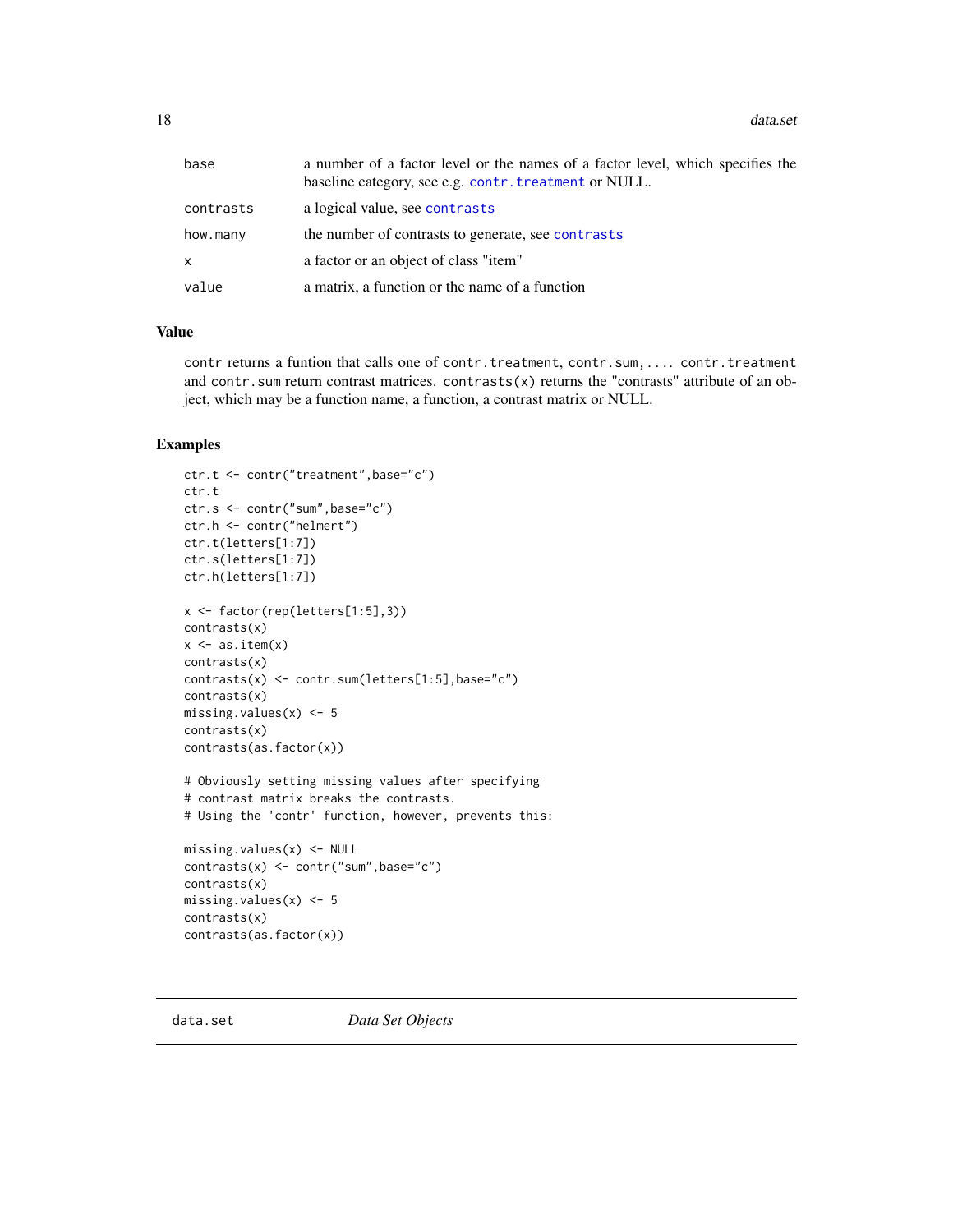| | |
|---|---|
| `base` | a number of a factor level or the names of a factor level, which specifies the baseline category, see e.g. `contr.treatment` or NULL. |
| `contrasts` | a logical value, see `contrasts` |
| `how.many` | the number of contrasts to generate, see `contrasts` |
| `x` | a factor or an object of class "item" |
| `value` | a matrix, a function or the name of a function |

## Value

`contr` returns a funtion that calls one of `contr.treatment`, `contr.sum`,.... `contr.treatment` and `contr.sum` return contrast matrices. `contrasts(x)` returns the "contrasts" attribute of an object, which may be a function name, a function, a contrast matrix or NULL.

## Examples

```
ctr.t <- contr("treatment",base="c")
ctr.t
ctr.s <- contr("sum",base="c")
ctr.h <- contr("helmert")
ctr.t(letters[1:7])
ctr.s(letters[1:7])
ctr.h(letters[1:7])

x <- factor(rep(letters[1:5],3))
contrasts(x)
x <- as.item(x)
contrasts(x)
contrasts(x) <- contr.sum(letters[1:5],base="c")
contrasts(x)
missing.values(x) <- 5
contrasts(x)
contrasts(as.factor(x))

# Obviously setting missing values after specifying
# contrast matrix breaks the contrasts.
# Using the 'contr' function, however, prevents this:

missing.values(x) <- NULL
contrasts(x) <- contr("sum",base="c")
contrasts(x)
missing.values(x) <- 5
contrasts(x)
contrasts(as.factor(x))
```

---

# data.set *Data Set Objects*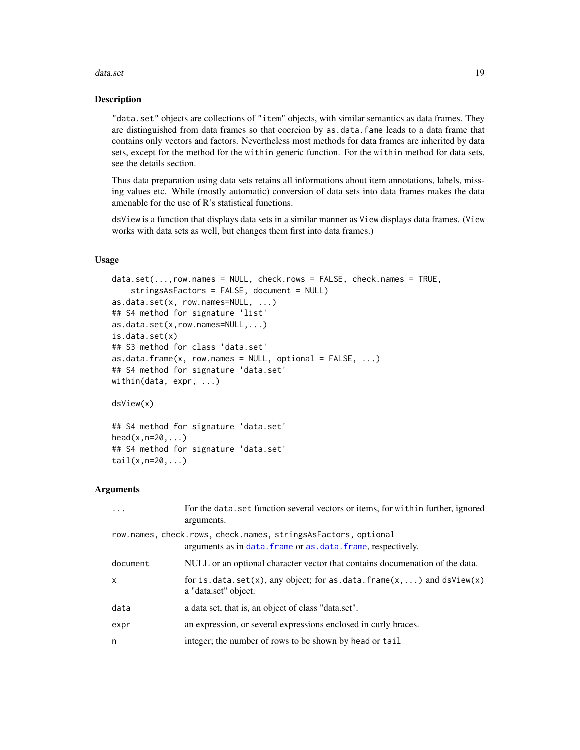## Description

"data.set" objects are collections of "item" objects, with similar semantics as data frames. They are distinguished from data frames so that coercion by `as.data.fame` leads to a data frame that contains only vectors and factors. Nevertheless most methods for data frames are inherited by data sets, except for the method for the `within` generic function. For the `within` method for data sets, see the details section.

Thus data preparation using data sets retains all informations about item annotations, labels, missing values etc. While (mostly automatic) conversion of data sets into data frames makes the data amenable for the use of R's statistical functions.

`dsView` is a function that displays data sets in a similar manner as `View` displays data frames. (`View` works with data sets as well, but changes them first into data frames.)

## Usage

```
data.set(...,row.names = NULL, check.rows = FALSE, check.names = TRUE,
    stringsAsFactors = FALSE, document = NULL)
as.data.set(x, row.names=NULL, ...)
## S4 method for signature 'list'
as.data.set(x,row.names=NULL,...)
is.data.set(x)
## S3 method for class 'data.set'
as.data.frame(x, row.names = NULL, optional = FALSE, ...)
## S4 method for signature 'data.set'
within(data, expr, ...)

dsView(x)

## S4 method for signature 'data.set'
head(x,n=20,...)
## S4 method for signature 'data.set'
tail(x,n=20,...)
```

## Arguments

| | |
|---|---|
| `...` | For the `data.set` function several vectors or items, for `within` further, ignored arguments. |
| `row.names, check.rows, check.names, stringsAsFactors, optional` | arguments as in `data.frame` or `as.data.frame`, respectively. |
| `document` | NULL or an optional character vector that contains documenation of the data. |
| `x` | for `is.data.set(x)`, any object; for `as.data.frame(x,...)` and `dsView(x)` a "data.set" object. |
| `data` | a data set, that is, an object of class "data.set". |
| `expr` | an expression, or several expressions enclosed in curly braces. |
| `n` | integer; the number of rows to be shown by `head` or `tail` |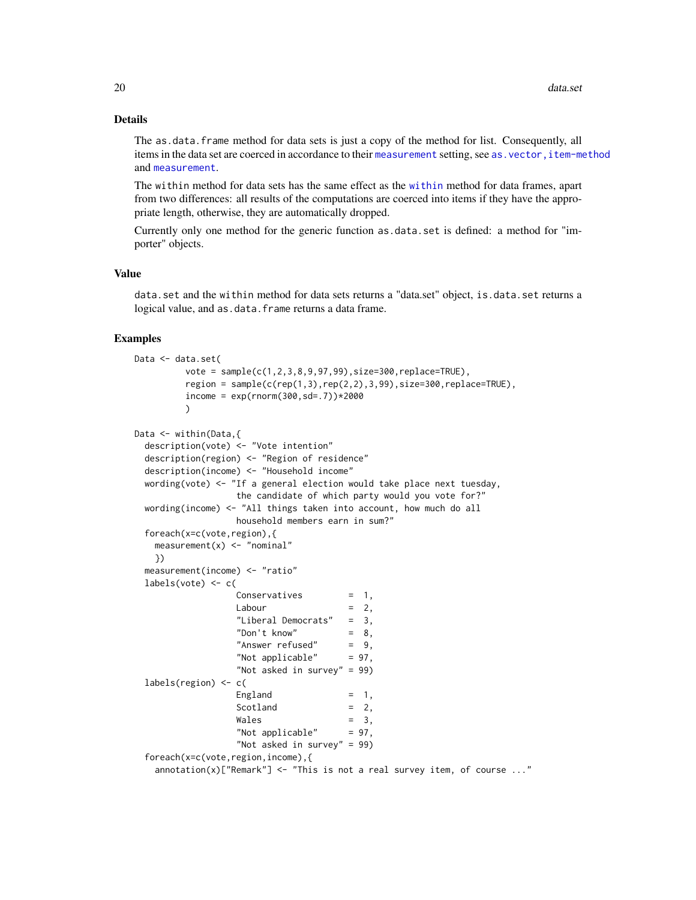## Details

The `as.data.frame` method for data sets is just a copy of the method for list. Consequently, all items in the data set are coerced in accordance to their `measurement` setting, see `as.vector,item-method` and `measurement`.

The `within` method for data sets has the same effect as the `within` method for data frames, apart from two differences: all results of the computations are coerced into items if they have the appropriate length, otherwise, they are automatically dropped.

Currently only one method for the generic function `as.data.set` is defined: a method for "importer" objects.

## Value

`data.set` and the `within` method for data sets returns a "data.set" object, `is.data.set` returns a logical value, and `as.data.frame` returns a data frame.

## Examples

```
Data <- data.set(
          vote = sample(c(1,2,3,8,9,97,99),size=300,replace=TRUE),
          region = sample(c(rep(1,3),rep(2,2),3,99),size=300,replace=TRUE),
          income = exp(rnorm(300,sd=.7))*2000
          )

Data <- within(Data,{
  description(vote) <- "Vote intention"
  description(region) <- "Region of residence"
  description(income) <- "Household income"
  wording(vote) <- "If a general election would take place next tuesday,
                  the candidate of which party would you vote for?"
  wording(income) <- "All things taken into account, how much do all
                  household members earn in sum?"
  foreach(x=c(vote,region),{
    measurement(x) <- "nominal"
    })
  measurement(income) <- "ratio"
  labels(vote) <- c(
                  Conservatives         =  1,
                  Labour                =  2,
                  "Liberal Democrats"   =  3,
                  "Don't know"          =  8,
                  "Answer refused"      =  9,
                  "Not applicable"      = 97,
                  "Not asked in survey" = 99)
  labels(region) <- c(
                  England               =  1,
                  Scotland              =  2,
                  Wales                 =  3,
                  "Not applicable"      = 97,
                  "Not asked in survey" = 99)
  foreach(x=c(vote,region,income),{
    annotation(x)["Remark"] <- "This is not a real survey item, of course ..."
```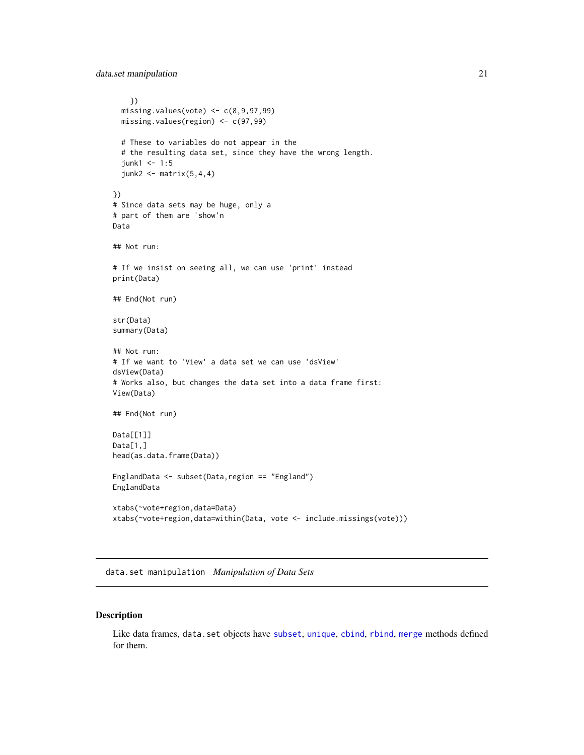```
    })
    missing.values(vote) <- c(8,9,97,99)
    missing.values(region) <- c(97,99)

    # These to variables do not appear in the
    # the resulting data set, since they have the wrong length.
    junk1 <- 1:5
    junk2 <- matrix(5,4,4)

})
# Since data sets may be huge, only a
# part of them are 'show'n
Data

## Not run:

# If we insist on seeing all, we can use 'print' instead
print(Data)

## End(Not run)

str(Data)
summary(Data)

## Not run:
# If we want to 'View' a data set we can use 'dsView'
dsView(Data)
# Works also, but changes the data set into a data frame first:
View(Data)

## End(Not run)

Data[[1]]
Data[1,]
head(as.data.frame(Data))

EnglandData <- subset(Data,region == "England")
EnglandData

xtabs(~vote+region,data=Data)
xtabs(~vote+region,data=within(Data, vote <- include.missings(vote)))
```

---

`data.set manipulation` *Manipulation of Data Sets*

---

## Description

Like data frames, `data.set` objects have `subset`, `unique`, `cbind`, `rbind`, `merge` methods defined for them.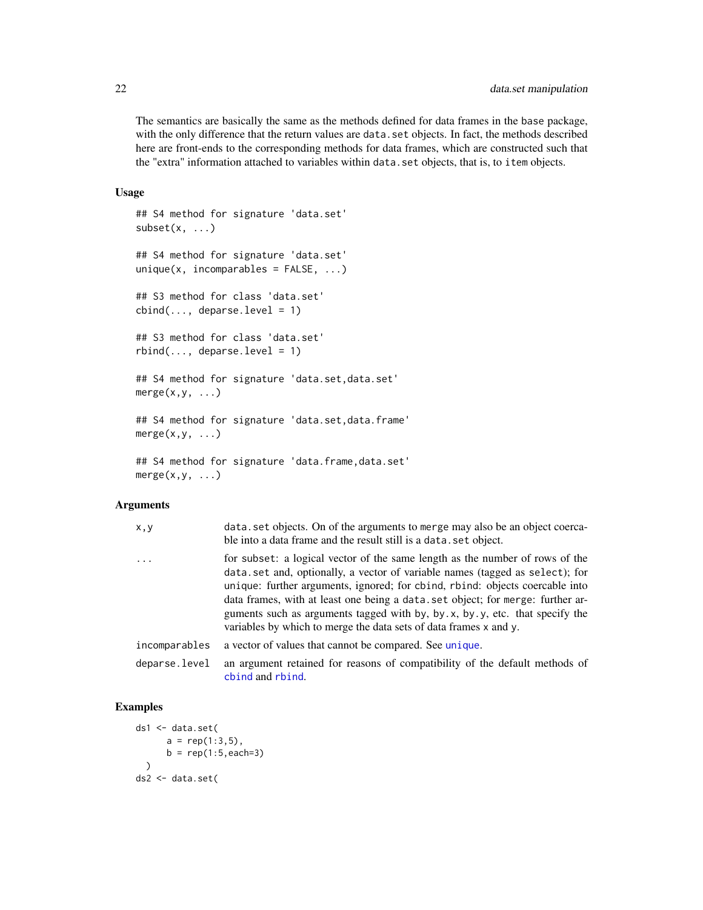The semantics are basically the same as the methods defined for data frames in the base package, with the only difference that the return values are `data.set` objects. In fact, the methods described here are front-ends to the corresponding methods for data frames, which are constructed such that the "extra" information attached to variables within `data.set` objects, that is, to `item` objects.

## Usage

```
## S4 method for signature 'data.set'
subset(x, ...)

## S4 method for signature 'data.set'
unique(x, incomparables = FALSE, ...)

## S3 method for class 'data.set'
cbind(..., deparse.level = 1)

## S3 method for class 'data.set'
rbind(..., deparse.level = 1)

## S4 method for signature 'data.set,data.set'
merge(x,y, ...)

## S4 method for signature 'data.set,data.frame'
merge(x,y, ...)

## S4 method for signature 'data.frame,data.set'
merge(x,y, ...)
```

## Arguments

| | |
|---|---|
| `x,y` | `data.set` objects. On of the arguments to `merge` may also be an object coercable into a data frame and the result still is a `data.set` object. |
| `...` | for `subset`: a logical vector of the same length as the number of rows of the `data.set` and, optionally, a vector of variable names (tagged as `select`); for `unique`: further arguments, ignored; for `cbind`, `rbind`: objects coercable into data frames, with at least one being a `data.set` object; for `merge`: further arguments such as arguments tagged with `by`, `by.x`, `by.y`, etc. that specify the variables by which to merge the data sets of data frames `x` and `y`. |
| `incomparables` | a vector of values that cannot be compared. See `unique`. |
| `deparse.level` | an argument retained for reasons of compatibility of the default methods of `cbind` and `rbind`. |

## Examples

```
ds1 <- data.set(
      a = rep(1:3,5),
      b = rep(1:5,each=3)
  )
ds2 <- data.set(
```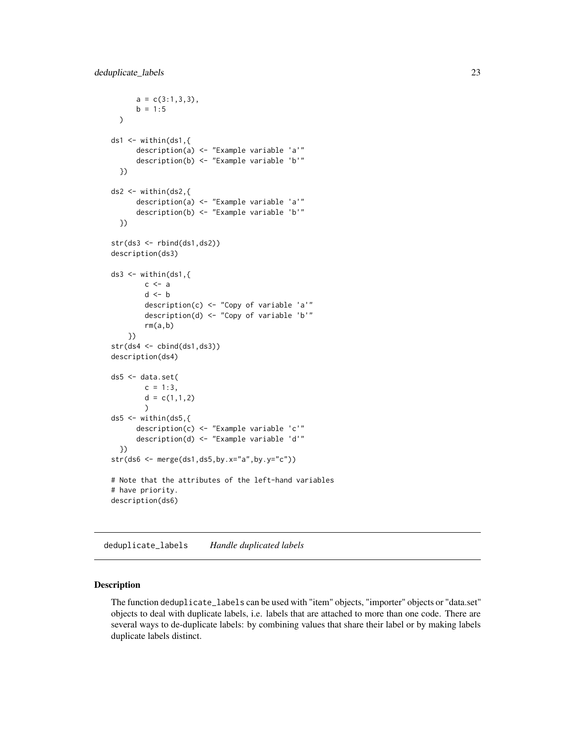```
    a = c(3:1,3,3),
    b = 1:5
  )

ds1 <- within(ds1,{
      description(a) <- "Example variable 'a'"
      description(b) <- "Example variable 'b'"
  })

ds2 <- within(ds2,{
      description(a) <- "Example variable 'a'"
      description(b) <- "Example variable 'b'"
  })

str(ds3 <- rbind(ds1,ds2))
description(ds3)

ds3 <- within(ds1,{
        c <- a
        d <- b
        description(c) <- "Copy of variable 'a'"
        description(d) <- "Copy of variable 'b'"
        rm(a,b)
    })
str(ds4 <- cbind(ds1,ds3))
description(ds4)

ds5 <- data.set(
        c = 1:3,
        d = c(1,1,2)
        )
ds5 <- within(ds5,{
      description(c) <- "Example variable 'c'"
      description(d) <- "Example variable 'd'"
  })
str(ds6 <- merge(ds1,ds5,by.x="a",by.y="c"))

# Note that the attributes of the left-hand variables
# have priority.
description(ds6)
```

## deduplicate_labels *Handle duplicated labels*

### Description

The function `deduplicate_labels` can be used with "item" objects, "importer" objects or "data.set" objects to deal with duplicate labels, i.e. labels that are attached to more than one code. There are several ways to de-duplicate labels: by combining values that share their label or by making labels duplicate labels distinct.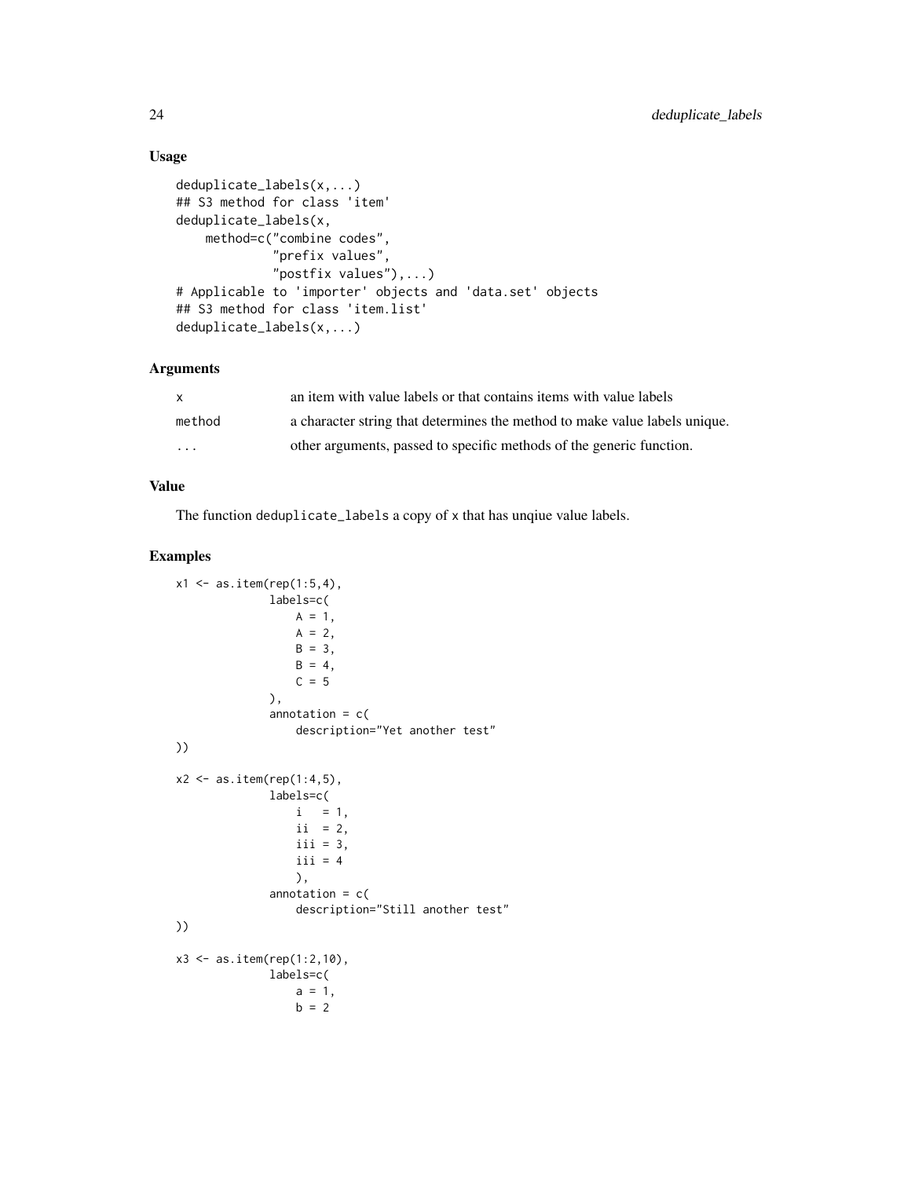### Usage

```
deduplicate_labels(x,...)
## S3 method for class 'item'
deduplicate_labels(x,
    method=c("combine codes",
             "prefix values",
             "postfix values"),...)
# Applicable to 'importer' objects and 'data.set' objects
## S3 method for class 'item.list'
deduplicate_labels(x,...)
```

### Arguments

| | |
|---|---|
| `x` | an item with value labels or that contains items with value labels |
| `method` | a character string that determines the method to make value labels unique. |
| `...` | other arguments, passed to specific methods of the generic function. |

### Value

The function `deduplicate_labels` a copy of `x` that has unqiue value labels.

### Examples

```
x1 <- as.item(rep(1:5,4),
              labels=c(
                  A = 1,
                  A = 2,
                  B = 3,
                  B = 4,
                  C = 5
              ),
              annotation = c(
                  description="Yet another test"
))

x2 <- as.item(rep(1:4,5),
              labels=c(
                  i   = 1,
                  ii  = 2,
                  iii = 3,
                  iii = 4
                  ),
              annotation = c(
                  description="Still another test"
))

x3 <- as.item(rep(1:2,10),
              labels=c(
                  a = 1,
                  b = 2
```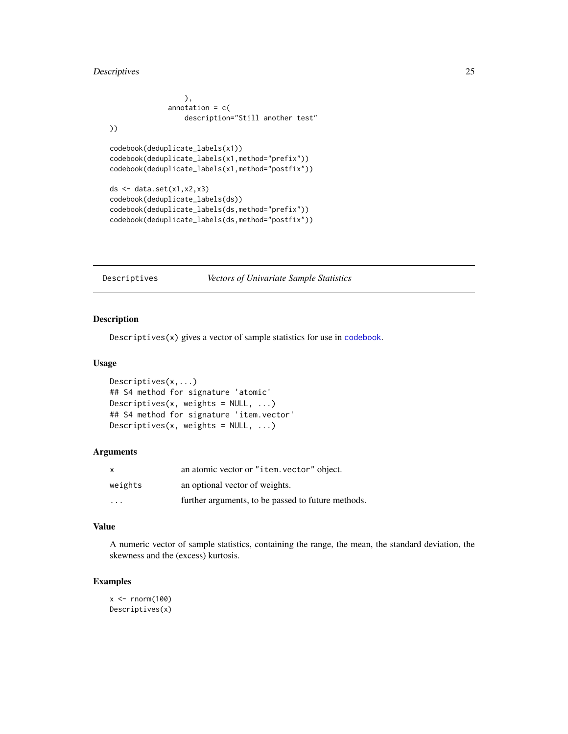```
                ),
            annotation = c(
                description="Still another test"
))

codebook(deduplicate_labels(x1))
codebook(deduplicate_labels(x1,method="prefix"))
codebook(deduplicate_labels(x1,method="postfix"))

ds <- data.set(x1,x2,x3)
codebook(deduplicate_labels(ds))
codebook(deduplicate_labels(ds,method="prefix"))
codebook(deduplicate_labels(ds,method="postfix"))
```

---

## Descriptives — *Vectors of Univariate Sample Statistics*

---

### Description

`Descriptives(x)` gives a vector of sample statistics for use in `codebook`.

### Usage

```
Descriptives(x,...)
## S4 method for signature 'atomic'
Descriptives(x, weights = NULL, ...)
## S4 method for signature 'item.vector'
Descriptives(x, weights = NULL, ...)
```

### Arguments

| | |
|---|---|
| `x` | an atomic vector or `"item.vector"` object. |
| `weights` | an optional vector of weights. |
| `...` | further arguments, to be passed to future methods. |

### Value

A numeric vector of sample statistics, containing the range, the mean, the standard deviation, the skewness and the (excess) kurtosis.

### Examples

```
x <- rnorm(100)
Descriptives(x)
```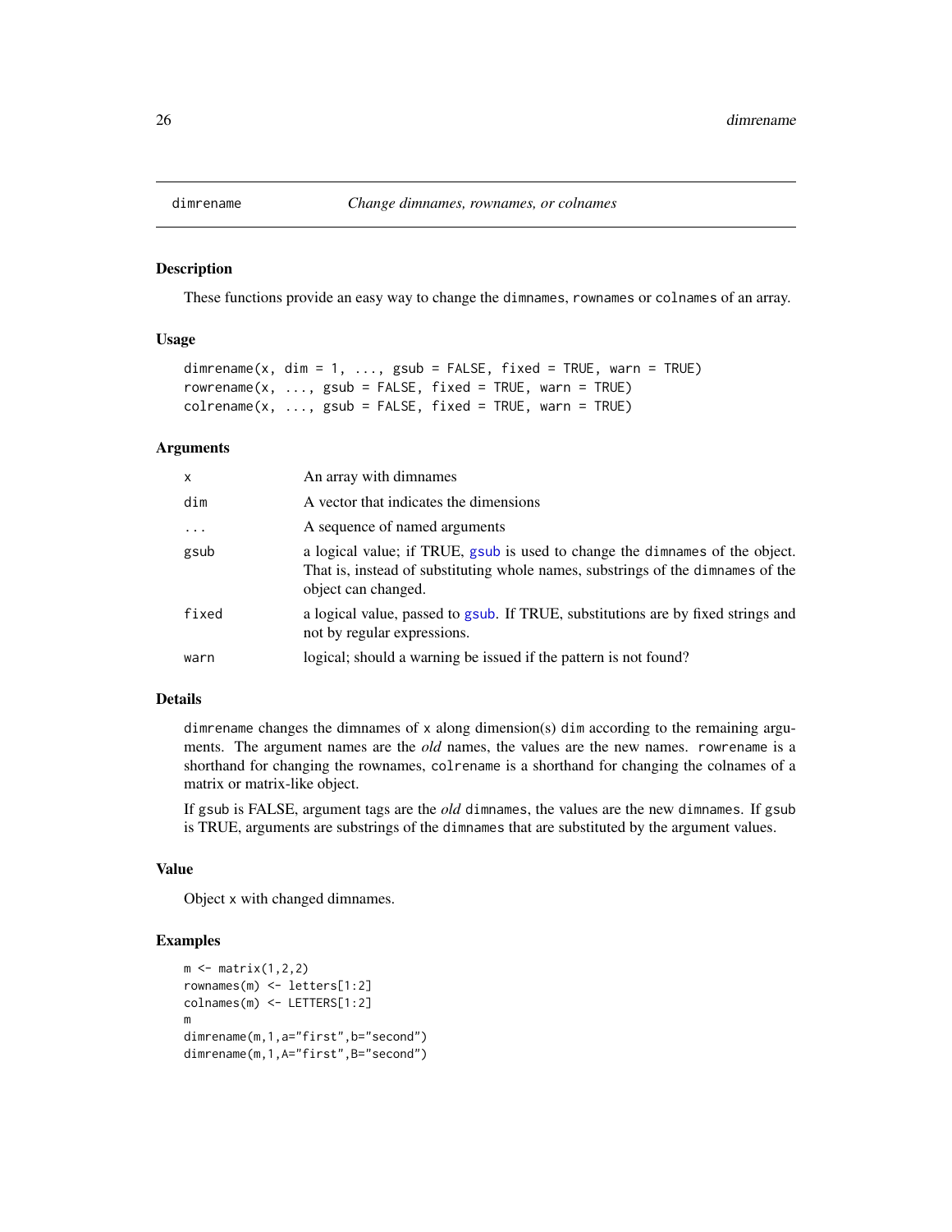## dimrename — *Change dimnames, rownames, or colnames*

### Description

These functions provide an easy way to change the `dimnames`, `rownames` or `colnames` of an array.

### Usage

```
dimrename(x, dim = 1, ..., gsub = FALSE, fixed = TRUE, warn = TRUE)
rowrename(x, ..., gsub = FALSE, fixed = TRUE, warn = TRUE)
colrename(x, ..., gsub = FALSE, fixed = TRUE, warn = TRUE)
```

### Arguments

| | |
|---|---|
| `x` | An array with dimnames |
| `dim` | A vector that indicates the dimensions |
| `...` | A sequence of named arguments |
| `gsub` | a logical value; if TRUE, `gsub` is used to change the `dimnames` of the object. That is, instead of substituting whole names, substrings of the `dimnames` of the object can changed. |
| `fixed` | a logical value, passed to `gsub`. If TRUE, substitutions are by fixed strings and not by regular expressions. |
| `warn` | logical; should a warning be issued if the pattern is not found? |

### Details

`dimrename` changes the dimnames of `x` along dimension(s) `dim` according to the remaining arguments. The argument names are the *old* names, the values are the new names. `rowrename` is a shorthand for changing the rownames, `colrename` is a shorthand for changing the colnames of a matrix or matrix-like object.

If `gsub` is FALSE, argument tags are the *old* `dimnames`, the values are the new `dimnames`. If `gsub` is TRUE, arguments are substrings of the `dimnames` that are substituted by the argument values.

### Value

Object `x` with changed dimnames.

### Examples

```
m <- matrix(1,2,2)
rownames(m) <- letters[1:2]
colnames(m) <- LETTERS[1:2]
m
dimrename(m,1,a="first",b="second")
dimrename(m,1,A="first",B="second")
```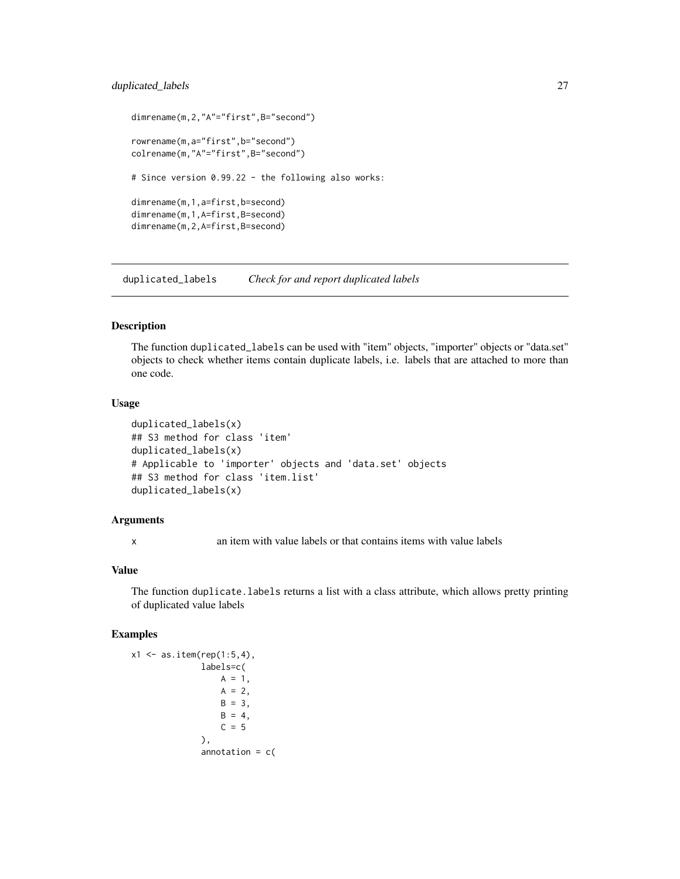```
dimrename(m,2,"A"="first",B="second")

rowrename(m,a="first",b="second")
colrename(m,"A"="first",B="second")

# Since version 0.99.22 - the following also works:

dimrename(m,1,a=first,b=second)
dimrename(m,1,A=first,B=second)
dimrename(m,2,A=first,B=second)
```

## duplicated_labels — *Check for and report duplicated labels*

### Description

The function `duplicated_labels` can be used with "item" objects, "importer" objects or "data.set" objects to check whether items contain duplicate labels, i.e. labels that are attached to more than one code.

### Usage

```
duplicated_labels(x)
## S3 method for class 'item'
duplicated_labels(x)
# Applicable to 'importer' objects and 'data.set' objects
## S3 method for class 'item.list'
duplicated_labels(x)
```

### Arguments

| | |
|---|---|
| x | an item with value labels or that contains items with value labels |

### Value

The function `duplicate.labels` returns a list with a class attribute, which allows pretty printing of duplicated value labels

### Examples

```
x1 <- as.item(rep(1:5,4),
             labels=c(
                 A = 1,
                 A = 2,
                 B = 3,
                 B = 4,
                 C = 5
             ),
             annotation = c(
```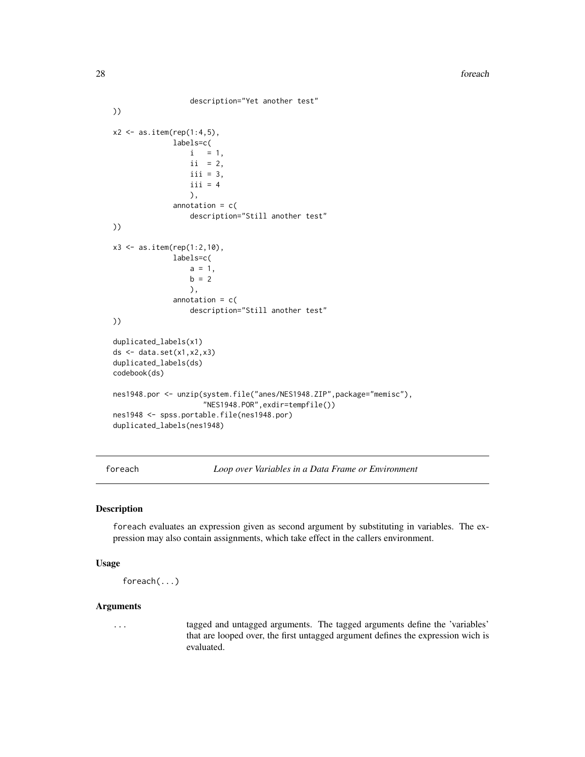```
                    description="Yet another test"
))

x2 <- as.item(rep(1:4,5),
              labels=c(
                  i   = 1,
                  ii  = 2,
                  iii = 3,
                  iii = 4
                  ),
              annotation = c(
                  description="Still another test"
))

x3 <- as.item(rep(1:2,10),
              labels=c(
                  a = 1,
                  b = 2
                  ),
              annotation = c(
                  description="Still another test"
))

duplicated_labels(x1)
ds <- data.set(x1,x2,x3)
duplicated_labels(ds)
codebook(ds)

nes1948.por <- unzip(system.file("anes/NES1948.ZIP",package="memisc"),
                     "NES1948.POR",exdir=tempfile())
nes1948 <- spss.portable.file(nes1948.por)
duplicated_labels(nes1948)
```

## foreach — *Loop over Variables in a Data Frame or Environment*

### Description

foreach evaluates an expression given as second argument by substituting in variables. The expression may also contain assignments, which take effect in the callers environment.

### Usage

```
foreach(...)
```

### Arguments

| | |
|---|---|
| ... | tagged and untagged arguments. The tagged arguments define the 'variables' that are looped over, the first untagged argument defines the expression wich is evaluated. |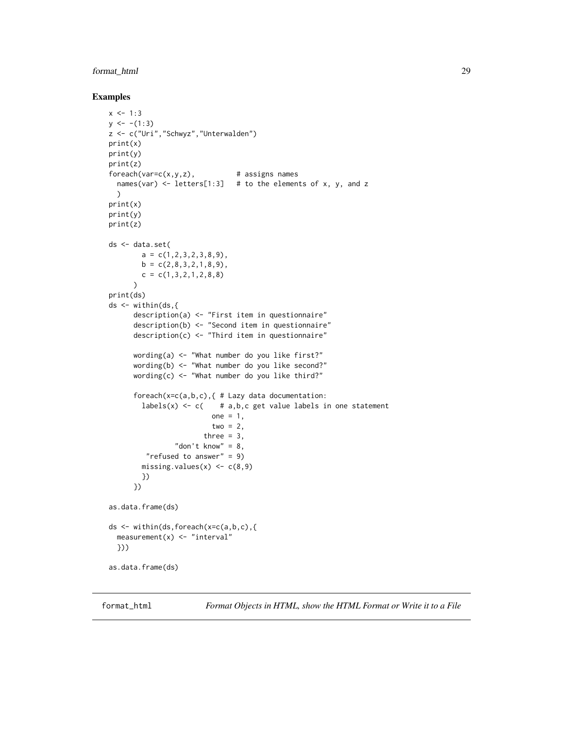## Examples

```
x <- 1:3
y <- -(1:3)
z <- c("Uri","Schwyz","Unterwalden")
print(x)
print(y)
print(z)
foreach(var=c(x,y,z),          # assigns names
  names(var) <- letters[1:3]   # to the elements of x, y, and z
  )
print(x)
print(y)
print(z)

ds <- data.set(
        a = c(1,2,3,2,3,8,9),
        b = c(2,8,3,2,1,8,9),
        c = c(1,3,2,1,2,8,8)
      )
print(ds)
ds <- within(ds,{
      description(a) <- "First item in questionnaire"
      description(b) <- "Second item in questionnaire"
      description(c) <- "Third item in questionnaire"

      wording(a) <- "What number do you like first?"
      wording(b) <- "What number do you like second?"
      wording(c) <- "What number do you like third?"

      foreach(x=c(a,b,c),{ # Lazy data documentation:
        labels(x) <- c(    # a,b,c get value labels in one statement
                         one = 1,
                         two = 2,
                       three = 3,
                "don't know" = 8,
         "refused to answer" = 9)
        missing.values(x) <- c(8,9)
        })
      })

as.data.frame(ds)

ds <- within(ds,foreach(x=c(a,b,c),{
  measurement(x) <- "interval"
  }))

as.data.frame(ds)
```

---

`format_html` *Format Objects in HTML, show the HTML Format or Write it to a File*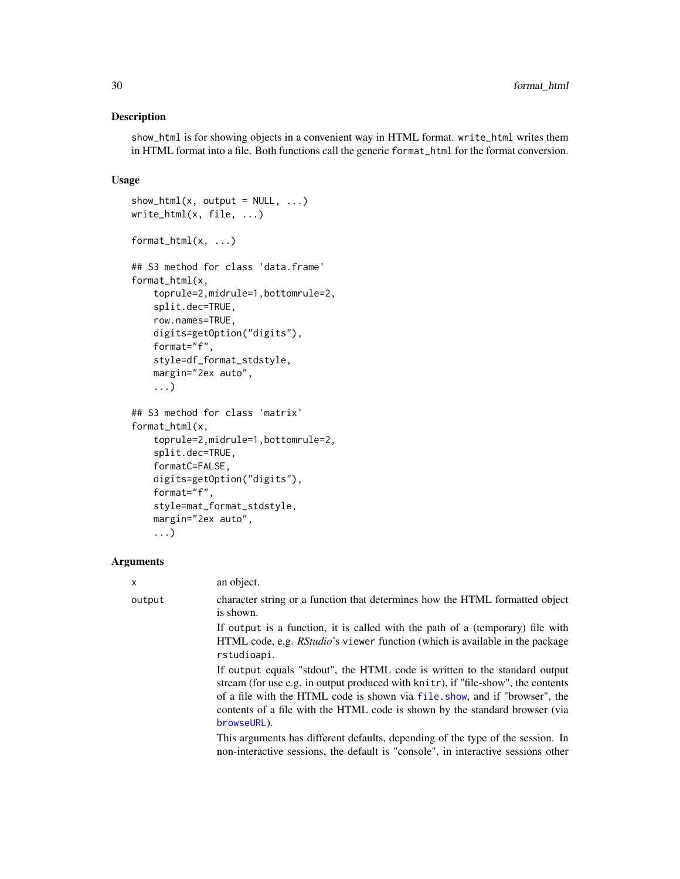### Description

show_html is for showing objects in a convenient way in HTML format. write_html writes them in HTML format into a file. Both functions call the generic format_html for the format conversion.

### Usage

```
show_html(x, output = NULL, ...)
write_html(x, file, ...)

format_html(x, ...)

## S3 method for class 'data.frame'
format_html(x,
    toprule=2,midrule=1,bottomrule=2,
    split.dec=TRUE,
    row.names=TRUE,
    digits=getOption("digits"),
    format="f",
    style=df_format_stdstyle,
    margin="2ex auto",
    ...)

## S3 method for class 'matrix'
format_html(x,
    toprule=2,midrule=1,bottomrule=2,
    split.dec=TRUE,
    formatC=FALSE,
    digits=getOption("digits"),
    format="f",
    style=mat_format_stdstyle,
    margin="2ex auto",
    ...)
```

### Arguments

x
: an object.

output
: character string or a function that determines how the HTML formatted object is shown.

  If output is a function, it is called with the path of a (temporary) file with HTML code, e.g. *RStudio*'s viewer function (which is available in the package rstudioapi.

  If output equals "stdout", the HTML code is written to the standard output stream (for use e.g. in output produced with knitr), if "file-show", the contents of a file with the HTML code is shown via file.show, and if "browser", the contents of a file with the HTML code is shown by the standard browser (via browseURL).

  This arguments has different defaults, depending of the type of the session. In non-interactive sessions, the default is "console", in interactive sessions other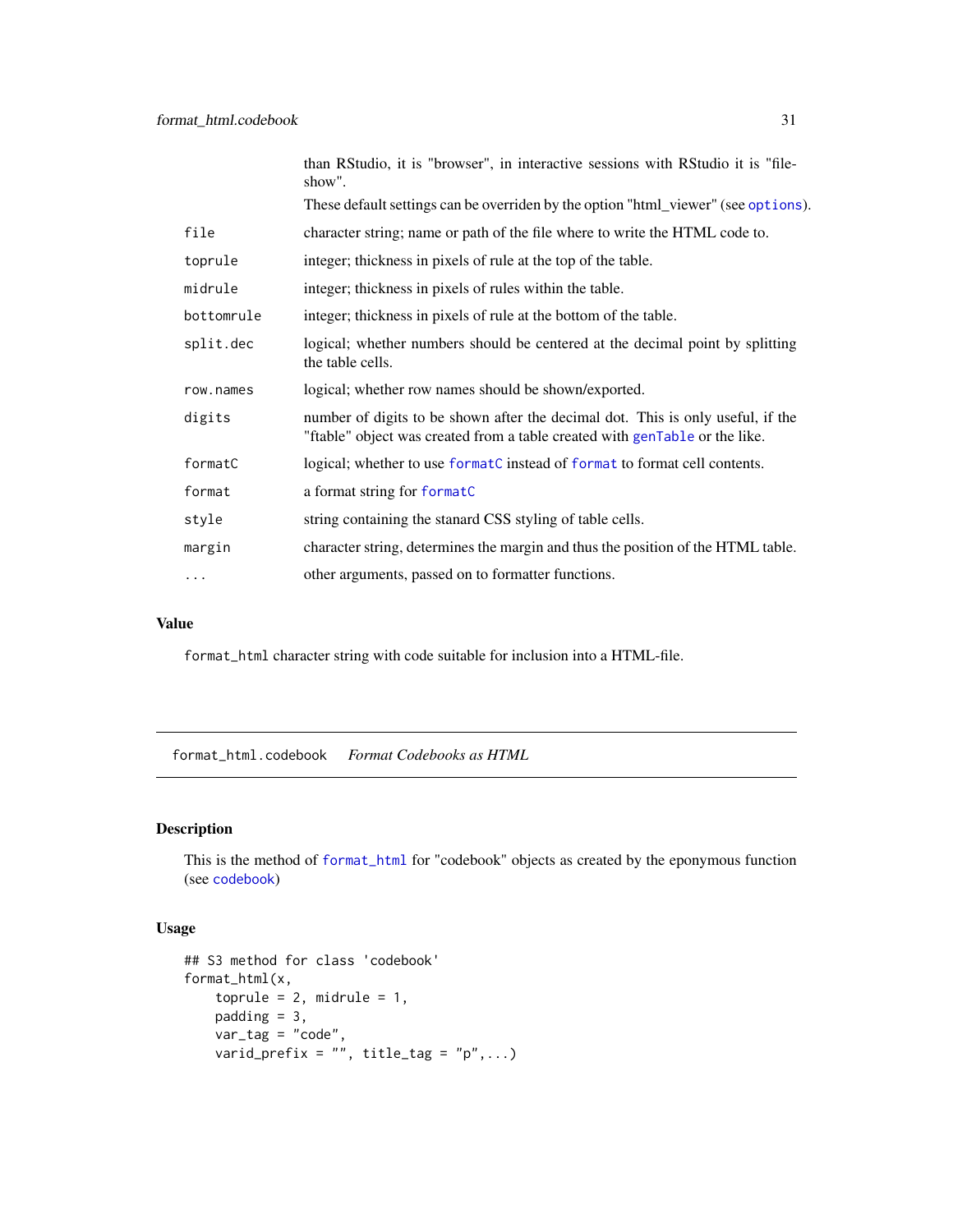| | |
|---|---|
| | than RStudio, it is "browser", in interactive sessions with RStudio it is "file-show". These default settings can be overriden by the option "html_viewer" (see `options`). |
| `file` | character string; name or path of the file where to write the HTML code to. |
| `toprule` | integer; thickness in pixels of rule at the top of the table. |
| `midrule` | integer; thickness in pixels of rules within the table. |
| `bottomrule` | integer; thickness in pixels of rule at the bottom of the table. |
| `split.dec` | logical; whether numbers should be centered at the decimal point by splitting the table cells. |
| `row.names` | logical; whether row names should be shown/exported. |
| `digits` | number of digits to be shown after the decimal dot. This is only useful, if the "ftable" object was created from a table created with `genTable` or the like. |
| `formatC` | logical; whether to use `formatC` instead of `format` to format cell contents. |
| `format` | a format string for `formatC` |
| `style` | string containing the stanard CSS styling of table cells. |
| `margin` | character string, determines the margin and thus the position of the HTML table. |
| `...` | other arguments, passed on to formatter functions. |

## Value

`format_html` character string with code suitable for inclusion into a HTML-file.

---

`format_html.codebook` *Format Codebooks as HTML*

---

## Description

This is the method of `format_html` for "codebook" objects as created by the eponymous function (see `codebook`)

## Usage

```
## S3 method for class 'codebook'
format_html(x,
    toprule = 2, midrule = 1,
    padding = 3,
    var_tag = "code",
    varid_prefix = "", title_tag = "p",...)
```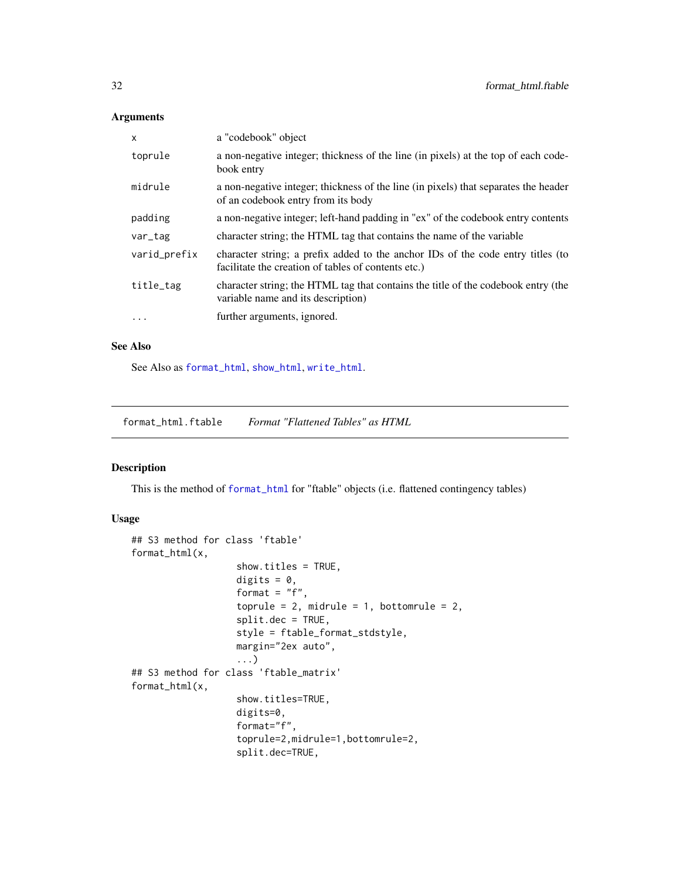## Arguments

| | |
|---|---|
| x | a "codebook" object |
| toprule | a non-negative integer; thickness of the line (in pixels) at the top of each codebook entry |
| midrule | a non-negative integer; thickness of the line (in pixels) that separates the header of an codebook entry from its body |
| padding | a non-negative integer; left-hand padding in "ex" of the codebook entry contents |
| var_tag | character string; the HTML tag that contains the name of the variable |
| varid_prefix | character string; a prefix added to the anchor IDs of the code entry titles (to facilitate the creation of tables of contents etc.) |
| title_tag | character string; the HTML tag that contains the title of the codebook entry (the variable name and its description) |
| ... | further arguments, ignored. |

## See Also

See Also as format_html, show_html, write_html.

---

# format_html.ftable *Format "Flattened Tables" as HTML*

## Description

This is the method of format_html for "ftable" objects (i.e. flattened contingency tables)

## Usage

```
## S3 method for class 'ftable'
format_html(x,
                  show.titles = TRUE,
                  digits = 0,
                  format = "f",
                  toprule = 2, midrule = 1, bottomrule = 2,
                  split.dec = TRUE,
                  style = ftable_format_stdstyle,
                  margin="2ex auto",
                  ...)
## S3 method for class 'ftable_matrix'
format_html(x,
                  show.titles=TRUE,
                  digits=0,
                  format="f",
                  toprule=2,midrule=1,bottomrule=2,
                  split.dec=TRUE,
```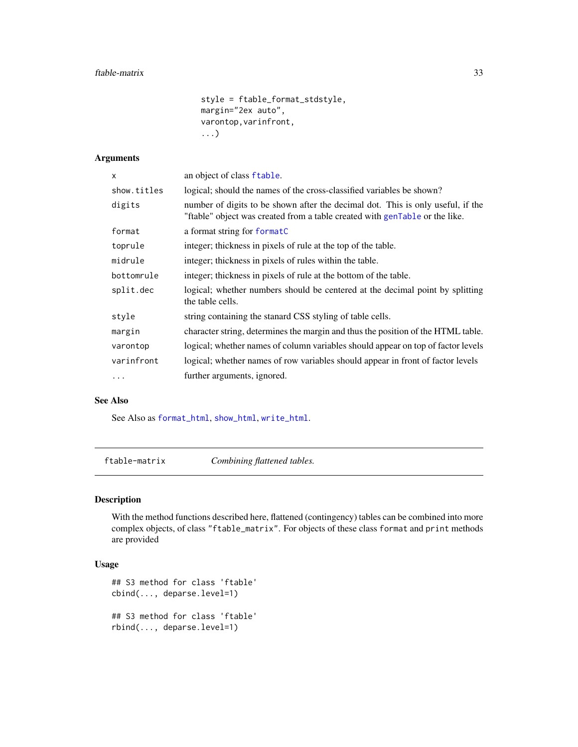```
                  style = ftable_format_stdstyle,
                  margin="2ex auto",
                  varontop,varinfront,
                  ...)
```

### Arguments

| | |
|---|---|
| `x` | an object of class `ftable`. |
| `show.titles` | logical; should the names of the cross-classified variables be shown? |
| `digits` | number of digits to be shown after the decimal dot. This is only useful, if the "ftable" object was created from a table created with `genTable` or the like. |
| `format` | a format string for `formatC` |
| `toprule` | integer; thickness in pixels of rule at the top of the table. |
| `midrule` | integer; thickness in pixels of rules within the table. |
| `bottomrule` | integer; thickness in pixels of rule at the bottom of the table. |
| `split.dec` | logical; whether numbers should be centered at the decimal point by splitting the table cells. |
| `style` | string containing the stanard CSS styling of table cells. |
| `margin` | character string, determines the margin and thus the position of the HTML table. |
| `varontop` | logical; whether names of column variables should appear on top of factor levels |
| `varinfront` | logical; whether names of row variables should appear in front of factor levels |
| `...` | further arguments, ignored. |

### See Also

See Also as `format_html`, `show_html`, `write_html`.

---

## ftable-matrix &nbsp;&nbsp;&nbsp; *Combining flattened tables.*

---

### Description

With the method functions described here, flattened (contingency) tables can be combined into more complex objects, of class "ftable_matrix". For objects of these class `format` and `print` methods are provided

### Usage

```
## S3 method for class 'ftable'
cbind(..., deparse.level=1)

## S3 method for class 'ftable'
rbind(..., deparse.level=1)
```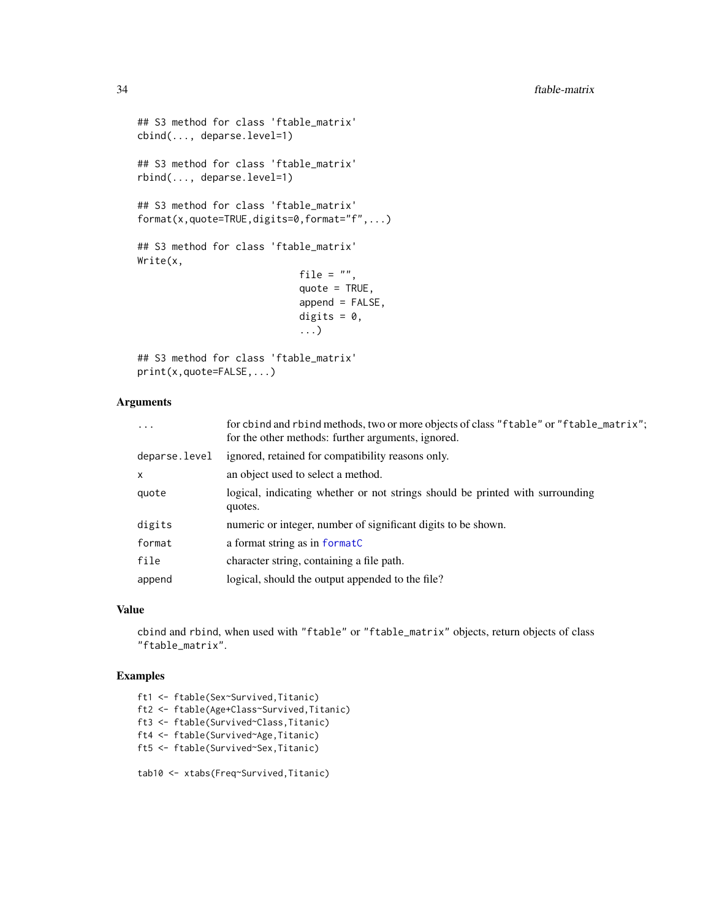```
## S3 method for class 'ftable_matrix'
cbind(..., deparse.level=1)

## S3 method for class 'ftable_matrix'
rbind(..., deparse.level=1)

## S3 method for class 'ftable_matrix'
format(x,quote=TRUE,digits=0,format="f",...)

## S3 method for class 'ftable_matrix'
Write(x,
                             file = "",
                             quote = TRUE,
                             append = FALSE,
                             digits = 0,
                             ...)

## S3 method for class 'ftable_matrix'
print(x,quote=FALSE,...)
```

## Arguments

| | |
|---|---|
| `...` | for cbind and rbind methods, two or more objects of class "ftable" or "ftable_matrix"; for the other methods: further arguments, ignored. |
| `deparse.level` | ignored, retained for compatibility reasons only. |
| `x` | an object used to select a method. |
| `quote` | logical, indicating whether or not strings should be printed with surrounding quotes. |
| `digits` | numeric or integer, number of significant digits to be shown. |
| `format` | a format string as in formatC |
| `file` | character string, containing a file path. |
| `append` | logical, should the output appended to the file? |

## Value

cbind and rbind, when used with "ftable" or "ftable_matrix" objects, return objects of class "ftable_matrix".

## Examples

```
ft1 <- ftable(Sex~Survived,Titanic)
ft2 <- ftable(Age+Class~Survived,Titanic)
ft3 <- ftable(Survived~Class,Titanic)
ft4 <- ftable(Survived~Age,Titanic)
ft5 <- ftable(Survived~Sex,Titanic)

tab10 <- xtabs(Freq~Survived,Titanic)
```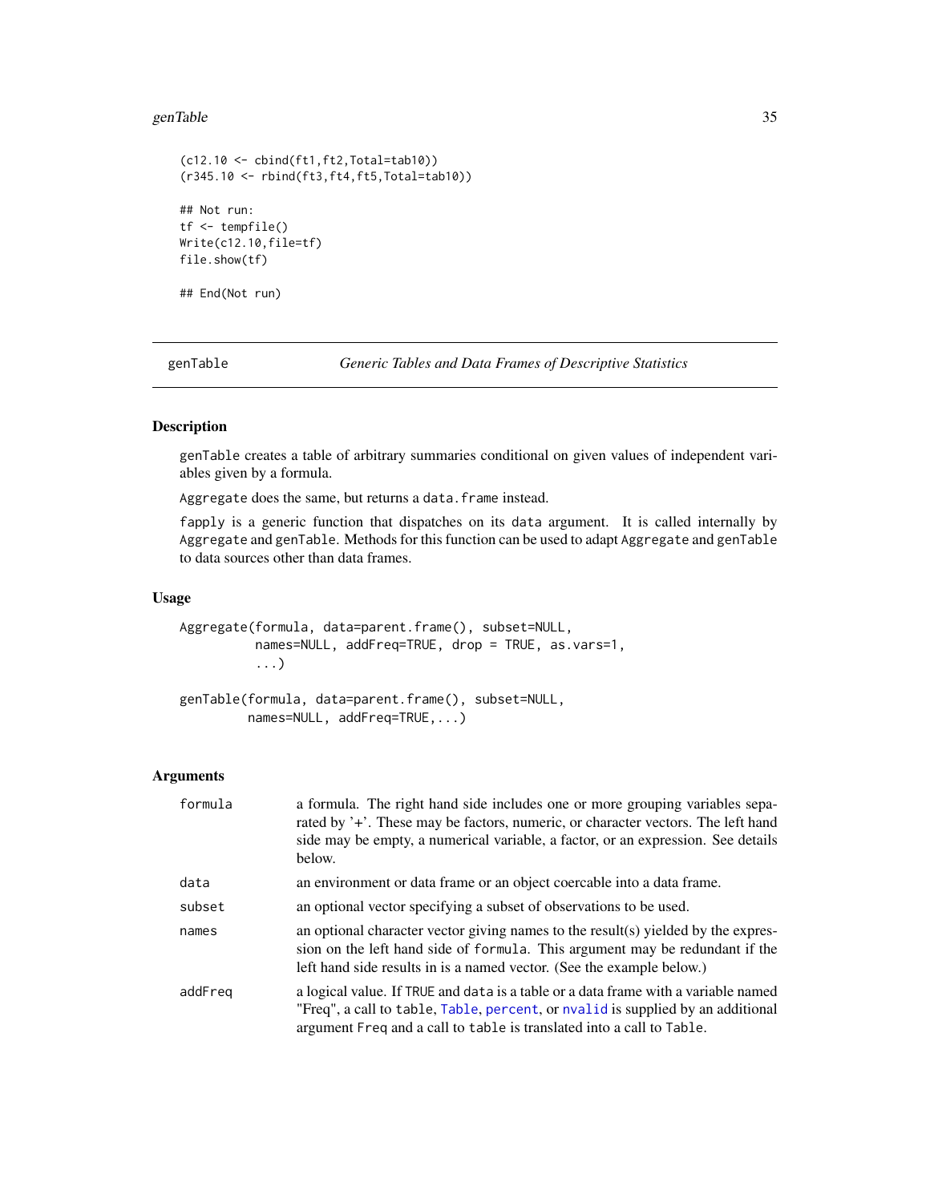```
(c12.10 <- cbind(ft1,ft2,Total=tab10))
(r345.10 <- rbind(ft3,ft4,ft5,Total=tab10))

## Not run:
tf <- tempfile()
Write(c12.10,file=tf)
file.show(tf)

## End(Not run)
```

---

## genTable — *Generic Tables and Data Frames of Descriptive Statistics*

---

### Description

`genTable` creates a table of arbitrary summaries conditional on given values of independent variables given by a formula.

`Aggregate` does the same, but returns a `data.frame` instead.

`fapply` is a generic function that dispatches on its `data` argument. It is called internally by `Aggregate` and `genTable`. Methods for this function can be used to adapt `Aggregate` and `genTable` to data sources other than data frames.

### Usage

```
Aggregate(formula, data=parent.frame(), subset=NULL,
          names=NULL, addFreq=TRUE, drop = TRUE, as.vars=1,
          ...)

genTable(formula, data=parent.frame(), subset=NULL,
         names=NULL, addFreq=TRUE,...)
```

### Arguments

| | |
|---|---|
| `formula` | a formula. The right hand side includes one or more grouping variables separated by '+'. These may be factors, numeric, or character vectors. The left hand side may be empty, a numerical variable, a factor, or an expression. See details below. |
| `data` | an environment or data frame or an object coercable into a data frame. |
| `subset` | an optional vector specifying a subset of observations to be used. |
| `names` | an optional character vector giving names to the result(s) yielded by the expression on the left hand side of `formula`. This argument may be redundant if the left hand side results in is a named vector. (See the example below.) |
| `addFreq` | a logical value. If `TRUE` and `data` is a table or a data frame with a variable named "Freq", a call to `table`, `Table`, `percent`, or `nvalid` is supplied by an additional argument `Freq` and a call to `table` is translated into a call to `Table`. |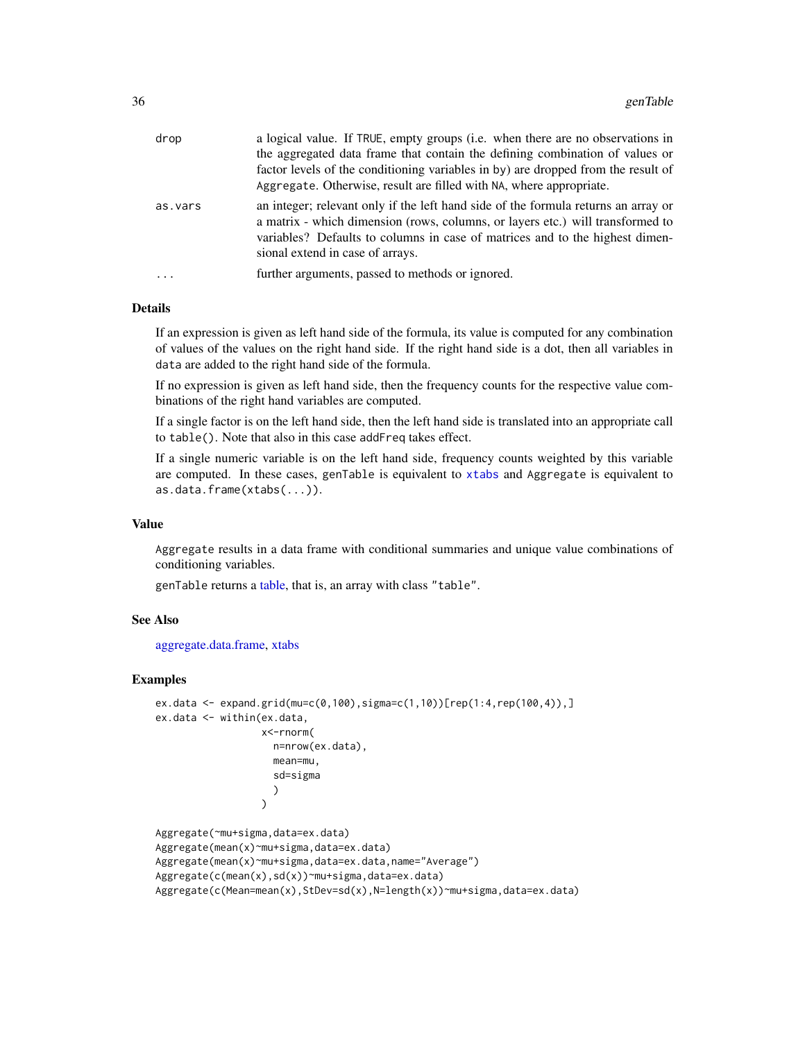| | |
|---|---|
| drop | a logical value. If TRUE, empty groups (i.e. when there are no observations in the aggregated data frame that contain the defining combination of values or factor levels of the conditioning variables in by) are dropped from the result of Aggregate. Otherwise, result are filled with NA, where appropriate. |
| as.vars | an integer; relevant only if the left hand side of the formula returns an array or a matrix - which dimension (rows, columns, or layers etc.) will transformed to variables? Defaults to columns in case of matrices and to the highest dimensional extend in case of arrays. |
| ... | further arguments, passed to methods or ignored. |

## Details

If an expression is given as left hand side of the formula, its value is computed for any combination of values of the values on the right hand side. If the right hand side is a dot, then all variables in data are added to the right hand side of the formula.

If no expression is given as left hand side, then the frequency counts for the respective value combinations of the right hand variables are computed.

If a single factor is on the left hand side, then the left hand side is translated into an appropriate call to table(). Note that also in this case addFreq takes effect.

If a single numeric variable is on the left hand side, frequency counts weighted by this variable are computed. In these cases, genTable is equivalent to xtabs and Aggregate is equivalent to as.data.frame(xtabs(...)).

## Value

Aggregate results in a data frame with conditional summaries and unique value combinations of conditioning variables.

genTable returns a table, that is, an array with class "table".

## See Also

aggregate.data.frame, xtabs

## Examples

```
ex.data <- expand.grid(mu=c(0,100),sigma=c(1,10))[rep(1:4,rep(100,4)),]
ex.data <- within(ex.data,
                  x<-rnorm(
                    n=nrow(ex.data),
                    mean=mu,
                    sd=sigma
                    )
                  )

Aggregate(~mu+sigma,data=ex.data)
Aggregate(mean(x)~mu+sigma,data=ex.data)
Aggregate(mean(x)~mu+sigma,data=ex.data,name="Average")
Aggregate(c(mean(x),sd(x))~mu+sigma,data=ex.data)
Aggregate(c(Mean=mean(x),StDev=sd(x),N=length(x))~mu+sigma,data=ex.data)
```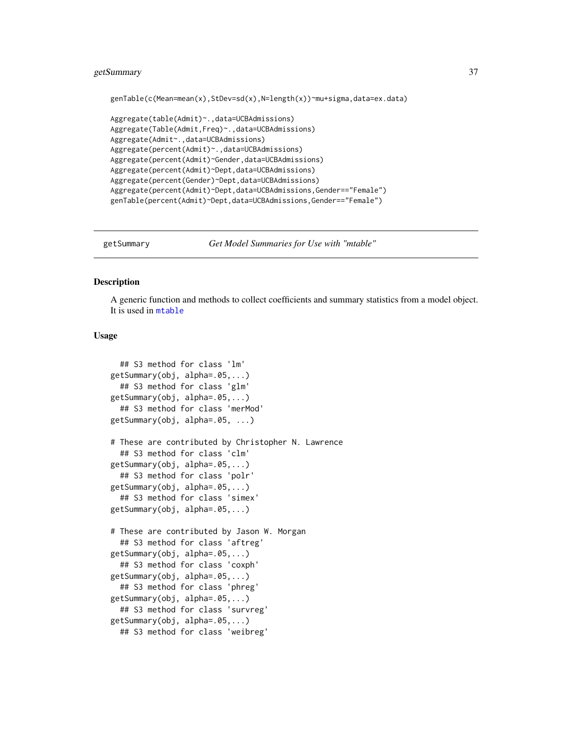```
genTable(c(Mean=mean(x),StDev=sd(x),N=length(x))~mu+sigma,data=ex.data)

Aggregate(table(Admit)~.,data=UCBAdmissions)
Aggregate(Table(Admit,Freq)~.,data=UCBAdmissions)
Aggregate(Admit~.,data=UCBAdmissions)
Aggregate(percent(Admit)~.,data=UCBAdmissions)
Aggregate(percent(Admit)~Gender,data=UCBAdmissions)
Aggregate(percent(Admit)~Dept,data=UCBAdmissions)
Aggregate(percent(Gender)~Dept,data=UCBAdmissions)
Aggregate(percent(Admit)~Dept,data=UCBAdmissions,Gender=="Female")
genTable(percent(Admit)~Dept,data=UCBAdmissions,Gender=="Female")
```

---

## getSummary — *Get Model Summaries for Use with "mtable"*

---

### Description

A generic function and methods to collect coefficients and summary statistics from a model object. It is used in `mtable`

### Usage

```
  ## S3 method for class 'lm'
getSummary(obj, alpha=.05,...)
  ## S3 method for class 'glm'
getSummary(obj, alpha=.05,...)
  ## S3 method for class 'merMod'
getSummary(obj, alpha=.05, ...)

# These are contributed by Christopher N. Lawrence
  ## S3 method for class 'clm'
getSummary(obj, alpha=.05,...)
  ## S3 method for class 'polr'
getSummary(obj, alpha=.05,...)
  ## S3 method for class 'simex'
getSummary(obj, alpha=.05,...)

# These are contributed by Jason W. Morgan
  ## S3 method for class 'aftreg'
getSummary(obj, alpha=.05,...)
  ## S3 method for class 'coxph'
getSummary(obj, alpha=.05,...)
  ## S3 method for class 'phreg'
getSummary(obj, alpha=.05,...)
  ## S3 method for class 'survreg'
getSummary(obj, alpha=.05,...)
  ## S3 method for class 'weibreg'
```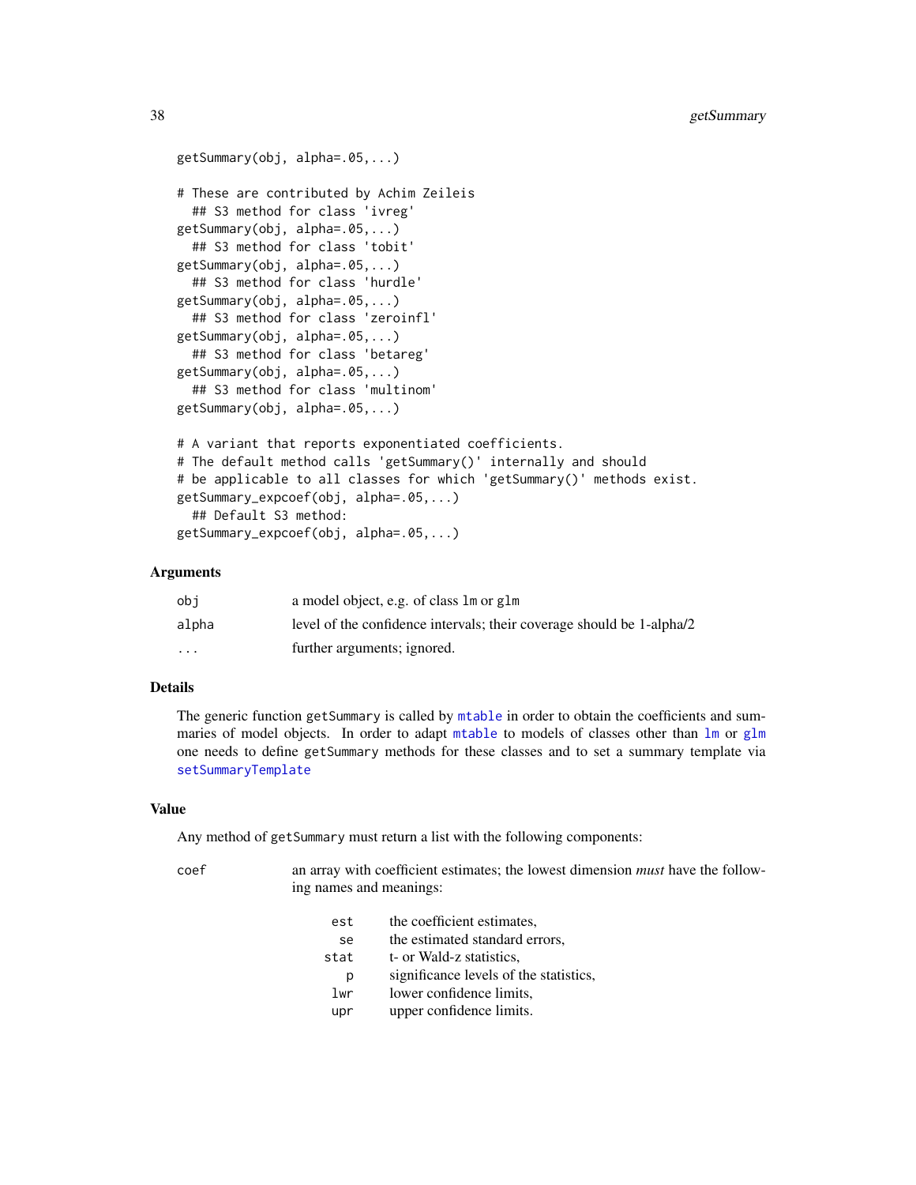```
getSummary(obj, alpha=.05,...)

# These are contributed by Achim Zeileis
  ## S3 method for class 'ivreg'
getSummary(obj, alpha=.05,...)
  ## S3 method for class 'tobit'
getSummary(obj, alpha=.05,...)
  ## S3 method for class 'hurdle'
getSummary(obj, alpha=.05,...)
  ## S3 method for class 'zeroinfl'
getSummary(obj, alpha=.05,...)
  ## S3 method for class 'betareg'
getSummary(obj, alpha=.05,...)
  ## S3 method for class 'multinom'
getSummary(obj, alpha=.05,...)

# A variant that reports exponentiated coefficients.
# The default method calls 'getSummary()' internally and should
# be applicable to all classes for which 'getSummary()' methods exist.
getSummary_expcoef(obj, alpha=.05,...)
  ## Default S3 method:
getSummary_expcoef(obj, alpha=.05,...)
```

## Arguments

| | |
|---|---|
| `obj` | a model object, e.g. of class `lm` or `glm` |
| `alpha` | level of the confidence intervals; their coverage should be 1-alpha/2 |
| `...` | further arguments; ignored. |

## Details

The generic function `getSummary` is called by `mtable` in order to obtain the coefficients and summaries of model objects. In order to adapt `mtable` to models of classes other than `lm` or `glm` one needs to define `getSummary` methods for these classes and to set a summary template via `setSummaryTemplate`

## Value

Any method of `getSummary` must return a list with the following components:

`coef` an array with coefficient estimates; the lowest dimension *must* have the following names and meanings:

| | |
|---|---|
| `est` | the coefficient estimates, |
| `se` | the estimated standard errors, |
| `stat` | t- or Wald-z statistics, |
| `p` | significance levels of the statistics, |
| `lwr` | lower confidence limits, |
| `upr` | upper confidence limits. |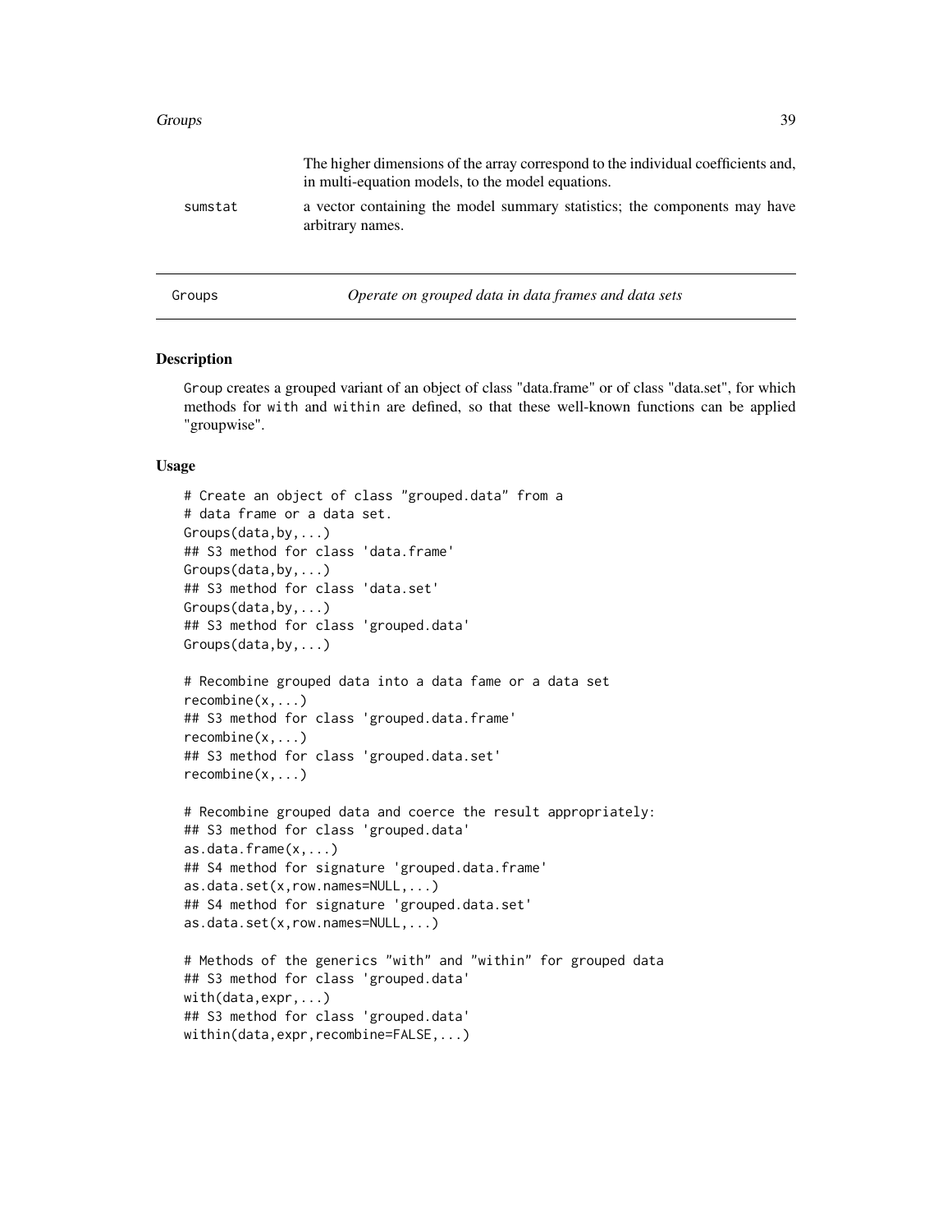|  |  |
| --- | --- |
|  | The higher dimensions of the array correspond to the individual coefficients and, in multi-equation models, to the model equations. |
| sumstat | a vector containing the model summary statistics; the components may have arbitrary names. |

## Groups — *Operate on grouped data in data frames and data sets*

### Description

Group creates a grouped variant of an object of class "data.frame" or of class "data.set", for which methods for with and within are defined, so that these well-known functions can be applied "groupwise".

### Usage

```
# Create an object of class "grouped.data" from a
# data frame or a data set.
Groups(data,by,...)
## S3 method for class 'data.frame'
Groups(data,by,...)
## S3 method for class 'data.set'
Groups(data,by,...)
## S3 method for class 'grouped.data'
Groups(data,by,...)

# Recombine grouped data into a data fame or a data set
recombine(x,...)
## S3 method for class 'grouped.data.frame'
recombine(x,...)
## S3 method for class 'grouped.data.set'
recombine(x,...)

# Recombine grouped data and coerce the result appropriately:
## S3 method for class 'grouped.data'
as.data.frame(x,...)
## S4 method for signature 'grouped.data.frame'
as.data.set(x,row.names=NULL,...)
## S4 method for signature 'grouped.data.set'
as.data.set(x,row.names=NULL,...)

# Methods of the generics "with" and "within" for grouped data
## S3 method for class 'grouped.data'
with(data,expr,...)
## S3 method for class 'grouped.data'
within(data,expr,recombine=FALSE,...)
```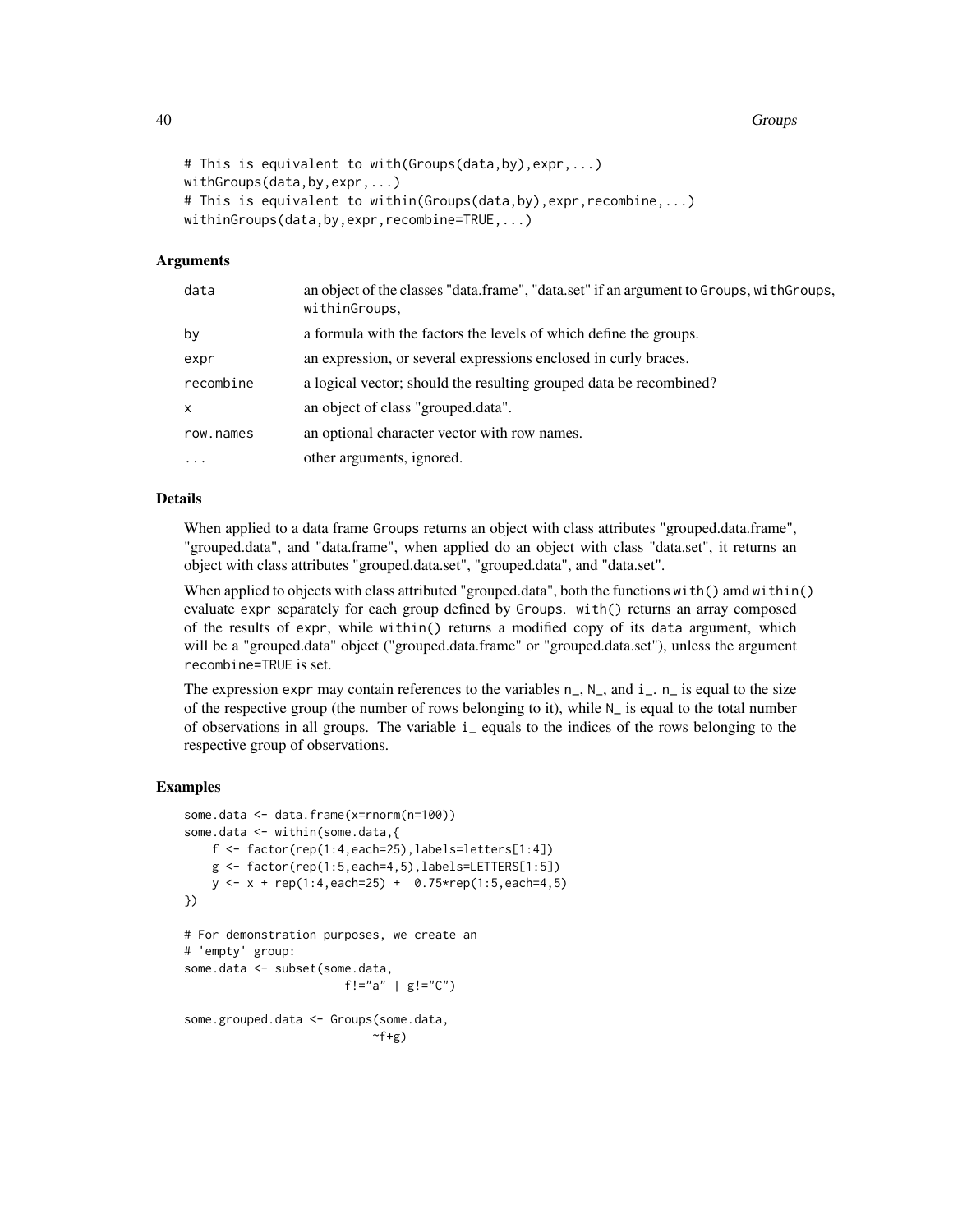```
# This is equivalent to with(Groups(data,by),expr,...)
withGroups(data,by,expr,...)
# This is equivalent to within(Groups(data,by),expr,recombine,...)
withinGroups(data,by,expr,recombine=TRUE,...)
```

### Arguments

| | |
|---|---|
| `data` | an object of the classes "data.frame", "data.set" if an argument to Groups, withGroups, withinGroups, |
| `by` | a formula with the factors the levels of which define the groups. |
| `expr` | an expression, or several expressions enclosed in curly braces. |
| `recombine` | a logical vector; should the resulting grouped data be recombined? |
| `x` | an object of class "grouped.data". |
| `row.names` | an optional character vector with row names. |
| `...` | other arguments, ignored. |

### Details

When applied to a data frame `Groups` returns an object with class attributes "grouped.data.frame", "grouped.data", and "data.frame", when applied do an object with class "data.set", it returns an object with class attributes "grouped.data.set", "grouped.data", and "data.set".

When applied to objects with class attributed "grouped.data", both the functions `with()` amd `within()` evaluate `expr` separately for each group defined by `Groups`. `with()` returns an array composed of the results of `expr`, while `within()` returns a modified copy of its `data` argument, which will be a "grouped.data" object ("grouped.data.frame" or "grouped.data.set"), unless the argument `recombine=TRUE` is set.

The expression `expr` may contain references to the variables `n_`, `N_`, and `i_`. `n_` is equal to the size of the respective group (the number of rows belonging to it), while `N_` is equal to the total number of observations in all groups. The variable `i_` equals to the indices of the rows belonging to the respective group of observations.

### Examples

```
some.data <- data.frame(x=rnorm(n=100))
some.data <- within(some.data,{
    f <- factor(rep(1:4,each=25),labels=letters[1:4])
    g <- factor(rep(1:5,each=4,5),labels=LETTERS[1:5])
    y <- x + rep(1:4,each=25) +  0.75*rep(1:5,each=4,5)
})

# For demonstration purposes, we create an
# 'empty' group:
some.data <- subset(some.data,
                    f!="a" | g!="C")

some.grouped.data <- Groups(some.data,
                          ~f+g)
```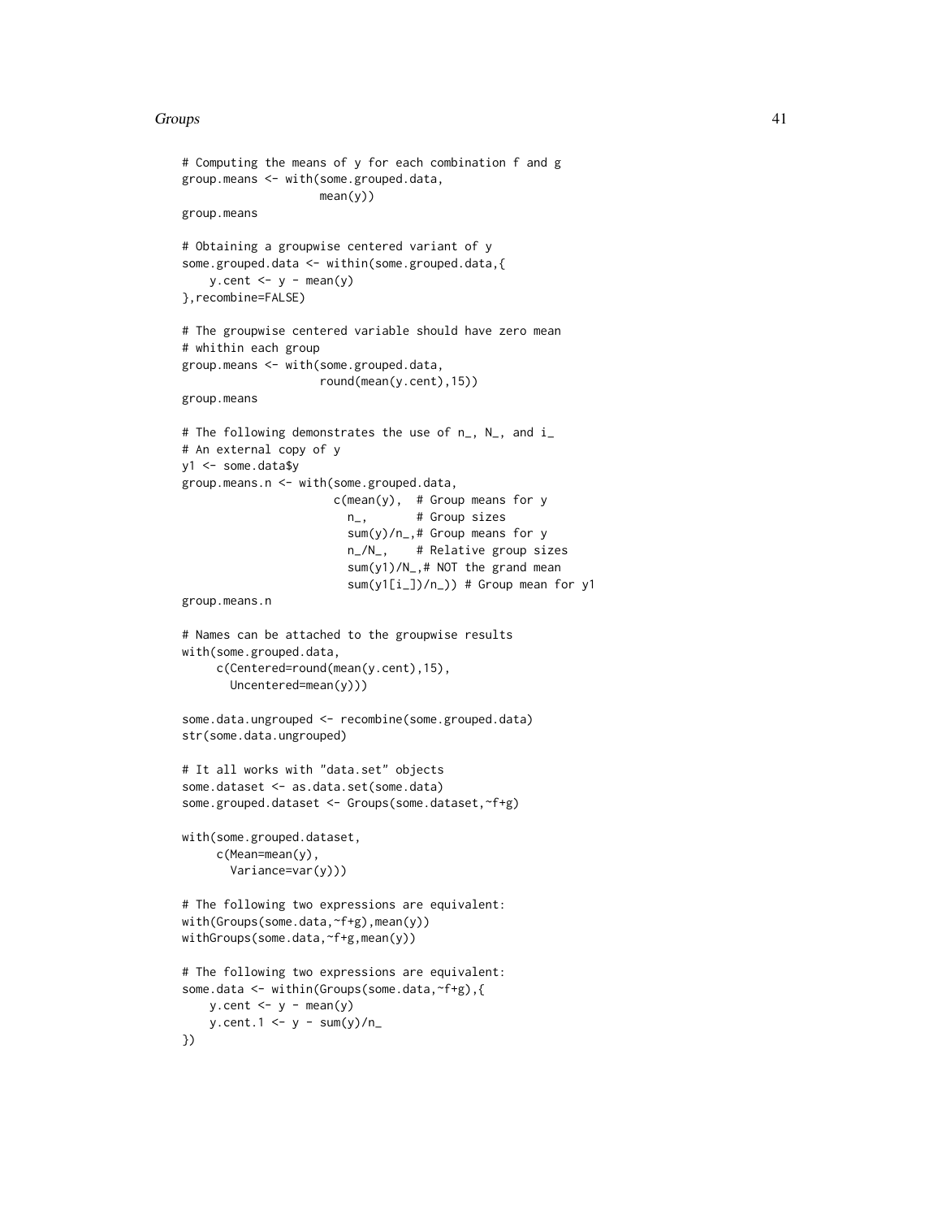```
# Computing the means of y for each combination f and g
group.means <- with(some.grouped.data,
                    mean(y))
group.means

# Obtaining a groupwise centered variant of y
some.grouped.data <- within(some.grouped.data,{
    y.cent <- y - mean(y)
},recombine=FALSE)

# The groupwise centered variable should have zero mean
# whithin each group
group.means <- with(some.grouped.data,
                    round(mean(y.cent),15))
group.means

# The following demonstrates the use of n_, N_, and i_
# An external copy of y
y1 <- some.data$y
group.means.n <- with(some.grouped.data,
                      c(mean(y),  # Group means for y
                        n_,       # Group sizes
                        sum(y)/n_,# Group means for y
                        n_/N_,    # Relative group sizes
                        sum(y1)/N_,# NOT the grand mean
                        sum(y1[i_])/n_)) # Group mean for y1
group.means.n

# Names can be attached to the groupwise results
with(some.grouped.data,
     c(Centered=round(mean(y.cent),15),
       Uncentered=mean(y)))

some.data.ungrouped <- recombine(some.grouped.data)
str(some.data.ungrouped)

# It all works with "data.set" objects
some.dataset <- as.data.set(some.data)
some.grouped.dataset <- Groups(some.dataset,~f+g)

with(some.grouped.dataset,
     c(Mean=mean(y),
       Variance=var(y)))

# The following two expressions are equivalent:
with(Groups(some.data,~f+g),mean(y))
withGroups(some.data,~f+g,mean(y))

# The following two expressions are equivalent:
some.data <- within(Groups(some.data,~f+g),{
    y.cent <- y - mean(y)
    y.cent.1 <- y - sum(y)/n_
})
```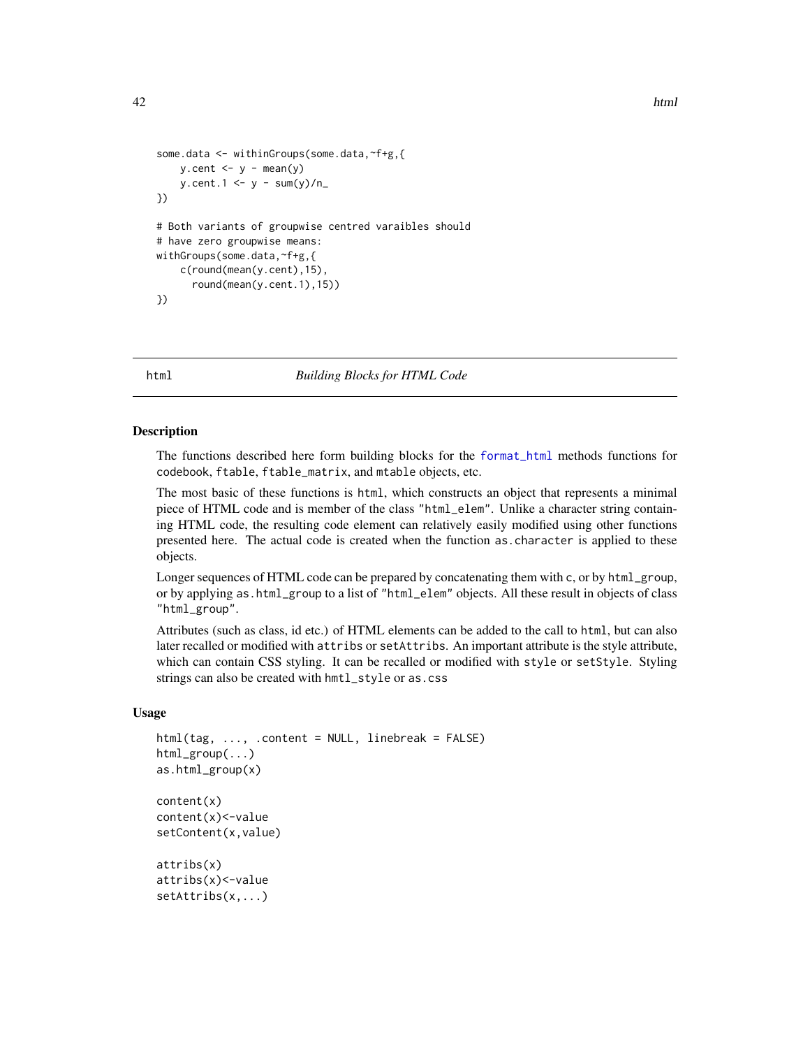```
some.data <- withinGroups(some.data,~f+g,{
    y.cent <- y - mean(y)
    y.cent.1 <- y - sum(y)/n_
})

# Both variants of groupwise centred varaibles should
# have zero groupwise means:
withGroups(some.data,~f+g,{
    c(round(mean(y.cent),15),
      round(mean(y.cent.1),15))
})
```

## html — *Building Blocks for HTML Code*

### Description

The functions described here form building blocks for the format_html methods functions for codebook, ftable, ftable_matrix, and mtable objects, etc.

The most basic of these functions is html, which constructs an object that represents a minimal piece of HTML code and is member of the class "html_elem". Unlike a character string containing HTML code, the resulting code element can relatively easily modified using other functions presented here. The actual code is created when the function as.character is applied to these objects.

Longer sequences of HTML code can be prepared by concatenating them with c, or by html_group, or by applying as.html_group to a list of "html_elem" objects. All these result in objects of class "html_group".

Attributes (such as class, id etc.) of HTML elements can be added to the call to html, but can also later recalled or modified with attribs or setAttribs. An important attribute is the style attribute, which can contain CSS styling. It can be recalled or modified with style or setStyle. Styling strings can also be created with hmtl_style or as.css

### Usage

```
html(tag, ..., .content = NULL, linebreak = FALSE)
html_group(...)
as.html_group(x)

content(x)
content(x)<-value
setContent(x,value)

attribs(x)
attribs(x)<-value
setAttribs(x,...)
```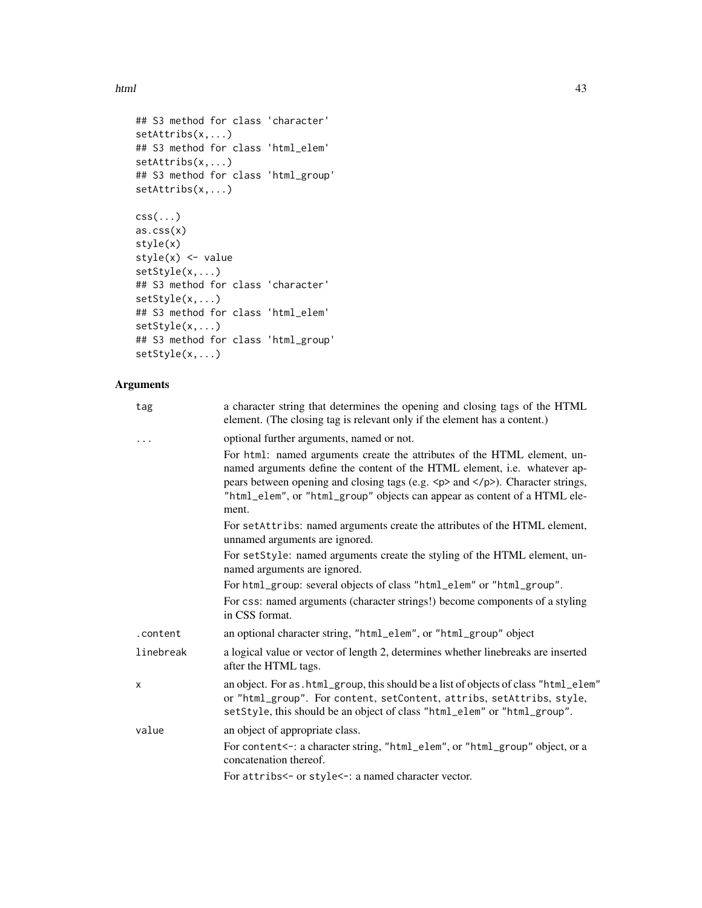```
## S3 method for class 'character'
setAttribs(x,...)
## S3 method for class 'html_elem'
setAttribs(x,...)
## S3 method for class 'html_group'
setAttribs(x,...)

css(...)
as.css(x)
style(x)
style(x) <- value
setStyle(x,...)
## S3 method for class 'character'
setStyle(x,...)
## S3 method for class 'html_elem'
setStyle(x,...)
## S3 method for class 'html_group'
setStyle(x,...)
```

## Arguments

| | |
|---|---|
| `tag` | a character string that determines the opening and closing tags of the HTML element. (The closing tag is relevant only if the element has a content.) |
| `...` | optional further arguments, named or not.<br>For `html`: named arguments create the attributes of the HTML element, unnamed arguments define the content of the HTML element, i.e. whatever appears between opening and closing tags (e.g. `<p>` and `</p>`). Character strings, `"html_elem"`, or `"html_group"` objects can appear as content of a HTML element.<br>For `setAttribs`: named arguments create the attributes of the HTML element, unnamed arguments are ignored.<br>For `setStyle`: named arguments create the styling of the HTML element, unnamed arguments are ignored.<br>For `html_group`: several objects of class `"html_elem"` or `"html_group"`.<br>For `css`: named arguments (character strings!) become components of a styling in CSS format. |
| `.content` | an optional character string, `"html_elem"`, or `"html_group"` object |
| `linebreak` | a logical value or vector of length 2, determines whether linebreaks are inserted after the HTML tags. |
| `x` | an object. For `as.html_group`, this should be a list of objects of class `"html_elem"` or `"html_group"`. For `content`, `setContent`, `attribs`, `setAttribs`, `style`, `setStyle`, this should be an object of class `"html_elem"` or `"html_group"`. |
| `value` | an object of appropriate class.<br>For `content<-`: a character string, `"html_elem"`, or `"html_group"` object, or a concatenation thereof.<br>For `attribs<-` or `style<-`: a named character vector. |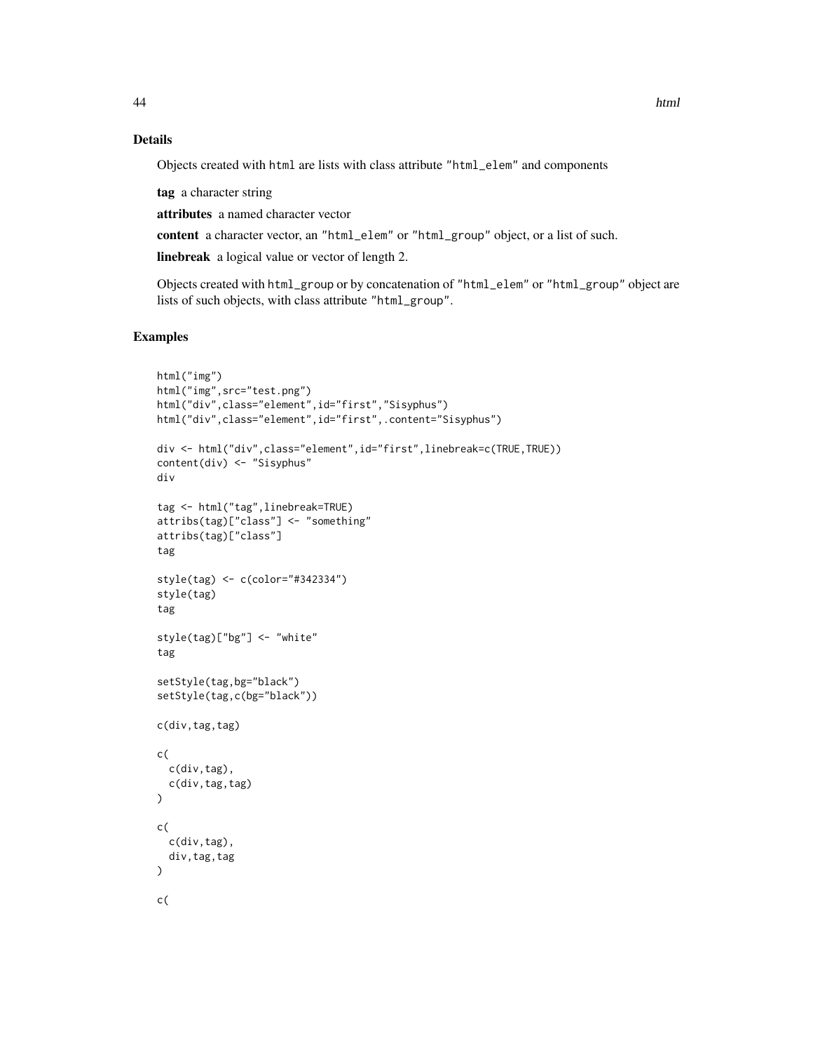## Details

Objects created with `html` are lists with class attribute `"html_elem"` and components

**tag** a character string

**attributes** a named character vector

**content** a character vector, an `"html_elem"` or `"html_group"` object, or a list of such.

**linebreak** a logical value or vector of length 2.

Objects created with `html_group` or by concatenation of `"html_elem"` or `"html_group"` object are lists of such objects, with class attribute `"html_group"`.

## Examples

```
html("img")
html("img",src="test.png")
html("div",class="element",id="first","Sisyphus")
html("div",class="element",id="first",.content="Sisyphus")

div <- html("div",class="element",id="first",linebreak=c(TRUE,TRUE))
content(div) <- "Sisyphus"
div

tag <- html("tag",linebreak=TRUE)
attribs(tag)["class"] <- "something"
attribs(tag)["class"]
tag

style(tag) <- c(color="#342334")
style(tag)
tag

style(tag)["bg"] <- "white"
tag

setStyle(tag,bg="black")
setStyle(tag,c(bg="black"))

c(div,tag,tag)

c(
  c(div,tag),
  c(div,tag,tag)
)

c(
  c(div,tag),
  div,tag,tag
)

c(
```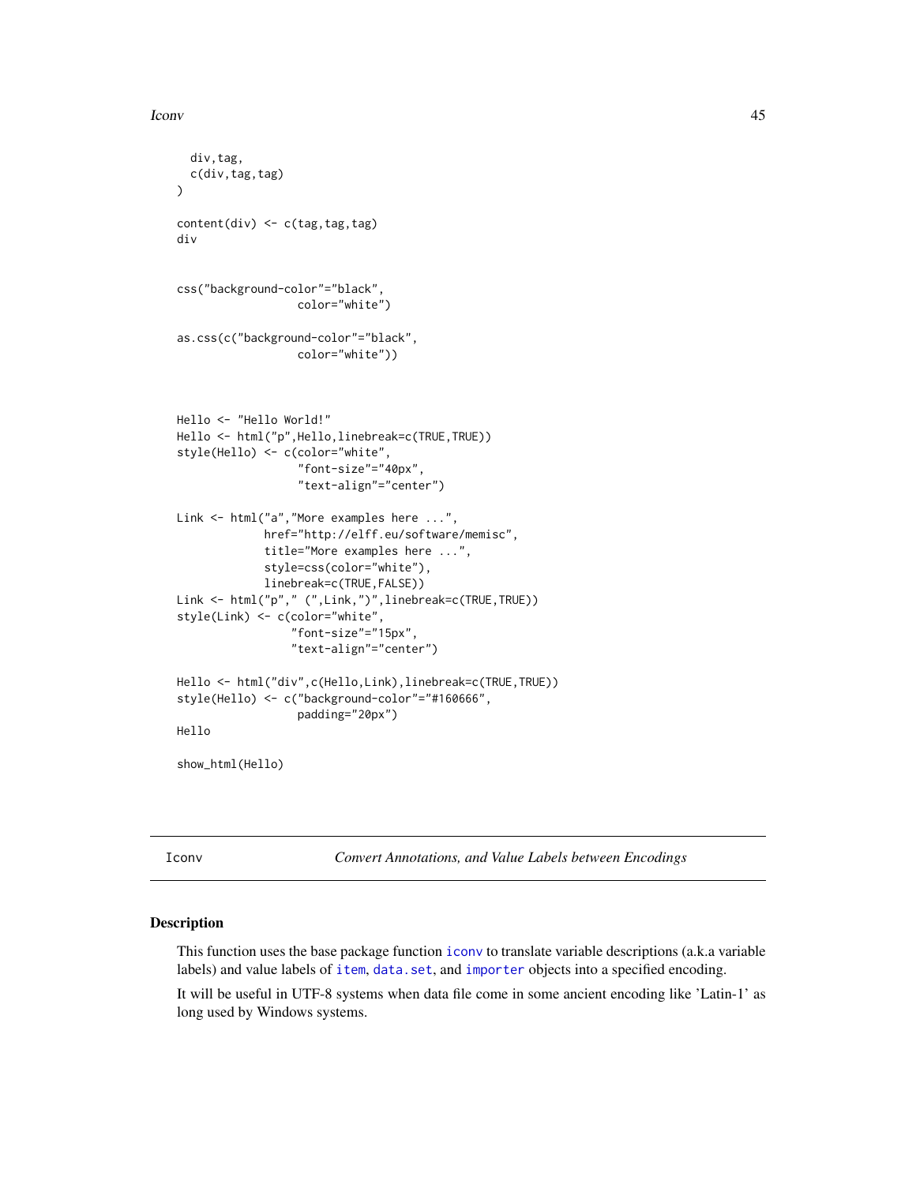```
  div,tag,
  c(div,tag,tag)
)

content(div) <- c(tag,tag,tag)
div


css("background-color"="black",
                  color="white")

as.css(c("background-color"="black",
                  color="white"))



Hello <- "Hello World!"
Hello <- html("p",Hello,linebreak=c(TRUE,TRUE))
style(Hello) <- c(color="white",
                  "font-size"="40px",
                  "text-align"="center")

Link <- html("a","More examples here ...",
             href="http://elff.eu/software/memisc",
             title="More examples here ...",
             style=css(color="white"),
             linebreak=c(TRUE,FALSE))
Link <- html("p"," (",Link,")",linebreak=c(TRUE,TRUE))
style(Link) <- c(color="white",
                 "font-size"="15px",
                 "text-align"="center")

Hello <- html("div",c(Hello,Link),linebreak=c(TRUE,TRUE))
style(Hello) <- c("background-color"="#160666",
                  padding="20px")
Hello

show_html(Hello)
```

## Iconv — *Convert Annotations, and Value Labels between Encodings*

### Description

This function uses the base package function `iconv` to translate variable descriptions (a.k.a variable labels) and value labels of `item`, `data.set`, and `importer` objects into a specified encoding.

It will be useful in UTF-8 systems when data file come in some ancient encoding like 'Latin-1' as long used by Windows systems.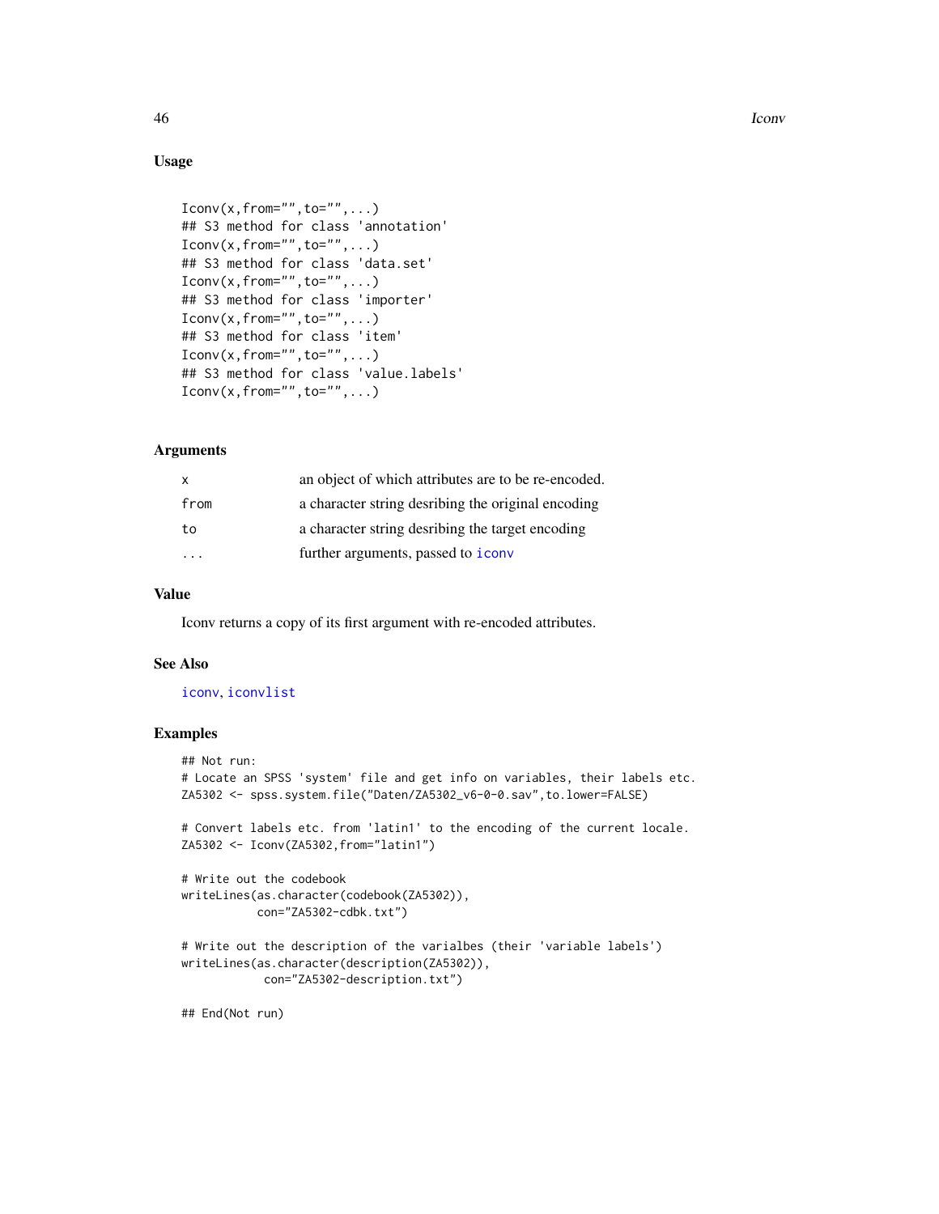### Usage

```
Iconv(x,from="",to="",...)
## S3 method for class 'annotation'
Iconv(x,from="",to="",...)
## S3 method for class 'data.set'
Iconv(x,from="",to="",...)
## S3 method for class 'importer'
Iconv(x,from="",to="",...)
## S3 method for class 'item'
Iconv(x,from="",to="",...)
## S3 method for class 'value.labels'
Iconv(x,from="",to="",...)
```

### Arguments

| | |
|---|---|
| x | an object of which attributes are to be re-encoded. |
| from | a character string desribing the original encoding |
| to | a character string desribing the target encoding |
| ... | further arguments, passed to iconv |

### Value

Iconv returns a copy of its first argument with re-encoded attributes.

### See Also

iconv, iconvlist

### Examples

```
## Not run:
# Locate an SPSS 'system' file and get info on variables, their labels etc.
ZA5302 <- spss.system.file("Daten/ZA5302_v6-0-0.sav",to.lower=FALSE)

# Convert labels etc. from 'latin1' to the encoding of the current locale.
ZA5302 <- Iconv(ZA5302,from="latin1")

# Write out the codebook
writeLines(as.character(codebook(ZA5302)),
           con="ZA5302-cdbk.txt")

# Write out the description of the varialbes (their 'variable labels')
writeLines(as.character(description(ZA5302)),
            con="ZA5302-description.txt")

## End(Not run)
```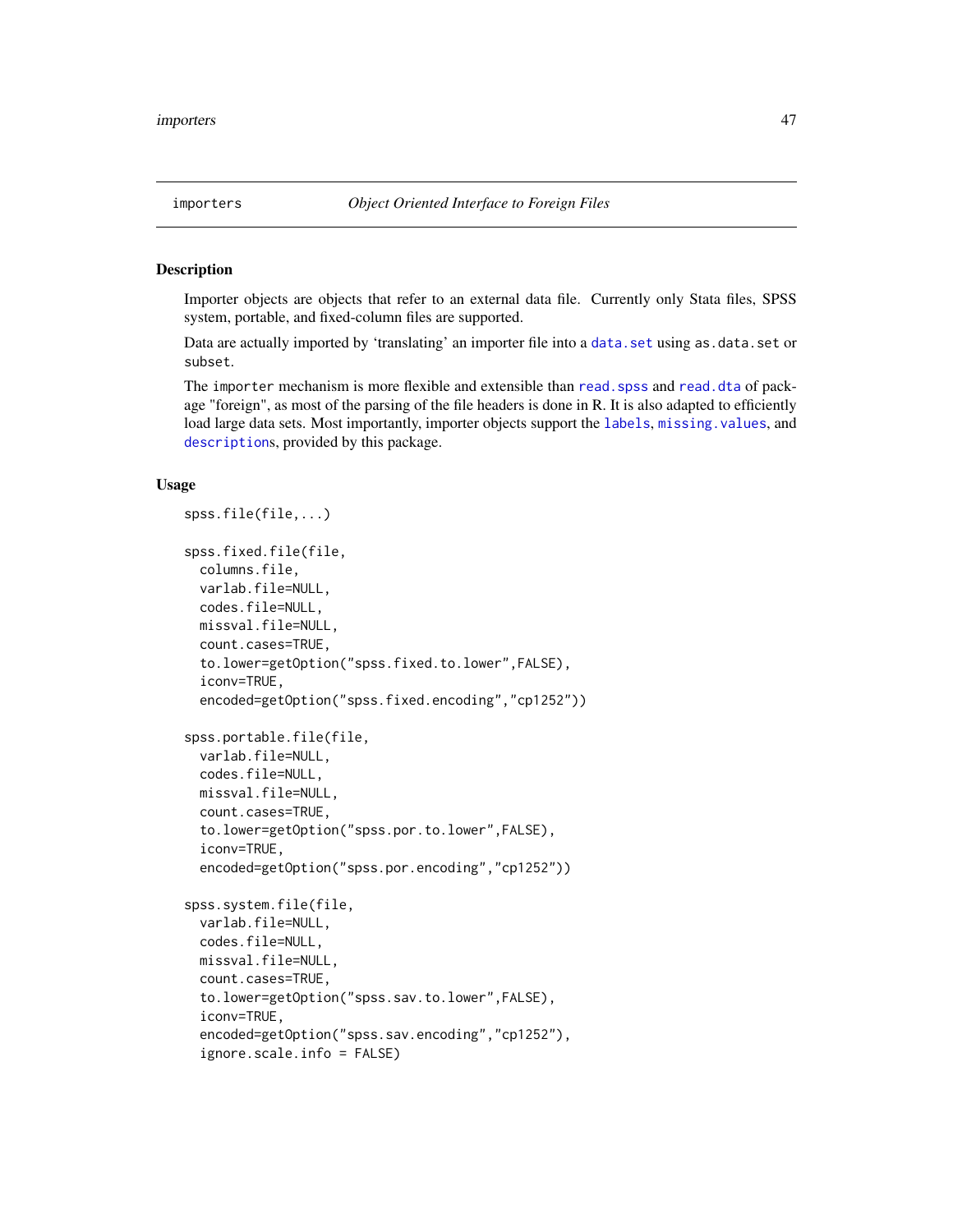## importers — *Object Oriented Interface to Foreign Files*

### Description

Importer objects are objects that refer to an external data file. Currently only Stata files, SPSS system, portable, and fixed-column files are supported.

Data are actually imported by 'translating' an importer file into a `data.set` using `as.data.set` or `subset`.

The `importer` mechanism is more flexible and extensible than `read.spss` and `read.dta` of package "foreign", as most of the parsing of the file headers is done in R. It is also adapted to efficiently load large data sets. Most importantly, importer objects support the `labels`, `missing.values`, and `descriptions`, provided by this package.

### Usage

```
spss.file(file,...)

spss.fixed.file(file,
  columns.file,
  varlab.file=NULL,
  codes.file=NULL,
  missval.file=NULL,
  count.cases=TRUE,
  to.lower=getOption("spss.fixed.to.lower",FALSE),
  iconv=TRUE,
  encoded=getOption("spss.fixed.encoding","cp1252"))

spss.portable.file(file,
  varlab.file=NULL,
  codes.file=NULL,
  missval.file=NULL,
  count.cases=TRUE,
  to.lower=getOption("spss.por.to.lower",FALSE),
  iconv=TRUE,
  encoded=getOption("spss.por.encoding","cp1252"))

spss.system.file(file,
  varlab.file=NULL,
  codes.file=NULL,
  missval.file=NULL,
  count.cases=TRUE,
  to.lower=getOption("spss.sav.to.lower",FALSE),
  iconv=TRUE,
  encoded=getOption("spss.sav.encoding","cp1252"),
  ignore.scale.info = FALSE)
```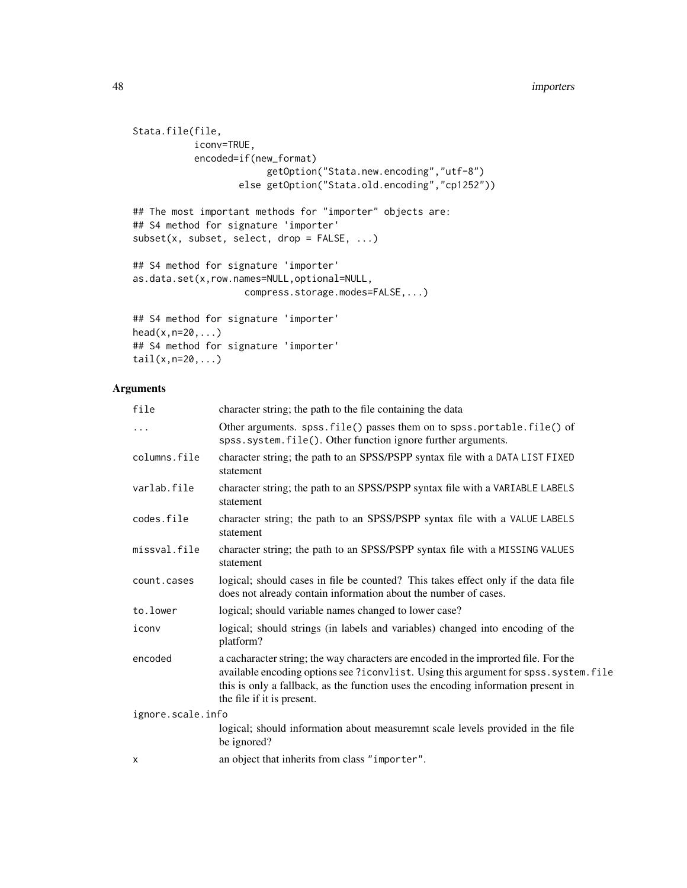```
Stata.file(file,
           iconv=TRUE,
           encoded=if(new_format)
                        getOption("Stata.new.encoding","utf-8")
                    else getOption("Stata.old.encoding","cp1252"))

## The most important methods for "importer" objects are:
## S4 method for signature 'importer'
subset(x, subset, select, drop = FALSE, ...)

## S4 method for signature 'importer'
as.data.set(x,row.names=NULL,optional=NULL,
                   compress.storage.modes=FALSE,...)

## S4 method for signature 'importer'
head(x,n=20,...)
## S4 method for signature 'importer'
tail(x,n=20,...)
```

### Arguments

| | |
|---|---|
| `file` | character string; the path to the file containing the data |
| `...` | Other arguments. `spss.file()` passes them on to `spss.portable.file()` of `spss.system.file()`. Other function ignore further arguments. |
| `columns.file` | character string; the path to an SPSS/PSPP syntax file with a `DATA LIST FIXED` statement |
| `varlab.file` | character string; the path to an SPSS/PSPP syntax file with a `VARIABLE LABELS` statement |
| `codes.file` | character string; the path to an SPSS/PSPP syntax file with a `VALUE LABELS` statement |
| `missval.file` | character string; the path to an SPSS/PSPP syntax file with a `MISSING VALUES` statement |
| `count.cases` | logical; should cases in file be counted? This takes effect only if the data file does not already contain information about the number of cases. |
| `to.lower` | logical; should variable names changed to lower case? |
| `iconv` | logical; should strings (in labels and variables) changed into encoding of the platform? |
| `encoded` | a cacharacter string; the way characters are encoded in the improrted file. For the available encoding options see `?iconvlist`. Using this argument for `spss.system.file` this is only a fallback, as the function uses the encoding information present in the file if it is present. |
| `ignore.scale.info` | logical; should information about measuremnt scale levels provided in the file be ignored? |
| `x` | an object that inherits from class `"importer"`. |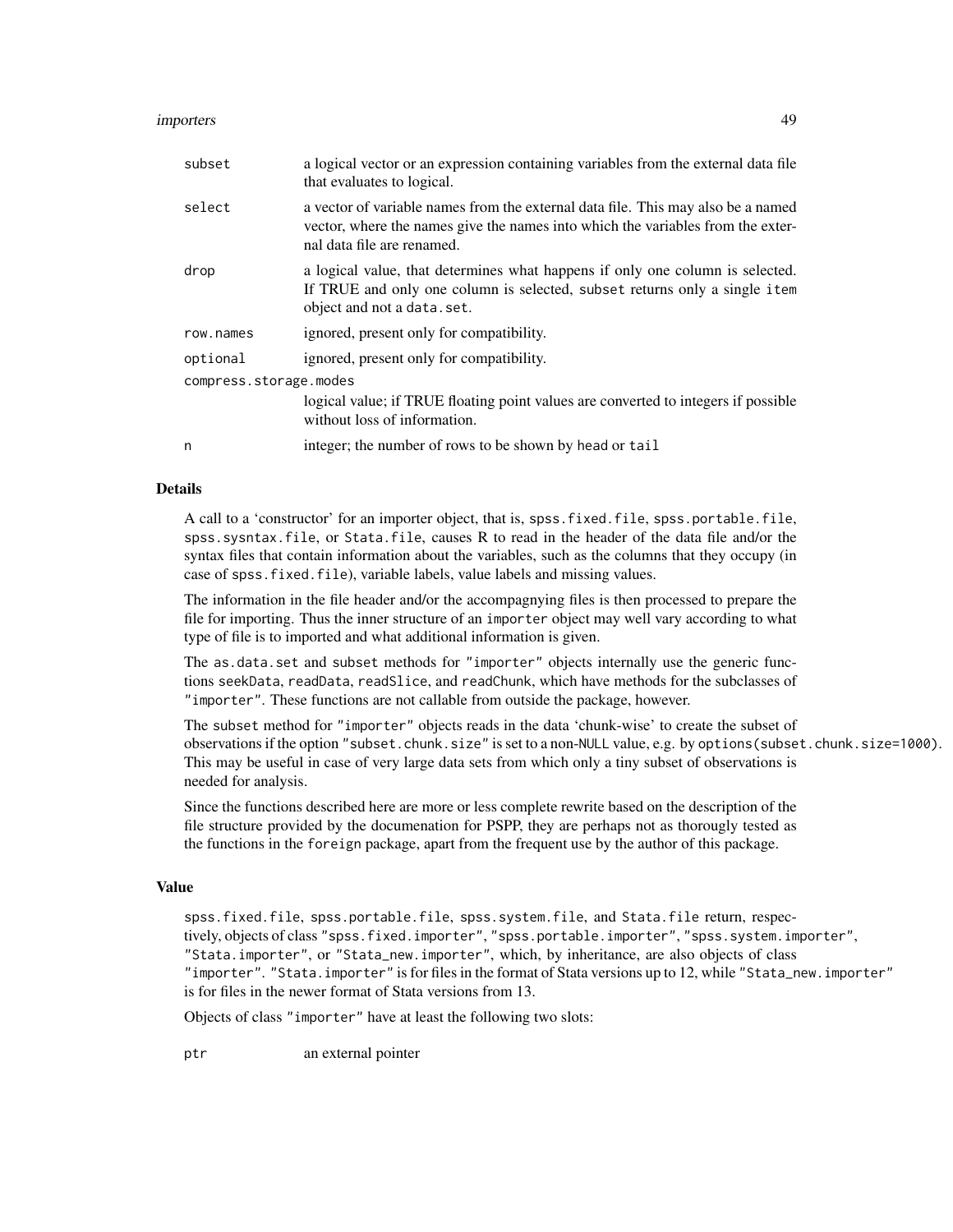| | |
|---|---|
| `subset` | a logical vector or an expression containing variables from the external data file that evaluates to logical. |
| `select` | a vector of variable names from the external data file. This may also be a named vector, where the names give the names into which the variables from the external data file are renamed. |
| `drop` | a logical value, that determines what happens if only one column is selected. If TRUE and only one column is selected, `subset` returns only a single `item` object and not a `data.set`. |
| `row.names` | ignored, present only for compatibility. |
| `optional` | ignored, present only for compatibility. |
| `compress.storage.modes` | logical value; if TRUE floating point values are converted to integers if possible without loss of information. |
| `n` | integer; the number of rows to be shown by `head` or `tail` |

### Details

A call to a 'constructor' for an importer object, that is, `spss.fixed.file`, `spss.portable.file`, `spss.sysntax.file`, or `Stata.file`, causes R to read in the header of the data file and/or the syntax files that contain information about the variables, such as the columns that they occupy (in case of `spss.fixed.file`), variable labels, value labels and missing values.

The information in the file header and/or the accompagnying files is then processed to prepare the file for importing. Thus the inner structure of an `importer` object may well vary according to what type of file is to imported and what additional information is given.

The `as.data.set` and `subset` methods for `"importer"` objects internally use the generic functions `seekData`, `readData`, `readSlice`, and `readChunk`, which have methods for the subclasses of `"importer"`. These functions are not callable from outside the package, however.

The `subset` method for `"importer"` objects reads in the data 'chunk-wise' to create the subset of observations if the option `"subset.chunk.size"` is set to a non-`NULL` value, e.g. by `options(subset.chunk.size=1000)`. This may be useful in case of very large data sets from which only a tiny subset of observations is needed for analysis.

Since the functions described here are more or less complete rewrite based on the description of the file structure provided by the documenation for PSPP, they are perhaps not as thorougly tested as the functions in the `foreign` package, apart from the frequent use by the author of this package.

### Value

`spss.fixed.file`, `spss.portable.file`, `spss.system.file`, and `Stata.file` return, respectively, objects of class `"spss.fixed.importer"`, `"spss.portable.importer"`, `"spss.system.importer"`, `"Stata.importer"`, or `"Stata_new.importer"`, which, by inheritance, are also objects of class `"importer"`. `"Stata.importer"` is for files in the format of Stata versions up to 12, while `"Stata_new.importer"` is for files in the newer format of Stata versions from 13.

Objects of class `"importer"` have at least the following two slots:

| | |
|---|---|
| `ptr` | an external pointer |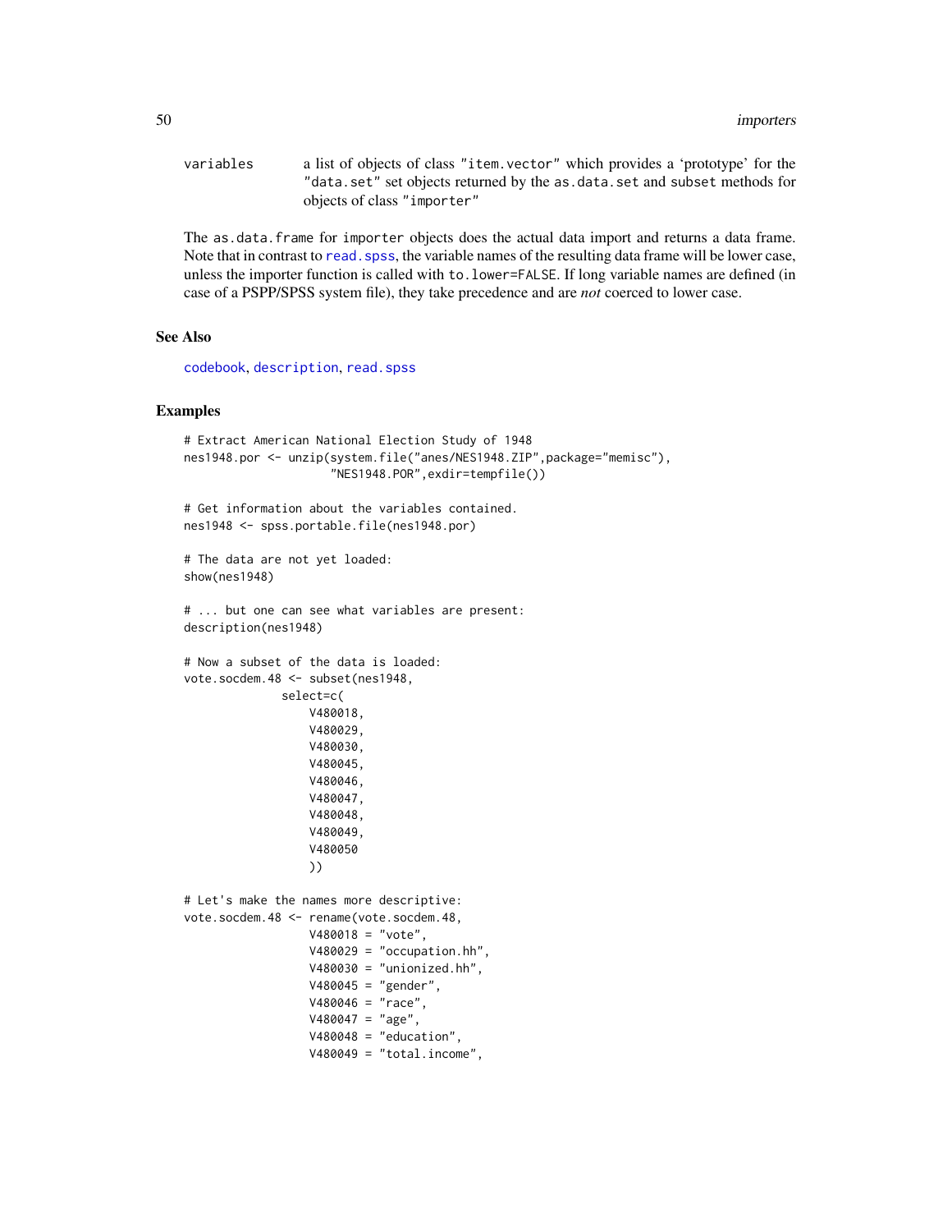variables a list of objects of class "item.vector" which provides a 'prototype' for the "data.set" set objects returned by the as.data.set and subset methods for objects of class "importer"

The as.data.frame for importer objects does the actual data import and returns a data frame. Note that in contrast to read.spss, the variable names of the resulting data frame will be lower case, unless the importer function is called with to.lower=FALSE. If long variable names are defined (in case of a PSPP/SPSS system file), they take precedence and are *not* coerced to lower case.

## See Also

codebook, description, read.spss

## Examples

```
# Extract American National Election Study of 1948
nes1948.por <- unzip(system.file("anes/NES1948.ZIP",package="memisc"),
                     "NES1948.POR",exdir=tempfile())

# Get information about the variables contained.
nes1948 <- spss.portable.file(nes1948.por)

# The data are not yet loaded:
show(nes1948)

# ... but one can see what variables are present:
description(nes1948)

# Now a subset of the data is loaded:
vote.socdem.48 <- subset(nes1948,
              select=c(
                  V480018,
                  V480029,
                  V480030,
                  V480045,
                  V480046,
                  V480047,
                  V480048,
                  V480049,
                  V480050
                  ))

# Let's make the names more descriptive:
vote.socdem.48 <- rename(vote.socdem.48,
                  V480018 = "vote",
                  V480029 = "occupation.hh",
                  V480030 = "unionized.hh",
                  V480045 = "gender",
                  V480046 = "race",
                  V480047 = "age",
                  V480048 = "education",
                  V480049 = "total.income",
```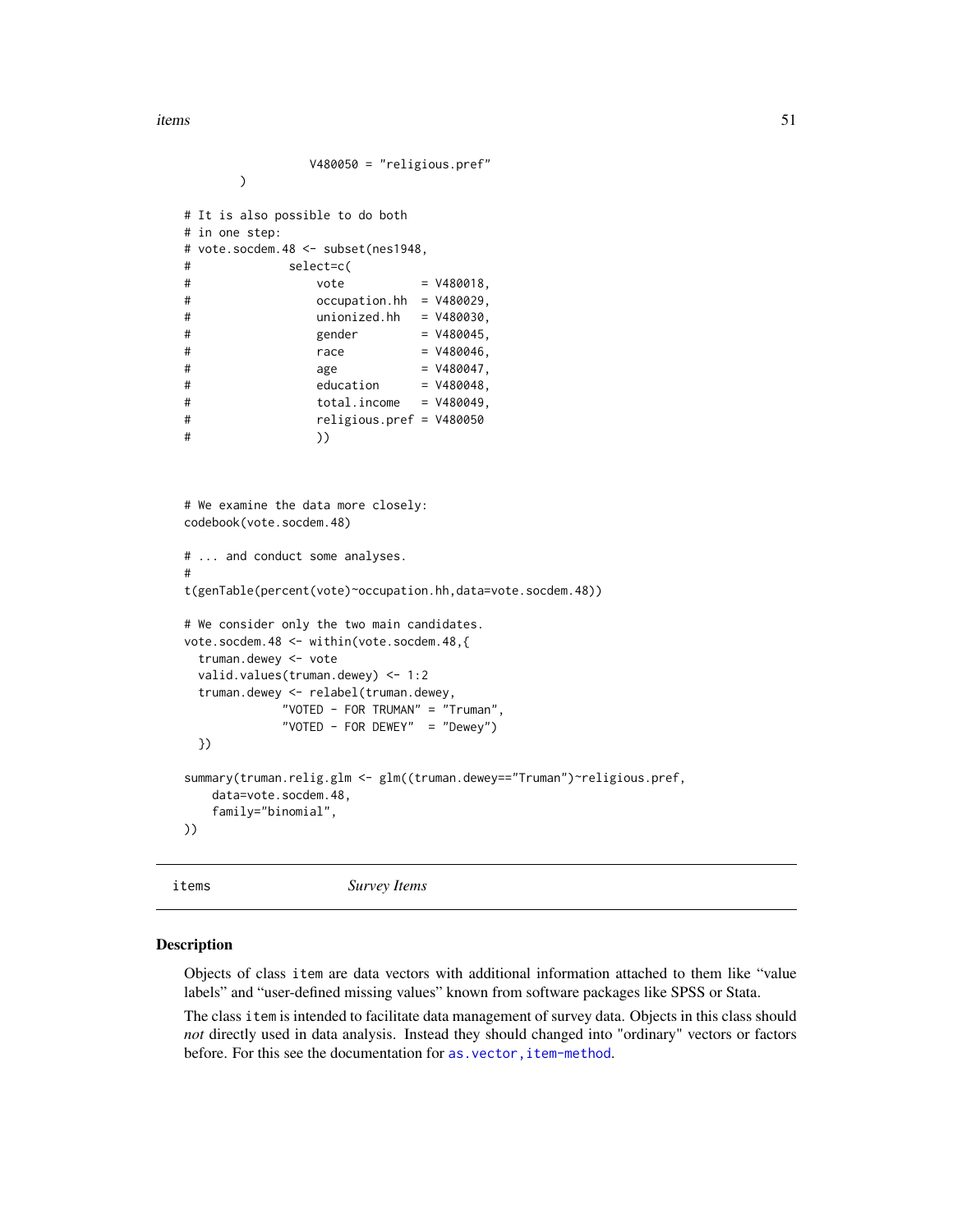```
                  V480050 = "religious.pref"
        )

# It is also possible to do both
# in one step:
# vote.socdem.48 <- subset(nes1948,
#             select=c(
#                 vote           = V480018,
#                 occupation.hh  = V480029,
#                 unionized.hh   = V480030,
#                 gender         = V480045,
#                 race           = V480046,
#                 age            = V480047,
#                 education      = V480048,
#                 total.income   = V480049,
#                 religious.pref = V480050
#                 ))


# We examine the data more closely:
codebook(vote.socdem.48)

# ... and conduct some analyses.
#
t(genTable(percent(vote)~occupation.hh,data=vote.socdem.48))

# We consider only the two main candidates.
vote.socdem.48 <- within(vote.socdem.48,{
  truman.dewey <- vote
  valid.values(truman.dewey) <- 1:2
  truman.dewey <- relabel(truman.dewey,
              "VOTED - FOR TRUMAN" = "Truman",
              "VOTED - FOR DEWEY"  = "Dewey")
  })

summary(truman.relig.glm <- glm((truman.dewey=="Truman")~religious.pref,
    data=vote.socdem.48,
    family="binomial",
))
```

---

items *Survey Items*

---

## Description

Objects of class `item` are data vectors with additional information attached to them like "value labels" and "user-defined missing values" known from software packages like SPSS or Stata.

The class `item` is intended to facilitate data management of survey data. Objects in this class should *not* directly used in data analysis. Instead they should changed into "ordinary" vectors or factors before. For this see the documentation for `as.vector,item-method`.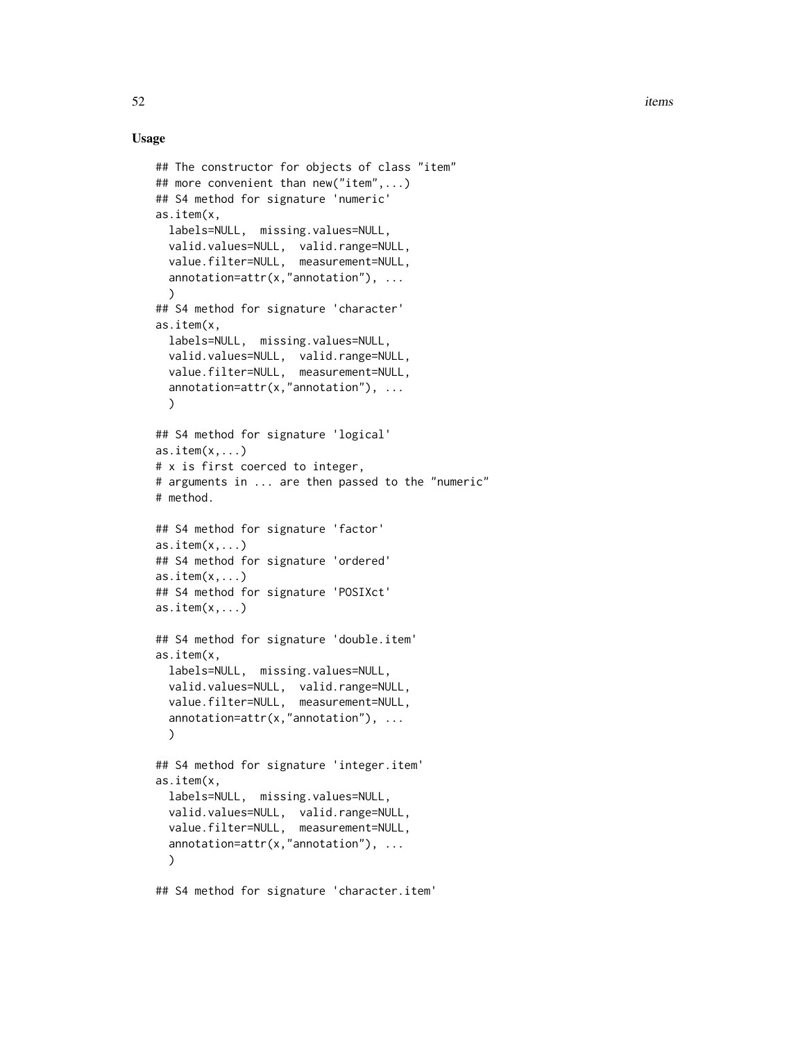### Usage

```
## The constructor for objects of class "item"
## more convenient than new("item",...)
## S4 method for signature 'numeric'
as.item(x,
  labels=NULL,  missing.values=NULL,
  valid.values=NULL,  valid.range=NULL,
  value.filter=NULL,  measurement=NULL,
  annotation=attr(x,"annotation"), ...
  )
## S4 method for signature 'character'
as.item(x,
  labels=NULL,  missing.values=NULL,
  valid.values=NULL,  valid.range=NULL,
  value.filter=NULL,  measurement=NULL,
  annotation=attr(x,"annotation"), ...
  )

## S4 method for signature 'logical'
as.item(x,...)
# x is first coerced to integer,
# arguments in ... are then passed to the "numeric"
# method.

## S4 method for signature 'factor'
as.item(x,...)
## S4 method for signature 'ordered'
as.item(x,...)
## S4 method for signature 'POSIXct'
as.item(x,...)

## S4 method for signature 'double.item'
as.item(x,
  labels=NULL,  missing.values=NULL,
  valid.values=NULL,  valid.range=NULL,
  value.filter=NULL,  measurement=NULL,
  annotation=attr(x,"annotation"), ...
  )

## S4 method for signature 'integer.item'
as.item(x,
  labels=NULL,  missing.values=NULL,
  valid.values=NULL,  valid.range=NULL,
  value.filter=NULL,  measurement=NULL,
  annotation=attr(x,"annotation"), ...
  )

## S4 method for signature 'character.item'
```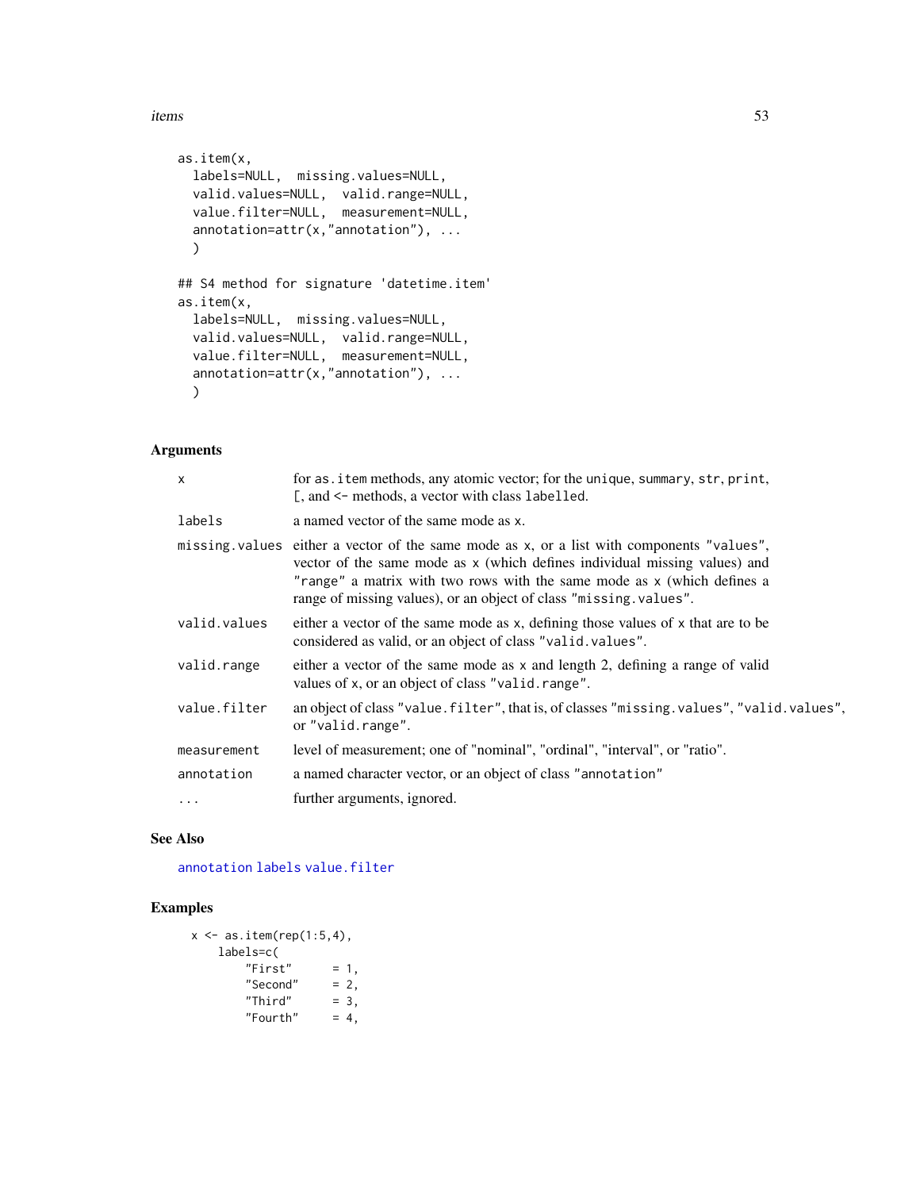```
as.item(x,
  labels=NULL,  missing.values=NULL,
  valid.values=NULL,  valid.range=NULL,
  value.filter=NULL,  measurement=NULL,
  annotation=attr(x,"annotation"), ...
  )

## S4 method for signature 'datetime.item'
as.item(x,
  labels=NULL,  missing.values=NULL,
  valid.values=NULL,  valid.range=NULL,
  value.filter=NULL,  measurement=NULL,
  annotation=attr(x,"annotation"), ...
  )
```

## Arguments

| | |
|---|---|
| `x` | for `as.item` methods, any atomic vector; for the `unique`, `summary`, `str`, `print`, `[`, and `<-` methods, a vector with class `labelled`. |
| `labels` | a named vector of the same mode as `x`. |
| `missing.values` | either a vector of the same mode as `x`, or a list with components `"values"`, vector of the same mode as `x` (which defines individual missing values) and `"range"` a matrix with two rows with the same mode as `x` (which defines a range of missing values), or an object of class `"missing.values"`. |
| `valid.values` | either a vector of the same mode as `x`, defining those values of `x` that are to be considered as valid, or an object of class `"valid.values"`. |
| `valid.range` | either a vector of the same mode as `x` and length 2, defining a range of valid values of `x`, or an object of class `"valid.range"`. |
| `value.filter` | an object of class `"value.filter"`, that is, of classes `"missing.values"`, `"valid.values"`, or `"valid.range"`. |
| `measurement` | level of measurement; one of "nominal", "ordinal", "interval", or "ratio". |
| `annotation` | a named character vector, or an object of class `"annotation"` |
| `...` | further arguments, ignored. |

## See Also

`annotation` `labels` `value.filter`

## Examples

```
x <- as.item(rep(1:5,4),
    labels=c(
        "First"      = 1,
        "Second"     = 2,
        "Third"      = 3,
        "Fourth"     = 4,
```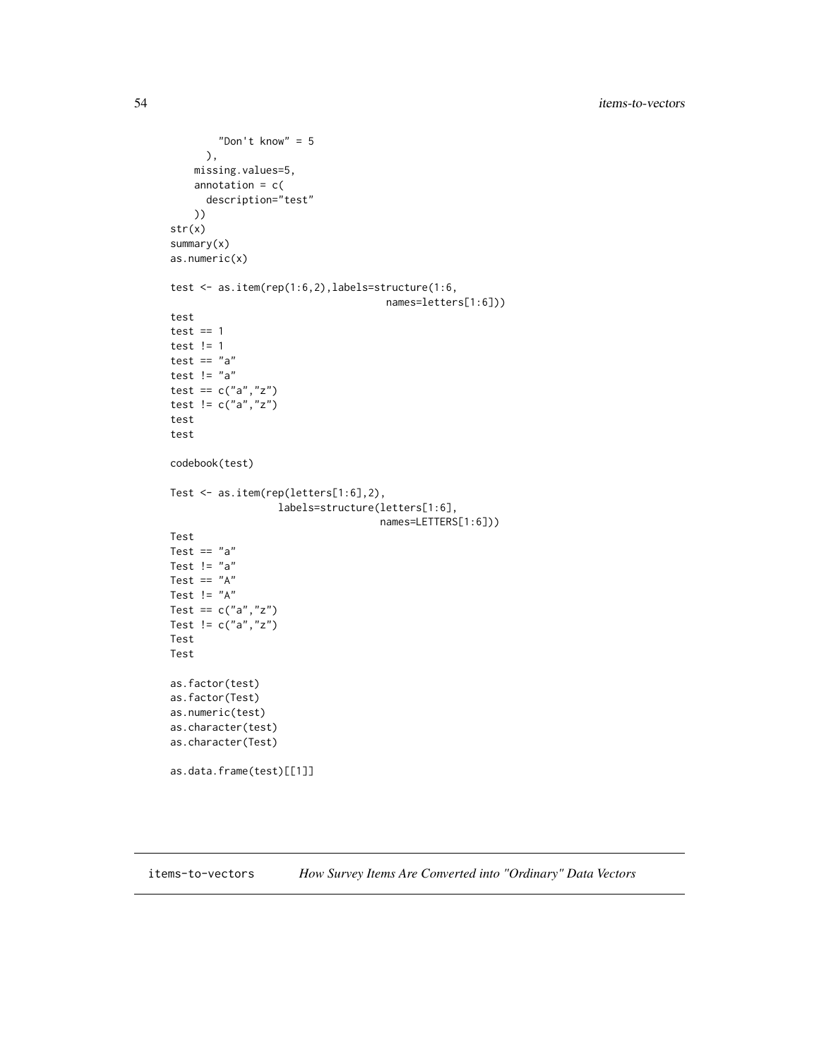```
        "Don't know" = 5
      ),
    missing.values=5,
    annotation = c(
      description="test"
    ))
str(x)
summary(x)
as.numeric(x)

test <- as.item(rep(1:6,2),labels=structure(1:6,
                                    names=letters[1:6]))
test
test == 1
test != 1
test == "a"
test != "a"
test == c("a","z")
test != c("a","z")
test
test

codebook(test)

Test <- as.item(rep(letters[1:6],2),
                  labels=structure(letters[1:6],
                                   names=LETTERS[1:6]))
Test
Test == "a"
Test != "a"
Test == "A"
Test != "A"
Test == c("a","z")
Test != c("a","z")
Test
Test

as.factor(test)
as.factor(Test)
as.numeric(test)
as.character(test)
as.character(Test)

as.data.frame(test)[[1]]
```

## items-to-vectors *How Survey Items Are Converted into "Ordinary" Data Vectors*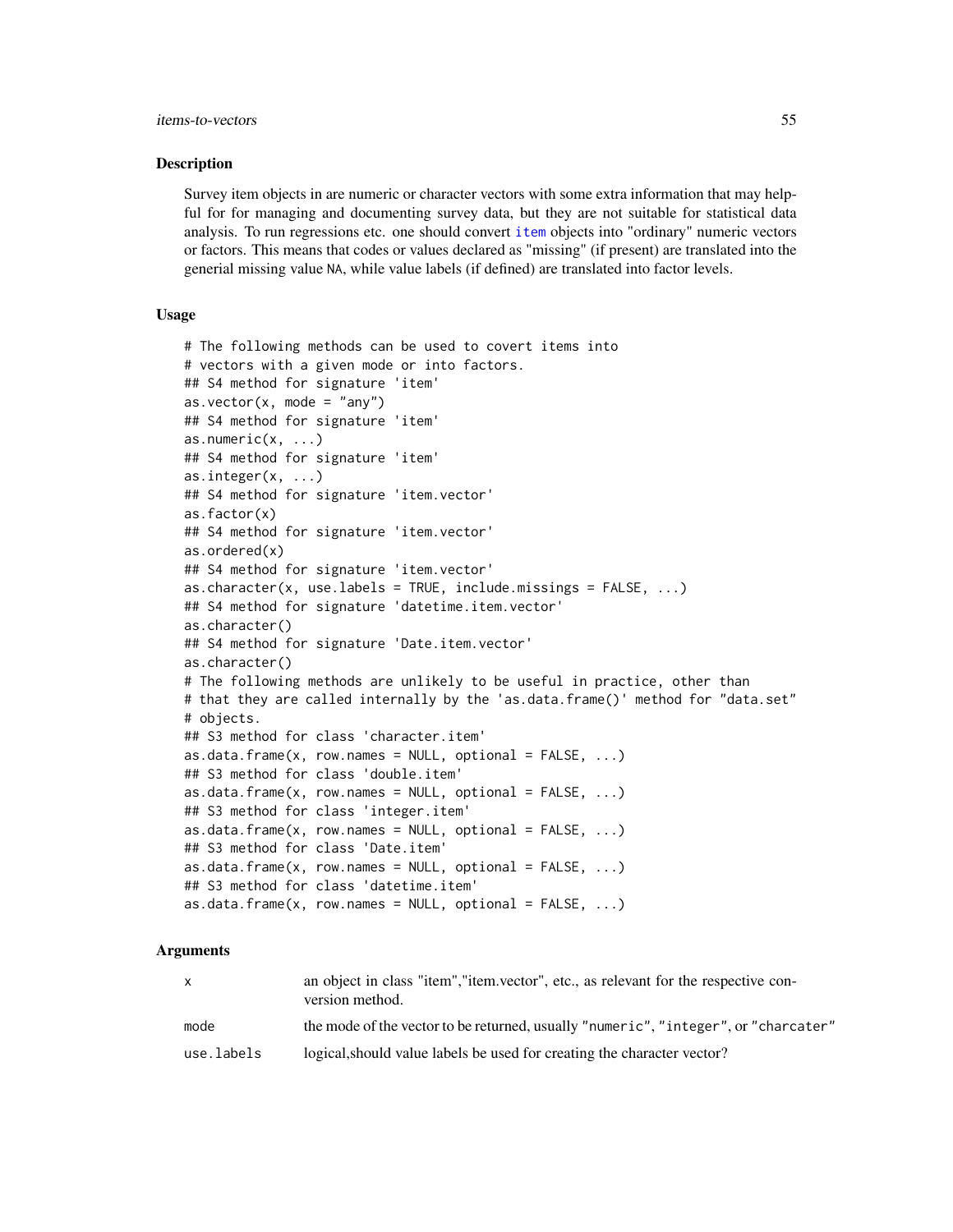### Description

Survey item objects in are numeric or character vectors with some extra information that may helpful for for managing and documenting survey data, but they are not suitable for statistical data analysis. To run regressions etc. one should convert item objects into "ordinary" numeric vectors or factors. This means that codes or values declared as "missing" (if present) are translated into the generial missing value NA, while value labels (if defined) are translated into factor levels.

### Usage

```
# The following methods can be used to covert items into
# vectors with a given mode or into factors.
## S4 method for signature 'item'
as.vector(x, mode = "any")
## S4 method for signature 'item'
as.numeric(x, ...)
## S4 method for signature 'item'
as.integer(x, ...)
## S4 method for signature 'item.vector'
as.factor(x)
## S4 method for signature 'item.vector'
as.ordered(x)
## S4 method for signature 'item.vector'
as.character(x, use.labels = TRUE, include.missings = FALSE, ...)
## S4 method for signature 'datetime.item.vector'
as.character()
## S4 method for signature 'Date.item.vector'
as.character()
# The following methods are unlikely to be useful in practice, other than
# that they are called internally by the 'as.data.frame()' method for "data.set"
# objects.
## S3 method for class 'character.item'
as.data.frame(x, row.names = NULL, optional = FALSE, ...)
## S3 method for class 'double.item'
as.data.frame(x, row.names = NULL, optional = FALSE, ...)
## S3 method for class 'integer.item'
as.data.frame(x, row.names = NULL, optional = FALSE, ...)
## S3 method for class 'Date.item'
as.data.frame(x, row.names = NULL, optional = FALSE, ...)
## S3 method for class 'datetime.item'
as.data.frame(x, row.names = NULL, optional = FALSE, ...)
```

### Arguments

| | |
|---|---|
| x | an object in class "item","item.vector", etc., as relevant for the respective conversion method. |
| mode | the mode of the vector to be returned, usually "numeric", "integer", or "charcater" |
| use.labels | logical,should value labels be used for creating the character vector? |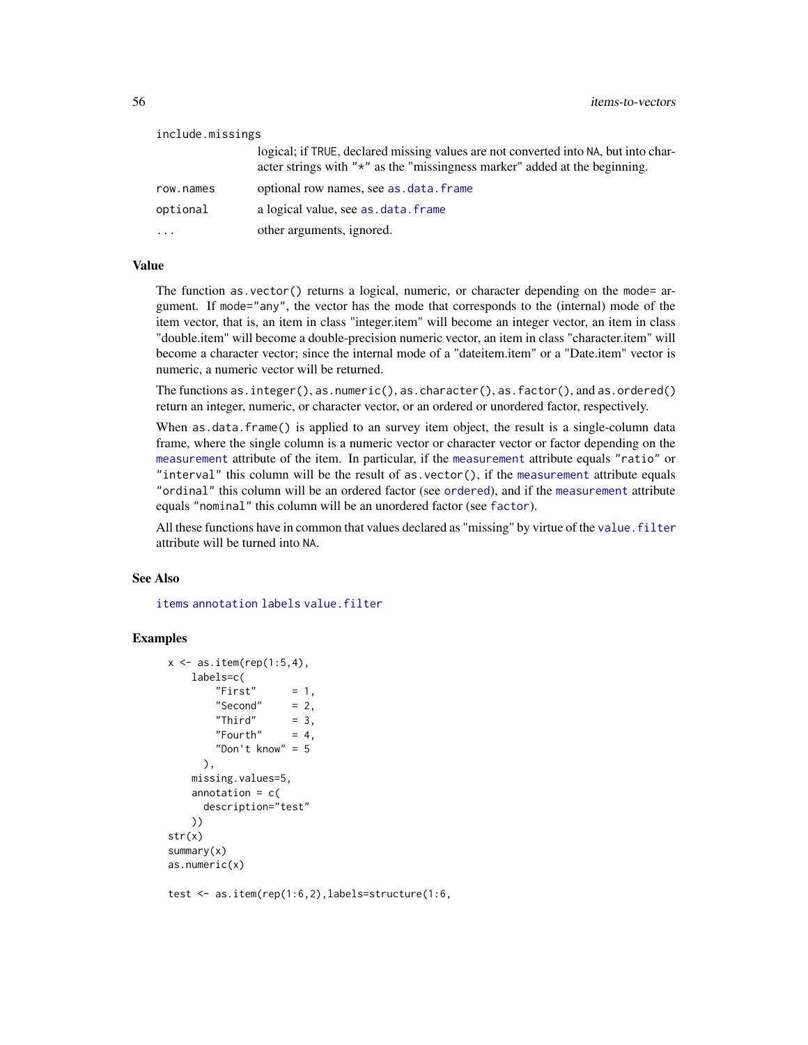| | |
|---|---|
| include.missings | logical; if TRUE, declared missing values are not converted into NA, but into character strings with "*" as the "missingness marker" added at the beginning. |
| row.names | optional row names, see as.data.frame |
| optional | a logical value, see as.data.frame |
| ... | other arguments, ignored. |

## Value

The function as.vector() returns a logical, numeric, or character depending on the mode= argument. If mode="any", the vector has the mode that corresponds to the (internal) mode of the item vector, that is, an item in class "integer.item" will become an integer vector, an item in class "double.item" will become a double-precision numeric vector, an item in class "character.item" will become a character vector; since the internal mode of a "dateitem.item" or a "Date.item" vector is numeric, a numeric vector will be returned.

The functions as.integer(), as.numeric(), as.character(), as.factor(), and as.ordered() return an integer, numeric, or character vector, or an ordered or unordered factor, respectively.

When as.data.frame() is applied to an survey item object, the result is a single-column data frame, where the single column is a numeric vector or character vector or factor depending on the measurement attribute of the item. In particular, if the measurement attribute equals "ratio" or "interval" this column will be the result of as.vector(), if the measurement attribute equals "ordinal" this column will be an ordered factor (see ordered), and if the measurement attribute equals "nominal" this column will be an unordered factor (see factor).

All these functions have in common that values declared as "missing" by virtue of the value.filter attribute will be turned into NA.

## See Also

items annotation labels value.filter

## Examples

```
x <- as.item(rep(1:5,4),
    labels=c(
        "First"      = 1,
        "Second"     = 2,
        "Third"      = 3,
        "Fourth"     = 4,
        "Don't know" = 5
      ),
    missing.values=5,
    annotation = c(
      description="test"
    ))
str(x)
summary(x)
as.numeric(x)

test <- as.item(rep(1:6,2),labels=structure(1:6,
```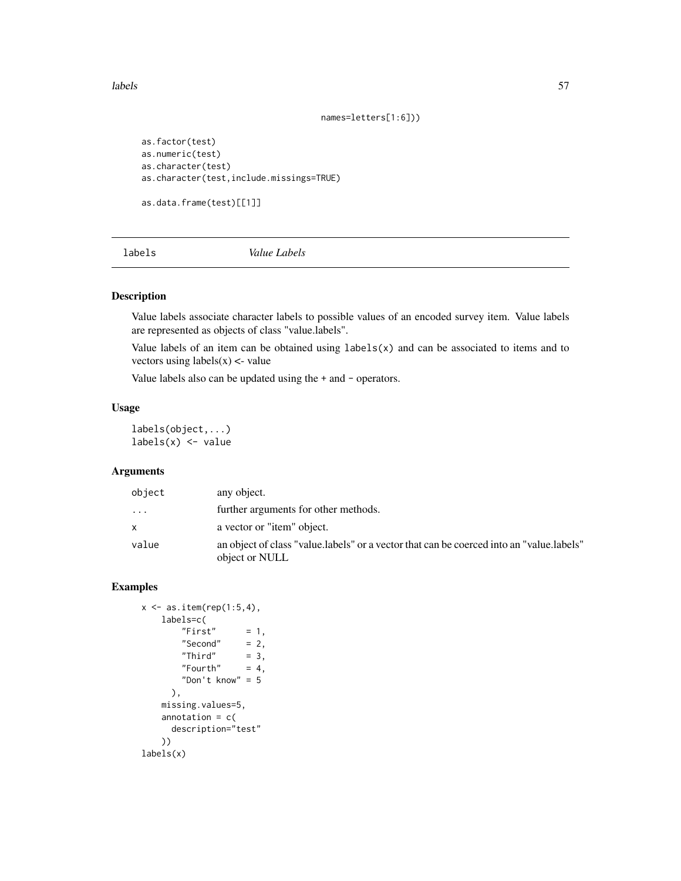```
                                    names=letters[1:6]))

as.factor(test)
as.numeric(test)
as.character(test)
as.character(test,include.missings=TRUE)

as.data.frame(test)[[1]]
```

## labels *Value Labels*

### Description

Value labels associate character labels to possible values of an encoded survey item. Value labels are represented as objects of class "value.labels".

Value labels of an item can be obtained using `labels(x)` and can be associated to items and to vectors using labels(x) <- value

Value labels also can be updated using the `+` and `-` operators.

### Usage

```
labels(object,...)
labels(x) <- value
```

### Arguments

| | |
|---|---|
| `object` | any object. |
| `...` | further arguments for other methods. |
| `x` | a vector or "item" object. |
| `value` | an object of class "value.labels" or a vector that can be coerced into an "value.labels" object or NULL |

### Examples

```
x <- as.item(rep(1:5,4),
    labels=c(
        "First"      = 1,
        "Second"     = 2,
        "Third"      = 3,
        "Fourth"     = 4,
        "Don't know" = 5
      ),
    missing.values=5,
    annotation = c(
      description="test"
    ))
labels(x)
```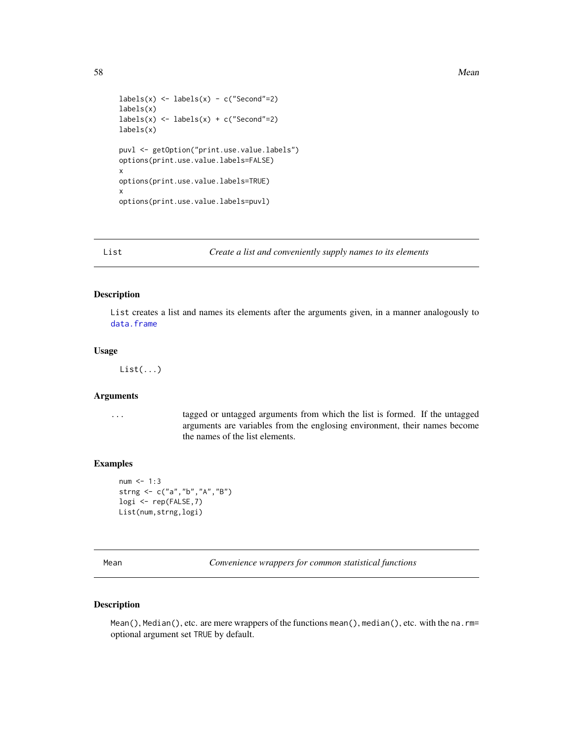```
labels(x) <- labels(x) - c("Second"=2)
labels(x)
labels(x) <- labels(x) + c("Second"=2)
labels(x)

puvl <- getOption("print.use.value.labels")
options(print.use.value.labels=FALSE)
x
options(print.use.value.labels=TRUE)
x
options(print.use.value.labels=puvl)
```

## List — *Create a list and conveniently supply names to its elements*

### Description

List creates a list and names its elements after the arguments given, in a manner analogously to data.frame

### Usage

```
List(...)
```

### Arguments

| | |
|---|---|
| ... | tagged or untagged arguments from which the list is formed. If the untagged arguments are variables from the englosing environment, their names become the names of the list elements. |

### Examples

```
num <- 1:3
strng <- c("a","b","A","B")
logi <- rep(FALSE,7)
List(num,strng,logi)
```

## Mean — *Convenience wrappers for common statistical functions*

### Description

Mean(), Median(), etc. are mere wrappers of the functions mean(), median(), etc. with the na.rm= optional argument set TRUE by default.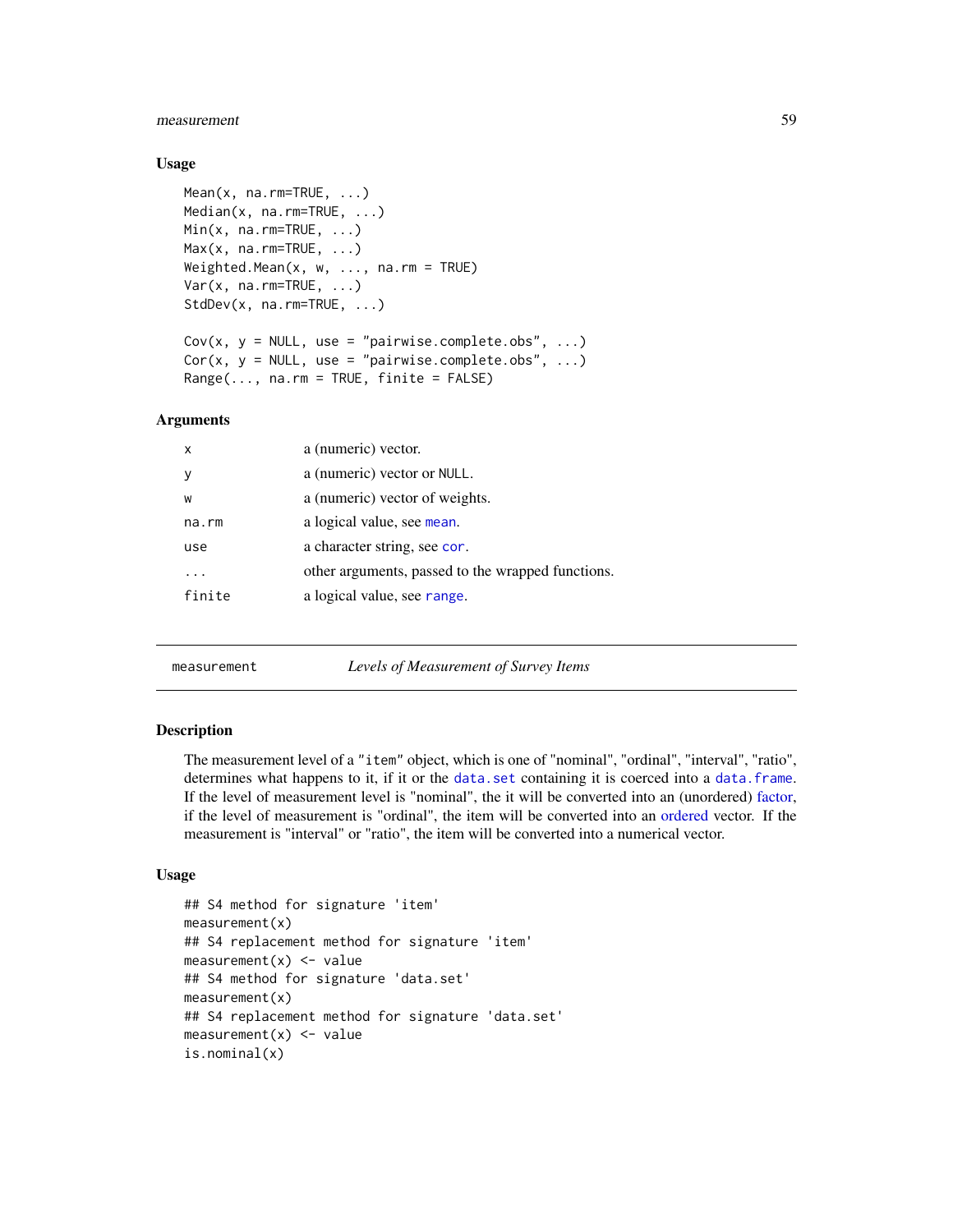### Usage

```
Mean(x, na.rm=TRUE, ...)
Median(x, na.rm=TRUE, ...)
Min(x, na.rm=TRUE, ...)
Max(x, na.rm=TRUE, ...)
Weighted.Mean(x, w, ..., na.rm = TRUE)
Var(x, na.rm=TRUE, ...)
StdDev(x, na.rm=TRUE, ...)

Cov(x, y = NULL, use = "pairwise.complete.obs", ...)
Cor(x, y = NULL, use = "pairwise.complete.obs", ...)
Range(..., na.rm = TRUE, finite = FALSE)
```

### Arguments

| | |
|---|---|
| `x` | a (numeric) vector. |
| `y` | a (numeric) vector or `NULL`. |
| `w` | a (numeric) vector of weights. |
| `na.rm` | a logical value, see `mean`. |
| `use` | a character string, see `cor`. |
| `...` | other arguments, passed to the wrapped functions. |
| `finite` | a logical value, see `range`. |

---

## measurement — *Levels of Measurement of Survey Items*

---

### Description

The measurement level of a `"item"` object, which is one of "nominal", "ordinal", "interval", "ratio", determines what happens to it, if it or the `data.set` containing it is coerced into a `data.frame`. If the level of measurement level is "nominal", the it will be converted into an (unordered) factor, if the level of measurement is "ordinal", the item will be converted into an ordered vector. If the measurement is "interval" or "ratio", the item will be converted into a numerical vector.

### Usage

```
## S4 method for signature 'item'
measurement(x)
## S4 replacement method for signature 'item'
measurement(x) <- value
## S4 method for signature 'data.set'
measurement(x)
## S4 replacement method for signature 'data.set'
measurement(x) <- value
is.nominal(x)
```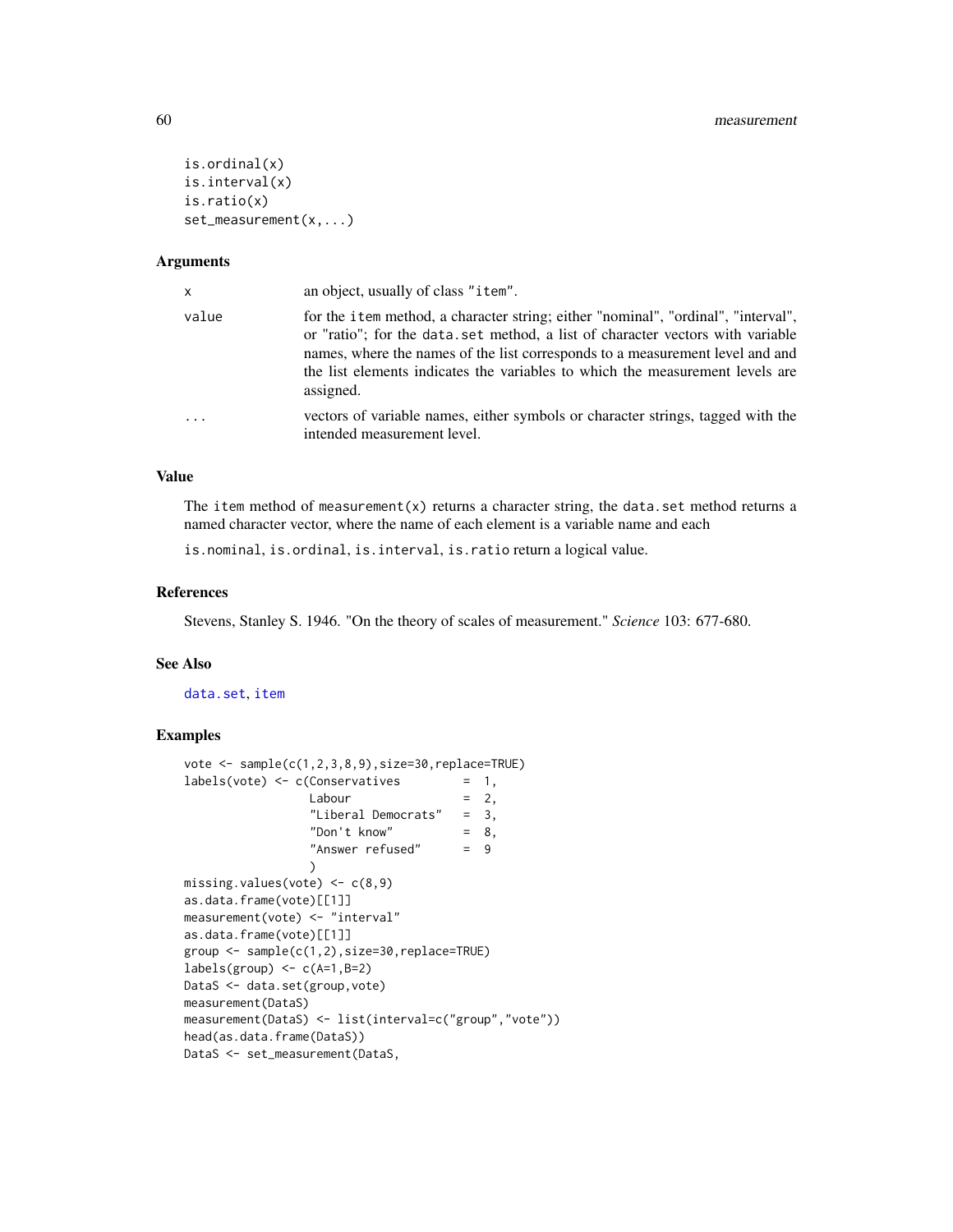```
is.ordinal(x)
is.interval(x)
is.ratio(x)
set_measurement(x,...)
```

### Arguments

| | |
|---|---|
| `x` | an object, usually of class "item". |
| `value` | for the item method, a character string; either "nominal", "ordinal", "interval", or "ratio"; for the data.set method, a list of character vectors with variable names, where the names of the list corresponds to a measurement level and and the list elements indicates the variables to which the measurement levels are assigned. |
| `...` | vectors of variable names, either symbols or character strings, tagged with the intended measurement level. |

### Value

The item method of measurement(x) returns a character string, the data.set method returns a named character vector, where the name of each element is a variable name and each

is.nominal, is.ordinal, is.interval, is.ratio return a logical value.

### References

Stevens, Stanley S. 1946. "On the theory of scales of measurement." *Science* 103: 677-680.

### See Also

data.set, item

### Examples

```
vote <- sample(c(1,2,3,8,9),size=30,replace=TRUE)
labels(vote) <- c(Conservatives         =  1,
                  Labour                =  2,
                  "Liberal Democrats"   =  3,
                  "Don't know"          =  8,
                  "Answer refused"      =  9
                  )
missing.values(vote) <- c(8,9)
as.data.frame(vote)[[1]]
measurement(vote) <- "interval"
as.data.frame(vote)[[1]]
group <- sample(c(1,2),size=30,replace=TRUE)
labels(group) <- c(A=1,B=2)
DataS <- data.set(group,vote)
measurement(DataS)
measurement(DataS) <- list(interval=c("group","vote"))
head(as.data.frame(DataS))
DataS <- set_measurement(DataS,
```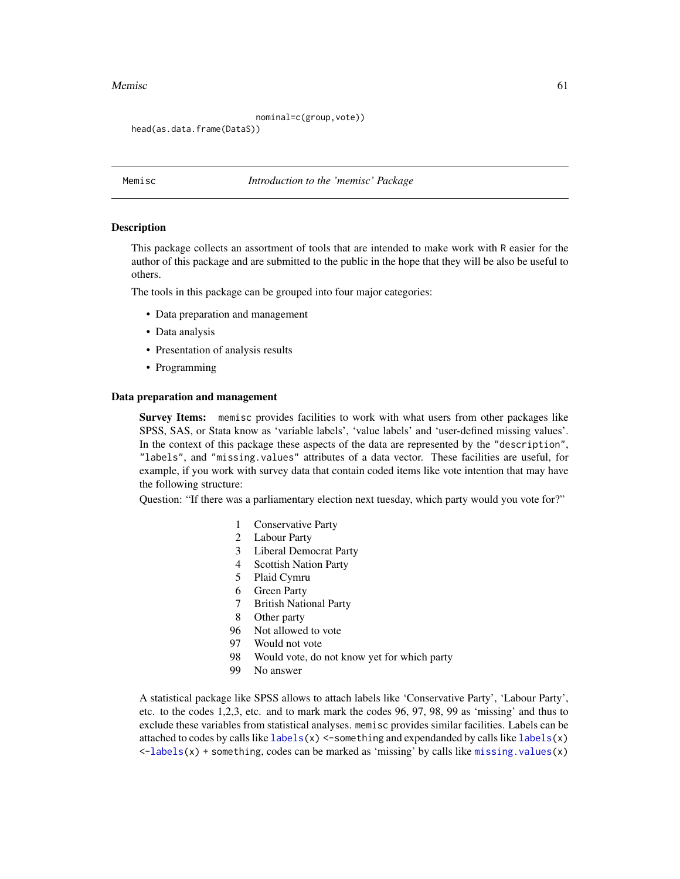```
                              nominal=c(group,vote))
head(as.data.frame(DataS))
```

---

Memisc    *Introduction to the 'memisc' Package*

---

## Description

This package collects an assortment of tools that are intended to make work with R easier for the author of this package and are submitted to the public in the hope that they will be also be useful to others.

The tools in this package can be grouped into four major categories:

- Data preparation and management
- Data analysis
- Presentation of analysis results
- Programming

## Data preparation and management

**Survey Items:** memisc provides facilities to work with what users from other packages like SPSS, SAS, or Stata know as 'variable labels', 'value labels' and 'user-defined missing values'. In the context of this package these aspects of the data are represented by the "description", "labels", and "missing.values" attributes of a data vector. These facilities are useful, for example, if you work with survey data that contain coded items like vote intention that may have the following structure:

Question: "If there was a parliamentary election next tuesday, which party would you vote for?"

| | |
|---|---|
| 1 | Conservative Party |
| 2 | Labour Party |
| 3 | Liberal Democrat Party |
| 4 | Scottish Nation Party |
| 5 | Plaid Cymru |
| 6 | Green Party |
| 7 | British National Party |
| 8 | Other party |
| 96 | Not allowed to vote |
| 97 | Would not vote |
| 98 | Would vote, do not know yet for which party |
| 99 | No answer |

A statistical package like SPSS allows to attach labels like 'Conservative Party', 'Labour Party', etc. to the codes 1,2,3, etc. and to mark mark the codes 96, 97, 98, 99 as 'missing' and thus to exclude these variables from statistical analyses. memisc provides similar facilities. Labels can be attached to codes by calls like `labels(x) <-something` and expendanded by calls like `labels(x) <-labels(x) + something`, codes can be marked as 'missing' by calls like `missing.values(x)`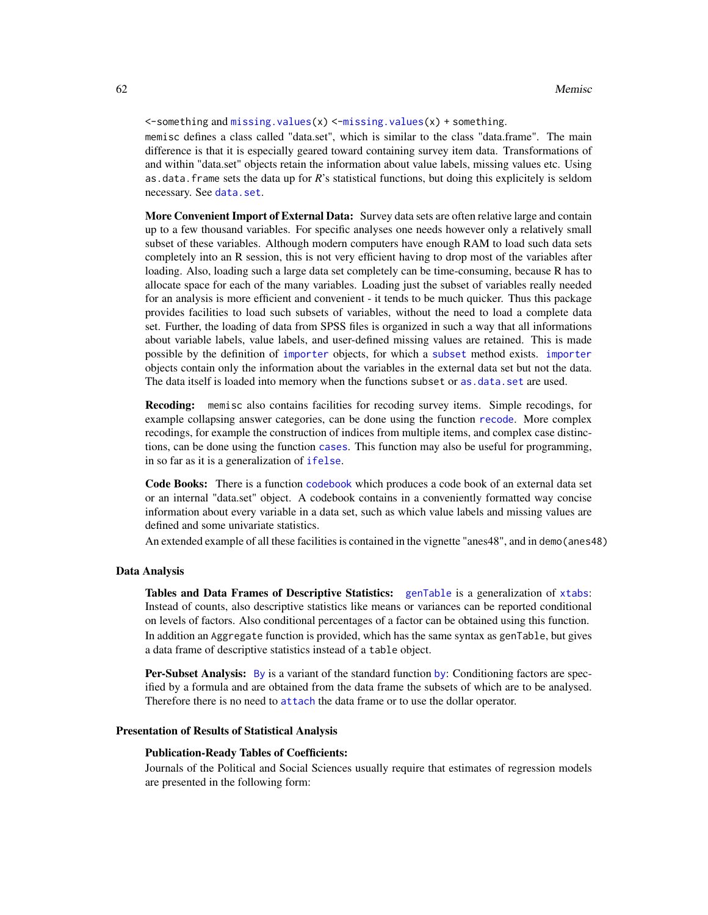<-something and missing.values(x) <-missing.values(x) + something.

memisc defines a class called "data.set", which is similar to the class "data.frame". The main difference is that it is especially geared toward containing survey item data. Transformations of and within "data.set" objects retain the information about value labels, missing values etc. Using as.data.frame sets the data up for *R*'s statistical functions, but doing this explicitely is seldom necessary. See data.set.

**More Convenient Import of External Data:** Survey data sets are often relative large and contain up to a few thousand variables. For specific analyses one needs however only a relatively small subset of these variables. Although modern computers have enough RAM to load such data sets completely into an R session, this is not very efficient having to drop most of the variables after loading. Also, loading such a large data set completely can be time-consuming, because R has to allocate space for each of the many variables. Loading just the subset of variables really needed for an analysis is more efficient and convenient - it tends to be much quicker. Thus this package provides facilities to load such subsets of variables, without the need to load a complete data set. Further, the loading of data from SPSS files is organized in such a way that all informations about variable labels, value labels, and user-defined missing values are retained. This is made possible by the definition of importer objects, for which a subset method exists. importer objects contain only the information about the variables in the external data set but not the data. The data itself is loaded into memory when the functions subset or as.data.set are used.

**Recoding:** memisc also contains facilities for recoding survey items. Simple recodings, for example collapsing answer categories, can be done using the function recode. More complex recodings, for example the construction of indices from multiple items, and complex case distinctions, can be done using the function cases. This function may also be useful for programming, in so far as it is a generalization of ifelse.

**Code Books:** There is a function codebook which produces a code book of an external data set or an internal "data.set" object. A codebook contains in a conveniently formatted way concise information about every variable in a data set, such as which value labels and missing values are defined and some univariate statistics.

An extended example of all these facilities is contained in the vignette "anes48", and in demo(anes48)

### Data Analysis

**Tables and Data Frames of Descriptive Statistics:** genTable is a generalization of xtabs: Instead of counts, also descriptive statistics like means or variances can be reported conditional on levels of factors. Also conditional percentages of a factor can be obtained using this function. In addition an Aggregate function is provided, which has the same syntax as genTable, but gives a data frame of descriptive statistics instead of a table object.

**Per-Subset Analysis:** By is a variant of the standard function by: Conditioning factors are specified by a formula and are obtained from the data frame the subsets of which are to be analysed. Therefore there is no need to attach the data frame or to use the dollar operator.

### Presentation of Results of Statistical Analysis

**Publication-Ready Tables of Coefficients:**

Journals of the Political and Social Sciences usually require that estimates of regression models are presented in the following form: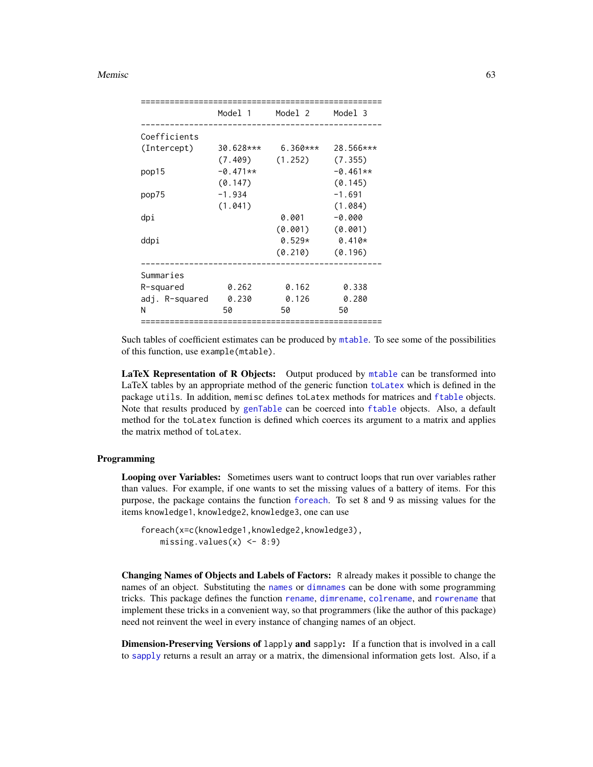```
=================================================
                Model 1     Model 2     Model 3
-------------------------------------------------
Coefficients
(Intercept)     30.628***    6.360***   28.566***
                (7.409)     (1.252)     (7.355)
pop15           -0.471**                -0.461**
                (0.147)                 (0.145)
pop75           -1.934                  -1.691
                (1.041)                 (1.084)
dpi                          0.001      -0.000
                            (0.001)     (0.001)
ddpi                         0.529*      0.410*
                            (0.210)     (0.196)
-------------------------------------------------
Summaries
R-squared        0.262       0.162       0.338
adj. R-squared   0.230       0.126       0.280
N               50          50          50
=================================================
```

Such tables of coefficient estimates can be produced by `mtable`. To see some of the possibilities of this function, use `example(mtable)`.

**LaTeX Representation of R Objects:** Output produced by `mtable` can be transformed into LaTeX tables by an appropriate method of the generic function `toLatex` which is defined in the package `utils`. In addition, `memisc` defines `toLatex` methods for matrices and `ftable` objects. Note that results produced by `genTable` can be coerced into `ftable` objects. Also, a default method for the `toLatex` function is defined which coerces its argument to a matrix and applies the matrix method of `toLatex`.

### Programming

**Looping over Variables:** Sometimes users want to contruct loops that run over variables rather than values. For example, if one wants to set the missing values of a battery of items. For this purpose, the package contains the function `foreach`. To set 8 and 9 as missing values for the items `knowledge1`, `knowledge2`, `knowledge3`, one can use

```
foreach(x=c(knowledge1,knowledge2,knowledge3),
    missing.values(x) <- 8:9)
```

**Changing Names of Objects and Labels of Factors:** R already makes it possible to change the names of an object. Substituting the `names` or `dimnames` can be done with some programming tricks. This package defines the function `rename`, `dimrename`, `colrename`, and `rowrename` that implement these tricks in a convenient way, so that programmers (like the author of this package) need not reinvent the weel in every instance of changing names of an object.

**Dimension-Preserving Versions of `lapply` and `sapply`:** If a function that is involved in a call to `sapply` returns a result an array or a matrix, the dimensional information gets lost. Also, if a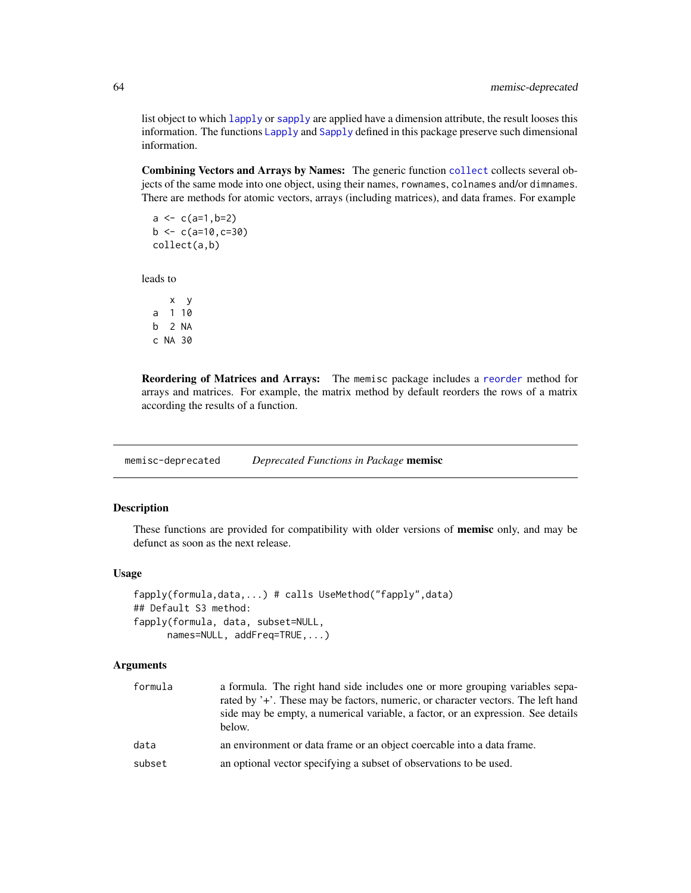list object to which lapply or sapply are applied have a dimension attribute, the result looses this information. The functions Lapply and Sapply defined in this package preserve such dimensional information.

**Combining Vectors and Arrays by Names:** The generic function collect collects several objects of the same mode into one object, using their names, rownames, colnames and/or dimnames. There are methods for atomic vectors, arrays (including matrices), and data frames. For example

```
a <- c(a=1,b=2)
b <- c(a=10,c=30)
collect(a,b)
```

leads to

```
   x  y
a  1 10
b  2 NA
c NA 30
```

**Reordering of Matrices and Arrays:** The memisc package includes a reorder method for arrays and matrices. For example, the matrix method by default reorders the rows of a matrix according the results of a function.

---

memisc-deprecated    *Deprecated Functions in Package* **memisc**

## Description

These functions are provided for compatibility with older versions of **memisc** only, and may be defunct as soon as the next release.

## Usage

```
fapply(formula,data,...) # calls UseMethod("fapply",data)
## Default S3 method:
fapply(formula, data, subset=NULL,
      names=NULL, addFreq=TRUE,...)
```

## Arguments

| | |
|---|---|
| formula | a formula. The right hand side includes one or more grouping variables separated by '+'. These may be factors, numeric, or character vectors. The left hand side may be empty, a numerical variable, a factor, or an expression. See details below. |
| data | an environment or data frame or an object coercable into a data frame. |
| subset | an optional vector specifying a subset of observations to be used. |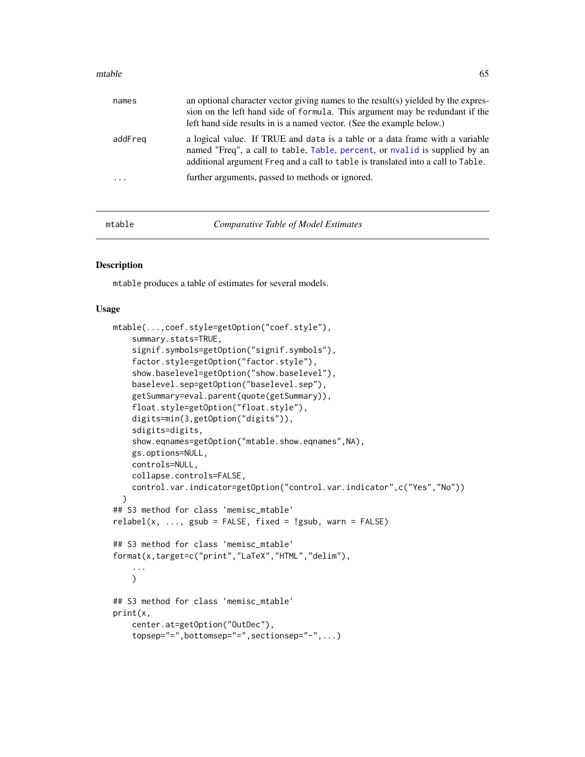| | |
|---|---|
| names | an optional character vector giving names to the result(s) yielded by the expression on the left hand side of formula. This argument may be redundant if the left hand side results in is a named vector. (See the example below.) |
| addFreq | a logical value. If TRUE and data is a table or a data frame with a variable named "Freq", a call to table, Table, percent, or nvalid is supplied by an additional argument Freq and a call to table is translated into a call to Table. |
| ... | further arguments, passed to methods or ignored. |

---

mtable — *Comparative Table of Model Estimates*

---

## Description

mtable produces a table of estimates for several models.

## Usage

```
mtable(...,coef.style=getOption("coef.style"),
    summary.stats=TRUE,
    signif.symbols=getOption("signif.symbols"),
    factor.style=getOption("factor.style"),
    show.baselevel=getOption("show.baselevel"),
    baselevel.sep=getOption("baselevel.sep"),
    getSummary=eval.parent(quote(getSummary)),
    float.style=getOption("float.style"),
    digits=min(3,getOption("digits")),
    sdigits=digits,
    show.eqnames=getOption("mtable.show.eqnames",NA),
    gs.options=NULL,
    controls=NULL,
    collapse.controls=FALSE,
    control.var.indicator=getOption("control.var.indicator",c("Yes","No"))
  )
## S3 method for class 'memisc_mtable'
relabel(x, ..., gsub = FALSE, fixed = !gsub, warn = FALSE)

## S3 method for class 'memisc_mtable'
format(x,target=c("print","LaTeX","HTML","delim"),
    ...
    )

## S3 method for class 'memisc_mtable'
print(x,
    center.at=getOption("OutDec"),
    topsep="=",bottomsep="=",sectionsep="-",...)
```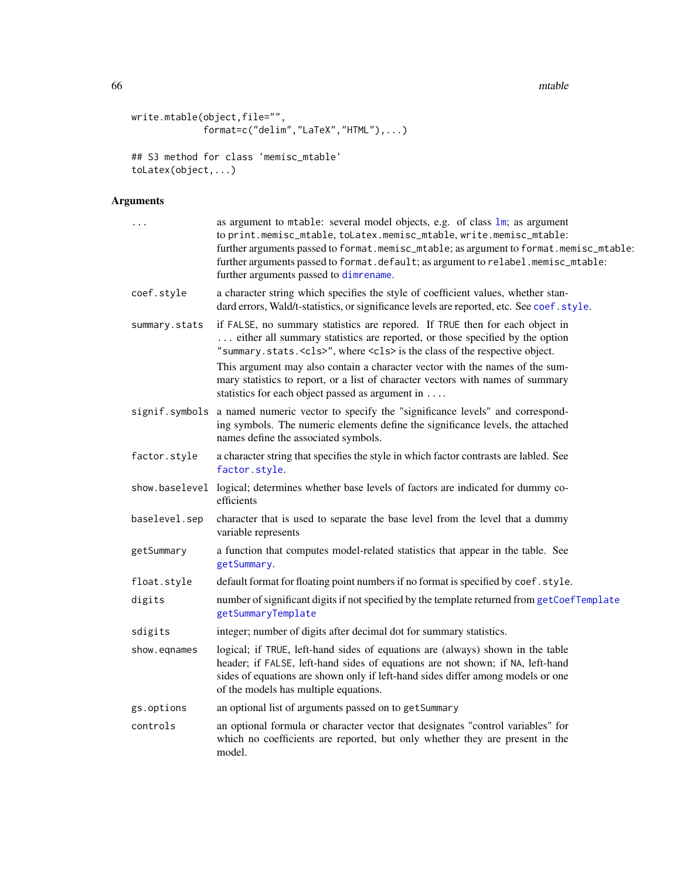```
write.mtable(object,file="",
             format=c("delim","LaTeX","HTML"),...)

## S3 method for class 'memisc_mtable'
toLatex(object,...)
```

## Arguments

| | |
|---|---|
| `...` | as argument to `mtable`: several model objects, e.g. of class `lm`; as argument to `print.memisc_mtable`, `toLatex.memisc_mtable`, `write.memisc_mtable`: further arguments passed to `format.memisc_mtable`; as argument to `format.memisc_mtable`: further arguments passed to `format.default`; as argument to `relabel.memisc_mtable`: further arguments passed to `dimrename`. |
| `coef.style` | a character string which specifies the style of coefficient values, whether standard errors, Wald/t-statistics, or significance levels are reported, etc. See `coef.style`. |
| `summary.stats` | if `FALSE`, no summary statistics are repored. If `TRUE` then for each object in ... either all summary statistics are reported, or those specified by the option `"summary.stats.<cls>"`, where `<cls>` is the class of the respective object. This argument may also contain a character vector with the names of the summary statistics to report, or a list of character vectors with names of summary statistics for each object passed as argument in .... |
| `signif.symbols` | a named numeric vector to specify the "significance levels" and corresponding symbols. The numeric elements define the significance levels, the attached names define the associated symbols. |
| `factor.style` | a character string that specifies the style in which factor contrasts are labled. See `factor.style`. |
| `show.baselevel` | logical; determines whether base levels of factors are indicated for dummy coefficients |
| `baselevel.sep` | character that is used to separate the base level from the level that a dummy variable represents |
| `getSummary` | a function that computes model-related statistics that appear in the table. See `getSummary`. |
| `float.style` | default format for floating point numbers if no format is specified by `coef.style`. |
| `digits` | number of significant digits if not specified by the template returned from `getCoefTemplate` `getSummaryTemplate` |
| `sdigits` | integer; number of digits after decimal dot for summary statistics. |
| `show.eqnames` | logical; if `TRUE`, left-hand sides of equations are (always) shown in the table header; if `FALSE`, left-hand sides of equations are not shown; if `NA`, left-hand sides of equations are shown only if left-hand sides differ among models or one of the models has multiple equations. |
| `gs.options` | an optional list of arguments passed on to `getSummary` |
| `controls` | an optional formula or character vector that designates "control variables" for which no coefficients are reported, but only whether they are present in the model. |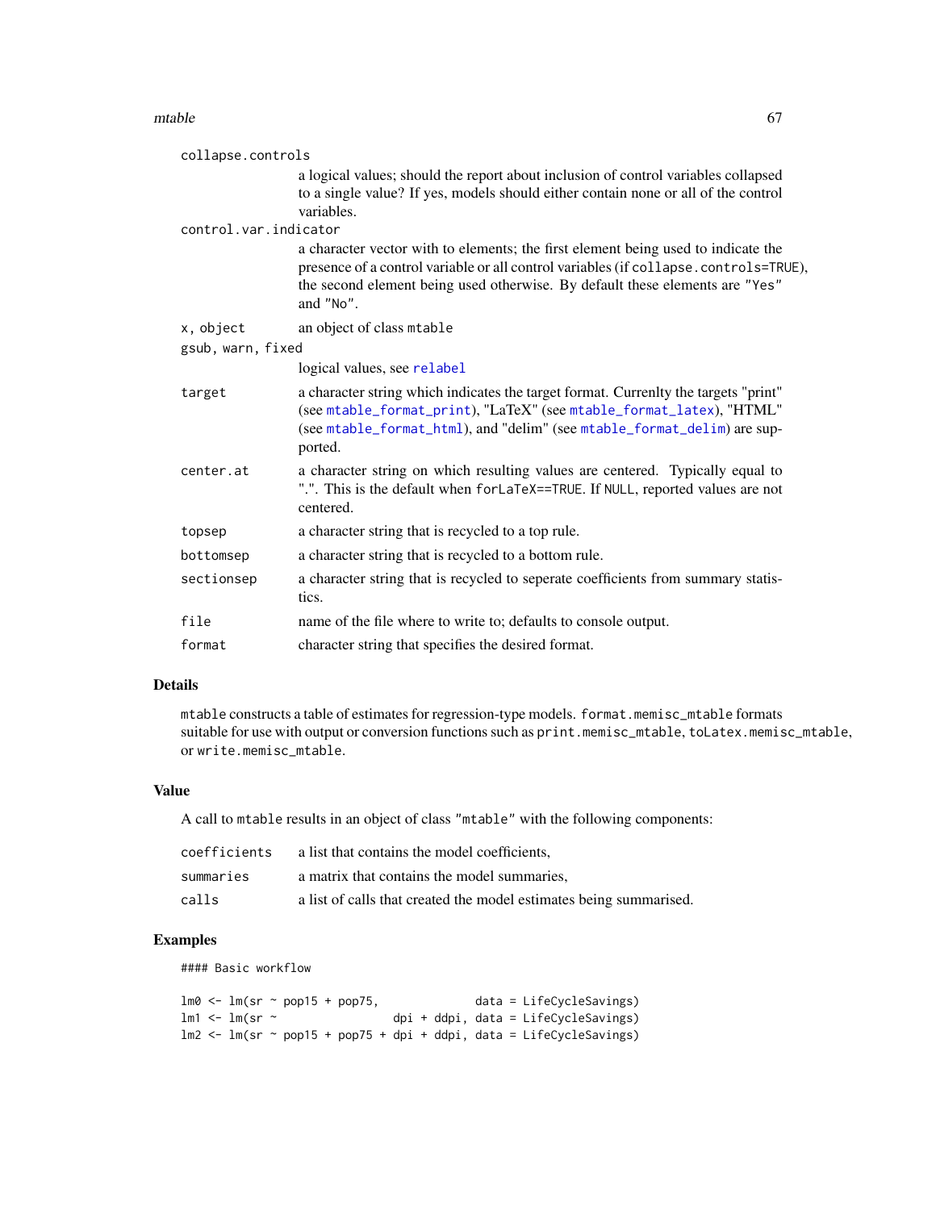collapse.controls
: a logical values; should the report about inclusion of control variables collapsed to a single value? If yes, models should either contain none or all of the control variables.

control.var.indicator
: a character vector with to elements; the first element being used to indicate the presence of a control variable or all control variables (if `collapse.controls=TRUE`), the second element being used otherwise. By default these elements are `"Yes"` and `"No"`.

x, object
: an object of class `mtable`

gsub, warn, fixed
: logical values, see `relabel`

target
: a character string which indicates the target format. Currenlty the targets "print" (see `mtable_format_print`), "LaTeX" (see `mtable_format_latex`), "HTML" (see `mtable_format_html`), and "delim" (see `mtable_format_delim`) are supported.

center.at
: a character string on which resulting values are centered. Typically equal to ".". This is the default when `forLaTeX==TRUE`. If `NULL`, reported values are not centered.

topsep
: a character string that is recycled to a top rule.

bottomsep
: a character string that is recycled to a bottom rule.

sectionsep
: a character string that is recycled to seperate coefficients from summary statistics.

file
: name of the file where to write to; defaults to console output.

format
: character string that specifies the desired format.

## Details

`mtable` constructs a table of estimates for regression-type models. `format.memisc_mtable` formats suitable for use with output or conversion functions such as `print.memisc_mtable`, `toLatex.memisc_mtable`, or `write.memisc_mtable`.

## Value

A call to `mtable` results in an object of class `"mtable"` with the following components:

coefficients
: a list that contains the model coefficients,

summaries
: a matrix that contains the model summaries,

calls
: a list of calls that created the model estimates being summarised.

## Examples

```
#### Basic workflow

lm0 <- lm(sr ~ pop15 + pop75,              data = LifeCycleSavings)
lm1 <- lm(sr ~                 dpi + ddpi, data = LifeCycleSavings)
lm2 <- lm(sr ~ pop15 + pop75 + dpi + ddpi, data = LifeCycleSavings)
```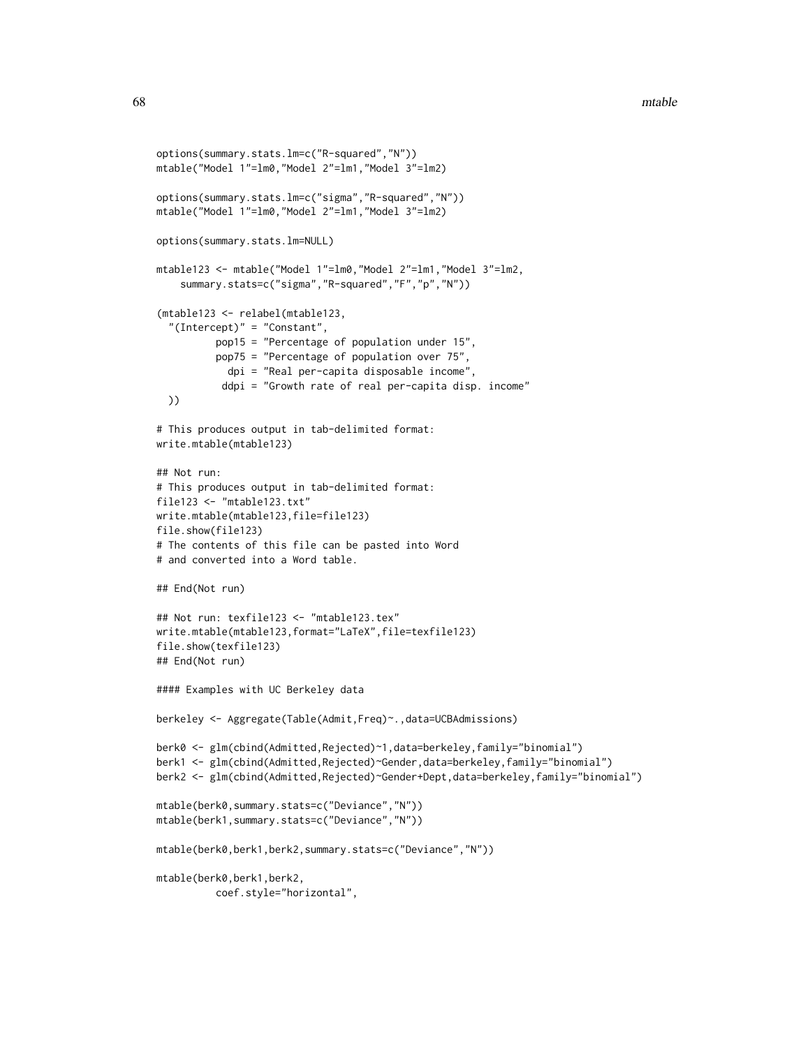```
options(summary.stats.lm=c("R-squared","N"))
mtable("Model 1"=lm0,"Model 2"=lm1,"Model 3"=lm2)

options(summary.stats.lm=c("sigma","R-squared","N"))
mtable("Model 1"=lm0,"Model 2"=lm1,"Model 3"=lm2)

options(summary.stats.lm=NULL)

mtable123 <- mtable("Model 1"=lm0,"Model 2"=lm1,"Model 3"=lm2,
    summary.stats=c("sigma","R-squared","F","p","N"))

(mtable123 <- relabel(mtable123,
  "(Intercept)" = "Constant",
          pop15 = "Percentage of population under 15",
          pop75 = "Percentage of population over 75",
            dpi = "Real per-capita disposable income",
           ddpi = "Growth rate of real per-capita disp. income"
  ))

# This produces output in tab-delimited format:
write.mtable(mtable123)

## Not run:
# This produces output in tab-delimited format:
file123 <- "mtable123.txt"
write.mtable(mtable123,file=file123)
file.show(file123)
# The contents of this file can be pasted into Word
# and converted into a Word table.

## End(Not run)

## Not run: texfile123 <- "mtable123.tex"
write.mtable(mtable123,format="LaTeX",file=texfile123)
file.show(texfile123)
## End(Not run)

#### Examples with UC Berkeley data

berkeley <- Aggregate(Table(Admit,Freq)~.,data=UCBAdmissions)

berk0 <- glm(cbind(Admitted,Rejected)~1,data=berkeley,family="binomial")
berk1 <- glm(cbind(Admitted,Rejected)~Gender,data=berkeley,family="binomial")
berk2 <- glm(cbind(Admitted,Rejected)~Gender+Dept,data=berkeley,family="binomial")

mtable(berk0,summary.stats=c("Deviance","N"))
mtable(berk1,summary.stats=c("Deviance","N"))

mtable(berk0,berk1,berk2,summary.stats=c("Deviance","N"))

mtable(berk0,berk1,berk2,
          coef.style="horizontal",
```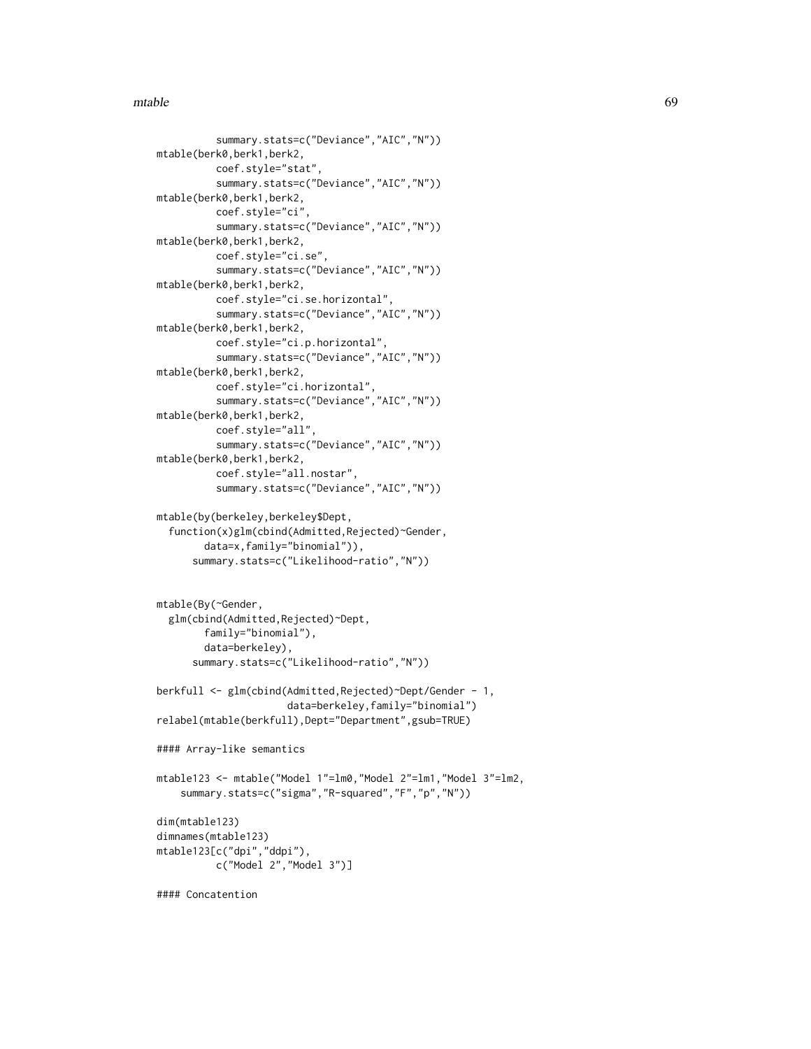```
          summary.stats=c("Deviance","AIC","N"))
mtable(berk0,berk1,berk2,
          coef.style="stat",
          summary.stats=c("Deviance","AIC","N"))
mtable(berk0,berk1,berk2,
          coef.style="ci",
          summary.stats=c("Deviance","AIC","N"))
mtable(berk0,berk1,berk2,
          coef.style="ci.se",
          summary.stats=c("Deviance","AIC","N"))
mtable(berk0,berk1,berk2,
          coef.style="ci.se.horizontal",
          summary.stats=c("Deviance","AIC","N"))
mtable(berk0,berk1,berk2,
          coef.style="ci.p.horizontal",
          summary.stats=c("Deviance","AIC","N"))
mtable(berk0,berk1,berk2,
          coef.style="ci.horizontal",
          summary.stats=c("Deviance","AIC","N"))
mtable(berk0,berk1,berk2,
          coef.style="all",
          summary.stats=c("Deviance","AIC","N"))
mtable(berk0,berk1,berk2,
          coef.style="all.nostar",
          summary.stats=c("Deviance","AIC","N"))

mtable(by(berkeley,berkeley$Dept,
  function(x)glm(cbind(Admitted,Rejected)~Gender,
       data=x,family="binomial")),
      summary.stats=c("Likelihood-ratio","N"))


mtable(By(~Gender,
  glm(cbind(Admitted,Rejected)~Dept,
       family="binomial"),
       data=berkeley),
      summary.stats=c("Likelihood-ratio","N"))

berkfull <- glm(cbind(Admitted,Rejected)~Dept/Gender - 1,
                   data=berkeley,family="binomial")
relabel(mtable(berkfull),Dept="Department",gsub=TRUE)

#### Array-like semantics

mtable123 <- mtable("Model 1"=lm0,"Model 2"=lm1,"Model 3"=lm2,
    summary.stats=c("sigma","R-squared","F","p","N"))

dim(mtable123)
dimnames(mtable123)
mtable123[c("dpi","ddpi"),
          c("Model 2","Model 3")]

#### Concatention
```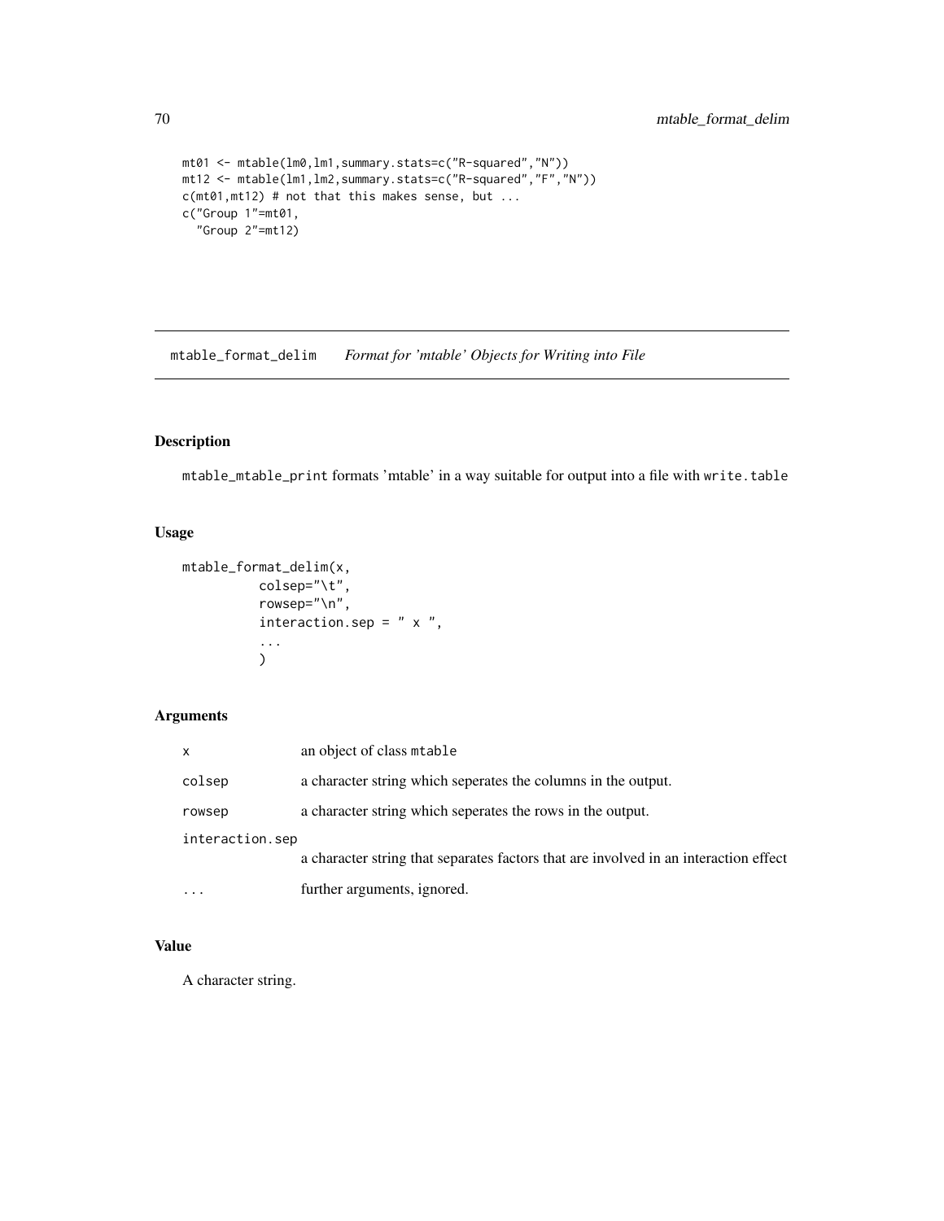```
mt01 <- mtable(lm0,lm1,summary.stats=c("R-squared","N"))
mt12 <- mtable(lm1,lm2,summary.stats=c("R-squared","F","N"))
c(mt01,mt12) # not that this makes sense, but ...
c("Group 1"=mt01,
  "Group 2"=mt12)
```

## mtable_format_delim *Format for 'mtable' Objects for Writing into File*

### Description

mtable_mtable_print formats 'mtable' in a way suitable for output into a file with write.table

### Usage

```
mtable_format_delim(x,
          colsep="\t",
          rowsep="\n",
          interaction.sep = " x ",
          ...
          )
```

### Arguments

| | |
|---|---|
| x | an object of class mtable |
| colsep | a character string which seperates the columns in the output. |
| rowsep | a character string which seperates the rows in the output. |
| interaction.sep | a character string that separates factors that are involved in an interaction effect |
| ... | further arguments, ignored. |

### Value

A character string.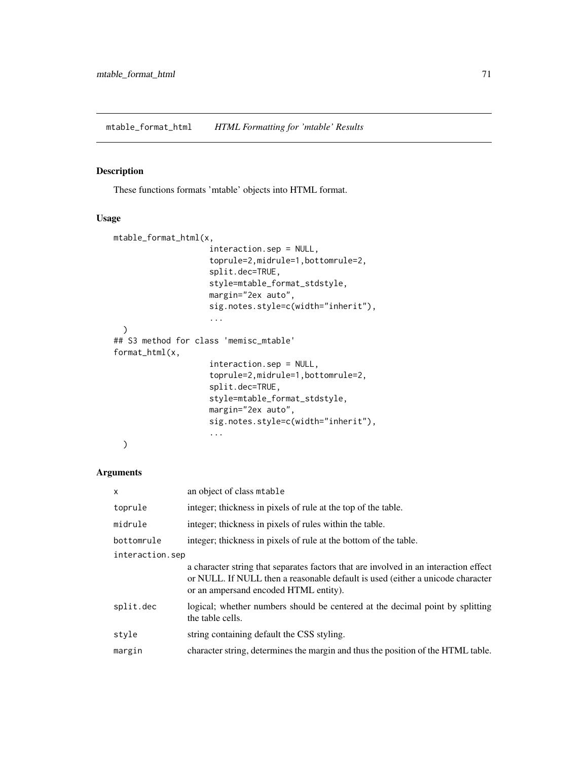mtable_format_html    *HTML Formatting for 'mtable' Results*

## Description

These functions formats 'mtable' objects into HTML format.

## Usage

```
mtable_format_html(x,
                   interaction.sep = NULL,
                   toprule=2,midrule=1,bottomrule=2,
                   split.dec=TRUE,
                   style=mtable_format_stdstyle,
                   margin="2ex auto",
                   sig.notes.style=c(width="inherit"),
                   ...
  )
## S3 method for class 'memisc_mtable'
format_html(x,
                   interaction.sep = NULL,
                   toprule=2,midrule=1,bottomrule=2,
                   split.dec=TRUE,
                   style=mtable_format_stdstyle,
                   margin="2ex auto",
                   sig.notes.style=c(width="inherit"),
                   ...
  )
```

## Arguments

| | |
|---|---|
| x | an object of class mtable |
| toprule | integer; thickness in pixels of rule at the top of the table. |
| midrule | integer; thickness in pixels of rules within the table. |
| bottomrule | integer; thickness in pixels of rule at the bottom of the table. |
| interaction.sep | a character string that separates factors that are involved in an interaction effect or NULL. If NULL then a reasonable default is used (either a unicode character or an ampersand encoded HTML entity). |
| split.dec | logical; whether numbers should be centered at the decimal point by splitting the table cells. |
| style | string containing default the CSS styling. |
| margin | character string, determines the margin and thus the position of the HTML table. |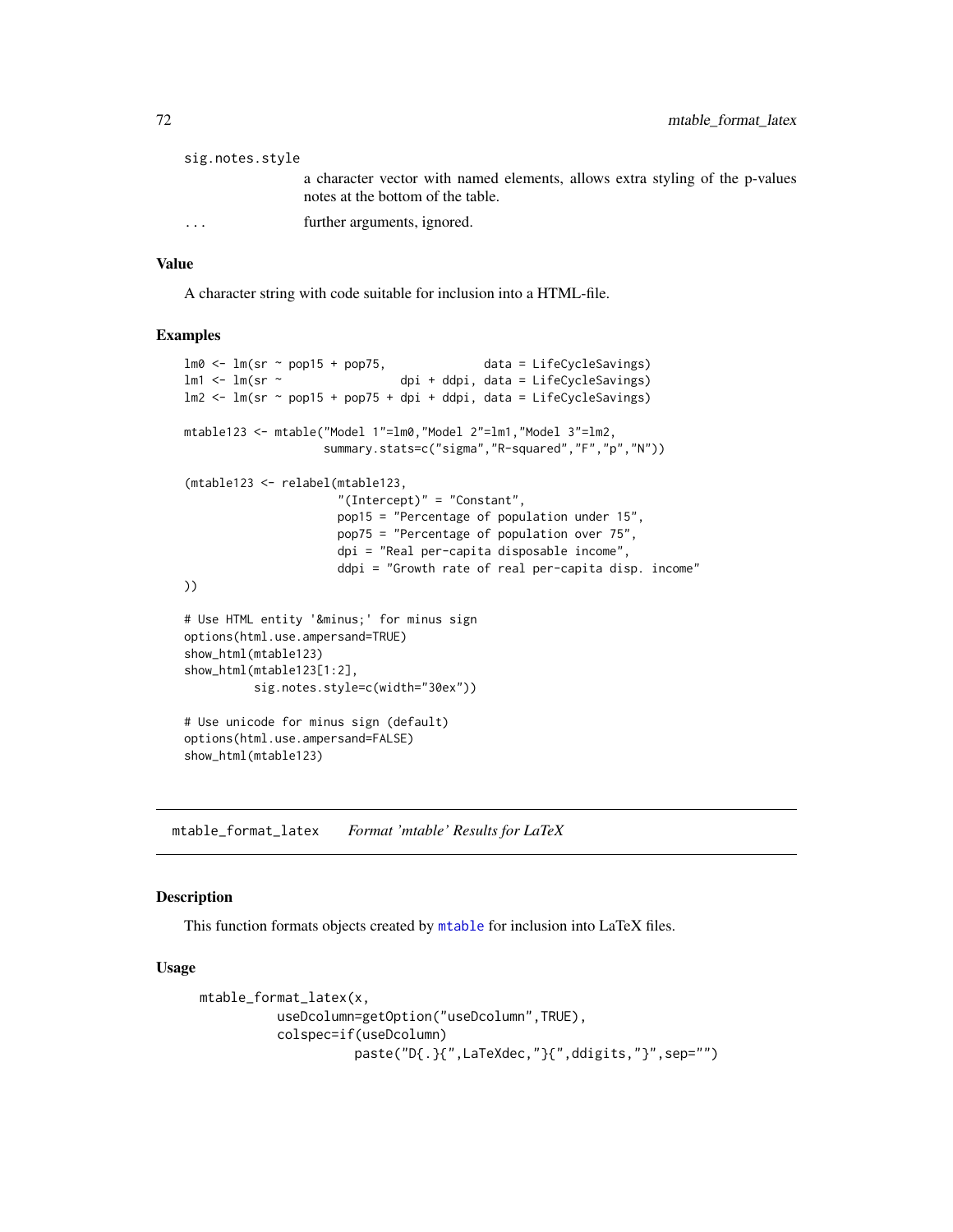sig.notes.style
: a character vector with named elements, allows extra styling of the p-values notes at the bottom of the table.

... further arguments, ignored.

## Value

A character string with code suitable for inclusion into a HTML-file.

## Examples

```
lm0 <- lm(sr ~ pop15 + pop75,              data = LifeCycleSavings)
lm1 <- lm(sr ~                 dpi + ddpi, data = LifeCycleSavings)
lm2 <- lm(sr ~ pop15 + pop75 + dpi + ddpi, data = LifeCycleSavings)

mtable123 <- mtable("Model 1"=lm0,"Model 2"=lm1,"Model 3"=lm2,
                    summary.stats=c("sigma","R-squared","F","p","N"))

(mtable123 <- relabel(mtable123,
                      "(Intercept)" = "Constant",
                      pop15 = "Percentage of population under 15",
                      pop75 = "Percentage of population over 75",
                      dpi = "Real per-capita disposable income",
                      ddpi = "Growth rate of real per-capita disp. income"
))

# Use HTML entity '&minus;' for minus sign
options(html.use.ampersand=TRUE)
show_html(mtable123)
show_html(mtable123[1:2],
          sig.notes.style=c(width="30ex"))

# Use unicode for minus sign (default)
options(html.use.ampersand=FALSE)
show_html(mtable123)
```

---

# mtable_format_latex *Format 'mtable' Results for LaTeX*

## Description

This function formats objects created by mtable for inclusion into LaTeX files.

## Usage

```
mtable_format_latex(x,
          useDcolumn=getOption("useDcolumn",TRUE),
          colspec=if(useDcolumn)
                    paste("D{.}{",LaTeXdec,"}{",ddigits,"}",sep="")
```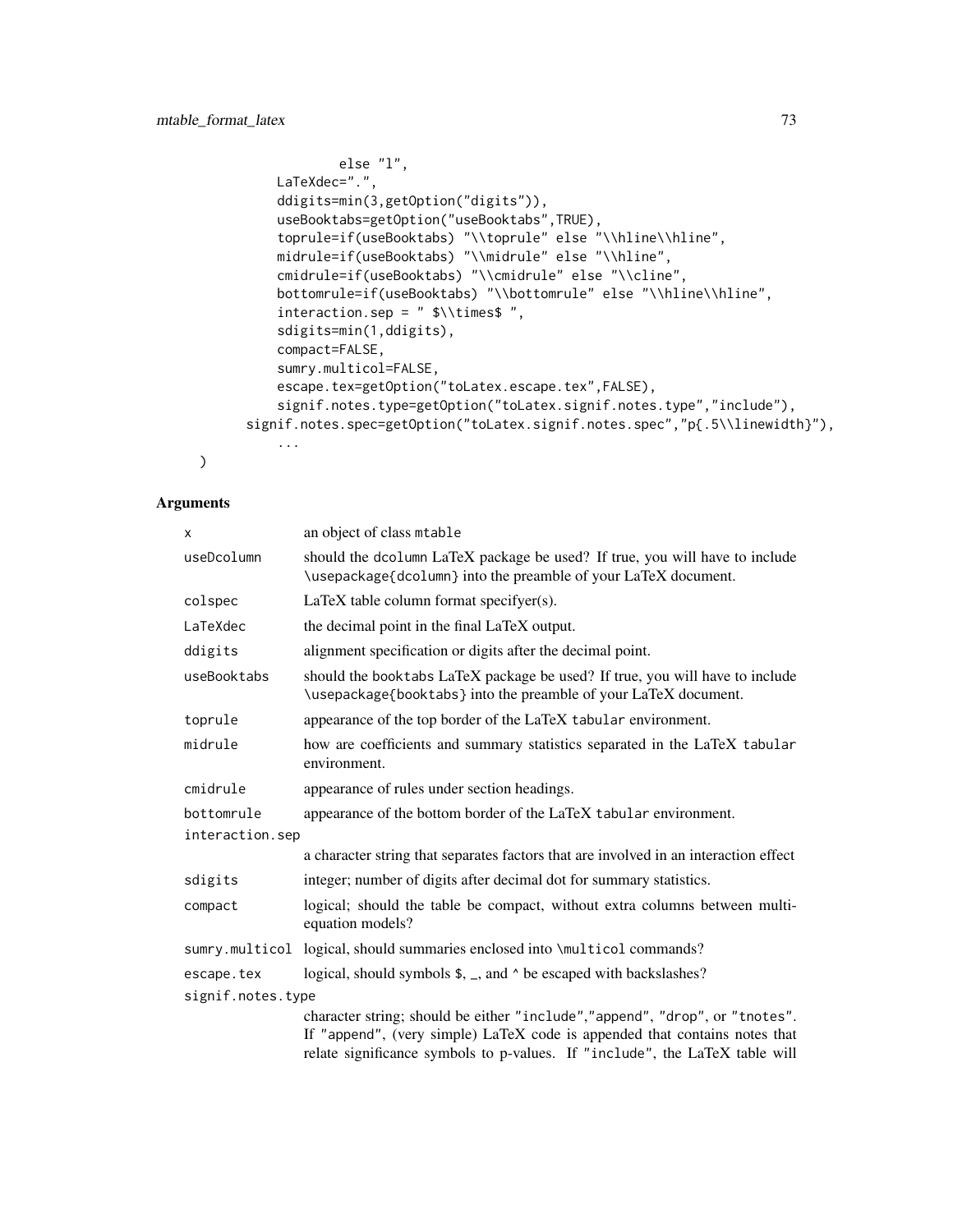```
                else "l",
        LaTeXdec=".",
        ddigits=min(3,getOption("digits")),
        useBooktabs=getOption("useBooktabs",TRUE),
        toprule=if(useBooktabs) "\\toprule" else "\\hline\\hline",
        midrule=if(useBooktabs) "\\midrule" else "\\hline",
        cmidrule=if(useBooktabs) "\\cmidrule" else "\\cline",
        bottomrule=if(useBooktabs) "\\bottomrule" else "\\hline\\hline",
        interaction.sep = " $\\times$ ",
        sdigits=min(1,ddigits),
        compact=FALSE,
        sumry.multicol=FALSE,
        escape.tex=getOption("toLatex.escape.tex",FALSE),
        signif.notes.type=getOption("toLatex.signif.notes.type","include"),
    signif.notes.spec=getOption("toLatex.signif.notes.spec","p{.5\\linewidth}"),
        ...
)
```

## Arguments

| | |
|---|---|
| `x` | an object of class `mtable` |
| `useDcolumn` | should the `dcolumn` LaTeX package be used? If true, you will have to include `\usepackage{dcolumn}` into the preamble of your LaTeX document. |
| `colspec` | LaTeX table column format specifyer(s). |
| `LaTeXdec` | the decimal point in the final LaTeX output. |
| `ddigits` | alignment specification or digits after the decimal point. |
| `useBooktabs` | should the `booktabs` LaTeX package be used? If true, you will have to include `\usepackage{booktabs}` into the preamble of your LaTeX document. |
| `toprule` | appearance of the top border of the LaTeX `tabular` environment. |
| `midrule` | how are coefficients and summary statistics separated in the LaTeX `tabular` environment. |
| `cmidrule` | appearance of rules under section headings. |
| `bottomrule` | appearance of the bottom border of the LaTeX `tabular` environment. |
| `interaction.sep` | a character string that separates factors that are involved in an interaction effect |
| `sdigits` | integer; number of digits after decimal dot for summary statistics. |
| `compact` | logical; should the table be compact, without extra columns between multi-equation models? |
| `sumry.multicol` | logical, should summaries enclosed into `\multicol` commands? |
| `escape.tex` | logical, should symbols $, _, and ^ be escaped with backslashes? |
| `signif.notes.type` | character string; should be either `"include"`,`"append"`, `"drop"`, or `"tnotes"`. If `"append"`, (very simple) LaTeX code is appended that contains notes that relate significance symbols to p-values. If `"include"`, the LaTeX table will |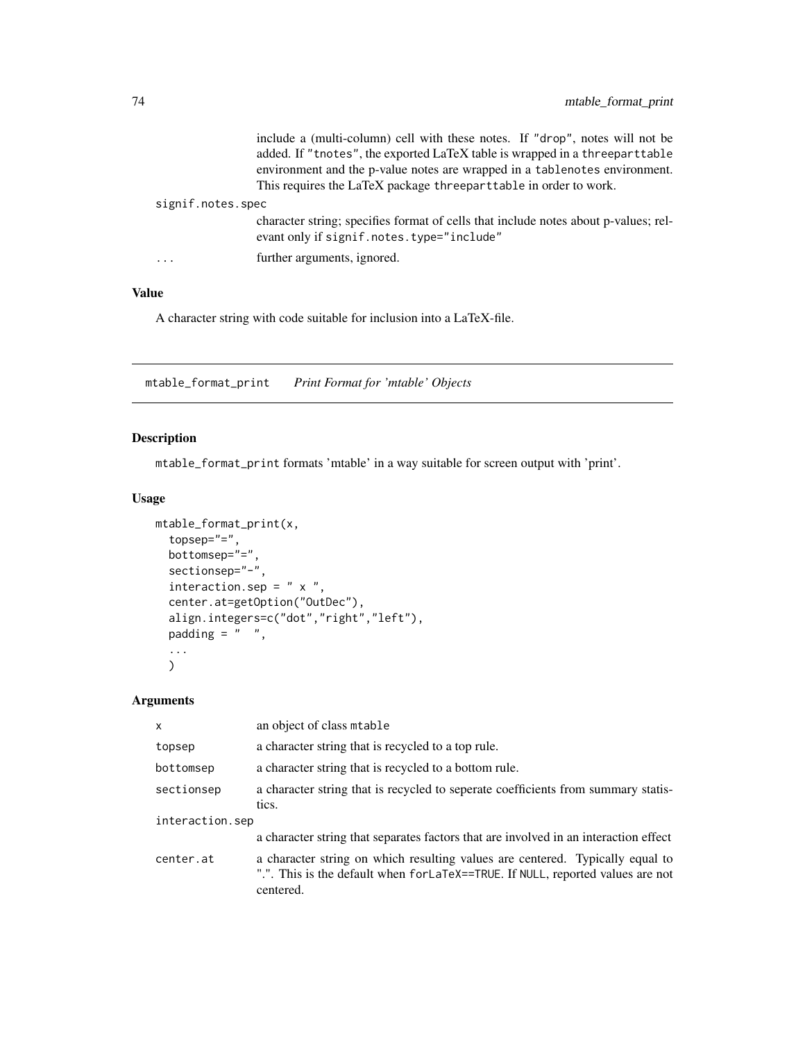include a (multi-column) cell with these notes. If "drop", notes will not be added. If "tnotes", the exported LaTeX table is wrapped in a threeparttable environment and the p-value notes are wrapped in a tablenotes environment. This requires the LaTeX package threeparttable in order to work.

signif.notes.spec
: character string; specifies format of cells that include notes about p-values; relevant only if signif.notes.type="include"

...
: further arguments, ignored.

### Value

A character string with code suitable for inclusion into a LaTeX-file.

## mtable_format_print &nbsp;&nbsp; *Print Format for 'mtable' Objects*

### Description

mtable_format_print formats 'mtable' in a way suitable for screen output with 'print'.

### Usage

```
mtable_format_print(x,
  topsep="=",
  bottomsep="=",
  sectionsep="-",
  interaction.sep = " x ",
  center.at=getOption("OutDec"),
  align.integers=c("dot","right","left"),
  padding = "  ",
  ...
  )
```

### Arguments

| | |
|---|---|
| x | an object of class mtable |
| topsep | a character string that is recycled to a top rule. |
| bottomsep | a character string that is recycled to a bottom rule. |
| sectionsep | a character string that is recycled to seperate coefficients from summary statistics. |
| interaction.sep | a character string that separates factors that are involved in an interaction effect |
| center.at | a character string on which resulting values are centered. Typically equal to ".". This is the default when forLaTeX==TRUE. If NULL, reported values are not centered. |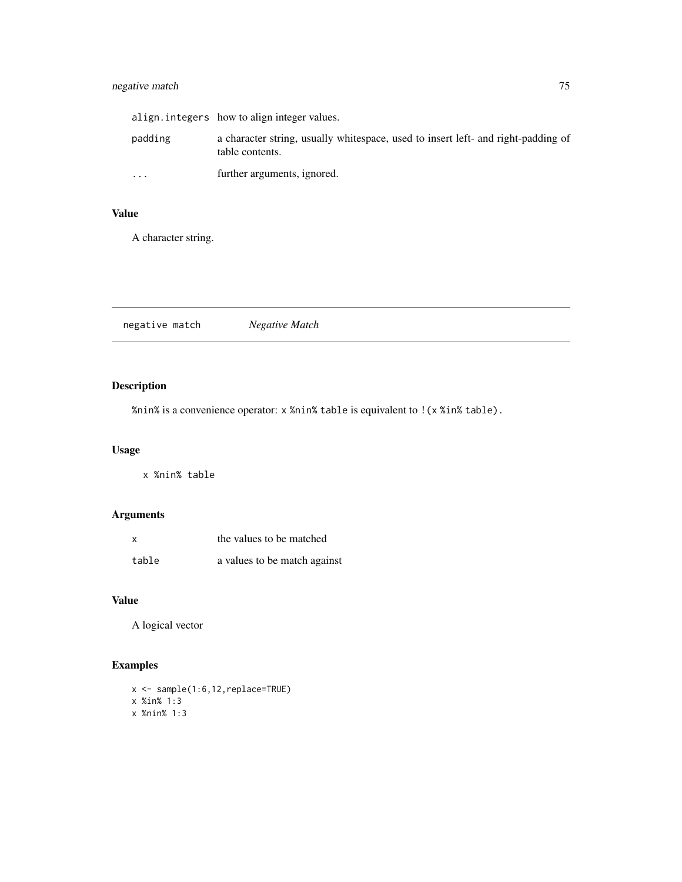| | |
|---|---|
| align.integers | how to align integer values. |
| padding | a character string, usually whitespace, used to insert left- and right-padding of table contents. |
| ... | further arguments, ignored. |

## Value

A character string.

---

`negative match` *Negative Match*

---

## Description

`%nin%` is a convenience operator: `x %nin% table` is equivalent to `!(x %in% table)`.

## Usage

```
x %nin% table
```

## Arguments

| | |
|---|---|
| x | the values to be matched |
| table | a values to be match against |

## Value

A logical vector

## Examples

```
x <- sample(1:6,12,replace=TRUE)
x %in% 1:3
x %nin% 1:3
```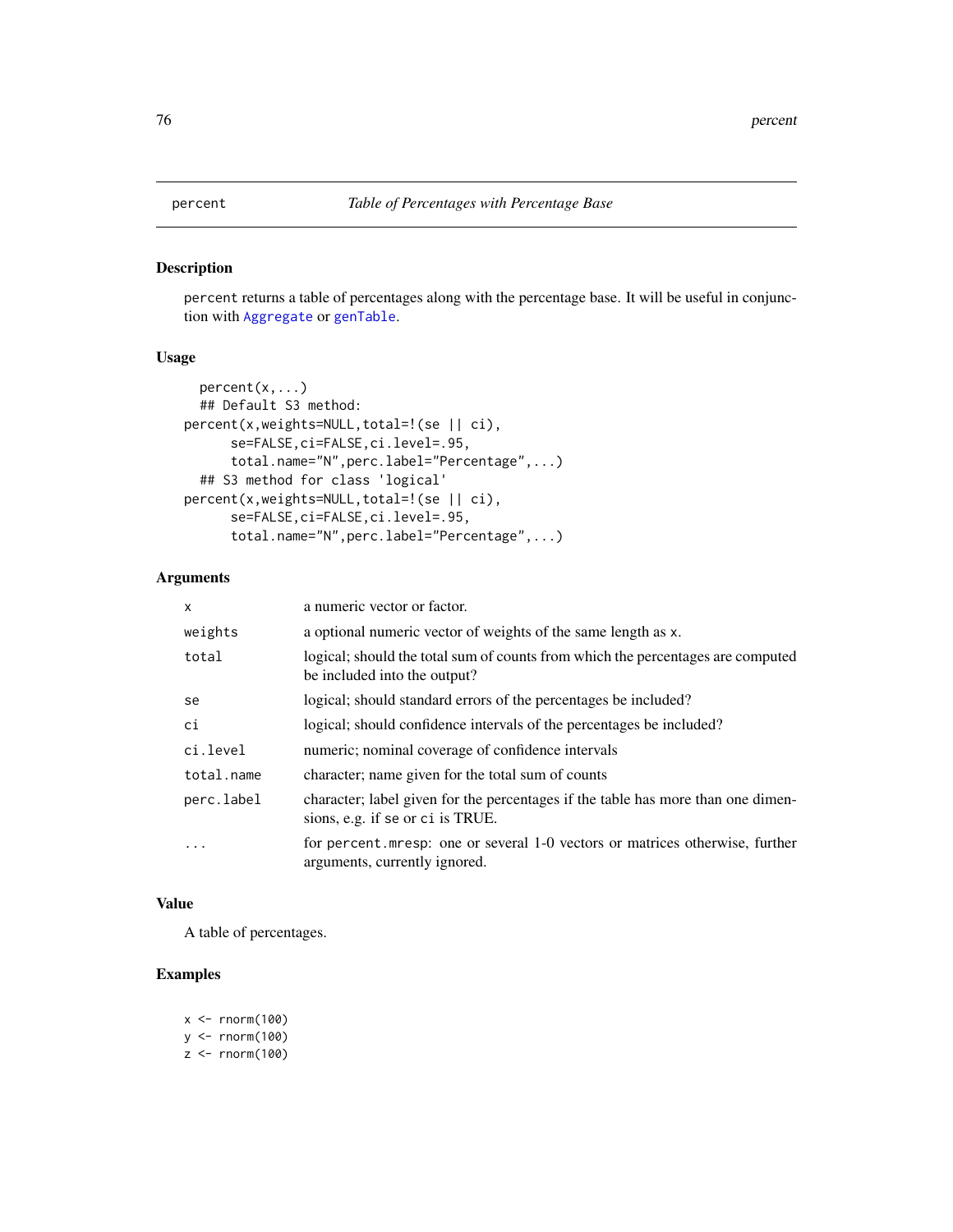# percent — *Table of Percentages with Percentage Base*

## Description

percent returns a table of percentages along with the percentage base. It will be useful in conjunction with Aggregate or genTable.

## Usage

```
  percent(x,...)
  ## Default S3 method:
percent(x,weights=NULL,total=!(se || ci),
      se=FALSE,ci=FALSE,ci.level=.95,
      total.name="N",perc.label="Percentage",...)
  ## S3 method for class 'logical'
percent(x,weights=NULL,total=!(se || ci),
      se=FALSE,ci=FALSE,ci.level=.95,
      total.name="N",perc.label="Percentage",...)
```

## Arguments

| | |
|---|---|
| x | a numeric vector or factor. |
| weights | a optional numeric vector of weights of the same length as x. |
| total | logical; should the total sum of counts from which the percentages are computed be included into the output? |
| se | logical; should standard errors of the percentages be included? |
| ci | logical; should confidence intervals of the percentages be included? |
| ci.level | numeric; nominal coverage of confidence intervals |
| total.name | character; name given for the total sum of counts |
| perc.label | character; label given for the percentages if the table has more than one dimensions, e.g. if se or ci is TRUE. |
| ... | for percent.mresp: one or several 1-0 vectors or matrices otherwise, further arguments, currently ignored. |

## Value

A table of percentages.

## Examples

```
x <- rnorm(100)
y <- rnorm(100)
z <- rnorm(100)
```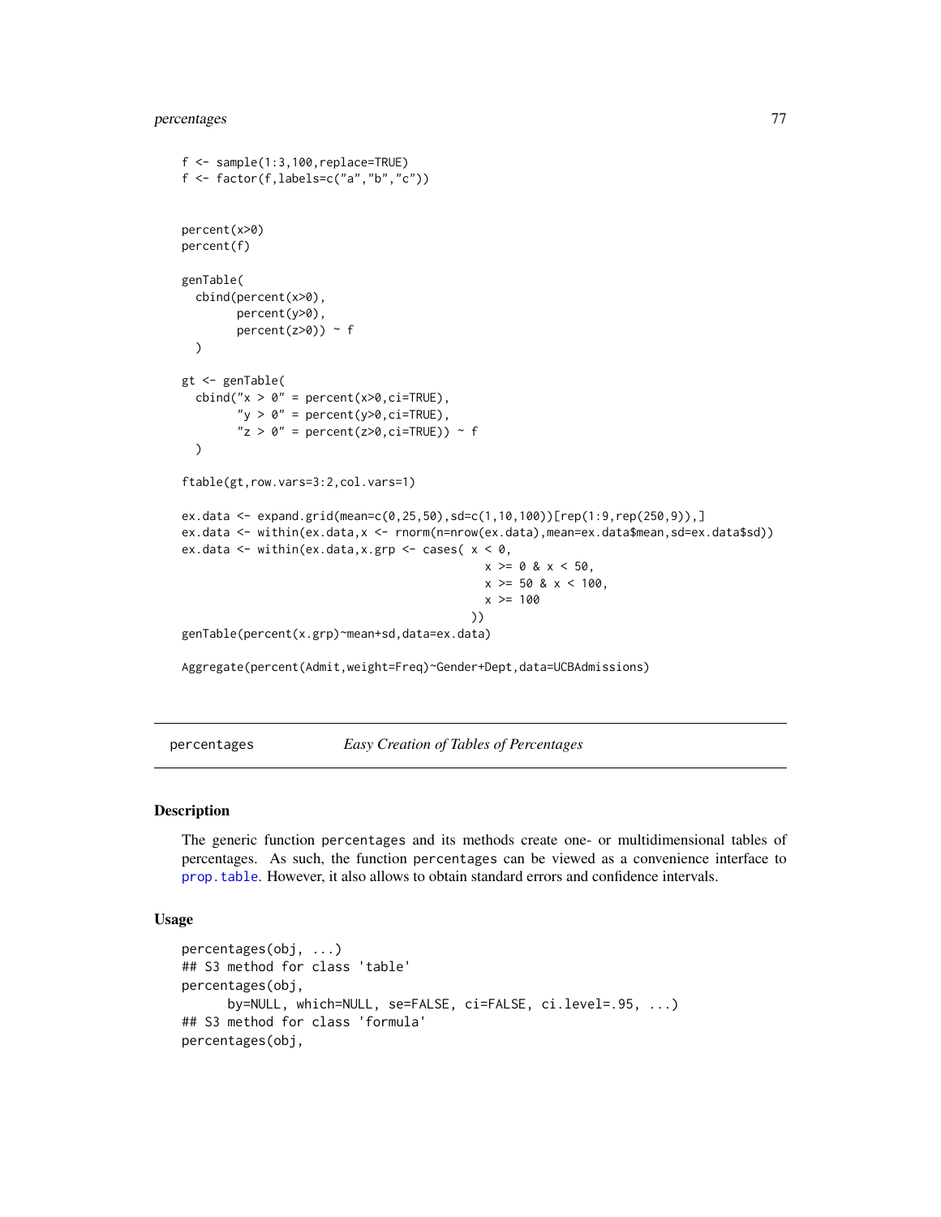```
f <- sample(1:3,100,replace=TRUE)
f <- factor(f,labels=c("a","b","c"))


percent(x>0)
percent(f)

genTable(
  cbind(percent(x>0),
        percent(y>0),
        percent(z>0)) ~ f
  )

gt <- genTable(
  cbind("x > 0" = percent(x>0,ci=TRUE),
        "y > 0" = percent(y>0,ci=TRUE),
        "z > 0" = percent(z>0,ci=TRUE)) ~ f
  )

ftable(gt,row.vars=3:2,col.vars=1)

ex.data <- expand.grid(mean=c(0,25,50),sd=c(1,10,100))[rep(1:9,rep(250,9)),]
ex.data <- within(ex.data,x <- rnorm(n=nrow(ex.data),mean=ex.data$mean,sd=ex.data$sd))
ex.data <- within(ex.data,x.grp <- cases( x < 0,
                                          x >= 0 & x < 50,
                                          x >= 50 & x < 100,
                                          x >= 100
                                        ))
genTable(percent(x.grp)~mean+sd,data=ex.data)

Aggregate(percent(Admit,weight=Freq)~Gender+Dept,data=UCBAdmissions)
```

---

`percentages` *Easy Creation of Tables of Percentages*

---

## Description

The generic function `percentages` and its methods create one- or multidimensional tables of percentages. As such, the function `percentages` can be viewed as a convenience interface to `prop.table`. However, it also allows to obtain standard errors and confidence intervals.

## Usage

```
percentages(obj, ...)
## S3 method for class 'table'
percentages(obj,
      by=NULL, which=NULL, se=FALSE, ci=FALSE, ci.level=.95, ...)
## S3 method for class 'formula'
percentages(obj,
```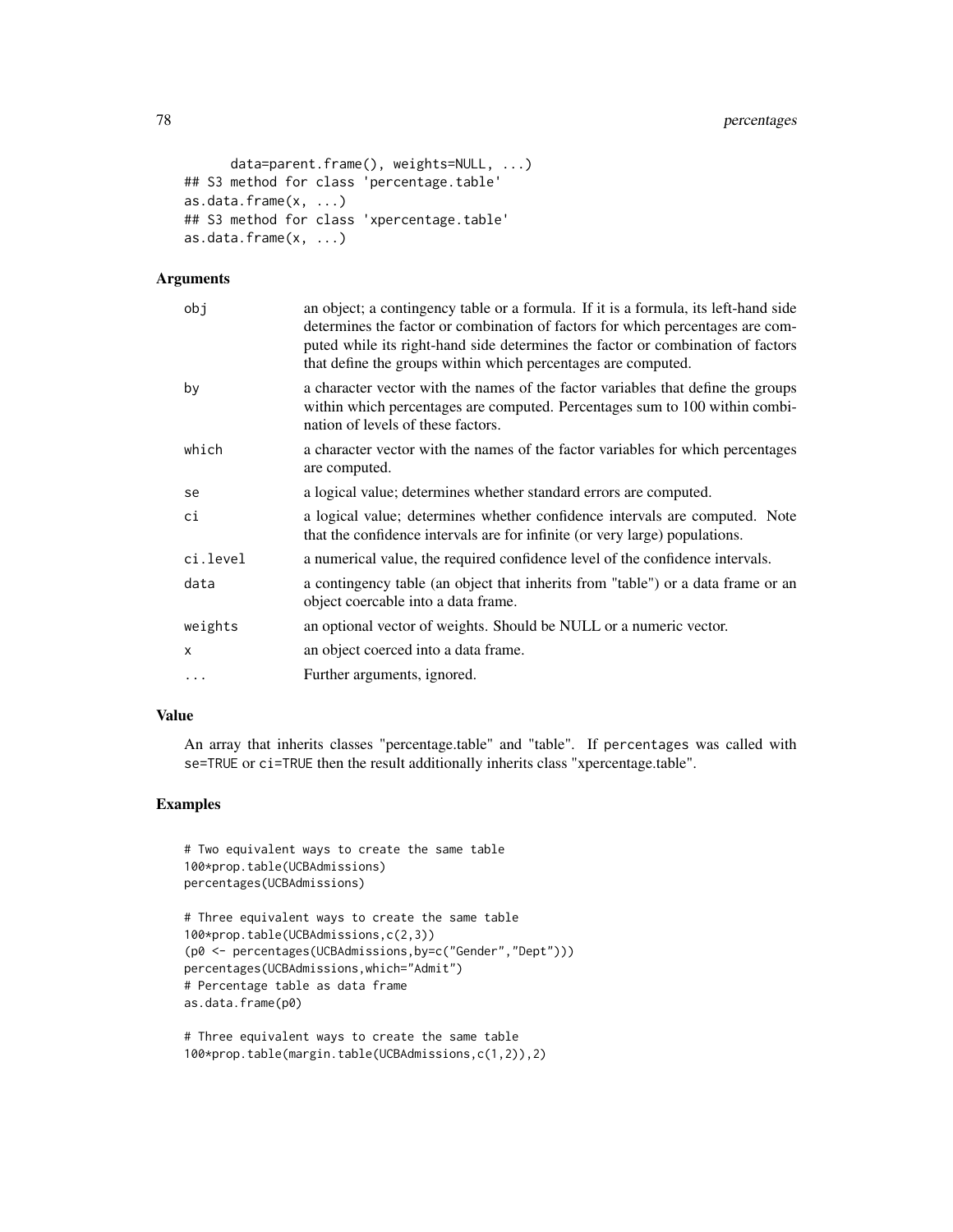```
      data=parent.frame(), weights=NULL, ...)
## S3 method for class 'percentage.table'
as.data.frame(x, ...)
## S3 method for class 'xpercentage.table'
as.data.frame(x, ...)
```

### Arguments

| | |
|---|---|
| obj | an object; a contingency table or a formula. If it is a formula, its left-hand side determines the factor or combination of factors for which percentages are computed while its right-hand side determines the factor or combination of factors that define the groups within which percentages are computed. |
| by | a character vector with the names of the factor variables that define the groups within which percentages are computed. Percentages sum to 100 within combination of levels of these factors. |
| which | a character vector with the names of the factor variables for which percentages are computed. |
| se | a logical value; determines whether standard errors are computed. |
| ci | a logical value; determines whether confidence intervals are computed. Note that the confidence intervals are for infinite (or very large) populations. |
| ci.level | a numerical value, the required confidence level of the confidence intervals. |
| data | a contingency table (an object that inherits from "table") or a data frame or an object coercable into a data frame. |
| weights | an optional vector of weights. Should be NULL or a numeric vector. |
| x | an object coerced into a data frame. |
| ... | Further arguments, ignored. |

### Value

An array that inherits classes "percentage.table" and "table". If `percentages` was called with `se=TRUE` or `ci=TRUE` then the result additionally inherits class "xpercentage.table".

### Examples

```
# Two equivalent ways to create the same table
100*prop.table(UCBAdmissions)
percentages(UCBAdmissions)

# Three equivalent ways to create the same table
100*prop.table(UCBAdmissions,c(2,3))
(p0 <- percentages(UCBAdmissions,by=c("Gender","Dept")))
percentages(UCBAdmissions,which="Admit")
# Percentage table as data frame
as.data.frame(p0)

# Three equivalent ways to create the same table
100*prop.table(margin.table(UCBAdmissions,c(1,2)),2)
```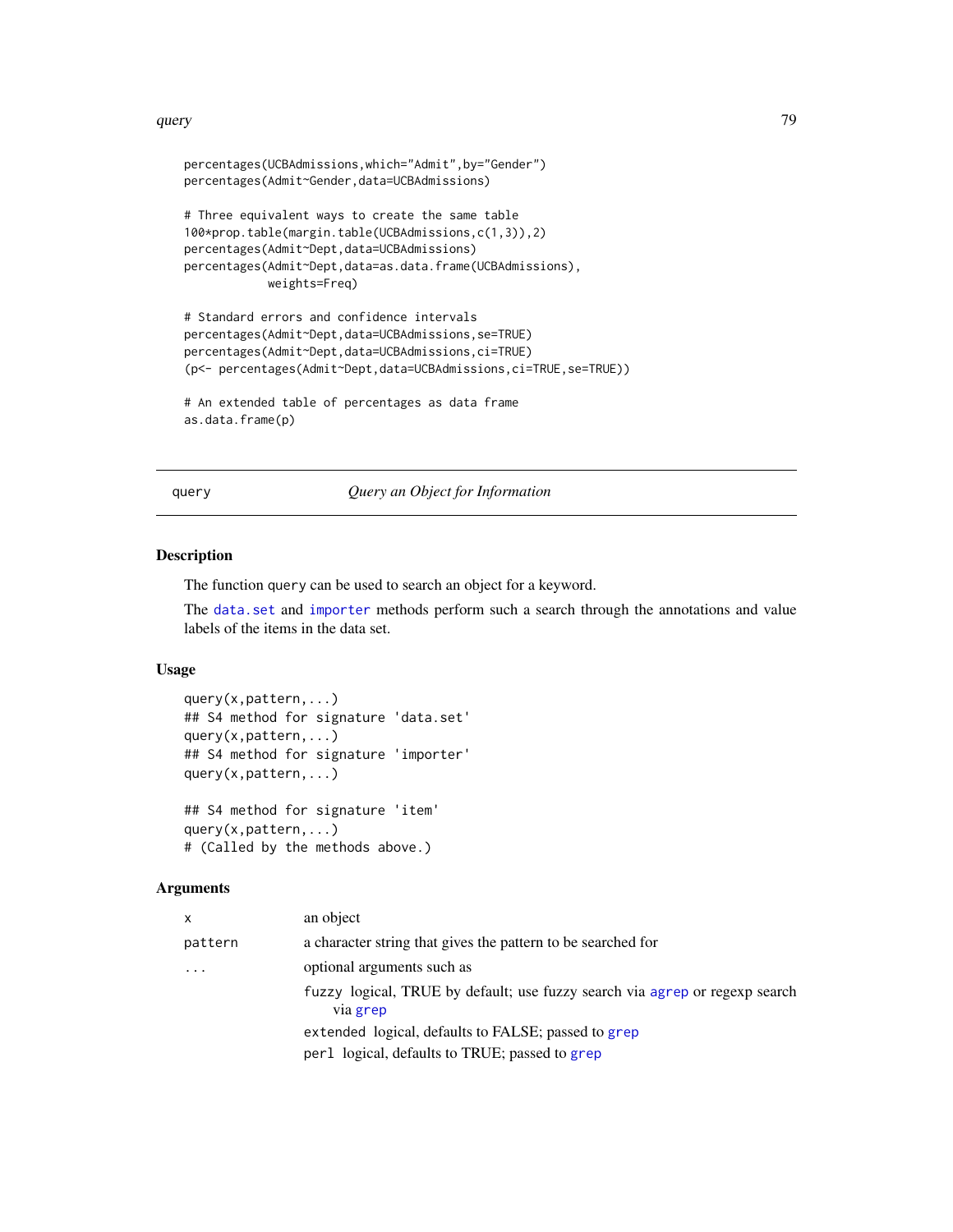```
percentages(UCBAdmissions,which="Admit",by="Gender")
percentages(Admit~Gender,data=UCBAdmissions)

# Three equivalent ways to create the same table
100*prop.table(margin.table(UCBAdmissions,c(1,3)),2)
percentages(Admit~Dept,data=UCBAdmissions)
percentages(Admit~Dept,data=as.data.frame(UCBAdmissions),
            weights=Freq)

# Standard errors and confidence intervals
percentages(Admit~Dept,data=UCBAdmissions,se=TRUE)
percentages(Admit~Dept,data=UCBAdmissions,ci=TRUE)
(p<- percentages(Admit~Dept,data=UCBAdmissions,ci=TRUE,se=TRUE))

# An extended table of percentages as data frame
as.data.frame(p)
```

---

## query — *Query an Object for Information*

---

### Description

The function `query` can be used to search an object for a keyword.

The `data.set` and `importer` methods perform such a search through the annotations and value labels of the items in the data set.

### Usage

```
query(x,pattern,...)
## S4 method for signature 'data.set'
query(x,pattern,...)
## S4 method for signature 'importer'
query(x,pattern,...)

## S4 method for signature 'item'
query(x,pattern,...)
# (Called by the methods above.)
```

### Arguments

| | |
|---|---|
| `x` | an object |
| `pattern` | a character string that gives the pattern to be searched for |
| `...` | optional arguments such as<br>`fuzzy` logical, TRUE by default; use fuzzy search via `agrep` or regexp search via `grep`<br>`extended` logical, defaults to FALSE; passed to `grep`<br>`perl` logical, defaults to TRUE; passed to `grep` |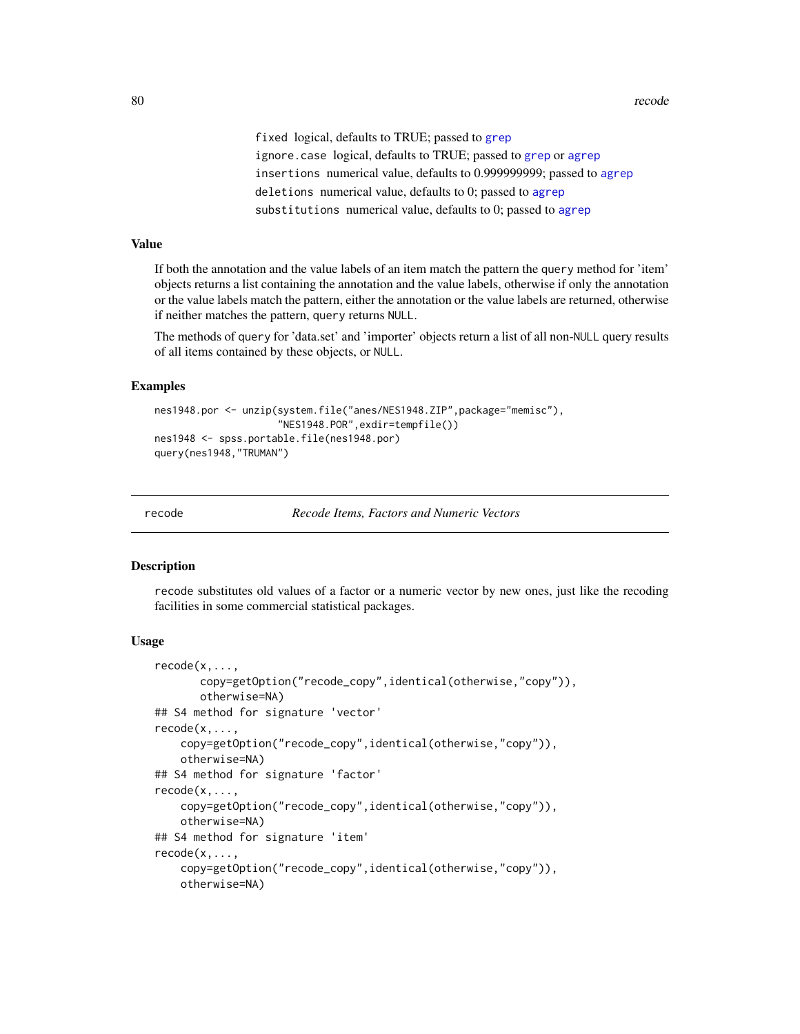`fixed` logical, defaults to TRUE; passed to `grep`
`ignore.case` logical, defaults to TRUE; passed to `grep` or `agrep`
`insertions` numerical value, defaults to 0.999999999; passed to `agrep`
`deletions` numerical value, defaults to 0; passed to `agrep`
`substitutions` numerical value, defaults to 0; passed to `agrep`

### Value

If both the annotation and the value labels of an item match the pattern the `query` method for 'item' objects returns a list containing the annotation and the value labels, otherwise if only the annotation or the value labels match the pattern, either the annotation or the value labels are returned, otherwise if neither matches the pattern, `query` returns `NULL`.

The methods of `query` for 'data.set' and 'importer' objects return a list of all non-`NULL` query results of all items contained by these objects, or `NULL`.

### Examples

```
nes1948.por <- unzip(system.file("anes/NES1948.ZIP",package="memisc"),
                     "NES1948.POR",exdir=tempfile())
nes1948 <- spss.portable.file(nes1948.por)
query(nes1948,"TRUMAN")
```

---

## recode — *Recode Items, Factors and Numeric Vectors*

### Description

`recode` substitutes old values of a factor or a numeric vector by new ones, just like the recoding facilities in some commercial statistical packages.

### Usage

```
recode(x,...,
       copy=getOption("recode_copy",identical(otherwise,"copy")),
       otherwise=NA)
## S4 method for signature 'vector'
recode(x,...,
    copy=getOption("recode_copy",identical(otherwise,"copy")),
    otherwise=NA)
## S4 method for signature 'factor'
recode(x,...,
    copy=getOption("recode_copy",identical(otherwise,"copy")),
    otherwise=NA)
## S4 method for signature 'item'
recode(x,...,
    copy=getOption("recode_copy",identical(otherwise,"copy")),
    otherwise=NA)
```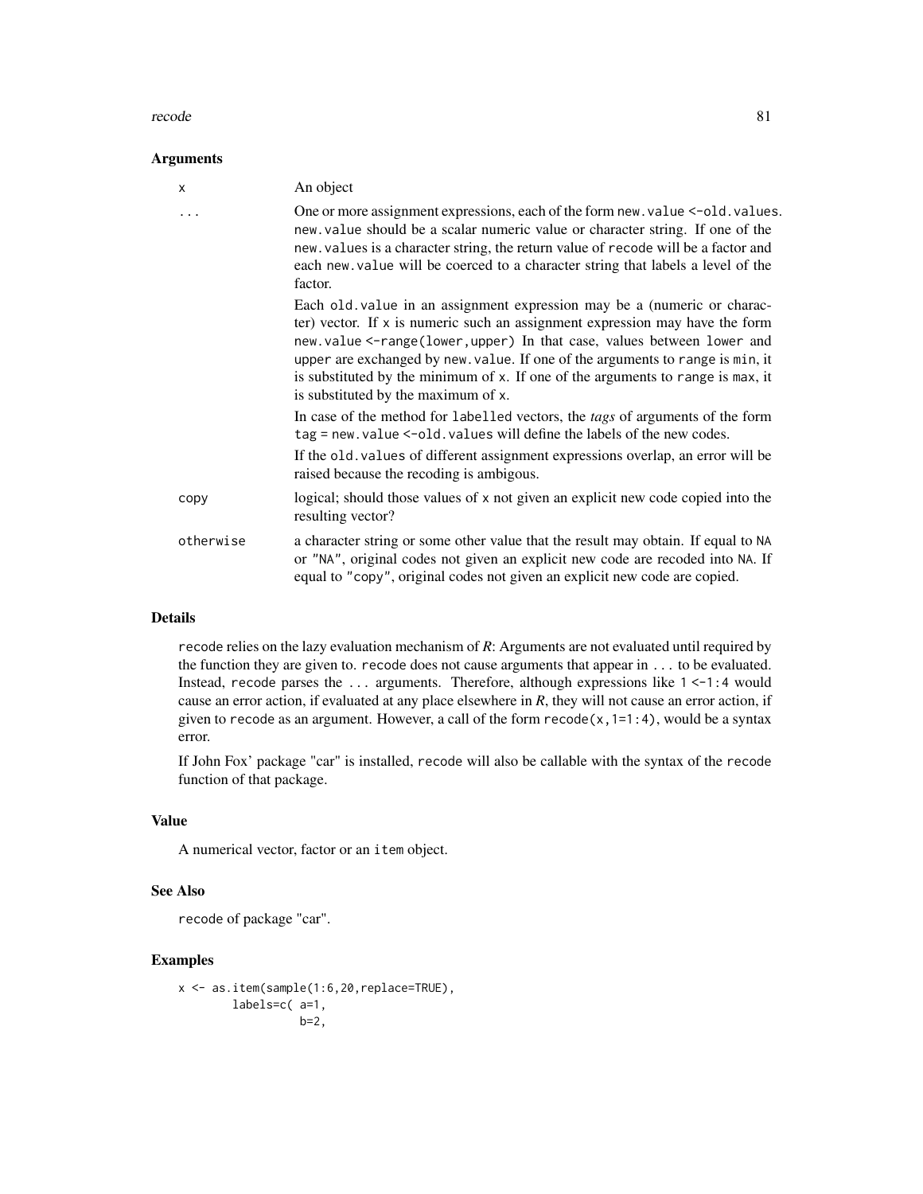## Arguments

| | |
|---|---|
| `x` | An object |
| `...` | One or more assignment expressions, each of the form `new.value <-old.values`. `new.value` should be a scalar numeric value or character string. If one of the `new.values` is a character string, the return value of `recode` will be a factor and each `new.value` will be coerced to a character string that labels a level of the factor.<br><br>Each `old.value` in an assignment expression may be a (numeric or character) vector. If `x` is numeric such an assignment expression may have the form `new.value <-range(lower,upper)` In that case, values between `lower` and `upper` are exchanged by `new.value`. If one of the arguments to `range` is `min`, it is substituted by the minimum of `x`. If one of the arguments to `range` is `max`, it is substituted by the maximum of `x`.<br><br>In case of the method for `labelled` vectors, the *tags* of arguments of the form `tag = new.value <-old.values` will define the labels of the new codes.<br><br>If the `old.values` of different assignment expressions overlap, an error will be raised because the recoding is ambigous. |
| `copy` | logical; should those values of `x` not given an explicit new code copied into the resulting vector? |
| `otherwise` | a character string or some other value that the result may obtain. If equal to `NA` or `"NA"`, original codes not given an explicit new code are recoded into `NA`. If equal to `"copy"`, original codes not given an explicit new code are copied. |

## Details

`recode` relies on the lazy evaluation mechanism of *R*: Arguments are not evaluated until required by the function they are given to. `recode` does not cause arguments that appear in `...` to be evaluated. Instead, `recode` parses the `...` arguments. Therefore, although expressions like `1 <-1:4` would cause an error action, if evaluated at any place elsewhere in *R*, they will not cause an error action, if given to `recode` as an argument. However, a call of the form `recode(x,1=1:4)`, would be a syntax error.

If John Fox' package "car" is installed, `recode` will also be callable with the syntax of the `recode` function of that package.

## Value

A numerical vector, factor or an `item` object.

## See Also

`recode` of package "car".

## Examples

```
x <- as.item(sample(1:6,20,replace=TRUE),
        labels=c( a=1,
                  b=2,
```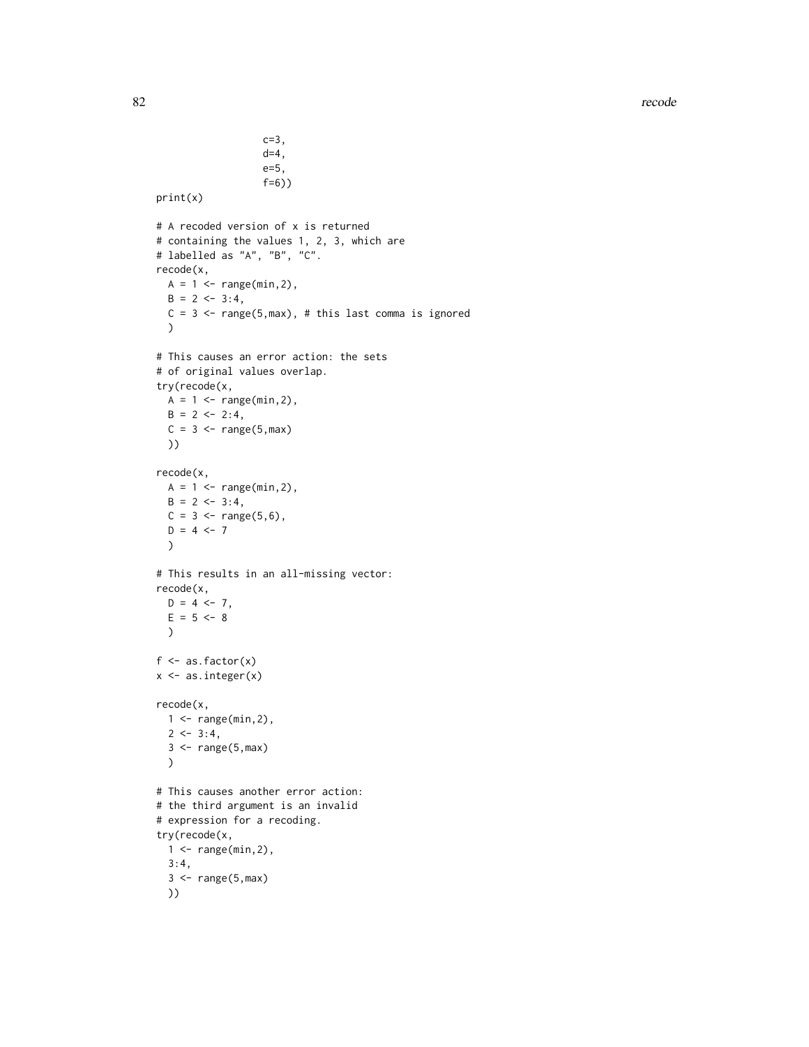```
                 c=3,
                 d=4,
                 e=5,
                 f=6))
print(x)

# A recoded version of x is returned
# containing the values 1, 2, 3, which are
# labelled as "A", "B", "C".
recode(x,
  A = 1 <- range(min,2),
  B = 2 <- 3:4,
  C = 3 <- range(5,max), # this last comma is ignored
  )

# This causes an error action: the sets
# of original values overlap.
try(recode(x,
  A = 1 <- range(min,2),
  B = 2 <- 2:4,
  C = 3 <- range(5,max)
  ))

recode(x,
  A = 1 <- range(min,2),
  B = 2 <- 3:4,
  C = 3 <- range(5,6),
  D = 4 <- 7
  )

# This results in an all-missing vector:
recode(x,
  D = 4 <- 7,
  E = 5 <- 8
  )

f <- as.factor(x)
x <- as.integer(x)

recode(x,
  1 <- range(min,2),
  2 <- 3:4,
  3 <- range(5,max)
  )

# This causes another error action:
# the third argument is an invalid
# expression for a recoding.
try(recode(x,
  1 <- range(min,2),
  3:4,
  3 <- range(5,max)
  ))
```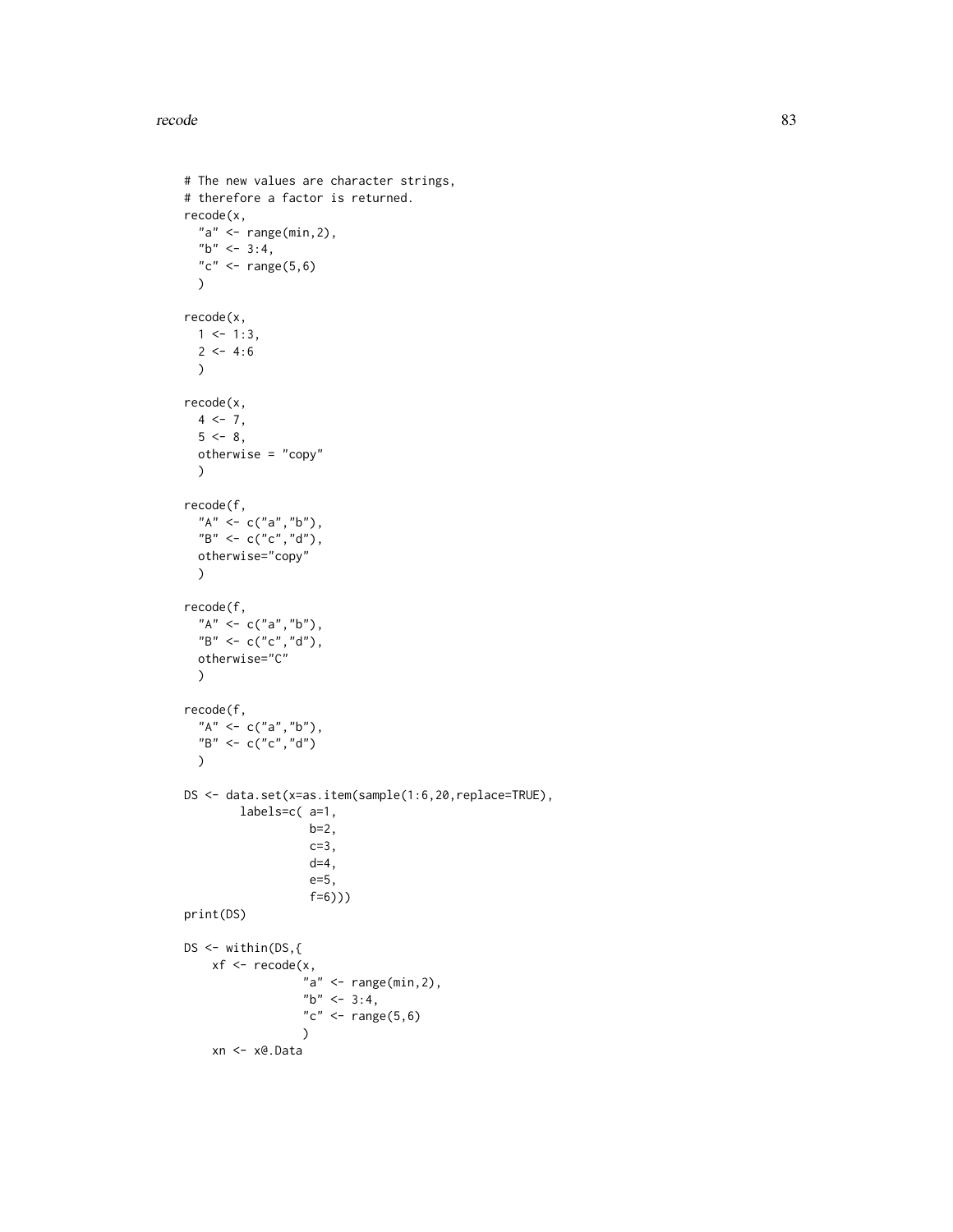```
# The new values are character strings,
# therefore a factor is returned.
recode(x,
  "a" <- range(min,2),
  "b" <- 3:4,
  "c" <- range(5,6)
  )

recode(x,
  1 <- 1:3,
  2 <- 4:6
  )

recode(x,
  4 <- 7,
  5 <- 8,
  otherwise = "copy"
  )

recode(f,
  "A" <- c("a","b"),
  "B" <- c("c","d"),
  otherwise="copy"
  )

recode(f,
  "A" <- c("a","b"),
  "B" <- c("c","d"),
  otherwise="C"
  )

recode(f,
  "A" <- c("a","b"),
  "B" <- c("c","d")
  )

DS <- data.set(x=as.item(sample(1:6,20,replace=TRUE),
        labels=c( a=1,
                  b=2,
                  c=3,
                  d=4,
                  e=5,
                  f=6)))
print(DS)

DS <- within(DS,{
    xf <- recode(x,
                 "a" <- range(min,2),
                 "b" <- 3:4,
                 "c" <- range(5,6)
                 )
    xn <- x@.Data
```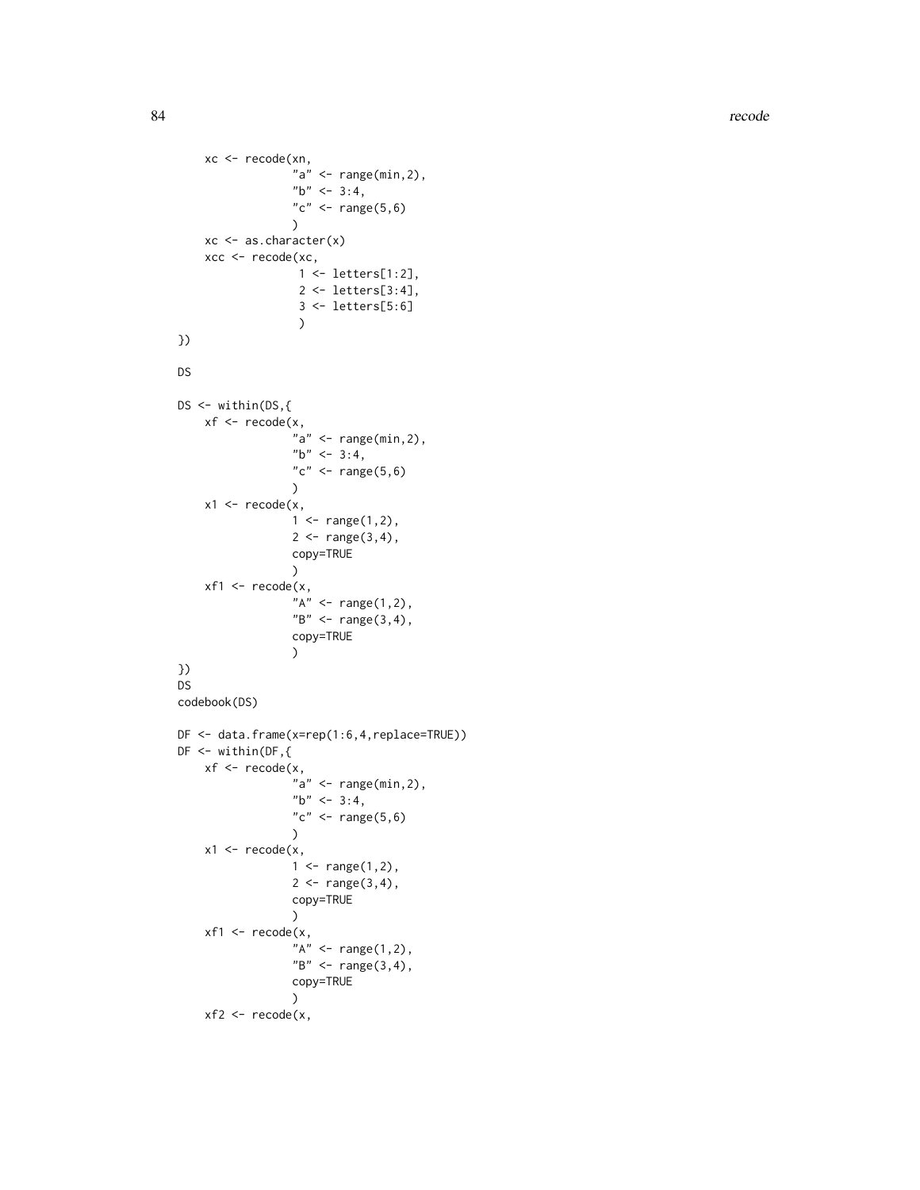```
    xc <- recode(xn,
                 "a" <- range(min,2),
                 "b" <- 3:4,
                 "c" <- range(5,6)
                 )
    xc <- as.character(x)
    xcc <- recode(xc,
                  1 <- letters[1:2],
                  2 <- letters[3:4],
                  3 <- letters[5:6]
                  )
})

DS

DS <- within(DS,{
    xf <- recode(x,
                 "a" <- range(min,2),
                 "b" <- 3:4,
                 "c" <- range(5,6)
                 )
    x1 <- recode(x,
                 1 <- range(1,2),
                 2 <- range(3,4),
                 copy=TRUE
                 )
    xf1 <- recode(x,
                 "A" <- range(1,2),
                 "B" <- range(3,4),
                 copy=TRUE
                 )
})
DS
codebook(DS)

DF <- data.frame(x=rep(1:6,4,replace=TRUE))
DF <- within(DF,{
    xf <- recode(x,
                 "a" <- range(min,2),
                 "b" <- 3:4,
                 "c" <- range(5,6)
                 )
    x1 <- recode(x,
                 1 <- range(1,2),
                 2 <- range(3,4),
                 copy=TRUE
                 )
    xf1 <- recode(x,
                 "A" <- range(1,2),
                 "B" <- range(3,4),
                 copy=TRUE
                 )
    xf2 <- recode(x,
```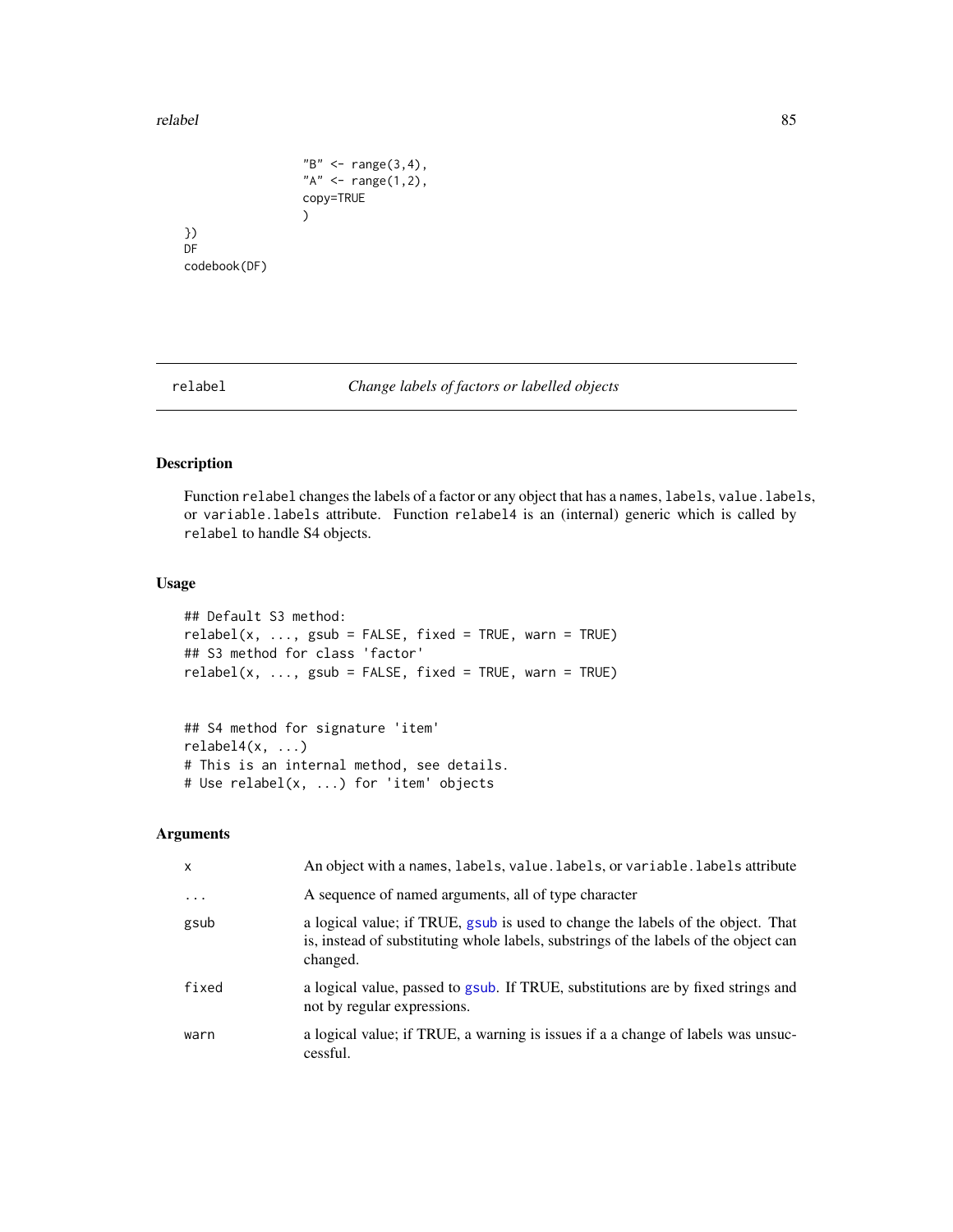```
                "B" <- range(3,4),
                "A" <- range(1,2),
                copy=TRUE
                )
})
DF
codebook(DF)
```

## relabel — *Change labels of factors or labelled objects*

### Description

Function `relabel` changes the labels of a factor or any object that has a `names`, `labels`, `value.labels`, or `variable.labels` attribute. Function `relabel4` is an (internal) generic which is called by `relabel` to handle S4 objects.

### Usage

```
## Default S3 method:
relabel(x, ..., gsub = FALSE, fixed = TRUE, warn = TRUE)
## S3 method for class 'factor'
relabel(x, ..., gsub = FALSE, fixed = TRUE, warn = TRUE)


## S4 method for signature 'item'
relabel4(x, ...)
# This is an internal method, see details.
# Use relabel(x, ...) for 'item' objects
```

### Arguments

| | |
|---|---|
| `x` | An object with a `names`, `labels`, `value.labels`, or `variable.labels` attribute |
| `...` | A sequence of named arguments, all of type character |
| `gsub` | a logical value; if TRUE, `gsub` is used to change the labels of the object. That is, instead of substituting whole labels, substrings of the labels of the object can changed. |
| `fixed` | a logical value, passed to `gsub`. If TRUE, substitutions are by fixed strings and not by regular expressions. |
| `warn` | a logical value; if TRUE, a warning is issues if a a change of labels was unsuccessful. |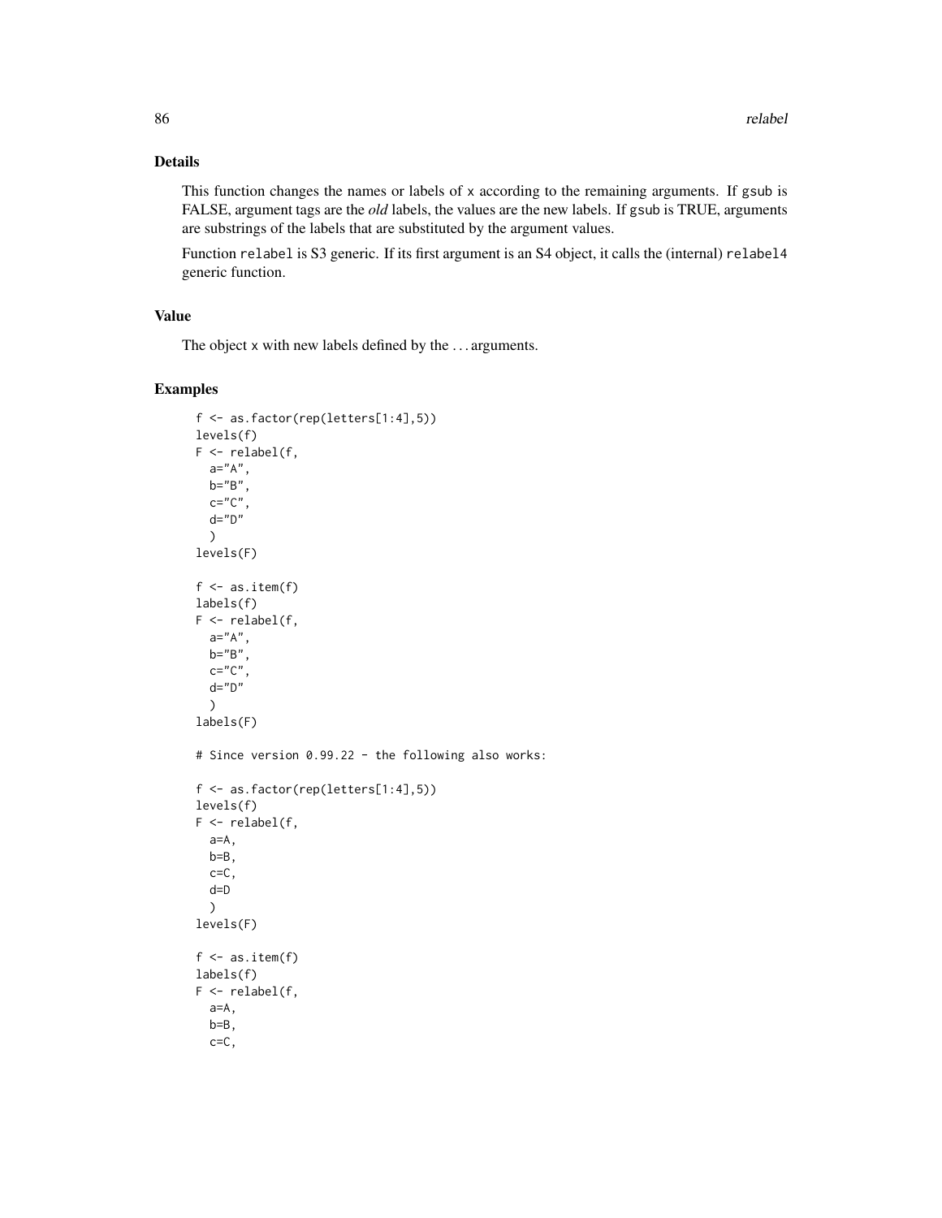## Details

This function changes the names or labels of x according to the remaining arguments. If gsub is FALSE, argument tags are the *old* labels, the values are the new labels. If gsub is TRUE, arguments are substrings of the labels that are substituted by the argument values.

Function relabel is S3 generic. If its first argument is an S4 object, it calls the (internal) relabel4 generic function.

## Value

The object x with new labels defined by the ... arguments.

## Examples

```
f <- as.factor(rep(letters[1:4],5))
levels(f)
F <- relabel(f,
  a="A",
  b="B",
  c="C",
  d="D"
  )
levels(F)

f <- as.item(f)
labels(f)
F <- relabel(f,
  a="A",
  b="B",
  c="C",
  d="D"
  )
labels(F)

# Since version 0.99.22 - the following also works:

f <- as.factor(rep(letters[1:4],5))
levels(f)
F <- relabel(f,
  a=A,
  b=B,
  c=C,
  d=D
  )
levels(F)

f <- as.item(f)
labels(f)
F <- relabel(f,
  a=A,
  b=B,
  c=C,
```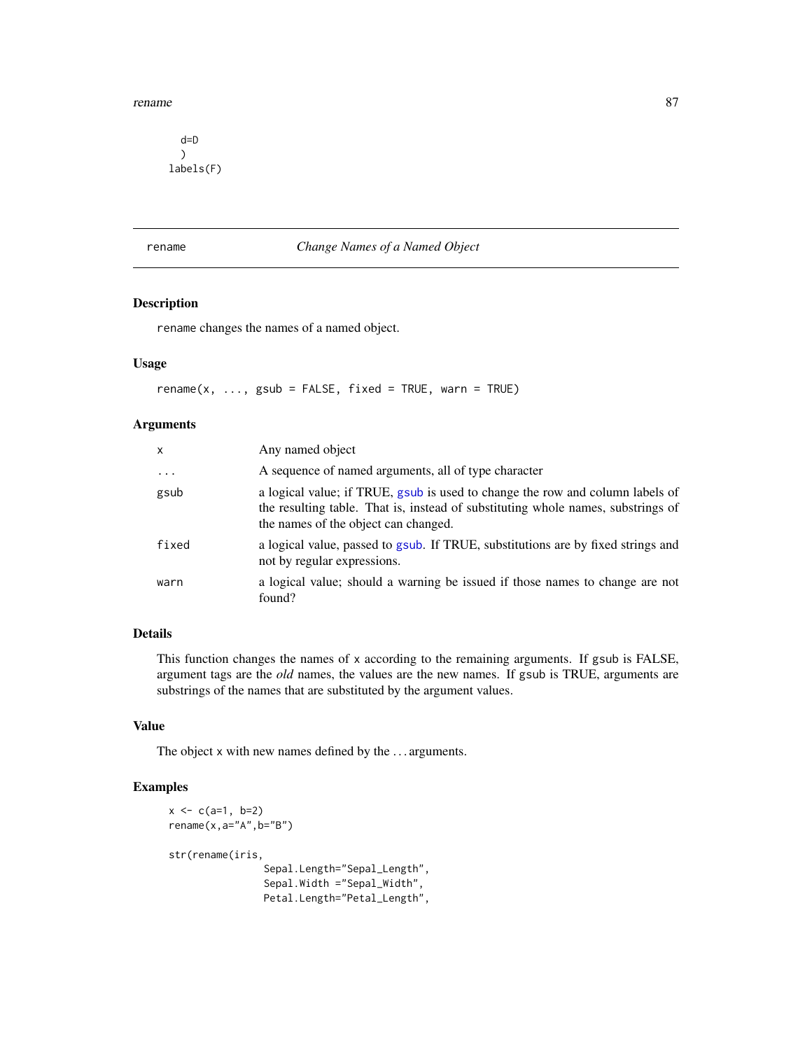```
  d=D
  )
labels(F)
```

---

`rename` *Change Names of a Named Object*

---

### Description

`rename` changes the names of a named object.

### Usage

```
rename(x, ..., gsub = FALSE, fixed = TRUE, warn = TRUE)
```

### Arguments

| | |
|---|---|
| `x` | Any named object |
| `...` | A sequence of named arguments, all of type character |
| `gsub` | a logical value; if TRUE, `gsub` is used to change the row and column labels of the resulting table. That is, instead of substituting whole names, substrings of the names of the object can changed. |
| `fixed` | a logical value, passed to `gsub`. If TRUE, substitutions are by fixed strings and not by regular expressions. |
| `warn` | a logical value; should a warning be issued if those names to change are not found? |

### Details

This function changes the names of `x` according to the remaining arguments. If `gsub` is FALSE, argument tags are the *old* names, the values are the new names. If `gsub` is TRUE, arguments are substrings of the names that are substituted by the argument values.

### Value

The object `x` with new names defined by the ... arguments.

### Examples

```
x <- c(a=1, b=2)
rename(x,a="A",b="B")

str(rename(iris,
                Sepal.Length="Sepal_Length",
                Sepal.Width ="Sepal_Width",
                Petal.Length="Petal_Length",
```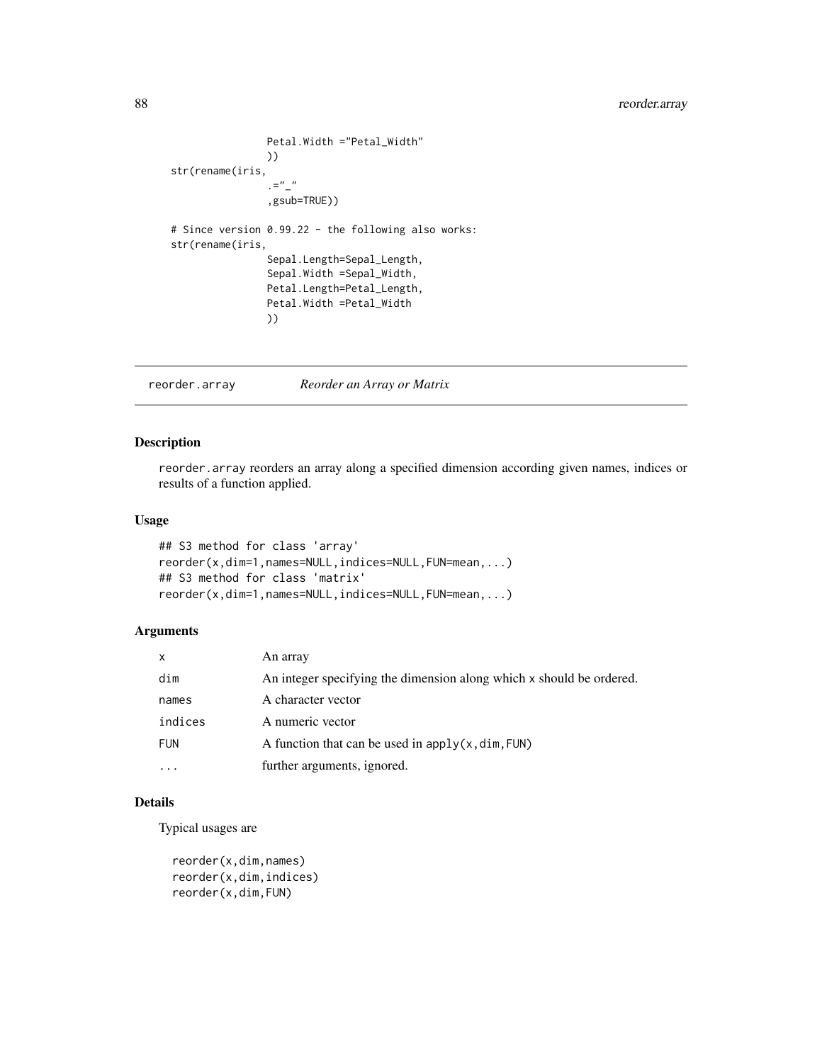```
                Petal.Width ="Petal_Width"
                ))
str(rename(iris,
                .="_"
                ,gsub=TRUE))

# Since version 0.99.22 - the following also works:
str(rename(iris,
                Sepal.Length=Sepal_Length,
                Sepal.Width =Sepal_Width,
                Petal.Length=Petal_Length,
                Petal.Width =Petal_Width
                ))
```

---

## reorder.array — *Reorder an Array or Matrix*

### Description

reorder.array reorders an array along a specified dimension according given names, indices or results of a function applied.

### Usage

```
## S3 method for class 'array'
reorder(x,dim=1,names=NULL,indices=NULL,FUN=mean,...)
## S3 method for class 'matrix'
reorder(x,dim=1,names=NULL,indices=NULL,FUN=mean,...)
```

### Arguments

| | |
|---|---|
| x | An array |
| dim | An integer specifying the dimension along which x should be ordered. |
| names | A character vector |
| indices | A numeric vector |
| FUN | A function that can be used in apply(x,dim,FUN) |
| ... | further arguments, ignored. |

### Details

Typical usages are

```
reorder(x,dim,names)
reorder(x,dim,indices)
reorder(x,dim,FUN)
```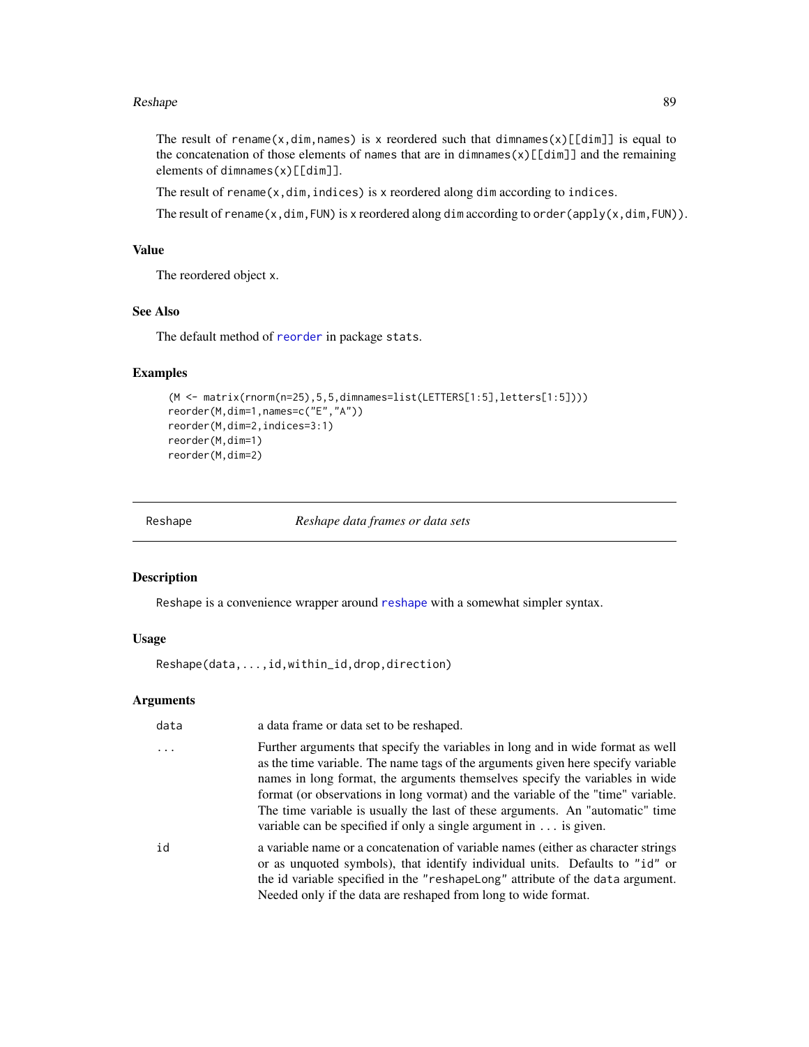The result of `rename(x,dim,names)` is x reordered such that `dimnames(x)[[dim]]` is equal to the concatenation of those elements of `names` that are in `dimnames(x)[[dim]]` and the remaining elements of `dimnames(x)[[dim]]`.

The result of `rename(x,dim,indices)` is x reordered along `dim` according to `indices`.

The result of `rename(x,dim,FUN)` is x reordered along `dim` according to `order(apply(x,dim,FUN))`.

### Value

The reordered object x.

### See Also

The default method of `reorder` in package `stats`.

### Examples

```
(M <- matrix(rnorm(n=25),5,5,dimnames=list(LETTERS[1:5],letters[1:5])))
reorder(M,dim=1,names=c("E","A"))
reorder(M,dim=2,indices=3:1)
reorder(M,dim=1)
reorder(M,dim=2)
```

---

## Reshape — *Reshape data frames or data sets*

### Description

Reshape is a convenience wrapper around `reshape` with a somewhat simpler syntax.

### Usage

```
Reshape(data,...,id,within_id,drop,direction)
```

### Arguments

| | |
|---|---|
| `data` | a data frame or data set to be reshaped. |
| `...` | Further arguments that specify the variables in long and in wide format as well as the time variable. The name tags of the arguments given here specify variable names in long format, the arguments themselves specify the variables in wide format (or observations in long vormat) and the variable of the "time" variable. The time variable is usually the last of these arguments. An "automatic" time variable can be specified if only a single argument in `...` is given. |
| `id` | a variable name or a concatenation of variable names (either as character strings or as unquoted symbols), that identify individual units. Defaults to `"id"` or the id variable specified in the `"reshapeLong"` attribute of the `data` argument. Needed only if the data are reshaped from long to wide format. |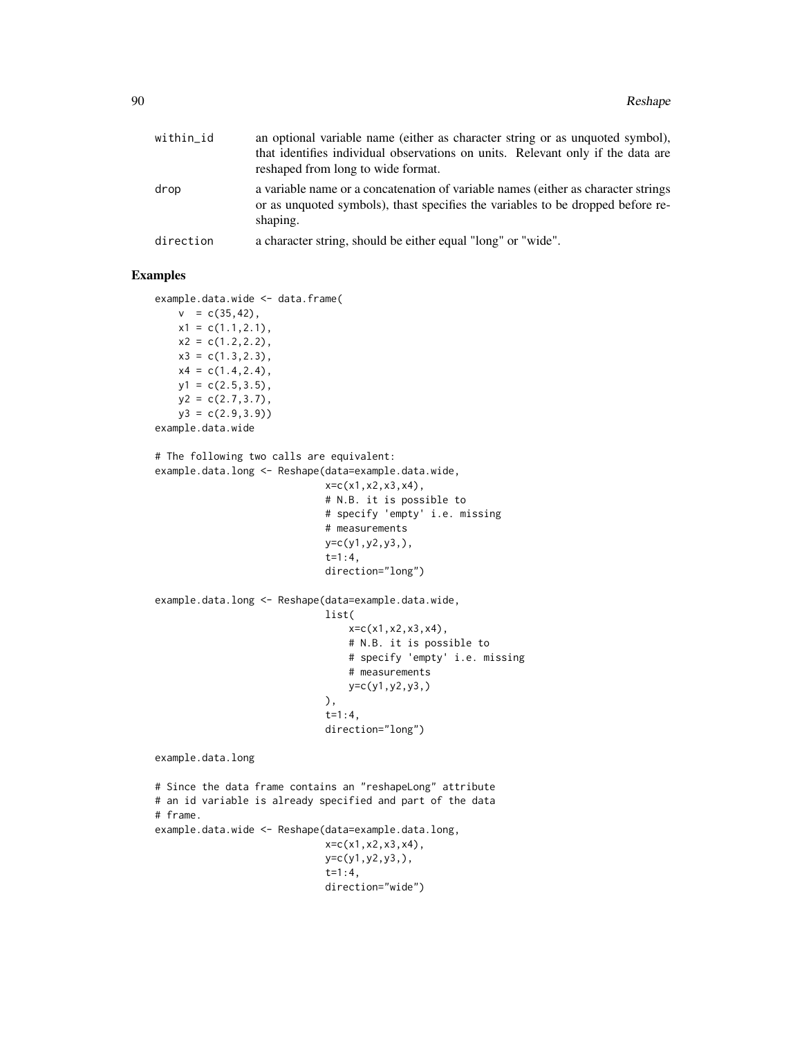| | |
|---|---|
| within_id | an optional variable name (either as character string or as unquoted symbol), that identifies individual observations on units. Relevant only if the data are reshaped from long to wide format. |
| drop | a variable name or a concatenation of variable names (either as character strings or as unquoted symbols), thast specifies the variables to be dropped before reshaping. |
| direction | a character string, should be either equal "long" or "wide". |

## Examples

```
example.data.wide <- data.frame(
    v  = c(35,42),
    x1 = c(1.1,2.1),
    x2 = c(1.2,2.2),
    x3 = c(1.3,2.3),
    x4 = c(1.4,2.4),
    y1 = c(2.5,3.5),
    y2 = c(2.7,3.7),
    y3 = c(2.9,3.9))
example.data.wide

# The following two calls are equivalent:
example.data.long <- Reshape(data=example.data.wide,
                             x=c(x1,x2,x3,x4),
                             # N.B. it is possible to
                             # specify 'empty' i.e. missing
                             # measurements
                             y=c(y1,y2,y3,),
                             t=1:4,
                             direction="long")

example.data.long <- Reshape(data=example.data.wide,
                             list(
                                 x=c(x1,x2,x3,x4),
                                 # N.B. it is possible to
                                 # specify 'empty' i.e. missing
                                 # measurements
                                 y=c(y1,y2,y3,)
                             ),
                             t=1:4,
                             direction="long")

example.data.long

# Since the data frame contains an "reshapeLong" attribute
# an id variable is already specified and part of the data
# frame.
example.data.wide <- Reshape(data=example.data.long,
                             x=c(x1,x2,x3,x4),
                             y=c(y1,y2,y3,),
                             t=1:4,
                             direction="wide")
```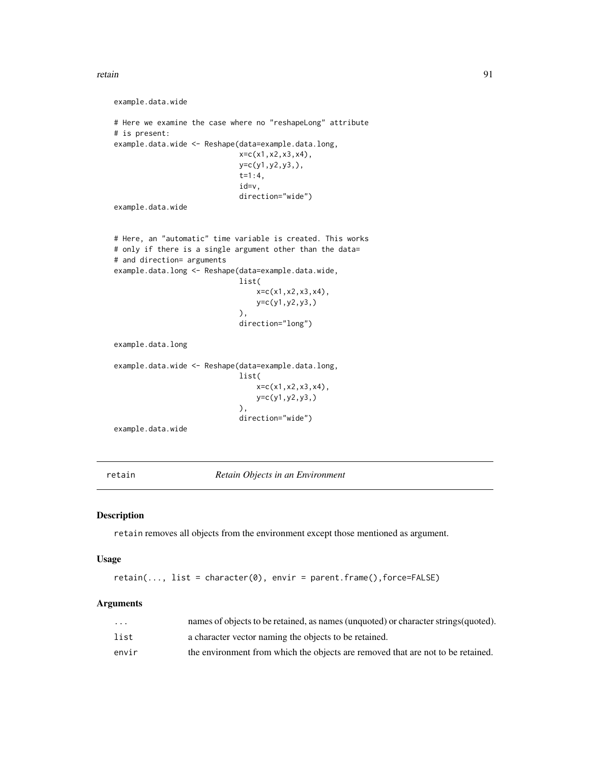```
example.data.wide

# Here we examine the case where no "reshapeLong" attribute
# is present:
example.data.wide <- Reshape(data=example.data.long,
                             x=c(x1,x2,x3,x4),
                             y=c(y1,y2,y3,),
                             t=1:4,
                             id=v,
                             direction="wide")
example.data.wide


# Here, an "automatic" time variable is created. This works
# only if there is a single argument other than the data=
# and direction= arguments
example.data.long <- Reshape(data=example.data.wide,
                             list(
                                 x=c(x1,x2,x3,x4),
                                 y=c(y1,y2,y3,)
                             ),
                             direction="long")

example.data.long

example.data.wide <- Reshape(data=example.data.long,
                             list(
                                 x=c(x1,x2,x3,x4),
                                 y=c(y1,y2,y3,)
                             ),
                             direction="wide")
example.data.wide
```

## retain — *Retain Objects in an Environment*

### Description

`retain` removes all objects from the environment except those mentioned as argument.

### Usage

```
retain(..., list = character(0), envir = parent.frame(),force=FALSE)
```

### Arguments

| | |
|---|---|
| `...` | names of objects to be retained, as names (unquoted) or character strings(quoted). |
| `list` | a character vector naming the objects to be retained. |
| `envir` | the environment from which the objects are removed that are not to be retained. |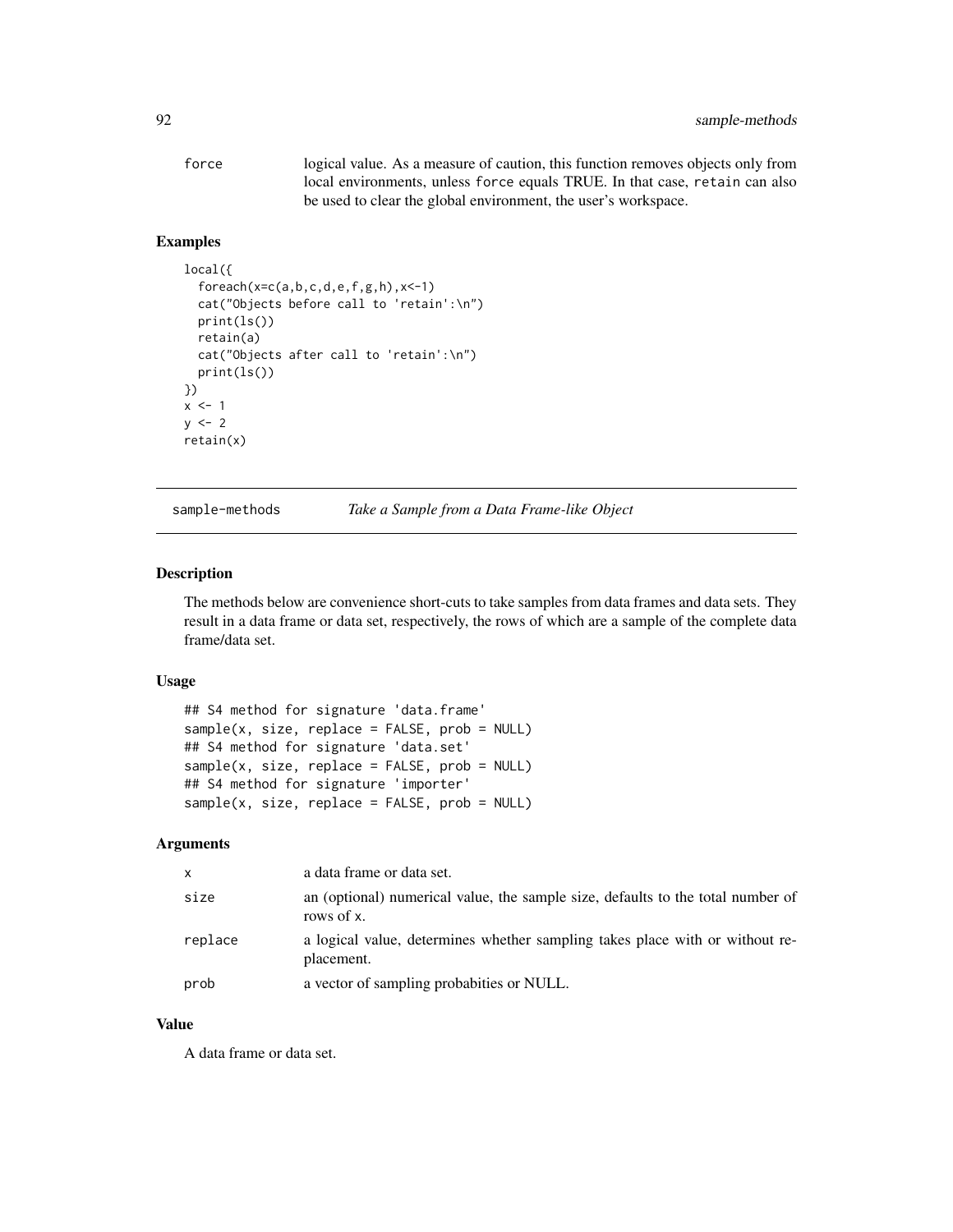| | |
|---|---|
| force | logical value. As a measure of caution, this function removes objects only from local environments, unless `force` equals TRUE. In that case, `retain` can also be used to clear the global environment, the user's workspace. |

## Examples

```
local({
  foreach(x=c(a,b,c,d,e,f,g,h),x<-1)
  cat("Objects before call to 'retain':\n")
  print(ls())
  retain(a)
  cat("Objects after call to 'retain':\n")
  print(ls())
})
x <- 1
y <- 2
retain(x)
```

---

# sample-methods — *Take a Sample from a Data Frame-like Object*

---

## Description

The methods below are convenience short-cuts to take samples from data frames and data sets. They result in a data frame or data set, respectively, the rows of which are a sample of the complete data frame/data set.

## Usage

```
## S4 method for signature 'data.frame'
sample(x, size, replace = FALSE, prob = NULL)
## S4 method for signature 'data.set'
sample(x, size, replace = FALSE, prob = NULL)
## S4 method for signature 'importer'
sample(x, size, replace = FALSE, prob = NULL)
```

## Arguments

| | |
|---|---|
| x | a data frame or data set. |
| size | an (optional) numerical value, the sample size, defaults to the total number of rows of x. |
| replace | a logical value, determines whether sampling takes place with or without replacement. |
| prob | a vector of sampling probabities or NULL. |

## Value

A data frame or data set.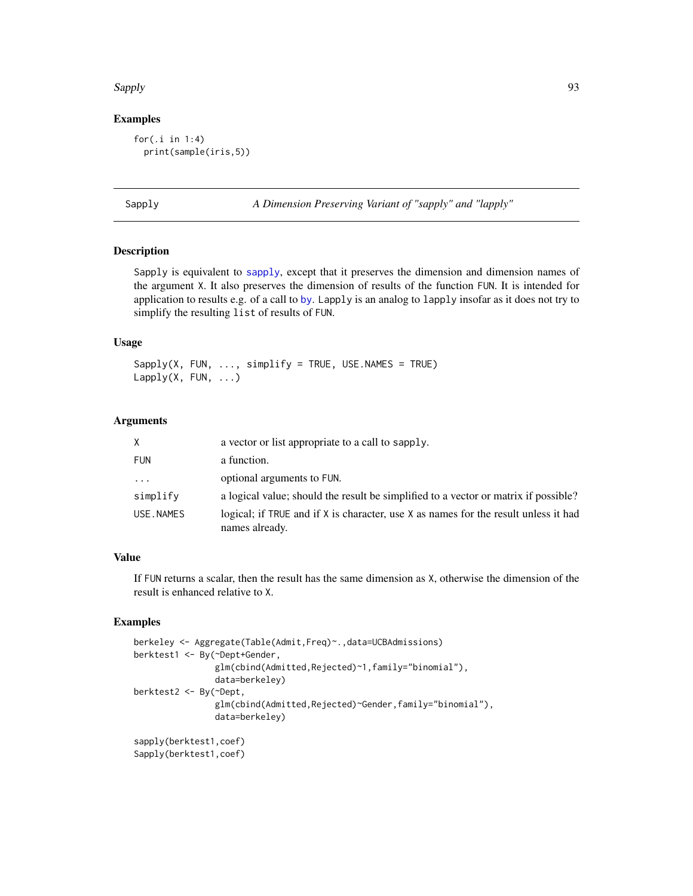### Examples

```
for(.i in 1:4)
  print(sample(iris,5))
```

---

## Sapply — *A Dimension Preserving Variant of "sapply" and "lapply"*

### Description

Sapply is equivalent to sapply, except that it preserves the dimension and dimension names of the argument X. It also preserves the dimension of results of the function FUN. It is intended for application to results e.g. of a call to by. Lapply is an analog to lapply insofar as it does not try to simplify the resulting list of results of FUN.

### Usage

```
Sapply(X, FUN, ..., simplify = TRUE, USE.NAMES = TRUE)
Lapply(X, FUN, ...)
```

### Arguments

| | |
|---|---|
| X | a vector or list appropriate to a call to sapply. |
| FUN | a function. |
| ... | optional arguments to FUN. |
| simplify | a logical value; should the result be simplified to a vector or matrix if possible? |
| USE.NAMES | logical; if TRUE and if X is character, use X as names for the result unless it had names already. |

### Value

If FUN returns a scalar, then the result has the same dimension as X, otherwise the dimension of the result is enhanced relative to X.

### Examples

```
berkeley <- Aggregate(Table(Admit,Freq)~.,data=UCBAdmissions)
berktest1 <- By(~Dept+Gender,
                glm(cbind(Admitted,Rejected)~1,family="binomial"),
                data=berkeley)
berktest2 <- By(~Dept,
                glm(cbind(Admitted,Rejected)~Gender,family="binomial"),
                data=berkeley)

sapply(berktest1,coef)
Sapply(berktest1,coef)
```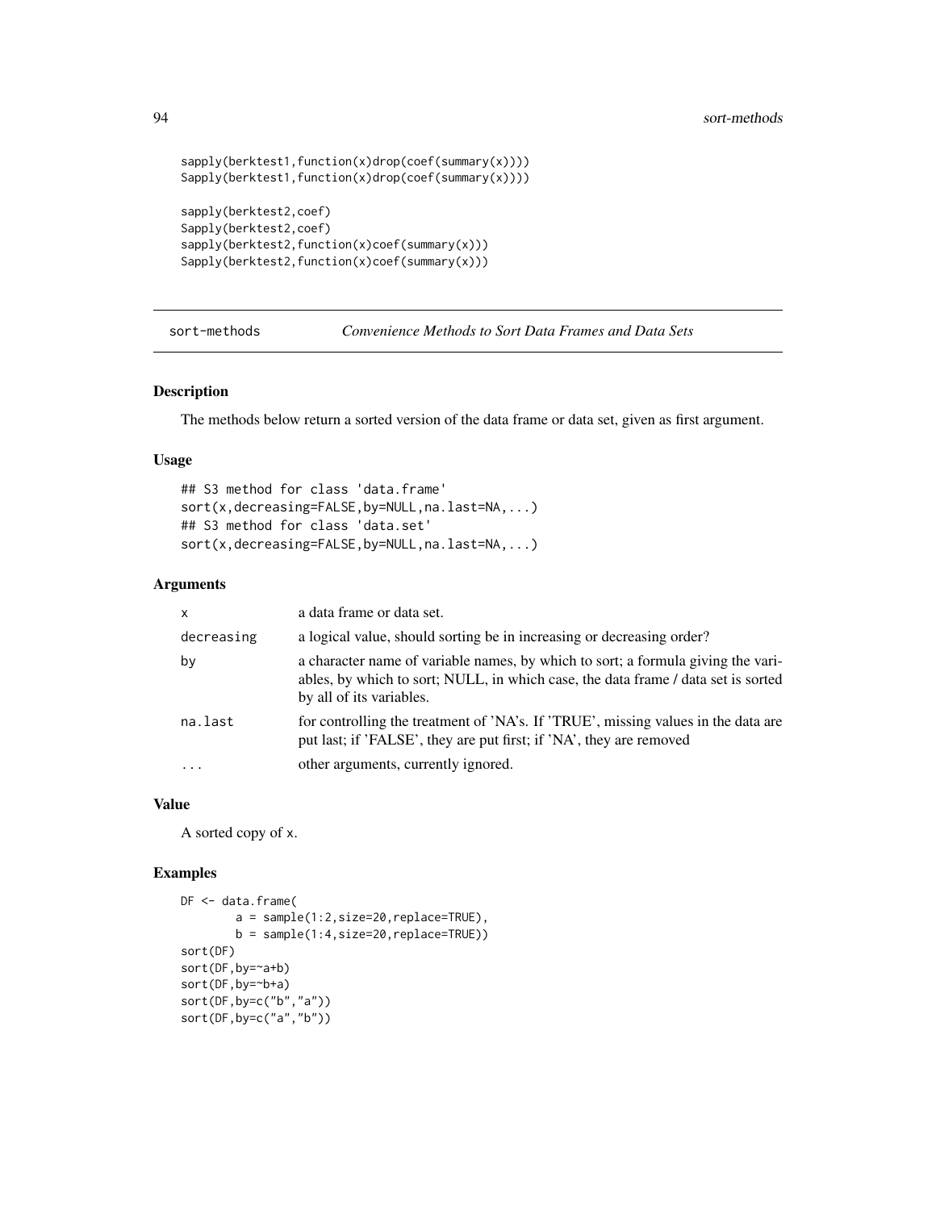```
sapply(berktest1,function(x)drop(coef(summary(x))))
Sapply(berktest1,function(x)drop(coef(summary(x))))

sapply(berktest2,coef)
Sapply(berktest2,coef)
sapply(berktest2,function(x)coef(summary(x)))
Sapply(berktest2,function(x)coef(summary(x)))
```

---

## sort-methods *Convenience Methods to Sort Data Frames and Data Sets*

---

### Description

The methods below return a sorted version of the data frame or data set, given as first argument.

### Usage

```
## S3 method for class 'data.frame'
sort(x,decreasing=FALSE,by=NULL,na.last=NA,...)
## S3 method for class 'data.set'
sort(x,decreasing=FALSE,by=NULL,na.last=NA,...)
```

### Arguments

| | |
|---|---|
| `x` | a data frame or data set. |
| `decreasing` | a logical value, should sorting be in increasing or decreasing order? |
| `by` | a character name of variable names, by which to sort; a formula giving the variables, by which to sort; NULL, in which case, the data frame / data set is sorted by all of its variables. |
| `na.last` | for controlling the treatment of 'NA's. If 'TRUE', missing values in the data are put last; if 'FALSE', they are put first; if 'NA', they are removed |
| `...` | other arguments, currently ignored. |

### Value

A sorted copy of `x`.

### Examples

```
DF <- data.frame(
        a = sample(1:2,size=20,replace=TRUE),
        b = sample(1:4,size=20,replace=TRUE))
sort(DF)
sort(DF,by=~a+b)
sort(DF,by=~b+a)
sort(DF,by=c("b","a"))
sort(DF,by=c("a","b"))
```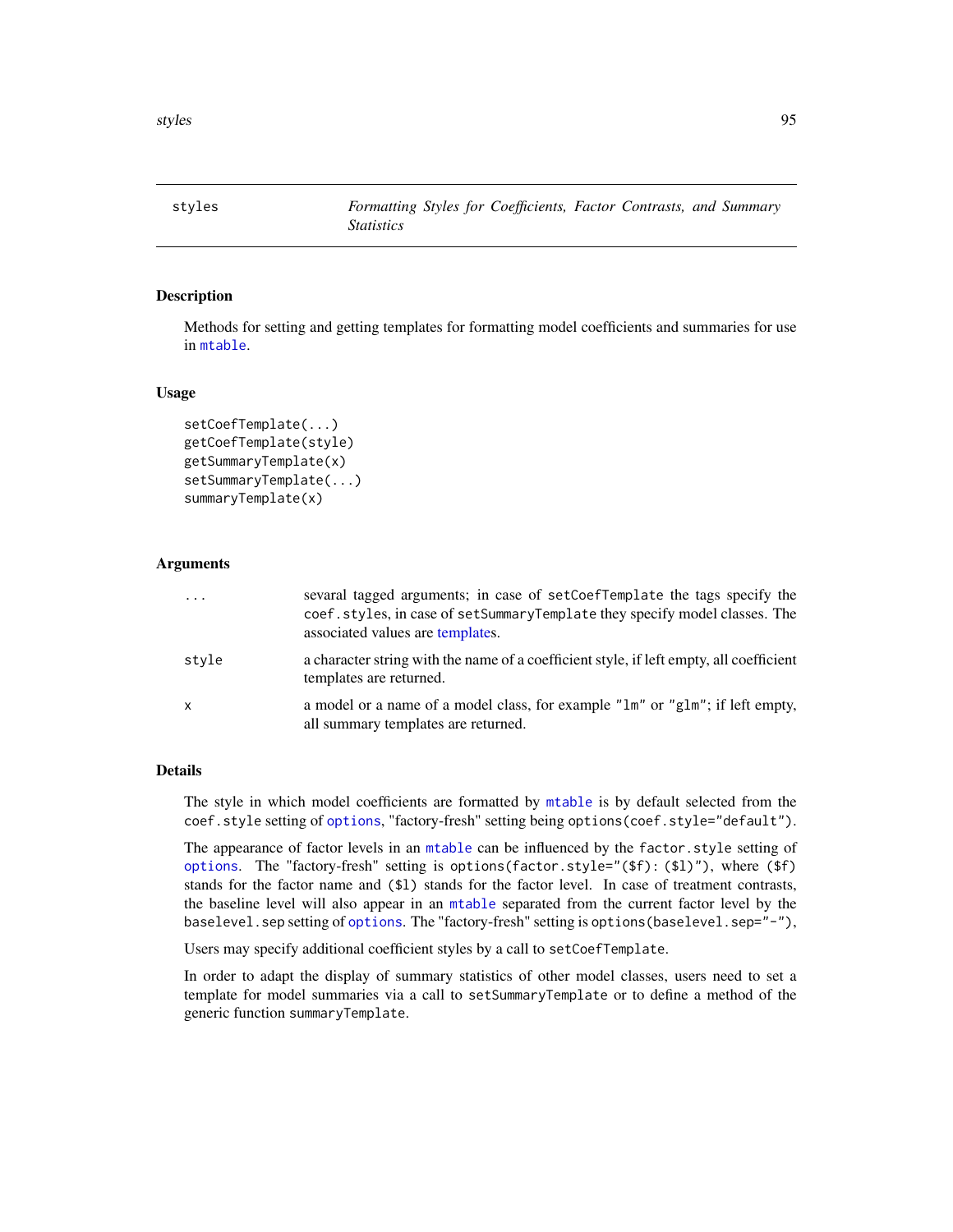## styles — *Formatting Styles for Coefficients, Factor Contrasts, and Summary Statistics*

### Description

Methods for setting and getting templates for formatting model coefficients and summaries for use in mtable.

### Usage

```
setCoefTemplate(...)
getCoefTemplate(style)
getSummaryTemplate(x)
setSummaryTemplate(...)
summaryTemplate(x)
```

### Arguments

| | |
|---|---|
| ... | sevaral tagged arguments; in case of setCoefTemplate the tags specify the coef.styles, in case of setSummaryTemplate they specify model classes. The associated values are templates. |
| style | a character string with the name of a coefficient style, if left empty, all coefficient templates are returned. |
| x | a model or a name of a model class, for example "lm" or "glm"; if left empty, all summary templates are returned. |

### Details

The style in which model coefficients are formatted by mtable is by default selected from the coef.style setting of options, "factory-fresh" setting being options(coef.style="default").

The appearance of factor levels in an mtable can be influenced by the factor.style setting of options. The "factory-fresh" setting is options(factor.style="($f): ($l)"), where ($f) stands for the factor name and ($l) stands for the factor level. In case of treatment contrasts, the baseline level will also appear in an mtable separated from the current factor level by the baselevel.sep setting of options. The "factory-fresh" setting is options(baselevel.sep="-"),

Users may specify additional coefficient styles by a call to setCoefTemplate.

In order to adapt the display of summary statistics of other model classes, users need to set a template for model summaries via a call to setSummaryTemplate or to define a method of the generic function summaryTemplate.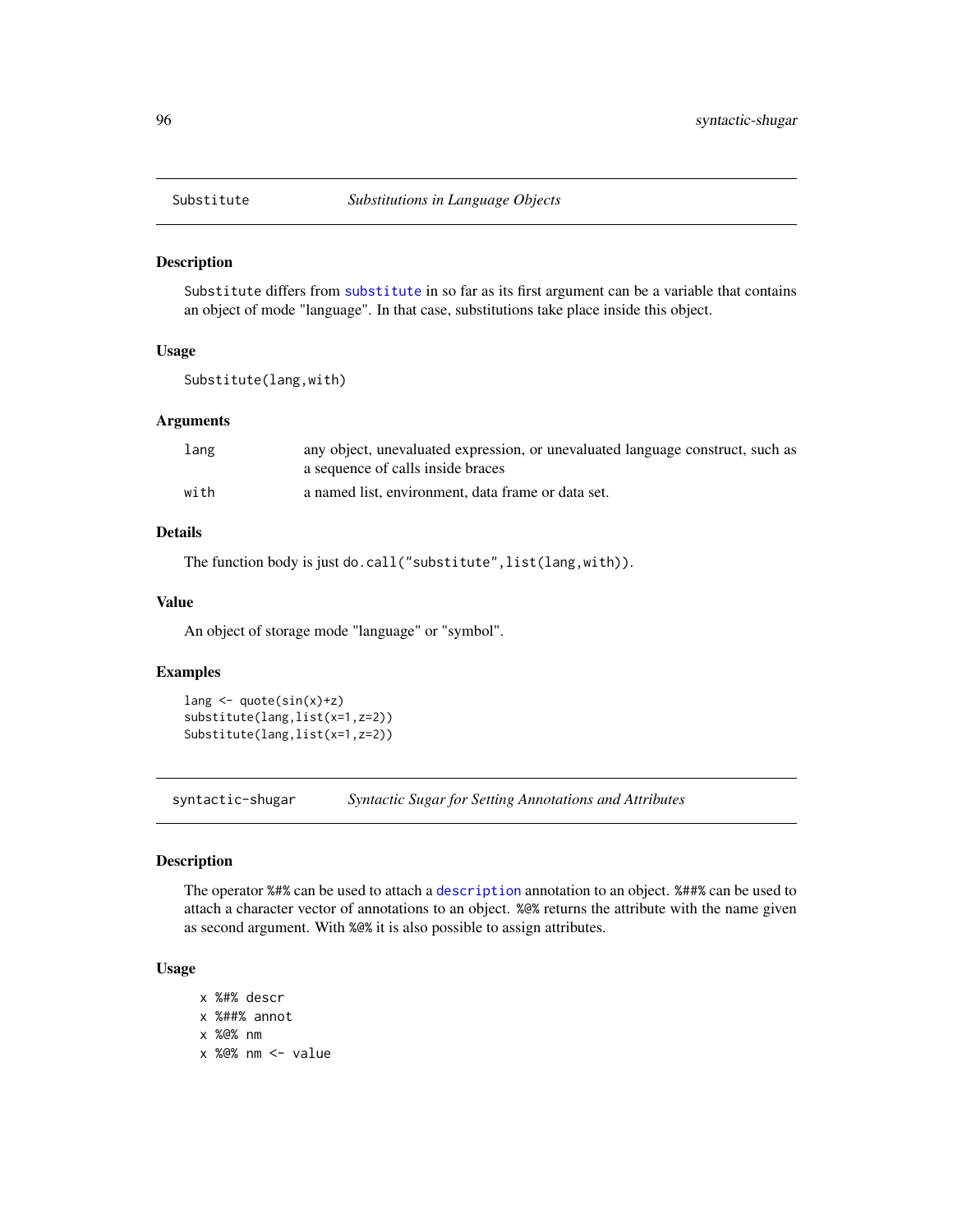## Substitute — *Substitutions in Language Objects*

### Description

Substitute differs from substitute in so far as its first argument can be a variable that contains an object of mode "language". In that case, substitutions take place inside this object.

### Usage

```
Substitute(lang,with)
```

### Arguments

| | |
|---|---|
| lang | any object, unevaluated expression, or unevaluated language construct, such as a sequence of calls inside braces |
| with | a named list, environment, data frame or data set. |

### Details

The function body is just `do.call("substitute",list(lang,with))`.

### Value

An object of storage mode "language" or "symbol".

### Examples

```
lang <- quote(sin(x)+z)
substitute(lang,list(x=1,z=2))
Substitute(lang,list(x=1,z=2))
```

## syntactic-shugar — *Syntactic Sugar for Setting Annotations and Attributes*

### Description

The operator %#% can be used to attach a description annotation to an object. %##% can be used to attach a character vector of annotations to an object. %@% returns the attribute with the name given as second argument. With %@% it is also possible to assign attributes.

### Usage

```
x %#% descr
x %##% annot
x %@% nm
x %@% nm <- value
```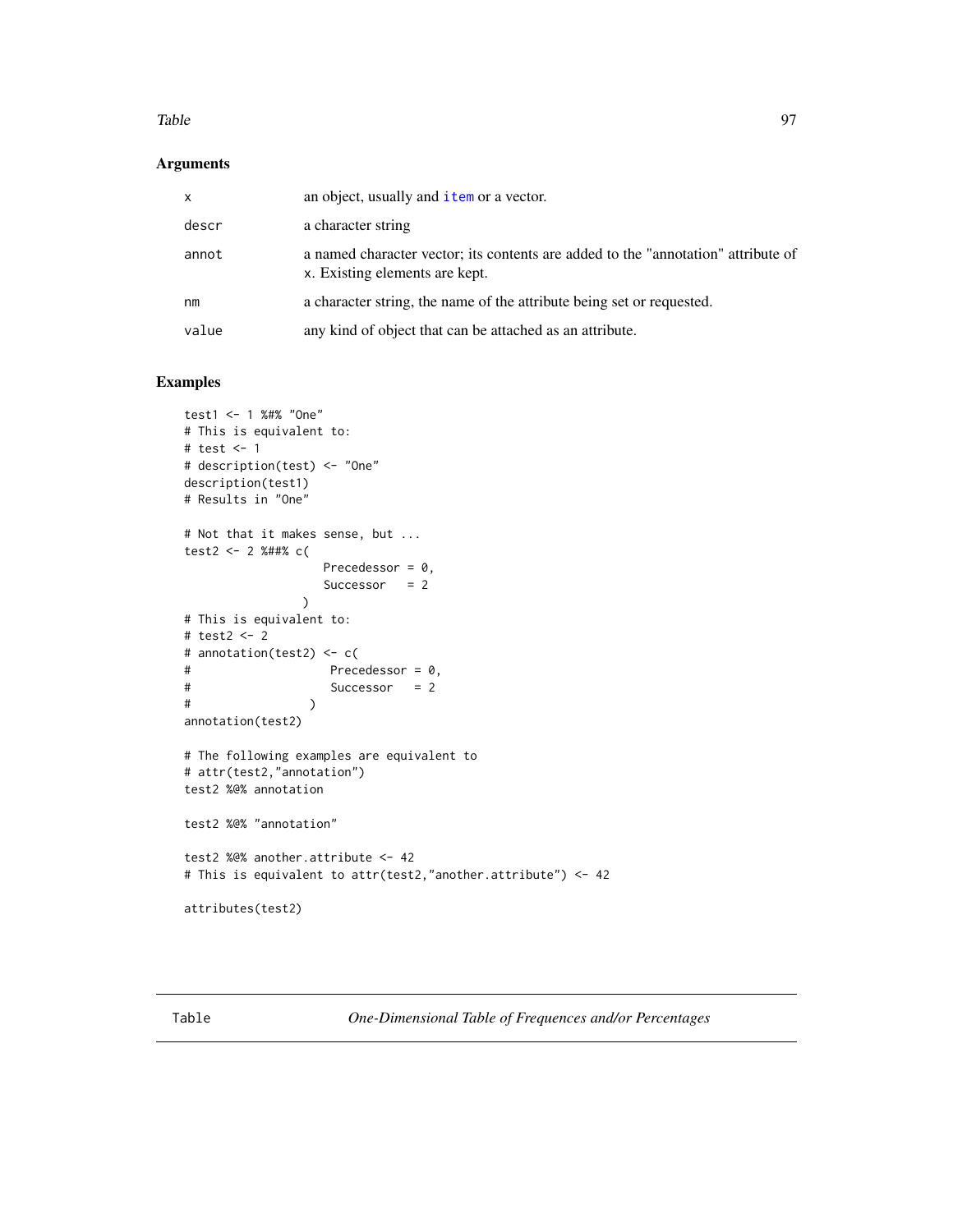## Arguments

| | |
|---|---|
| `x` | an object, usually and `item` or a vector. |
| `descr` | a character string |
| `annot` | a named character vector; its contents are added to the "annotation" attribute of `x`. Existing elements are kept. |
| `nm` | a character string, the name of the attribute being set or requested. |
| `value` | any kind of object that can be attached as an attribute. |

## Examples

```
test1 <- 1 %#% "One"
# This is equivalent to:
# test <- 1
# description(test) <- "One"
description(test1)
# Results in "One"

# Not that it makes sense, but ...
test2 <- 2 %##% c(
                    Precedessor = 0,
                    Successor   = 2
                 )
# This is equivalent to:
# test2 <- 2
# annotation(test2) <- c(
#                     Precedessor = 0,
#                     Successor   = 2
#                  )
annotation(test2)

# The following examples are equivalent to
# attr(test2,"annotation")
test2 %@% annotation

test2 %@% "annotation"

test2 %@% another.attribute <- 42
# This is equivalent to attr(test2,"another.attribute") <- 42

attributes(test2)
```

---

# Table — *One-Dimensional Table of Frequences and/or Percentages*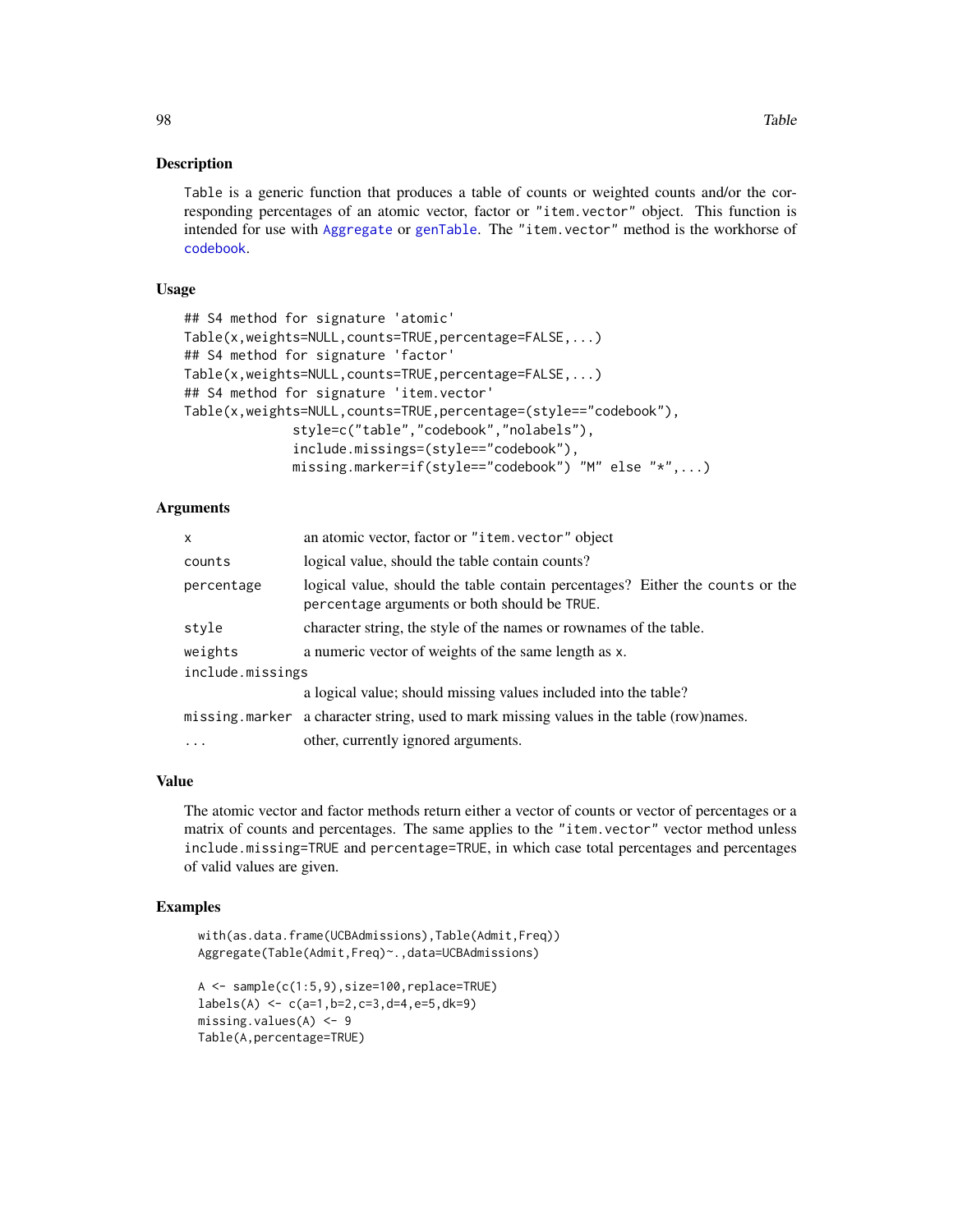## Description

Table is a generic function that produces a table of counts or weighted counts and/or the corresponding percentages of an atomic vector, factor or "item.vector" object. This function is intended for use with Aggregate or genTable. The "item.vector" method is the workhorse of codebook.

## Usage

```
## S4 method for signature 'atomic'
Table(x,weights=NULL,counts=TRUE,percentage=FALSE,...)
## S4 method for signature 'factor'
Table(x,weights=NULL,counts=TRUE,percentage=FALSE,...)
## S4 method for signature 'item.vector'
Table(x,weights=NULL,counts=TRUE,percentage=(style=="codebook"),
            style=c("table","codebook","nolabels"),
            include.missings=(style=="codebook"),
            missing.marker=if(style=="codebook") "M" else "*",...)
```

## Arguments

| | |
|---|---|
| x | an atomic vector, factor or "item.vector" object |
| counts | logical value, should the table contain counts? |
| percentage | logical value, should the table contain percentages? Either the counts or the percentage arguments or both should be TRUE. |
| style | character string, the style of the names or rownames of the table. |
| weights | a numeric vector of weights of the same length as x. |
| include.missings | a logical value; should missing values included into the table? |
| missing.marker | a character string, used to mark missing values in the table (row)names. |
| ... | other, currently ignored arguments. |

## Value

The atomic vector and factor methods return either a vector of counts or vector of percentages or a matrix of counts and percentages. The same applies to the "item.vector" vector method unless include.missing=TRUE and percentage=TRUE, in which case total percentages and percentages of valid values are given.

## Examples

```
with(as.data.frame(UCBAdmissions),Table(Admit,Freq))
Aggregate(Table(Admit,Freq)~.,data=UCBAdmissions)

A <- sample(c(1:5,9),size=100,replace=TRUE)
labels(A) <- c(a=1,b=2,c=3,d=4,e=5,dk=9)
missing.values(A) <- 9
Table(A,percentage=TRUE)
```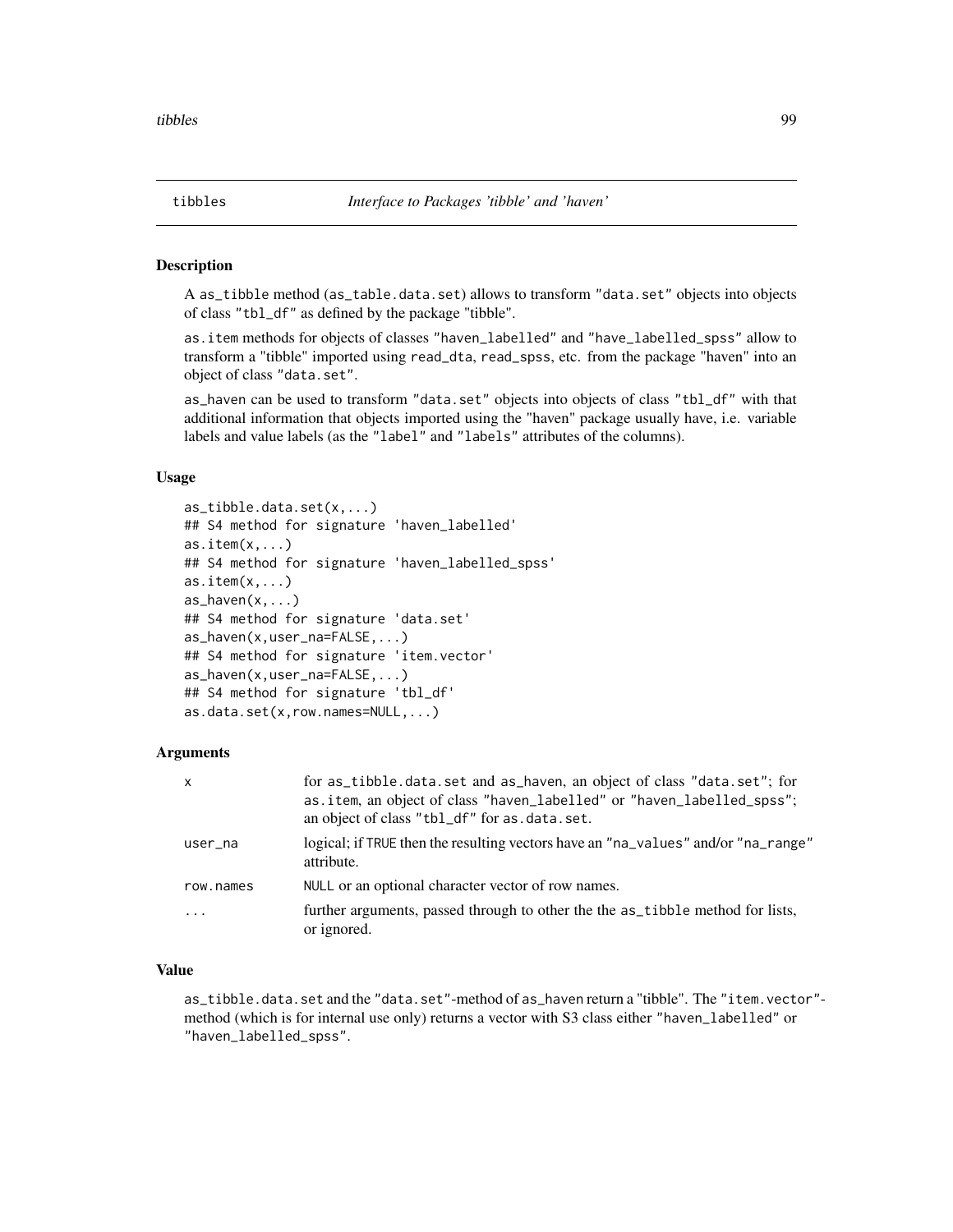## tibbles    *Interface to Packages 'tibble' and 'haven'*

### Description

A `as_tibble` method (`as_table.data.set`) allows to transform `"data.set"` objects into objects of class `"tbl_df"` as defined by the package "tibble".

`as.item` methods for objects of classes `"haven_labelled"` and `"have_labelled_spss"` allow to transform a "tibble" imported using `read_dta`, `read_spss`, etc. from the package "haven" into an object of class `"data.set"`.

`as_haven` can be used to transform `"data.set"` objects into objects of class `"tbl_df"` with that additional information that objects imported using the "haven" package usually have, i.e. variable labels and value labels (as the `"label"` and `"labels"` attributes of the columns).

### Usage

```
as_tibble.data.set(x,...)
## S4 method for signature 'haven_labelled'
as.item(x,...)
## S4 method for signature 'haven_labelled_spss'
as.item(x,...)
as_haven(x,...)
## S4 method for signature 'data.set'
as_haven(x,user_na=FALSE,...)
## S4 method for signature 'item.vector'
as_haven(x,user_na=FALSE,...)
## S4 method for signature 'tbl_df'
as.data.set(x,row.names=NULL,...)
```

### Arguments

| | |
|---|---|
| `x` | for `as_tibble.data.set` and `as_haven`, an object of class `"data.set"`; for `as.item`, an object of class `"haven_labelled"` or `"haven_labelled_spss"`; an object of class `"tbl_df"` for `as.data.set`. |
| `user_na` | logical; if `TRUE` then the resulting vectors have an `"na_values"` and/or `"na_range"` attribute. |
| `row.names` | `NULL` or an optional character vector of row names. |
| `...` | further arguments, passed through to other the the `as_tibble` method for lists, or ignored. |

### Value

`as_tibble.data.set` and the `"data.set"`-method of `as_haven` return a "tibble". The `"item.vector"`-method (which is for internal use only) returns a vector with S3 class either `"haven_labelled"` or `"haven_labelled_spss"`.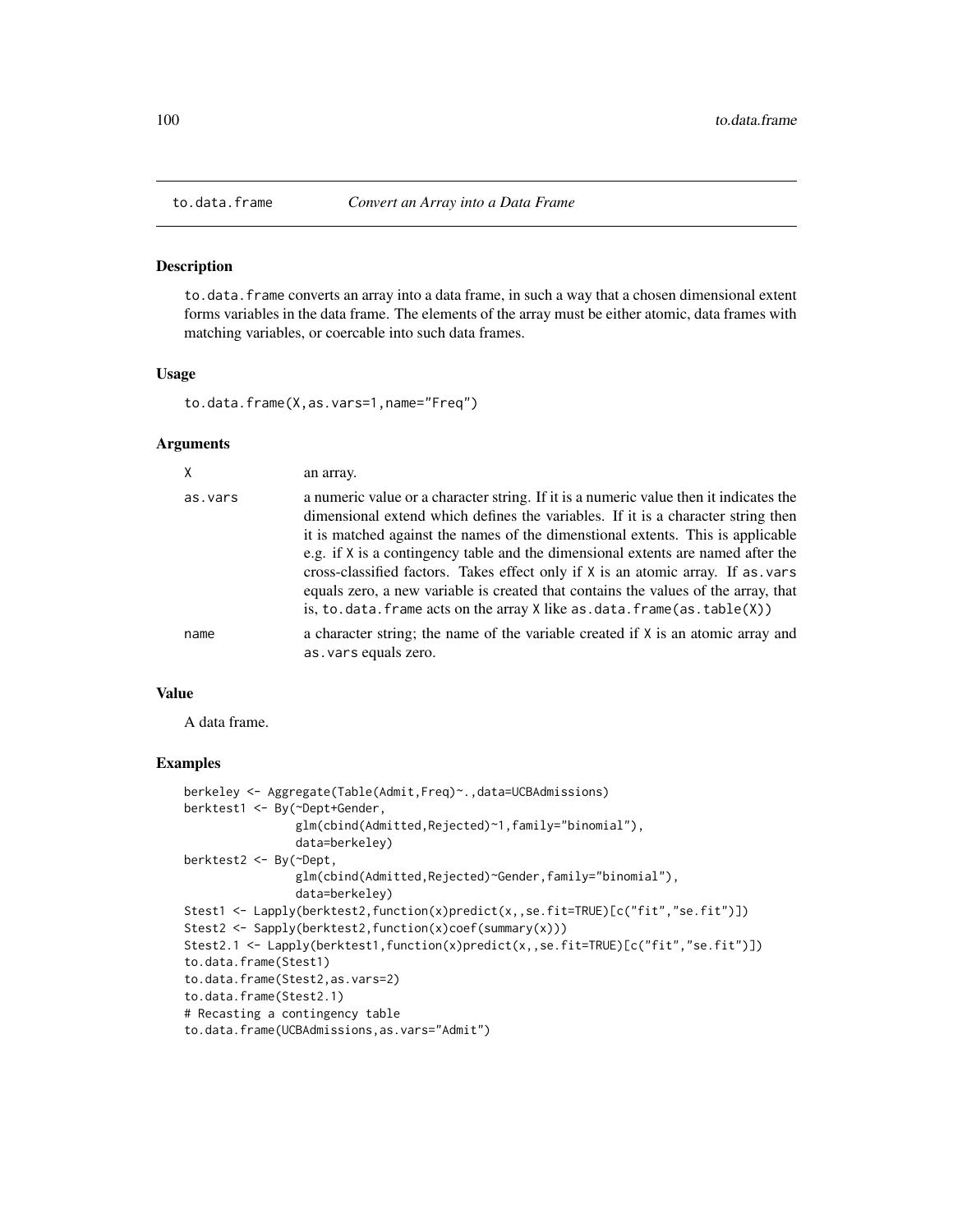## to.data.frame — *Convert an Array into a Data Frame*

### Description

`to.data.frame` converts an array into a data frame, in such a way that a chosen dimensional extent forms variables in the data frame. The elements of the array must be either atomic, data frames with matching variables, or coercable into such data frames.

### Usage

```
to.data.frame(X,as.vars=1,name="Freq")
```

### Arguments

| | |
|---|---|
| `X` | an array. |
| `as.vars` | a numeric value or a character string. If it is a numeric value then it indicates the dimensional extend which defines the variables. If it is a character string then it is matched against the names of the dimenstional extents. This is applicable e.g. if `X` is a contingency table and the dimensional extents are named after the cross-classified factors. Takes effect only if `X` is an atomic array. If `as.vars` equals zero, a new variable is created that contains the values of the array, that is, `to.data.frame` acts on the array `X` like `as.data.frame(as.table(X))` |
| `name` | a character string; the name of the variable created if `X` is an atomic array and `as.vars` equals zero. |

### Value

A data frame.

### Examples

```
berkeley <- Aggregate(Table(Admit,Freq)~.,data=UCBAdmissions)
berktest1 <- By(~Dept+Gender,
                glm(cbind(Admitted,Rejected)~1,family="binomial"),
                data=berkeley)
berktest2 <- By(~Dept,
                glm(cbind(Admitted,Rejected)~Gender,family="binomial"),
                data=berkeley)
Stest1 <- Lapply(berktest2,function(x)predict(x,,se.fit=TRUE)[c("fit","se.fit")])
Stest2 <- Sapply(berktest2,function(x)coef(summary(x)))
Stest2.1 <- Lapply(berktest1,function(x)predict(x,,se.fit=TRUE)[c("fit","se.fit")])
to.data.frame(Stest1)
to.data.frame(Stest2,as.vars=2)
to.data.frame(Stest2.1)
# Recasting a contingency table
to.data.frame(UCBAdmissions,as.vars="Admit")
```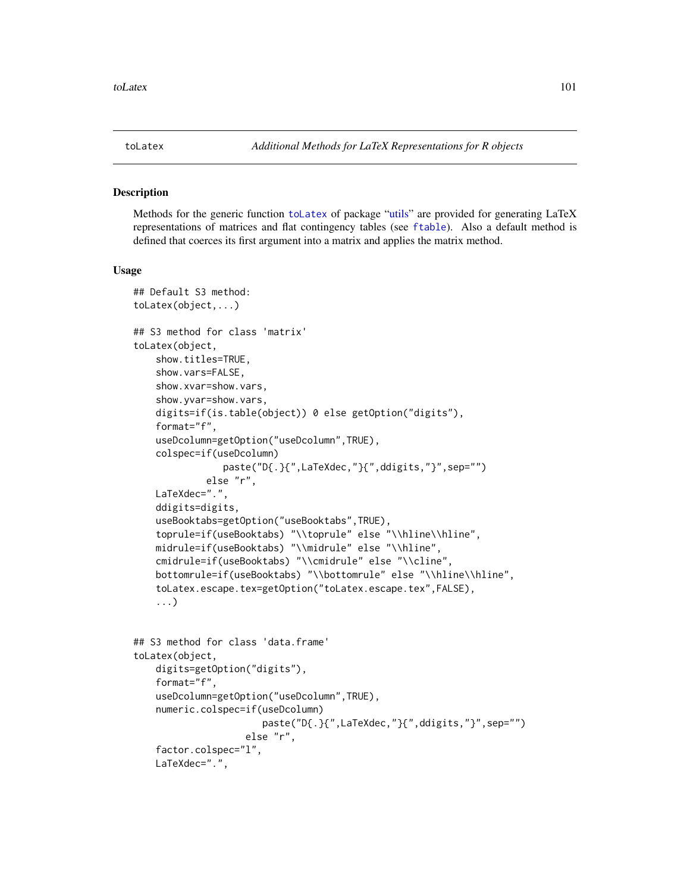## toLatex — *Additional Methods for LaTeX Representations for R objects*

### Description

Methods for the generic function toLatex of package "utils" are provided for generating LaTeX representations of matrices and flat contingency tables (see ftable). Also a default method is defined that coerces its first argument into a matrix and applies the matrix method.

### Usage

```
## Default S3 method:
toLatex(object,...)

## S3 method for class 'matrix'
toLatex(object,
    show.titles=TRUE,
    show.vars=FALSE,
    show.xvar=show.vars,
    show.yvar=show.vars,
    digits=if(is.table(object)) 0 else getOption("digits"),
    format="f",
    useDcolumn=getOption("useDcolumn",TRUE),
    colspec=if(useDcolumn)
                paste("D{.}{",LaTeXdec,"}{",ddigits,"}",sep="")
            else "r",
    LaTeXdec=".",
    ddigits=digits,
    useBooktabs=getOption("useBooktabs",TRUE),
    toprule=if(useBooktabs) "\\toprule" else "\\hline\\hline",
    midrule=if(useBooktabs) "\\midrule" else "\\hline",
    cmidrule=if(useBooktabs) "\\cmidrule" else "\\cline",
    bottomrule=if(useBooktabs) "\\bottomrule" else "\\hline\\hline",
    toLatex.escape.tex=getOption("toLatex.escape.tex",FALSE),
    ...)


## S3 method for class 'data.frame'
toLatex(object,
    digits=getOption("digits"),
    format="f",
    useDcolumn=getOption("useDcolumn",TRUE),
    numeric.colspec=if(useDcolumn)
                        paste("D{.}{",LaTeXdec,"}{",ddigits,"}",sep="")
                    else "r",
    factor.colspec="l",
    LaTeXdec=".",
```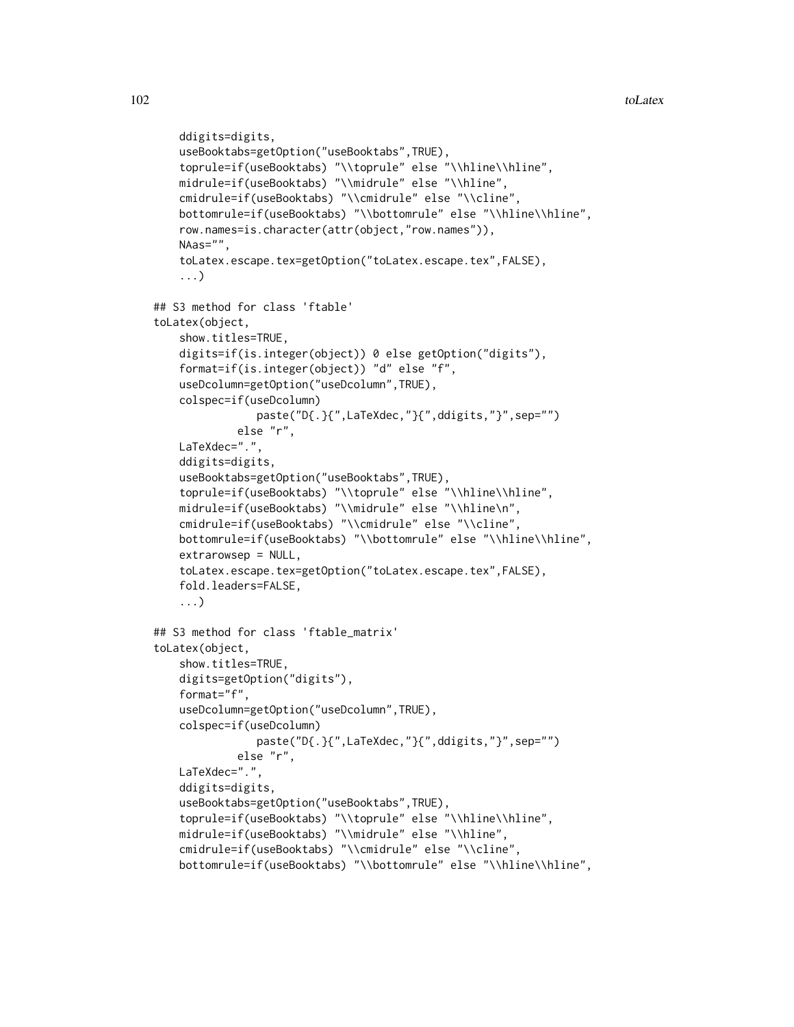```
    ddigits=digits,
    useBooktabs=getOption("useBooktabs",TRUE),
    toprule=if(useBooktabs) "\\toprule" else "\\hline\\hline",
    midrule=if(useBooktabs) "\\midrule" else "\\hline",
    cmidrule=if(useBooktabs) "\\cmidrule" else "\\cline",
    bottomrule=if(useBooktabs) "\\bottomrule" else "\\hline\\hline",
    row.names=is.character(attr(object,"row.names")),
    NAas="",
    toLatex.escape.tex=getOption("toLatex.escape.tex",FALSE),
    ...)

## S3 method for class 'ftable'
toLatex(object,
    show.titles=TRUE,
    digits=if(is.integer(object)) 0 else getOption("digits"),
    format=if(is.integer(object)) "d" else "f",
    useDcolumn=getOption("useDcolumn",TRUE),
    colspec=if(useDcolumn)
              paste("D{.}{",LaTeXdec,"}{",ddigits,"}",sep="")
           else "r",
    LaTeXdec=".",
    ddigits=digits,
    useBooktabs=getOption("useBooktabs",TRUE),
    toprule=if(useBooktabs) "\\toprule" else "\\hline\\hline",
    midrule=if(useBooktabs) "\\midrule" else "\\hline\n",
    cmidrule=if(useBooktabs) "\\cmidrule" else "\\cline",
    bottomrule=if(useBooktabs) "\\bottomrule" else "\\hline\\hline",
    extrarowsep = NULL,
    toLatex.escape.tex=getOption("toLatex.escape.tex",FALSE),
    fold.leaders=FALSE,
    ...)

## S3 method for class 'ftable_matrix'
toLatex(object,
    show.titles=TRUE,
    digits=getOption("digits"),
    format="f",
    useDcolumn=getOption("useDcolumn",TRUE),
    colspec=if(useDcolumn)
              paste("D{.}{",LaTeXdec,"}{",ddigits,"}",sep="")
           else "r",
    LaTeXdec=".",
    ddigits=digits,
    useBooktabs=getOption("useBooktabs",TRUE),
    toprule=if(useBooktabs) "\\toprule" else "\\hline\\hline",
    midrule=if(useBooktabs) "\\midrule" else "\\hline",
    cmidrule=if(useBooktabs) "\\cmidrule" else "\\cline",
    bottomrule=if(useBooktabs) "\\bottomrule" else "\\hline\\hline",
```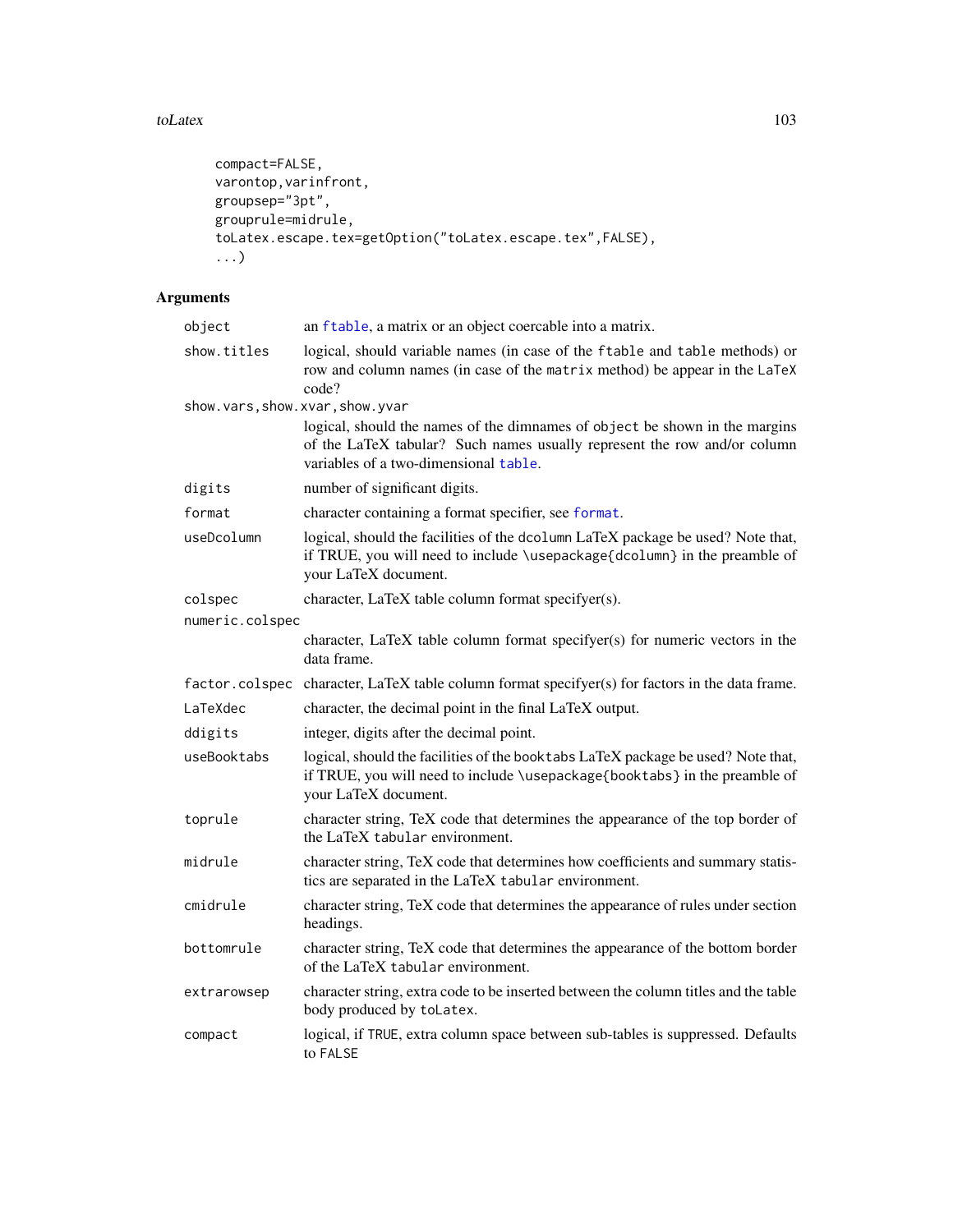```
compact=FALSE,
varontop,varinfront,
groupsep="3pt",
grouprule=midrule,
toLatex.escape.tex=getOption("toLatex.escape.tex",FALSE),
...)
```

## Arguments

| | |
|---|---|
| `object` | an `ftable`, a matrix or an object coercable into a matrix. |
| `show.titles` | logical, should variable names (in case of the `ftable` and `table` methods) or row and column names (in case of the `matrix` method) be appear in the LaTeX code? |
| `show.vars,show.xvar,show.yvar` | logical, should the names of the dimnames of `object` be shown in the margins of the LaTeX tabular? Such names usually represent the row and/or column variables of a two-dimensional `table`. |
| `digits` | number of significant digits. |
| `format` | character containing a format specifier, see `format`. |
| `useDcolumn` | logical, should the facilities of the `dcolumn` LaTeX package be used? Note that, if TRUE, you will need to include `\usepackage{dcolumn}` in the preamble of your LaTeX document. |
| `colspec` | character, LaTeX table column format specifyer(s). |
| `numeric.colspec` | character, LaTeX table column format specifyer(s) for numeric vectors in the data frame. |
| `factor.colspec` | character, LaTeX table column format specifyer(s) for factors in the data frame. |
| `LaTeXdec` | character, the decimal point in the final LaTeX output. |
| `ddigits` | integer, digits after the decimal point. |
| `useBooktabs` | logical, should the facilities of the `booktabs` LaTeX package be used? Note that, if TRUE, you will need to include `\usepackage{booktabs}` in the preamble of your LaTeX document. |
| `toprule` | character string, TeX code that determines the appearance of the top border of the LaTeX `tabular` environment. |
| `midrule` | character string, TeX code that determines how coefficients and summary statistics are separated in the LaTeX `tabular` environment. |
| `cmidrule` | character string, TeX code that determines the appearance of rules under section headings. |
| `bottomrule` | character string, TeX code that determines the appearance of the bottom border of the LaTeX `tabular` environment. |
| `extrarowsep` | character string, extra code to be inserted between the column titles and the table body produced by `toLatex`. |
| `compact` | logical, if `TRUE`, extra column space between sub-tables is suppressed. Defaults to `FALSE` |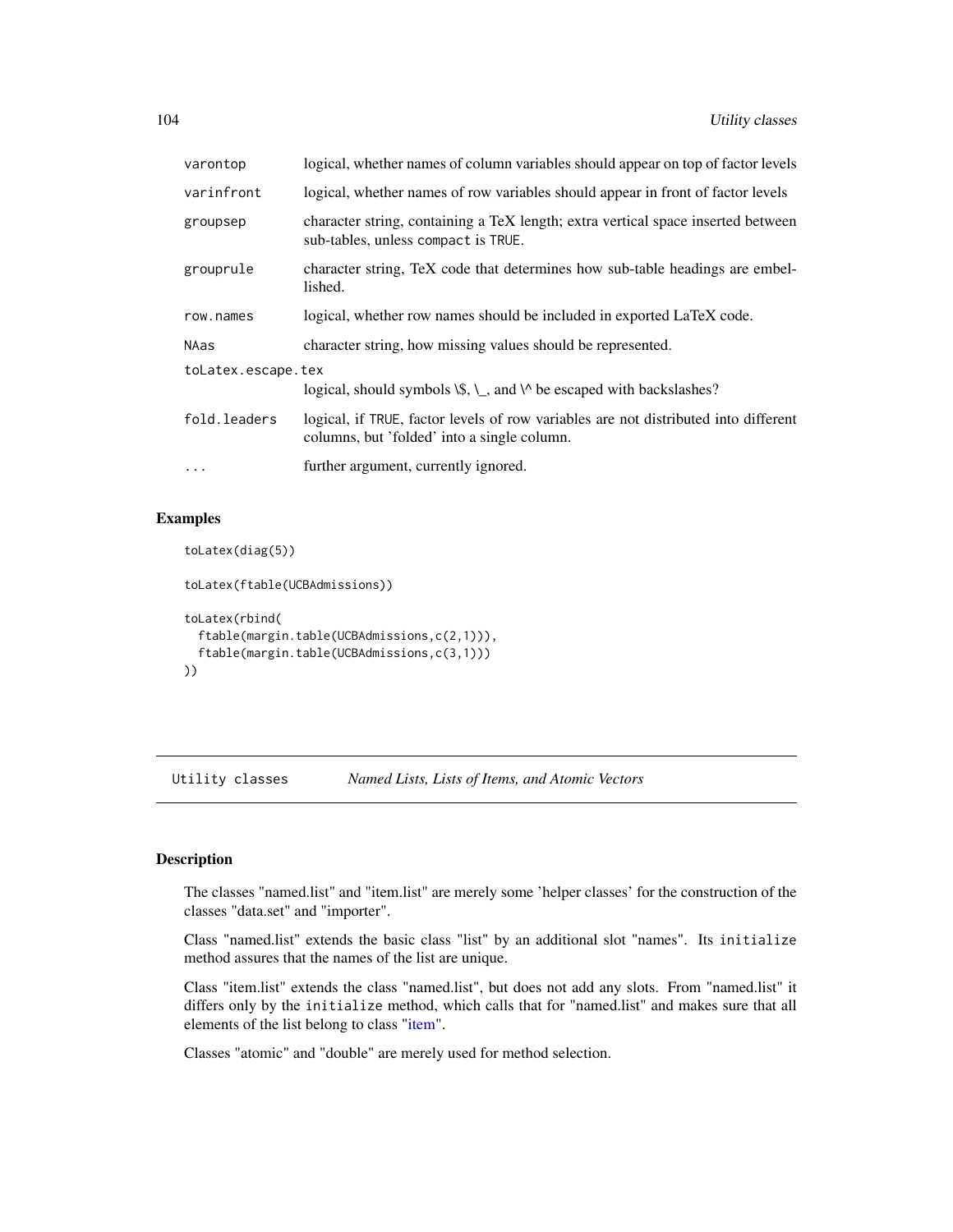| | |
|---|---|
| `varontop` | logical, whether names of column variables should appear on top of factor levels |
| `varinfront` | logical, whether names of row variables should appear in front of factor levels |
| `groupsep` | character string, containing a TeX length; extra vertical space inserted between sub-tables, unless `compact` is `TRUE`. |
| `grouprule` | character string, TeX code that determines how sub-table headings are embellished. |
| `row.names` | logical, whether row names should be included in exported LaTeX code. |
| `NAas` | character string, how missing values should be represented. |
| `toLatex.escape.tex` | logical, should symbols \$, \_, and \^ be escaped with backslashes? |
| `fold.leaders` | logical, if `TRUE`, factor levels of row variables are not distributed into different columns, but 'folded' into a single column. |
| `...` | further argument, currently ignored. |

## Examples

```
toLatex(diag(5))

toLatex(ftable(UCBAdmissions))

toLatex(rbind(
  ftable(margin.table(UCBAdmissions,c(2,1))),
  ftable(margin.table(UCBAdmissions,c(3,1)))
))
```

---

`Utility classes` *Named Lists, Lists of Items, and Atomic Vectors*

---

## Description

The classes "named.list" and "item.list" are merely some 'helper classes' for the construction of the classes "data.set" and "importer".

Class "named.list" extends the basic class "list" by an additional slot "names". Its `initialize` method assures that the names of the list are unique.

Class "item.list" extends the class "named.list", but does not add any slots. From "named.list" it differs only by the `initialize` method, which calls that for "named.list" and makes sure that all elements of the list belong to class "item".

Classes "atomic" and "double" are merely used for method selection.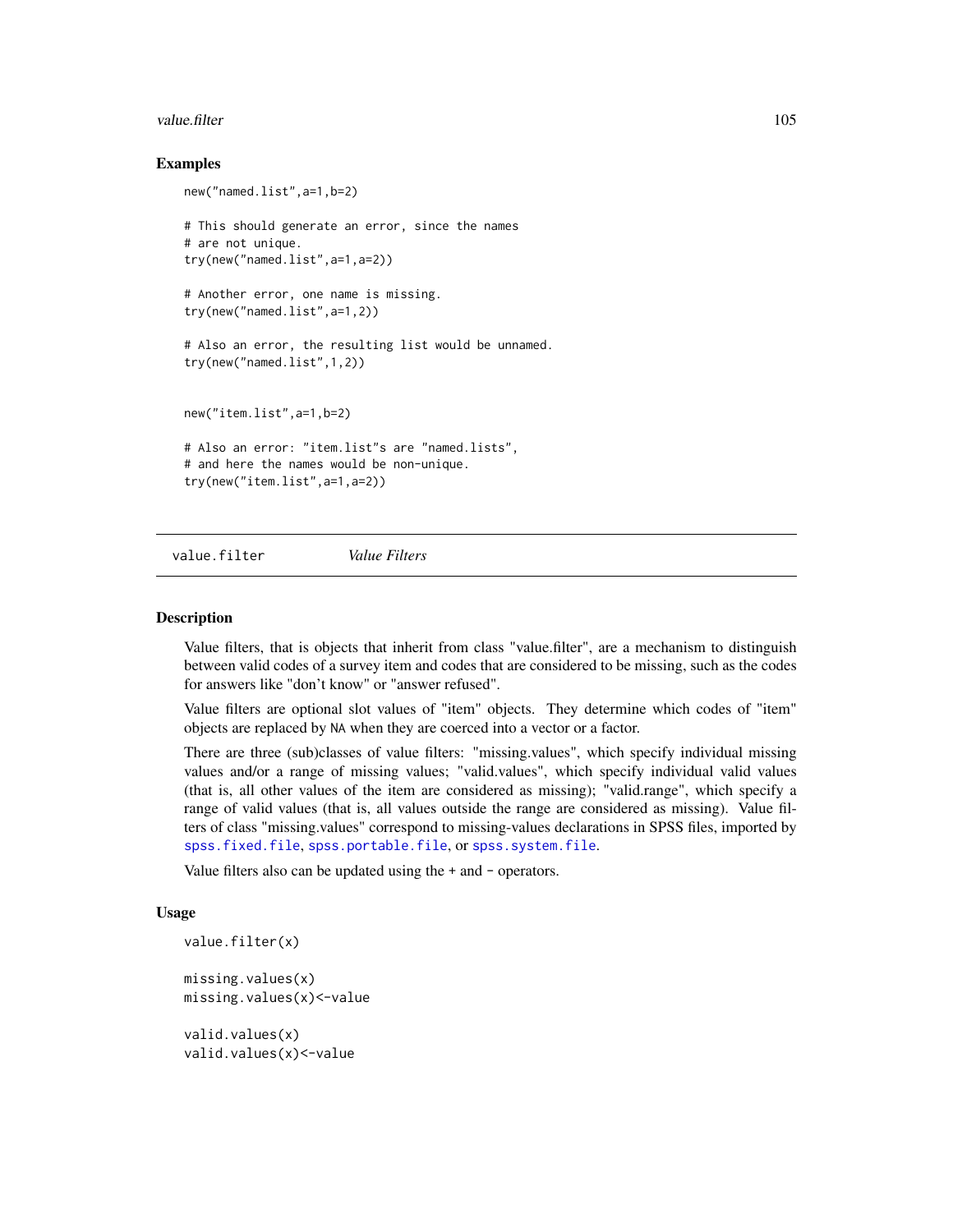## Examples

```
new("named.list",a=1,b=2)

# This should generate an error, since the names
# are not unique.
try(new("named.list",a=1,a=2))

# Another error, one name is missing.
try(new("named.list",a=1,2))

# Also an error, the resulting list would be unnamed.
try(new("named.list",1,2))


new("item.list",a=1,b=2)

# Also an error: "item.list"s are "named.lists",
# and here the names would be non-unique.
try(new("item.list",a=1,a=2))
```

---

# value.filter *Value Filters*

---

## Description

Value filters, that is objects that inherit from class "value.filter", are a mechanism to distinguish between valid codes of a survey item and codes that are considered to be missing, such as the codes for answers like "don't know" or "answer refused".

Value filters are optional slot values of "item" objects. They determine which codes of "item" objects are replaced by `NA` when they are coerced into a vector or a factor.

There are three (sub)classes of value filters: "missing.values", which specify individual missing values and/or a range of missing values; "valid.values", which specify individual valid values (that is, all other values of the item are considered as missing); "valid.range", which specify a range of valid values (that is, all values outside the range are considered as missing). Value filters of class "missing.values" correspond to missing-values declarations in SPSS files, imported by `spss.fixed.file`, `spss.portable.file`, or `spss.system.file`.

Value filters also can be updated using the `+` and `-` operators.

## Usage

```
value.filter(x)

missing.values(x)
missing.values(x)<-value

valid.values(x)
valid.values(x)<-value
```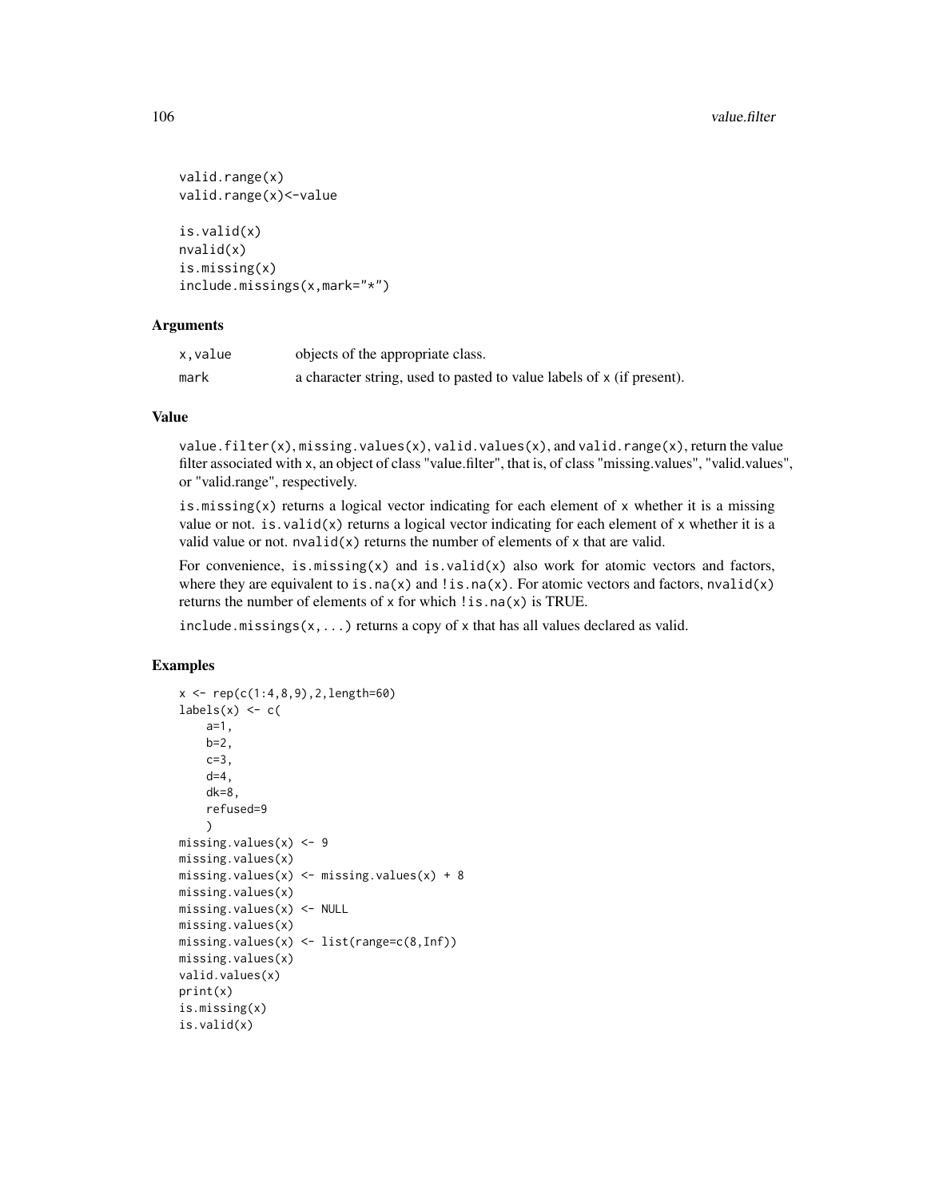```
valid.range(x)
valid.range(x)<-value

is.valid(x)
nvalid(x)
is.missing(x)
include.missings(x,mark="*")
```

### Arguments

| | |
|---|---|
| x,value | objects of the appropriate class. |
| mark | a character string, used to pasted to value labels of x (if present). |

### Value

value.filter(x), missing.values(x), valid.values(x), and valid.range(x), return the value filter associated with x, an object of class "value.filter", that is, of class "missing.values", "valid.values", or "valid.range", respectively.

is.missing(x) returns a logical vector indicating for each element of x whether it is a missing value or not. is.valid(x) returns a logical vector indicating for each element of x whether it is a valid value or not. nvalid(x) returns the number of elements of x that are valid.

For convenience, is.missing(x) and is.valid(x) also work for atomic vectors and factors, where they are equivalent to is.na(x) and !is.na(x). For atomic vectors and factors, nvalid(x) returns the number of elements of x for which !is.na(x) is TRUE.

include.missings(x,...) returns a copy of x that has all values declared as valid.

### Examples

```
x <- rep(c(1:4,8,9),2,length=60)
labels(x) <- c(
    a=1,
    b=2,
    c=3,
    d=4,
    dk=8,
    refused=9
    )
missing.values(x) <- 9
missing.values(x)
missing.values(x) <- missing.values(x) + 8
missing.values(x)
missing.values(x) <- NULL
missing.values(x)
missing.values(x) <- list(range=c(8,Inf))
missing.values(x)
valid.values(x)
print(x)
is.missing(x)
is.valid(x)
```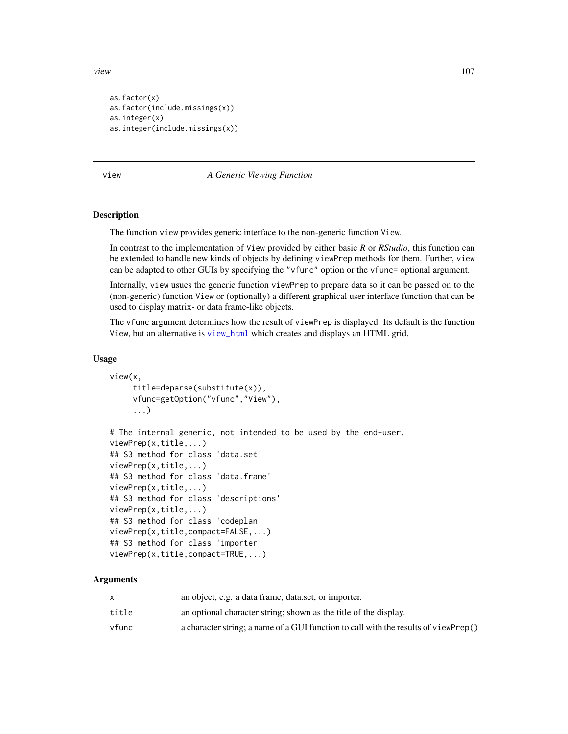```
as.factor(x)
as.factor(include.missings(x))
as.integer(x)
as.integer(include.missings(x))
```

## view — A Generic Viewing Function

### Description

The function `view` provides generic interface to the non-generic function `View`.

In contrast to the implementation of `View` provided by either basic *R* or *RStudio*, this function can be extended to handle new kinds of objects by defining `viewPrep` methods for them. Further, `view` can be adapted to other GUIs by specifying the `"vfunc"` option or the `vfunc=` optional argument.

Internally, `view` usues the generic function `viewPrep` to prepare data so it can be passed on to the (non-generic) function `View` or (optionally) a different graphical user interface function that can be used to display matrix- or data frame-like objects.

The `vfunc` argument determines how the result of `viewPrep` is displayed. Its default is the function `View`, but an alternative is `view_html` which creates and displays an HTML grid.

### Usage

```
view(x,
     title=deparse(substitute(x)),
     vfunc=getOption("vfunc","View"),
     ...)

# The internal generic, not intended to be used by the end-user.
viewPrep(x,title,...)
## S3 method for class 'data.set'
viewPrep(x,title,...)
## S3 method for class 'data.frame'
viewPrep(x,title,...)
## S3 method for class 'descriptions'
viewPrep(x,title,...)
## S3 method for class 'codeplan'
viewPrep(x,title,compact=FALSE,...)
## S3 method for class 'importer'
viewPrep(x,title,compact=TRUE,...)
```

### Arguments

| | |
|---|---|
| `x` | an object, e.g. a data frame, data.set, or importer. |
| `title` | an optional character string; shown as the title of the display. |
| `vfunc` | a character string; a name of a GUI function to call with the results of `viewPrep()` |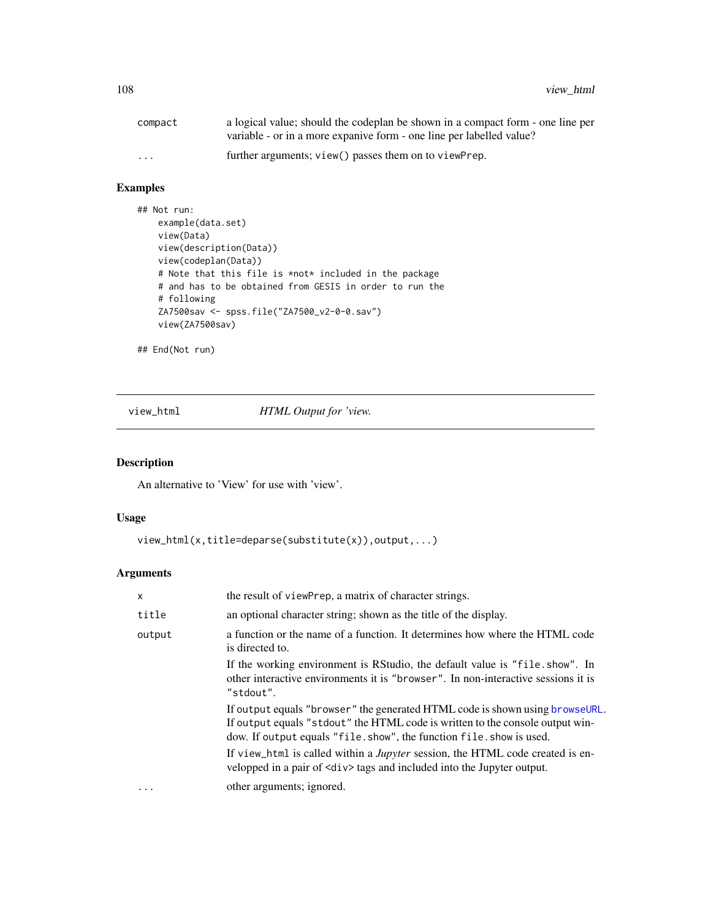| | |
|---|---|
| compact | a logical value; should the codeplan be shown in a compact form - one line per variable - or in a more expanive form - one line per labelled value? |
| ... | further arguments; view() passes them on to viewPrep. |

## Examples

```
## Not run:
    example(data.set)
    view(Data)
    view(description(Data))
    view(codeplan(Data))
    # Note that this file is *not* included in the package
    # and has to be obtained from GESIS in order to run the
    # following
    ZA7500sav <- spss.file("ZA7500_v2-0-0.sav")
    view(ZA7500sav)

## End(Not run)
```

---

# view_html — *HTML Output for 'view.*

## Description

An alternative to 'View' for use with 'view'.

## Usage

```
view_html(x,title=deparse(substitute(x)),output,...)
```

## Arguments

| | |
|---|---|
| x | the result of viewPrep, a matrix of character strings. |
| title | an optional character string; shown as the title of the display. |
| output | a function or the name of a function. It determines how where the HTML code is directed to.<br><br>If the working environment is RStudio, the default value is "file.show". In other interactive environments it is "browser". In non-interactive sessions it is "stdout".<br><br>If output equals "browser" the generated HTML code is shown using browseURL. If output equals "stdout" the HTML code is written to the console output window. If output equals "file.show", the function file.show is used.<br><br>If view_html is called within a *Jupyter* session, the HTML code created is envelopped in a pair of &lt;div&gt; tags and included into the Jupyter output. |
| ... | other arguments; ignored. |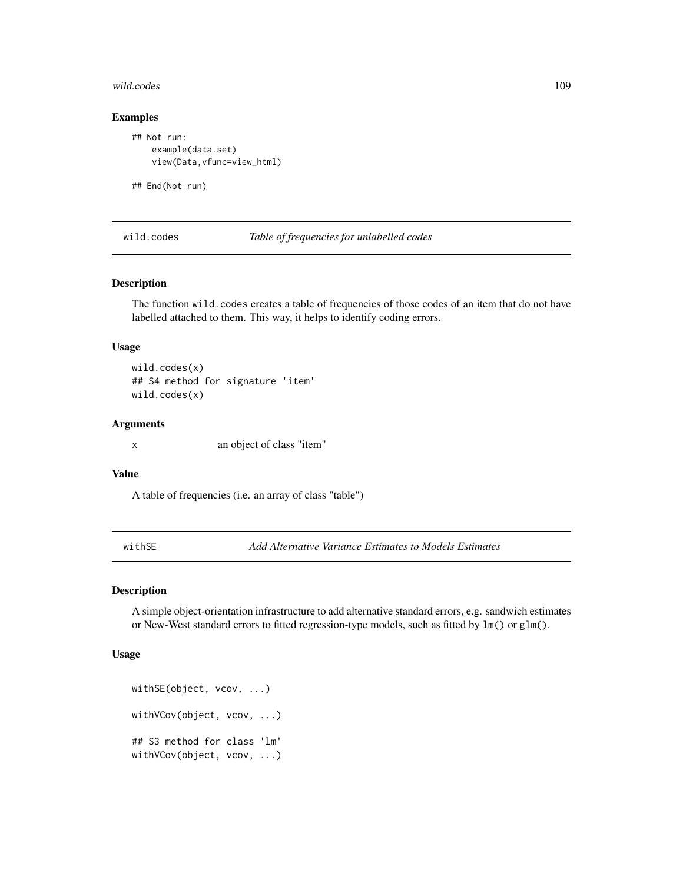### Examples

```
## Not run:
    example(data.set)
    view(Data,vfunc=view_html)

## End(Not run)
```

---

## wild.codes *Table of frequencies for unlabelled codes*

---

### Description

The function `wild.codes` creates a table of frequencies of those codes of an item that do not have labelled attached to them. This way, it helps to identify coding errors.

### Usage

```
wild.codes(x)
## S4 method for signature 'item'
wild.codes(x)
```

### Arguments

| | |
|---|---|
| x | an object of class "item" |

### Value

A table of frequencies (i.e. an array of class "table")

---

## withSE *Add Alternative Variance Estimates to Models Estimates*

---

### Description

A simple object-orientation infrastructure to add alternative standard errors, e.g. sandwich estimates or New-West standard errors to fitted regression-type models, such as fitted by `lm()` or `glm()`.

### Usage

```
withSE(object, vcov, ...)

withVCov(object, vcov, ...)

## S3 method for class 'lm'
withVCov(object, vcov, ...)
```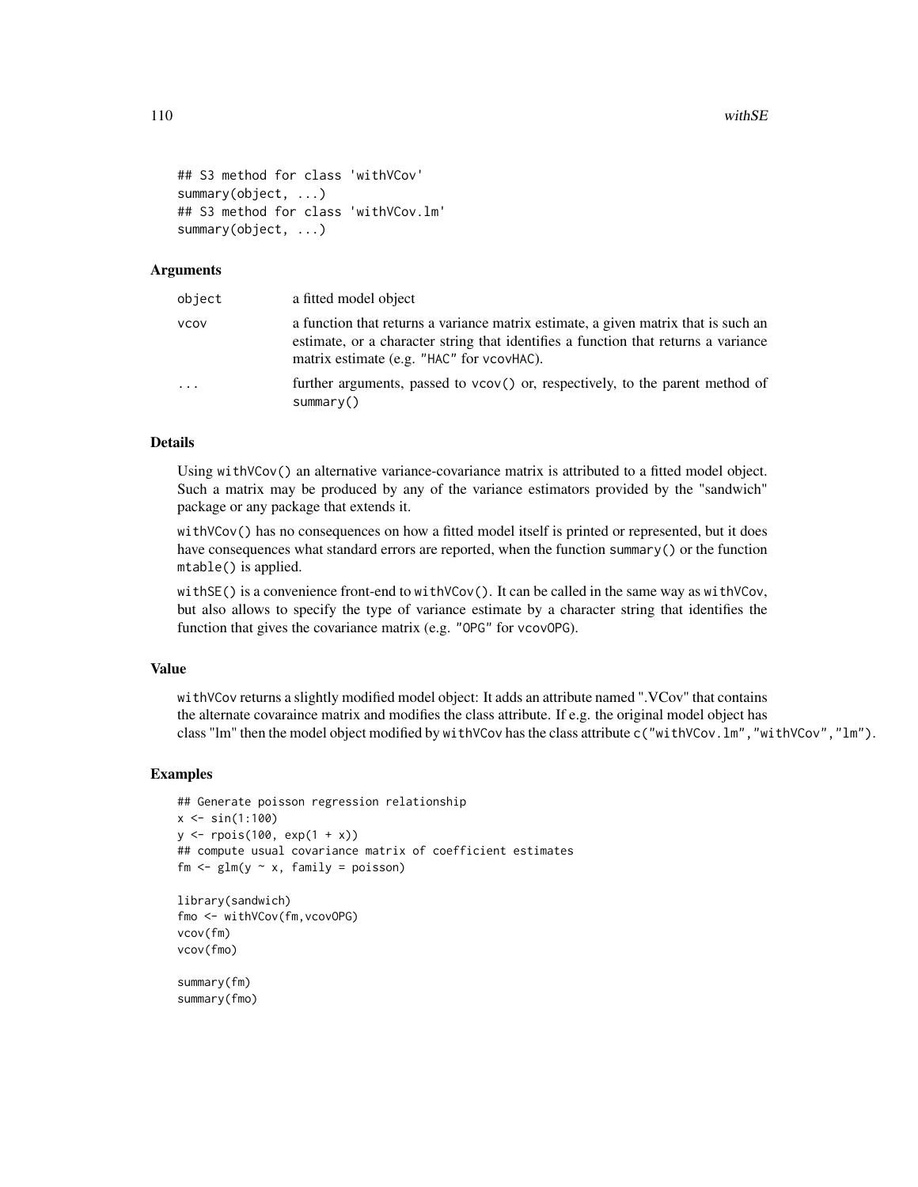```
## S3 method for class 'withVCov'
summary(object, ...)
## S3 method for class 'withVCov.lm'
summary(object, ...)
```

### Arguments

| | |
|---|---|
| object | a fitted model object |
| vcov | a function that returns a variance matrix estimate, a given matrix that is such an estimate, or a character string that identifies a function that returns a variance matrix estimate (e.g. "HAC" for vcovHAC). |
| ... | further arguments, passed to vcov() or, respectively, to the parent method of summary() |

### Details

Using withVCov() an alternative variance-covariance matrix is attributed to a fitted model object. Such a matrix may be produced by any of the variance estimators provided by the "sandwich" package or any package that extends it.

withVCov() has no consequences on how a fitted model itself is printed or represented, but it does have consequences what standard errors are reported, when the function summary() or the function mtable() is applied.

withSE() is a convenience front-end to withVCov(). It can be called in the same way as withVCov, but also allows to specify the type of variance estimate by a character string that identifies the function that gives the covariance matrix (e.g. "OPG" for vcovOPG).

### Value

withVCov returns a slightly modified model object: It adds an attribute named ".VCov" that contains the alternate covaraince matrix and modifies the class attribute. If e.g. the original model object has class "lm" then the model object modified by withVCov has the class attribute c("withVCov.lm","withVCov","lm").

### Examples

```
## Generate poisson regression relationship
x <- sin(1:100)
y <- rpois(100, exp(1 + x))
## compute usual covariance matrix of coefficient estimates
fm <- glm(y ~ x, family = poisson)

library(sandwich)
fmo <- withVCov(fm,vcovOPG)
vcov(fm)
vcov(fmo)

summary(fm)
summary(fmo)
```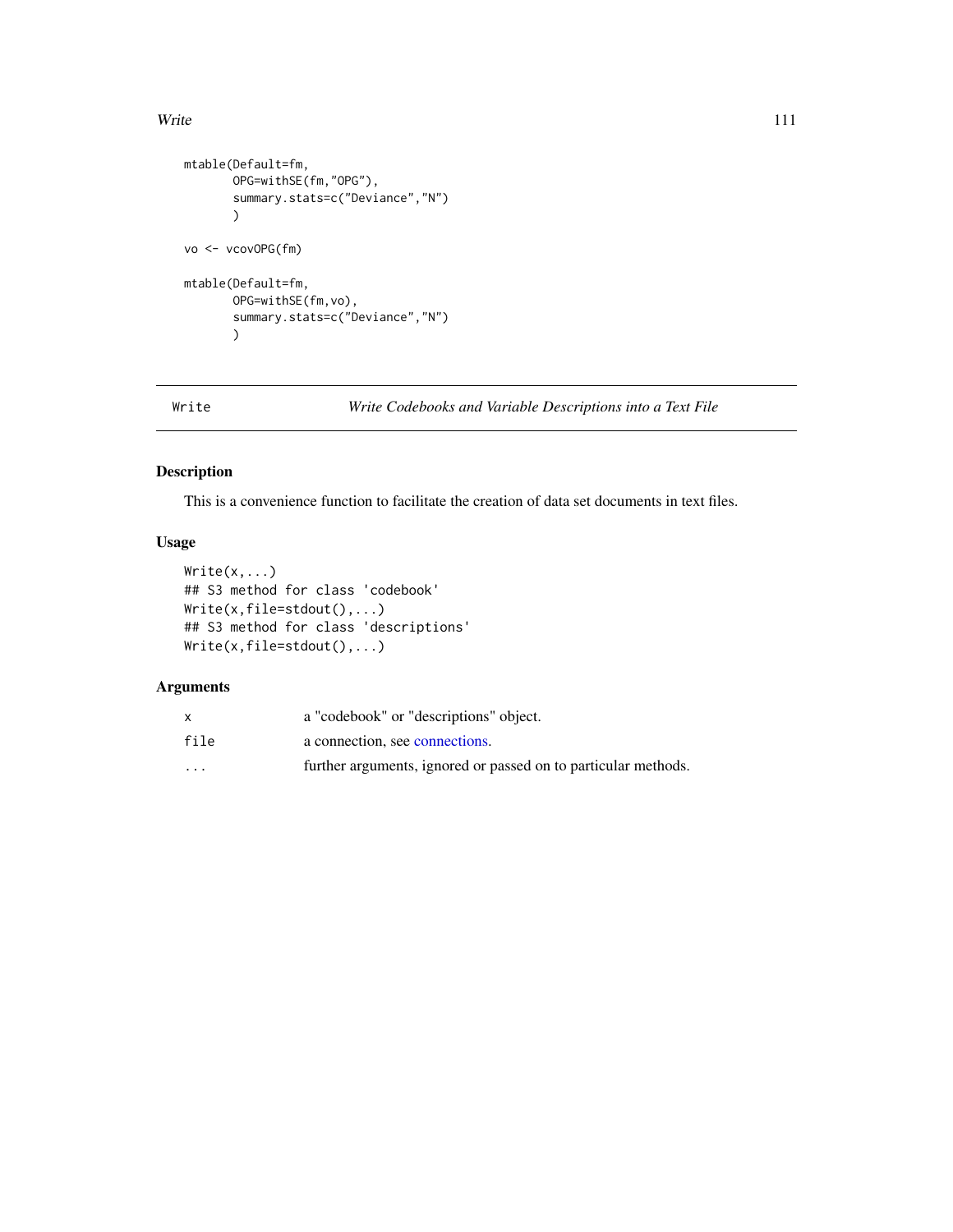```
mtable(Default=fm,
       OPG=withSE(fm,"OPG"),
       summary.stats=c("Deviance","N")
       )

vo <- vcovOPG(fm)

mtable(Default=fm,
       OPG=withSE(fm,vo),
       summary.stats=c("Deviance","N")
       )
```

---

`Write` *Write Codebooks and Variable Descriptions into a Text File*

---

## Description

This is a convenience function to facilitate the creation of data set documents in text files.

## Usage

```
Write(x,...)
## S3 method for class 'codebook'
Write(x,file=stdout(),...)
## S3 method for class 'descriptions'
Write(x,file=stdout(),...)
```

## Arguments

| | |
|---|---|
| `x` | a "codebook" or "descriptions" object. |
| `file` | a connection, see connections. |
| `...` | further arguments, ignored or passed on to particular methods. |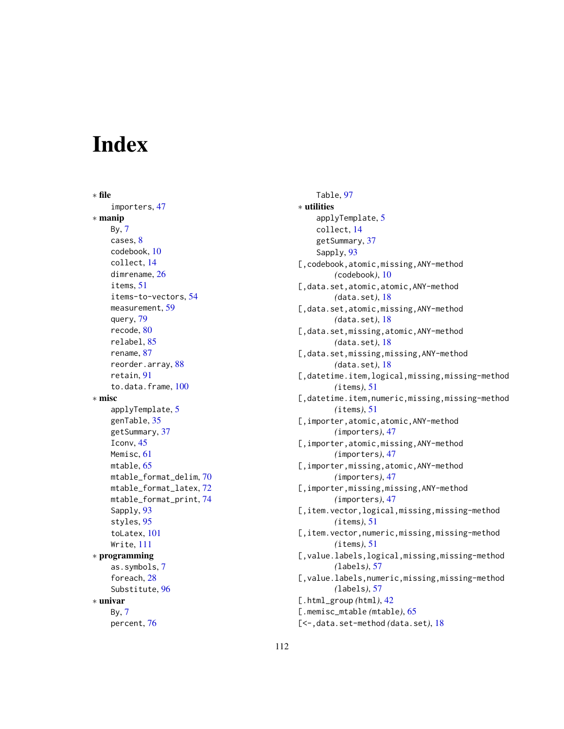# Index

∗ **file**
- importers, 47

∗ **manip**
- By, 7
- cases, 8
- codebook, 10
- collect, 14
- dimrename, 26
- items, 51
- items-to-vectors, 54
- measurement, 59
- query, 79
- recode, 80
- relabel, 85
- rename, 87
- reorder.array, 88
- retain, 91
- to.data.frame, 100

∗ **misc**
- applyTemplate, 5
- genTable, 35
- getSummary, 37
- Iconv, 45
- Memisc, 61
- mtable, 65
- mtable_format_delim, 70
- mtable_format_latex, 72
- mtable_format_print, 74
- Sapply, 93
- styles, 95
- toLatex, 101
- Write, 111

∗ **programming**
- as.symbols, 7
- foreach, 28
- Substitute, 96

∗ **univar**
- By, 7
- percent, 76
- Table, 97

∗ **utilities**
- applyTemplate, 5
- collect, 14
- getSummary, 37
- Sapply, 93

[,codebook,atomic,missing,ANY-method *(codebook)*, 10
[,data.set,atomic,atomic,ANY-method *(data.set)*, 18
[,data.set,atomic,missing,ANY-method *(data.set)*, 18
[,data.set,missing,atomic,ANY-method *(data.set)*, 18
[,data.set,missing,missing,ANY-method *(data.set)*, 18
[,datetime.item,logical,missing,missing-method *(items)*, 51
[,datetime.item,numeric,missing,missing-method *(items)*, 51
[,importer,atomic,atomic,ANY-method *(importers)*, 47
[,importer,atomic,missing,ANY-method *(importers)*, 47
[,importer,missing,atomic,ANY-method *(importers)*, 47
[,importer,missing,missing,ANY-method *(importers)*, 47
[,item.vector,logical,missing,missing-method *(items)*, 51
[,item.vector,numeric,missing,missing-method *(items)*, 51
[,value.labels,logical,missing,missing-method *(labels)*, 57
[,value.labels,numeric,missing,missing-method *(labels)*, 57
[.html_group *(html)*, 42
[.memisc_mtable *(mtable)*, 65
[<-,data.set-method *(data.set)*, 18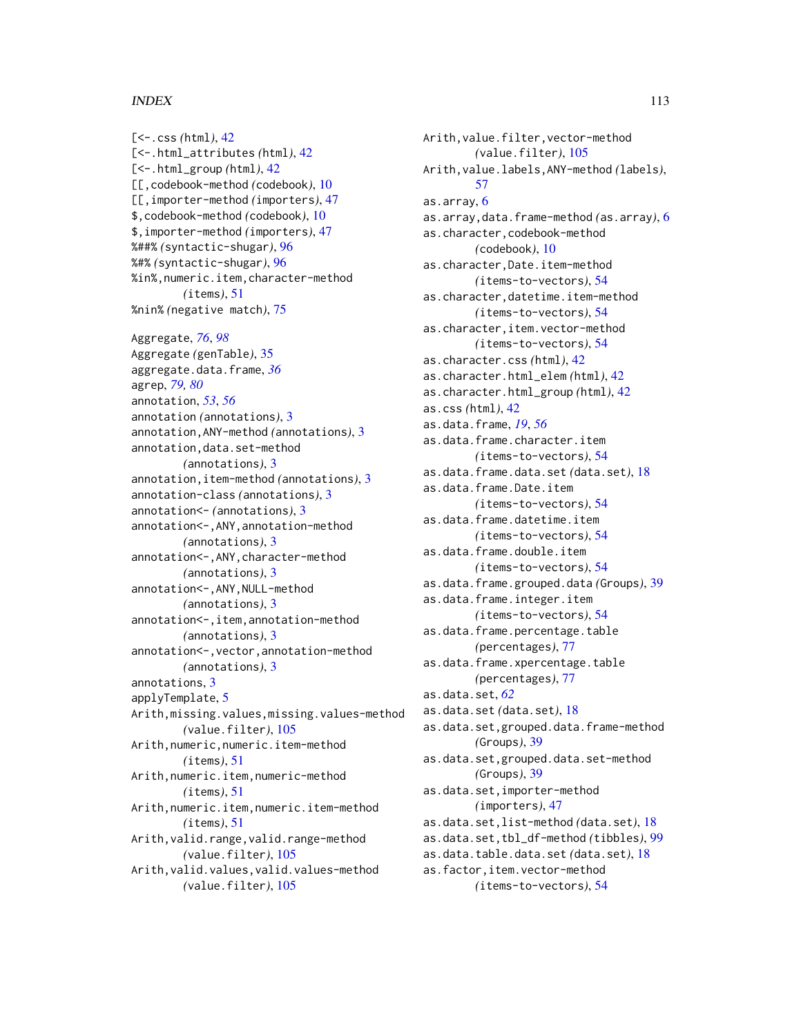[<-.css (html), 42
[<-.html_attributes (html), 42
[<-.html_group (html), 42
[[,codebook-method (codebook), 10
[[,importer-method (importers), 47
$,codebook-method (codebook), 10
$,importer-method (importers), 47
%##% (syntactic-shugar), 96
%#% (syntactic-shugar), 96
%in%,numeric.item,character-method (items), 51
%nin% (negative match), 75

Aggregate, *76*, *98*
Aggregate (genTable), 35
aggregate.data.frame, *36*
agrep, *79*, *80*
annotation, *53*, *56*
annotation (annotations), 3
annotation,ANY-method (annotations), 3
annotation,data.set-method (annotations), 3
annotation,item-method (annotations), 3
annotation-class (annotations), 3
annotation<- (annotations), 3
annotation<-,ANY,annotation-method (annotations), 3
annotation<-,ANY,character-method (annotations), 3
annotation<-,ANY,NULL-method (annotations), 3
annotation<-,item,annotation-method (annotations), 3
annotation<-,vector,annotation-method (annotations), 3
annotations, 3
applyTemplate, 5
Arith,missing.values,missing.values-method (value.filter), 105
Arith,numeric,numeric.item-method (items), 51
Arith,numeric.item,numeric-method (items), 51
Arith,numeric.item,numeric.item-method (items), 51
Arith,valid.range,valid.range-method (value.filter), 105
Arith,valid.values,valid.values-method (value.filter), 105
Arith,value.filter,vector-method (value.filter), 105
Arith,value.labels,ANY-method (labels), 57
as.array, 6
as.array,data.frame-method (as.array), 6
as.character,codebook-method (codebook), 10
as.character,Date.item-method (items-to-vectors), 54
as.character,datetime.item-method (items-to-vectors), 54
as.character,item.vector-method (items-to-vectors), 54
as.character.css (html), 42
as.character.html_elem (html), 42
as.character.html_group (html), 42
as.css (html), 42
as.data.frame, *19*, *56*
as.data.frame.character.item (items-to-vectors), 54
as.data.frame.data.set (data.set), 18
as.data.frame.Date.item (items-to-vectors), 54
as.data.frame.datetime.item (items-to-vectors), 54
as.data.frame.double.item (items-to-vectors), 54
as.data.frame.grouped.data (Groups), 39
as.data.frame.integer.item (items-to-vectors), 54
as.data.frame.percentage.table (percentages), 77
as.data.frame.xpercentage.table (percentages), 77
as.data.set, *62*
as.data.set (data.set), 18
as.data.set,grouped.data.frame-method (Groups), 39
as.data.set,grouped.data.set-method (Groups), 39
as.data.set,importer-method (importers), 47
as.data.set,list-method (data.set), 18
as.data.set,tbl_df-method (tibbles), 99
as.data.table.data.set (data.set), 18
as.factor,item.vector-method (items-to-vectors), 54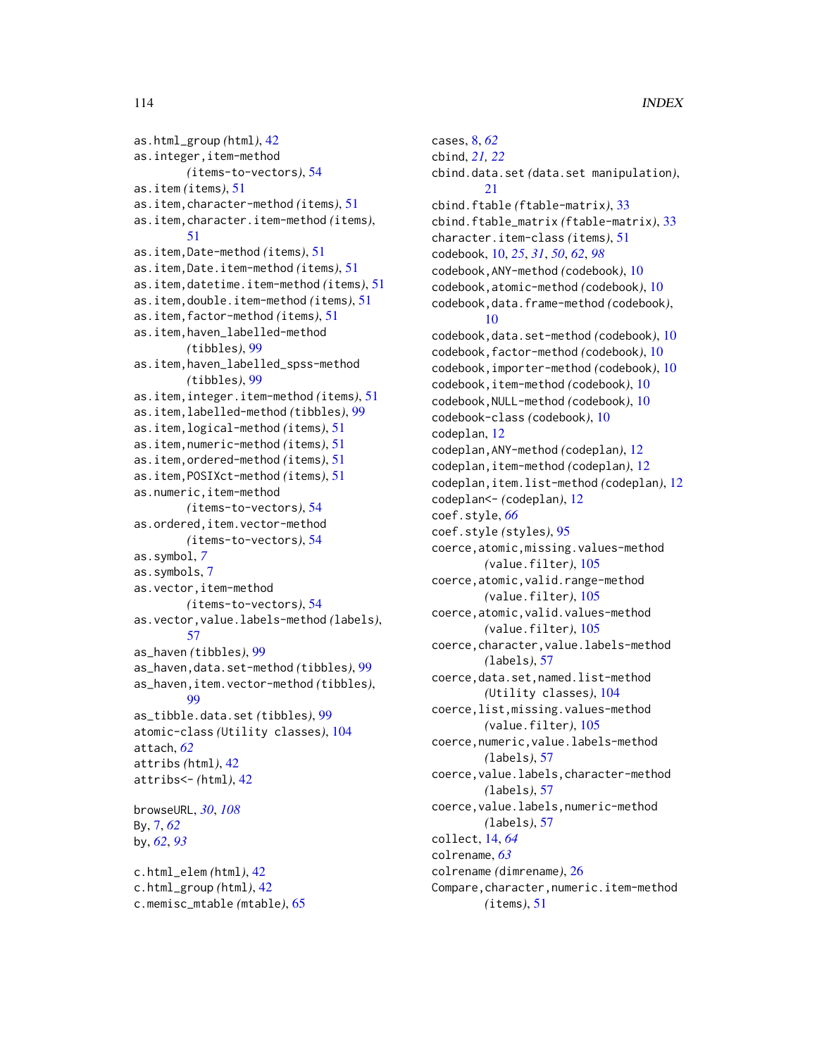as.html_group *(html)*, 42
as.integer,item-method *(items-to-vectors)*, 54
as.item *(items)*, 51
as.item,character-method *(items)*, 51
as.item,character.item-method *(items)*, 51
as.item,Date-method *(items)*, 51
as.item,Date.item-method *(items)*, 51
as.item,datetime.item-method *(items)*, 51
as.item,double.item-method *(items)*, 51
as.item,factor-method *(items)*, 51
as.item,haven_labelled-method *(tibbles)*, 99
as.item,haven_labelled_spss-method *(tibbles)*, 99
as.item,integer.item-method *(items)*, 51
as.item,labelled-method *(tibbles)*, 99
as.item,logical-method *(items)*, 51
as.item,numeric-method *(items)*, 51
as.item,ordered-method *(items)*, 51
as.item,POSIXct-method *(items)*, 51
as.numeric,item-method *(items-to-vectors)*, 54
as.ordered,item.vector-method *(items-to-vectors)*, 54
as.symbol, *7*
as.symbols, 7
as.vector,item-method *(items-to-vectors)*, 54
as.vector,value.labels-method *(labels)*, 57
as_haven *(tibbles)*, 99
as_haven,data.set-method *(tibbles)*, 99
as_haven,item.vector-method *(tibbles)*, 99
as_tibble.data.set *(tibbles)*, 99
atomic-class *(Utility classes)*, 104
attach, *62*
attribs *(html)*, 42
attribs<- *(html)*, 42

browseURL, *30*, *108*
By, 7, *62*
by, *62*, *93*

c.html_elem *(html)*, 42
c.html_group *(html)*, 42
c.memisc_mtable *(mtable)*, 65

cases, 8, *62*
cbind, *21, 22*
cbind.data.set *(data.set manipulation)*, 21
cbind.ftable *(ftable-matrix)*, 33
cbind.ftable_matrix *(ftable-matrix)*, 33
character.item-class *(items)*, 51
codebook, 10, *25*, *31*, *50*, *62*, *98*
codebook,ANY-method *(codebook)*, 10
codebook,atomic-method *(codebook)*, 10
codebook,data.frame-method *(codebook)*, 10
codebook,data.set-method *(codebook)*, 10
codebook,factor-method *(codebook)*, 10
codebook,importer-method *(codebook)*, 10
codebook,item-method *(codebook)*, 10
codebook,NULL-method *(codebook)*, 10
codebook-class *(codebook)*, 10
codeplan, 12
codeplan,ANY-method *(codeplan)*, 12
codeplan,item-method *(codeplan)*, 12
codeplan,item.list-method *(codeplan)*, 12
codeplan<- *(codeplan)*, 12
coef.style, *66*
coef.style *(styles)*, 95
coerce,atomic,missing.values-method *(value.filter)*, 105
coerce,atomic,valid.range-method *(value.filter)*, 105
coerce,atomic,valid.values-method *(value.filter)*, 105
coerce,character,value.labels-method *(labels)*, 57
coerce,data.set,named.list-method *(Utility classes)*, 104
coerce,list,missing.values-method *(value.filter)*, 105
coerce,numeric,value.labels-method *(labels)*, 57
coerce,value.labels,character-method *(labels)*, 57
coerce,value.labels,numeric-method *(labels)*, 57
collect, 14, *64*
colrename, *63*
colrename *(dimrename)*, 26
Compare,character,numeric.item-method *(items)*, 51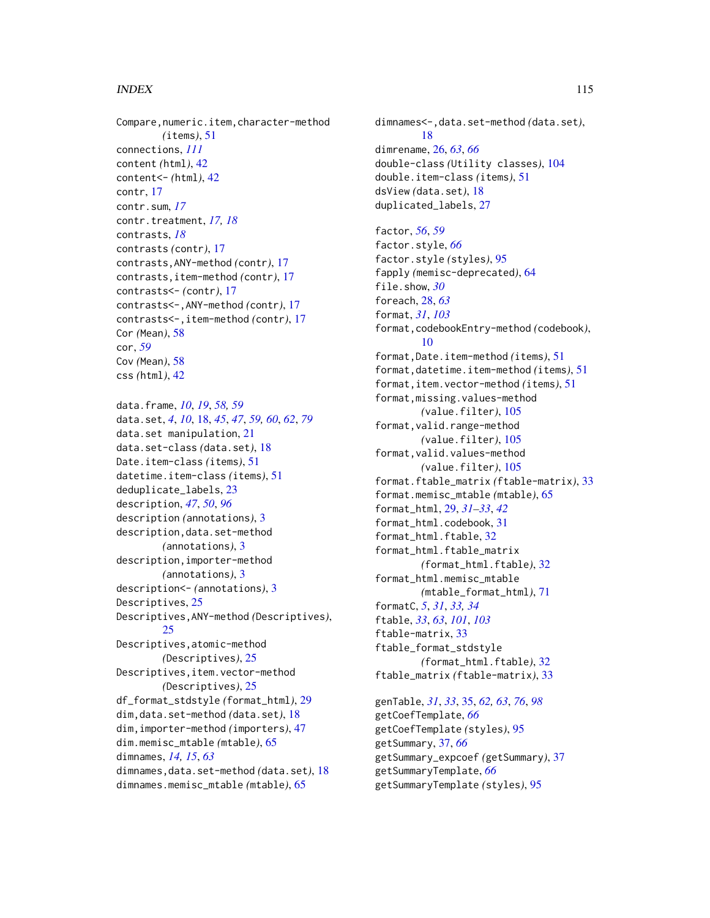Compare,numeric.item,character-method (items), 51
connections, *111*
content (html), 42
content<- (html), 42
contr, 17
contr.sum, *17*
contr.treatment, *17, 18*
contrasts, *18*
contrasts (contr), 17
contrasts,ANY-method (contr), 17
contrasts,item-method (contr), 17
contrasts<- (contr), 17
contrasts<-,ANY-method (contr), 17
contrasts<-,item-method (contr), 17
Cor (Mean), 58
cor, *59*
Cov (Mean), 58
css (html), 42

data.frame, *10*, *19*, *58, 59*
data.set, *4*, *10*, 18, *45*, *47*, *59, 60*, *62*, *79*
data.set manipulation, 21
data.set-class (data.set), 18
Date.item-class (items), 51
datetime.item-class (items), 51
deduplicate_labels, 23
description, *47*, *50*, *96*
description (annotations), 3
description,data.set-method (annotations), 3
description,importer-method (annotations), 3
description<- (annotations), 3
Descriptives, 25
Descriptives,ANY-method (Descriptives), 25
Descriptives,atomic-method (Descriptives), 25
Descriptives,item.vector-method (Descriptives), 25
df_format_stdstyle (format_html), 29
dim,data.set-method (data.set), 18
dim,importer-method (importers), 47
dim.memisc_mtable (mtable), 65
dimnames, *14, 15*, *63*
dimnames,data.set-method (data.set), 18
dimnames.memisc_mtable (mtable), 65
dimnames<-,data.set-method (data.set), 18
dimrename, 26, *63*, *66*
double-class (Utility classes), 104
double.item-class (items), 51
dsView (data.set), 18
duplicated_labels, 27

factor, *56*, *59*
factor.style, *66*
factor.style (styles), 95
fapply (memisc-deprecated), 64
file.show, *30*
foreach, 28, *63*
format, *31*, *103*
format,codebookEntry-method (codebook), 10
format,Date.item-method (items), 51
format,datetime.item-method (items), 51
format,item.vector-method (items), 51
format,missing.values-method (value.filter), 105
format,valid.range-method (value.filter), 105
format,valid.values-method (value.filter), 105
format.ftable_matrix (ftable-matrix), 33
format.memisc_mtable (mtable), 65
format_html, 29, *31–33*, *42*
format_html.codebook, 31
format_html.ftable, 32
format_html.ftable_matrix (format_html.ftable), 32
format_html.memisc_mtable (mtable_format_html), 71
formatC, *5*, *31*, *33, 34*
ftable, *33*, *63*, *101*, *103*
ftable-matrix, 33
ftable_format_stdstyle (format_html.ftable), 32
ftable_matrix (ftable-matrix), 33

genTable, *31*, *33*, 35, *62, 63*, *76*, *98*
getCoefTemplate, *66*
getCoefTemplate (styles), 95
getSummary, 37, *66*
getSummary_expcoef (getSummary), 37
getSummaryTemplate, *66*
getSummaryTemplate (styles), 95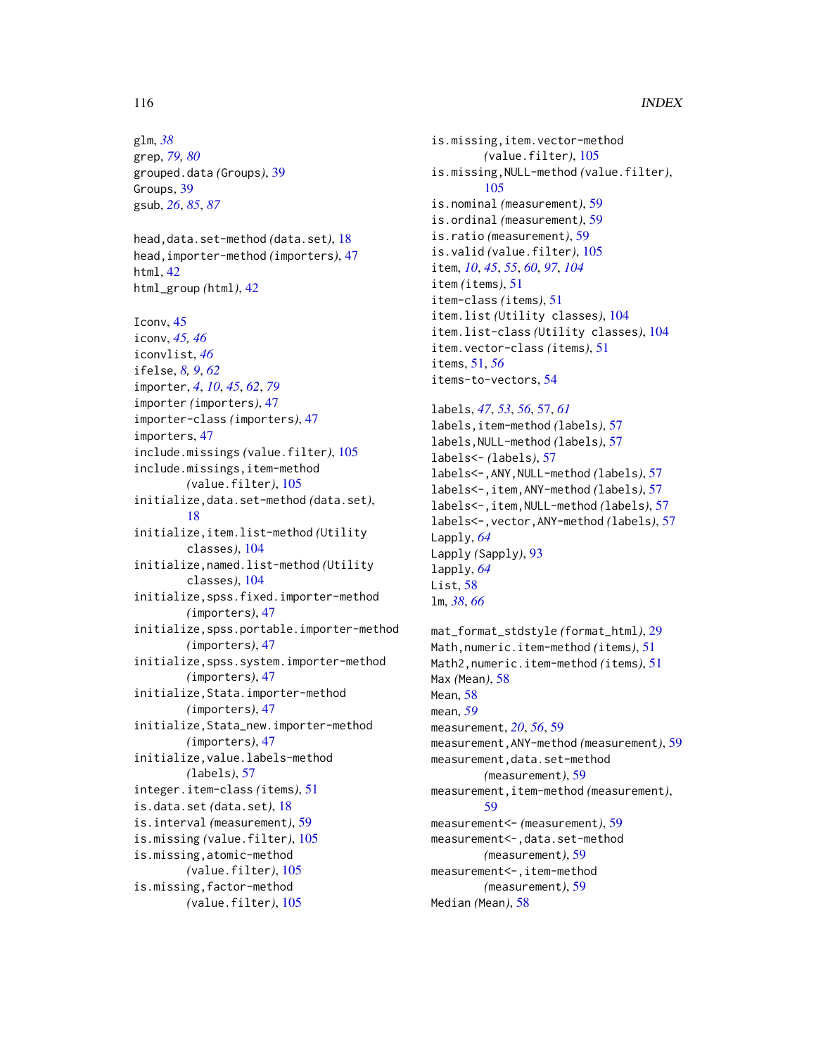glm, *38*
grep, *79, 80*
grouped.data *(Groups)*, 39
Groups, 39
gsub, *26*, *85*, *87*

head,data.set-method *(data.set)*, 18
head,importer-method *(importers)*, 47
html, 42
html_group *(html)*, 42

Iconv, 45
iconv, *45, 46*
iconvlist, *46*
ifelse, *8, 9*, *62*
importer, *4*, *10*, *45*, *62*, *79*
importer *(importers)*, 47
importer-class *(importers)*, 47
importers, 47
include.missings *(value.filter)*, 105
include.missings,item-method *(value.filter)*, 105
initialize,data.set-method *(data.set)*, 18
initialize,item.list-method *(Utility classes)*, 104
initialize,named.list-method *(Utility classes)*, 104
initialize,spss.fixed.importer-method *(importers)*, 47
initialize,spss.portable.importer-method *(importers)*, 47
initialize,spss.system.importer-method *(importers)*, 47
initialize,Stata.importer-method *(importers)*, 47
initialize,Stata_new.importer-method *(importers)*, 47
initialize,value.labels-method *(labels)*, 57
integer.item-class *(items)*, 51
is.data.set *(data.set)*, 18
is.interval *(measurement)*, 59
is.missing *(value.filter)*, 105
is.missing,atomic-method *(value.filter)*, 105
is.missing,factor-method *(value.filter)*, 105
is.missing,item.vector-method *(value.filter)*, 105
is.missing,NULL-method *(value.filter)*, 105
is.nominal *(measurement)*, 59
is.ordinal *(measurement)*, 59
is.ratio *(measurement)*, 59
is.valid *(value.filter)*, 105
item, *10*, *45*, *55*, *60*, *97*, *104*
item *(items)*, 51
item-class *(items)*, 51
item.list *(Utility classes)*, 104
item.list-class *(Utility classes)*, 104
item.vector-class *(items)*, 51
items, 51, *56*
items-to-vectors, 54

labels, *47*, *53*, *56*, 57, *61*
labels,item-method *(labels)*, 57
labels,NULL-method *(labels)*, 57
labels<- *(labels)*, 57
labels<-,ANY,NULL-method *(labels)*, 57
labels<-,item,ANY-method *(labels)*, 57
labels<-,item,NULL-method *(labels)*, 57
labels<-,vector,ANY-method *(labels)*, 57
Lapply, *64*
Lapply *(Sapply)*, 93
lapply, *64*
List, 58
lm, *38*, *66*

mat_format_stdstyle *(format_html)*, 29
Math,numeric.item-method *(items)*, 51
Math2,numeric.item-method *(items)*, 51
Max *(Mean)*, 58
Mean, 58
mean, *59*
measurement, *20*, *56*, 59
measurement,ANY-method *(measurement)*, 59
measurement,data.set-method *(measurement)*, 59
measurement,item-method *(measurement)*, 59
measurement<- *(measurement)*, 59
measurement<-,data.set-method *(measurement)*, 59
measurement<-,item-method *(measurement)*, 59
Median *(Mean)*, 58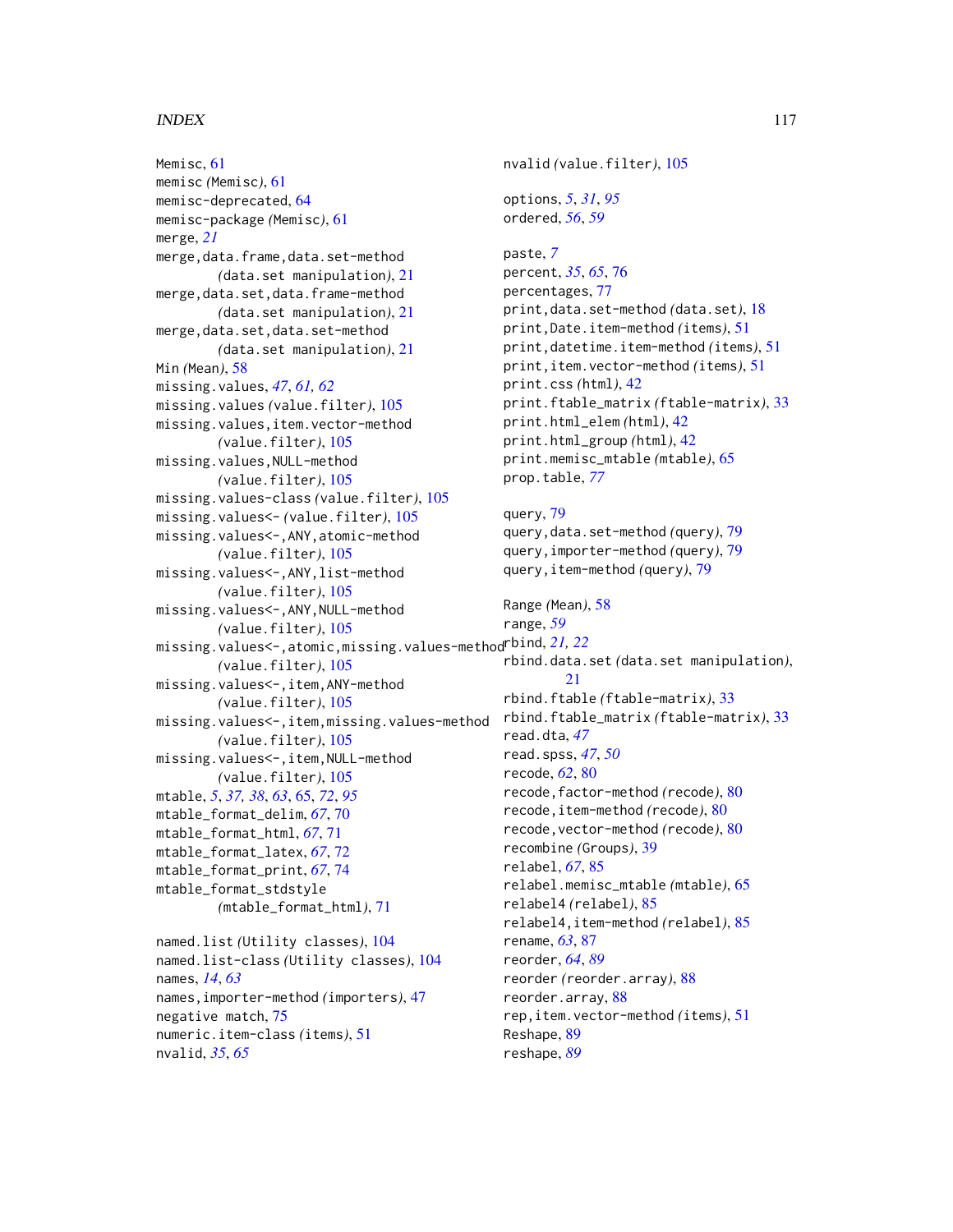Memisc, 61
memisc *(Memisc)*, 61
memisc-deprecated, 64
memisc-package *(Memisc)*, 61
merge, *21*
merge,data.frame,data.set-method
    *(data.set manipulation)*, 21
merge,data.set,data.frame-method
    *(data.set manipulation)*, 21
merge,data.set,data.set-method
    *(data.set manipulation)*, 21
Min *(Mean)*, 58
missing.values, *47*, *61*, *62*
missing.values *(value.filter)*, 105
missing.values,item.vector-method
    *(value.filter)*, 105
missing.values,NULL-method
    *(value.filter)*, 105
missing.values-class *(value.filter)*, 105
missing.values<- *(value.filter)*, 105
missing.values<-,ANY,atomic-method
    *(value.filter)*, 105
missing.values<-,ANY,list-method
    *(value.filter)*, 105
missing.values<-,ANY,NULL-method
    *(value.filter)*, 105
missing.values<-,atomic,missing.values-method
    *(value.filter)*, 105
missing.values<-,item,ANY-method
    *(value.filter)*, 105
missing.values<-,item,missing.values-method
    *(value.filter)*, 105
missing.values<-,item,NULL-method
    *(value.filter)*, 105
mtable, *5*, *37, 38*, *63*, 65, *72*, *95*
mtable_format_delim, *67*, 70
mtable_format_html, *67*, 71
mtable_format_latex, *67*, 72
mtable_format_print, *67*, 74
mtable_format_stdstyle
    *(mtable_format_html)*, 71

named.list *(Utility classes)*, 104
named.list-class *(Utility classes)*, 104
names, *14*, *63*
names,importer-method *(importers)*, 47
negative match, 75
numeric.item-class *(items)*, 51
nvalid, *35*, *65*
nvalid *(value.filter)*, 105

options, *5*, *31*, *95*
ordered, *56*, *59*

paste, *7*
percent, *35*, *65*, 76
percentages, 77
print,data.set-method *(data.set)*, 18
print,Date.item-method *(items)*, 51
print,datetime.item-method *(items)*, 51
print,item.vector-method *(items)*, 51
print.css *(html)*, 42
print.ftable_matrix *(ftable-matrix)*, 33
print.html_elem *(html)*, 42
print.html_group *(html)*, 42
print.memisc_mtable *(mtable)*, 65
prop.table, *77*

query, 79
query,data.set-method *(query)*, 79
query,importer-method *(query)*, 79
query,item-method *(query)*, 79

Range *(Mean)*, 58
range, *59*
rbind, *21, 22*
rbind.data.set *(data.set manipulation)*,
    21
rbind.ftable *(ftable-matrix)*, 33
rbind.ftable_matrix *(ftable-matrix)*, 33
read.dta, *47*
read.spss, *47*, *50*
recode, *62*, 80
recode,factor-method *(recode)*, 80
recode,item-method *(recode)*, 80
recode,vector-method *(recode)*, 80
recombine *(Groups)*, 39
relabel, *67*, 85
relabel.memisc_mtable *(mtable)*, 65
relabel4 *(relabel)*, 85
relabel4,item-method *(relabel)*, 85
rename, *63*, 87
reorder, *64*, *89*
reorder *(reorder.array)*, 88
reorder.array, 88
rep,item.vector-method *(items)*, 51
Reshape, 89
reshape, *89*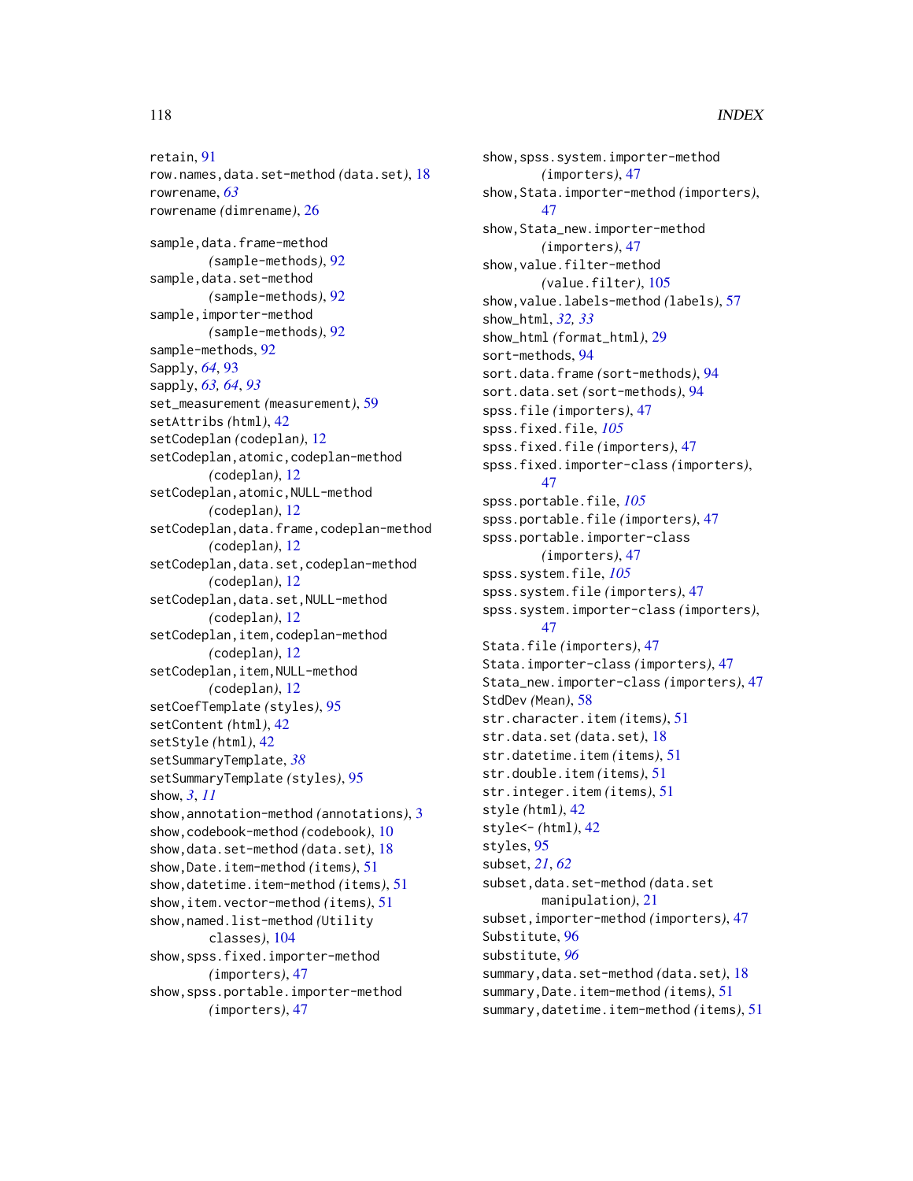retain, 91
row.names,data.set-method *(data.set)*, 18
rowrename, *63*
rowrename *(dimrename)*, 26

sample,data.frame-method *(sample-methods)*, 92
sample,data.set-method *(sample-methods)*, 92
sample,importer-method *(sample-methods)*, 92
sample-methods, 92
Sapply, *64*, 93
sapply, *63, 64*, *93*
set_measurement *(measurement)*, 59
setAttribs *(html)*, 42
setCodeplan *(codeplan)*, 12
setCodeplan,atomic,codeplan-method *(codeplan)*, 12
setCodeplan,atomic,NULL-method *(codeplan)*, 12
setCodeplan,data.frame,codeplan-method *(codeplan)*, 12
setCodeplan,data.set,codeplan-method *(codeplan)*, 12
setCodeplan,data.set,NULL-method *(codeplan)*, 12
setCodeplan,item,codeplan-method *(codeplan)*, 12
setCodeplan,item,NULL-method *(codeplan)*, 12
setCoefTemplate *(styles)*, 95
setContent *(html)*, 42
setStyle *(html)*, 42
setSummaryTemplate, *38*
setSummaryTemplate *(styles)*, 95
show, *3*, *11*
show,annotation-method *(annotations)*, 3
show,codebook-method *(codebook)*, 10
show,data.set-method *(data.set)*, 18
show,Date.item-method *(items)*, 51
show,datetime.item-method *(items)*, 51
show,item.vector-method *(items)*, 51
show,named.list-method *(Utility classes)*, 104
show,spss.fixed.importer-method *(importers)*, 47
show,spss.portable.importer-method *(importers)*, 47
show,spss.system.importer-method *(importers)*, 47
show,Stata.importer-method *(importers)*, 47
show,Stata_new.importer-method *(importers)*, 47
show,value.filter-method *(value.filter)*, 105
show,value.labels-method *(labels)*, 57
show_html, *32, 33*
show_html *(format_html)*, 29
sort-methods, 94
sort.data.frame *(sort-methods)*, 94
sort.data.set *(sort-methods)*, 94
spss.file *(importers)*, 47
spss.fixed.file, *105*
spss.fixed.file *(importers)*, 47
spss.fixed.importer-class *(importers)*, 47
spss.portable.file, *105*
spss.portable.file *(importers)*, 47
spss.portable.importer-class *(importers)*, 47
spss.system.file, *105*
spss.system.file *(importers)*, 47
spss.system.importer-class *(importers)*, 47
Stata.file *(importers)*, 47
Stata.importer-class *(importers)*, 47
Stata_new.importer-class *(importers)*, 47
StdDev *(Mean)*, 58
str.character.item *(items)*, 51
str.data.set *(data.set)*, 18
str.datetime.item *(items)*, 51
str.double.item *(items)*, 51
str.integer.item *(items)*, 51
style *(html)*, 42
style<- *(html)*, 42
styles, 95
subset, *21*, *62*
subset,data.set-method *(data.set manipulation)*, 21
subset,importer-method *(importers)*, 47
Substitute, 96
substitute, *96*
summary,data.set-method *(data.set)*, 18
summary,Date.item-method *(items)*, 51
summary,datetime.item-method *(items)*, 51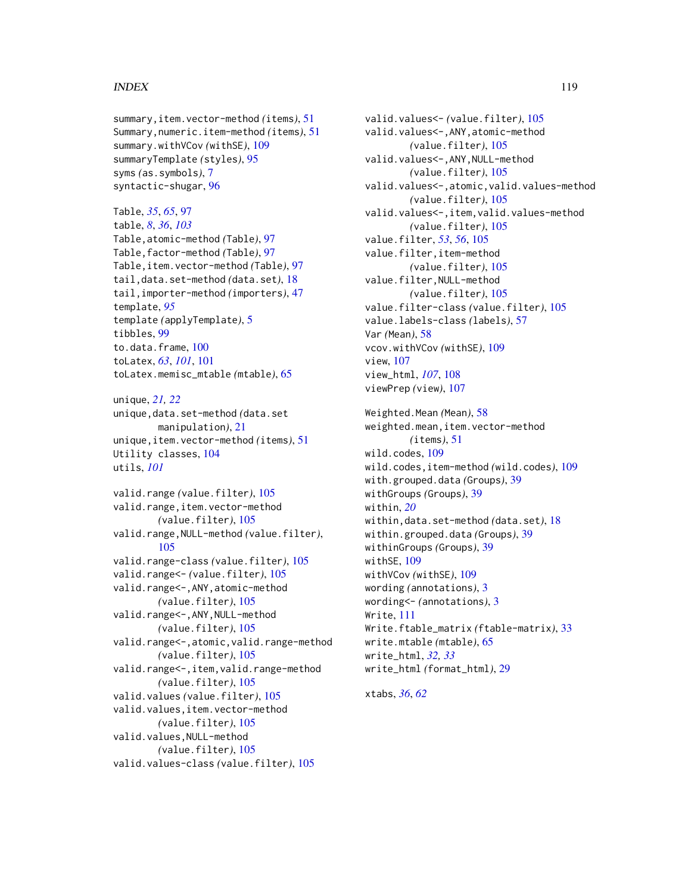summary,item.vector-method *(items)*, 51
Summary,numeric.item-method *(items)*, 51
summary.withVCov *(withSE)*, 109
summaryTemplate *(styles)*, 95
syms *(as.symbols)*, 7
syntactic-shugar, 96

Table, *35*, *65*, 97
table, 8, *36*, *103*
Table,atomic-method *(Table)*, 97
Table,factor-method *(Table)*, 97
Table,item.vector-method *(Table)*, 97
tail,data.set-method *(data.set)*, 18
tail,importer-method *(importers)*, 47
template, *95*
template *(applyTemplate)*, 5
tibbles, 99
to.data.frame, 100
toLatex, *63*, *101*, 101
toLatex.memisc_mtable *(mtable)*, 65

unique, *21, 22*
unique,data.set-method *(data.set manipulation)*, 21
unique,item.vector-method *(items)*, 51
Utility classes, 104
utils, *101*

valid.range *(value.filter)*, 105
valid.range,item.vector-method *(value.filter)*, 105
valid.range,NULL-method *(value.filter)*, 105
valid.range-class *(value.filter)*, 105
valid.range<- *(value.filter)*, 105
valid.range<-,ANY,atomic-method *(value.filter)*, 105
valid.range<-,ANY,NULL-method *(value.filter)*, 105
valid.range<-,atomic,valid.range-method *(value.filter)*, 105
valid.range<-,item,valid.range-method *(value.filter)*, 105
valid.values *(value.filter)*, 105
valid.values,item.vector-method *(value.filter)*, 105
valid.values,NULL-method *(value.filter)*, 105
valid.values-class *(value.filter)*, 105
valid.values<- *(value.filter)*, 105
valid.values<-,ANY,atomic-method *(value.filter)*, 105
valid.values<-,ANY,NULL-method *(value.filter)*, 105
valid.values<-,atomic,valid.values-method *(value.filter)*, 105
valid.values<-,item,valid.values-method *(value.filter)*, 105
value.filter, *53*, *56*, 105
value.filter,item-method *(value.filter)*, 105
value.filter,NULL-method *(value.filter)*, 105
value.filter-class *(value.filter)*, 105
value.labels-class *(labels)*, 57
Var *(Mean)*, 58
vcov.withVCov *(withSE)*, 109
view, 107
view_html, *107*, 108
viewPrep *(view)*, 107

Weighted.Mean *(Mean)*, 58
weighted.mean,item.vector-method *(items)*, 51
wild.codes, 109
wild.codes,item-method *(wild.codes)*, 109
with.grouped.data *(Groups)*, 39
withGroups *(Groups)*, 39
within, *20*
within,data.set-method *(data.set)*, 18
within.grouped.data *(Groups)*, 39
withinGroups *(Groups)*, 39
withSE, 109
withVCov *(withSE)*, 109
wording *(annotations)*, 3
wording<- *(annotations)*, 3
Write, 111
Write.ftable_matrix *(ftable-matrix)*, 33
write.mtable *(mtable)*, 65
write_html, *32, 33*
write_html *(format_html)*, 29

xtabs, *36*, *62*